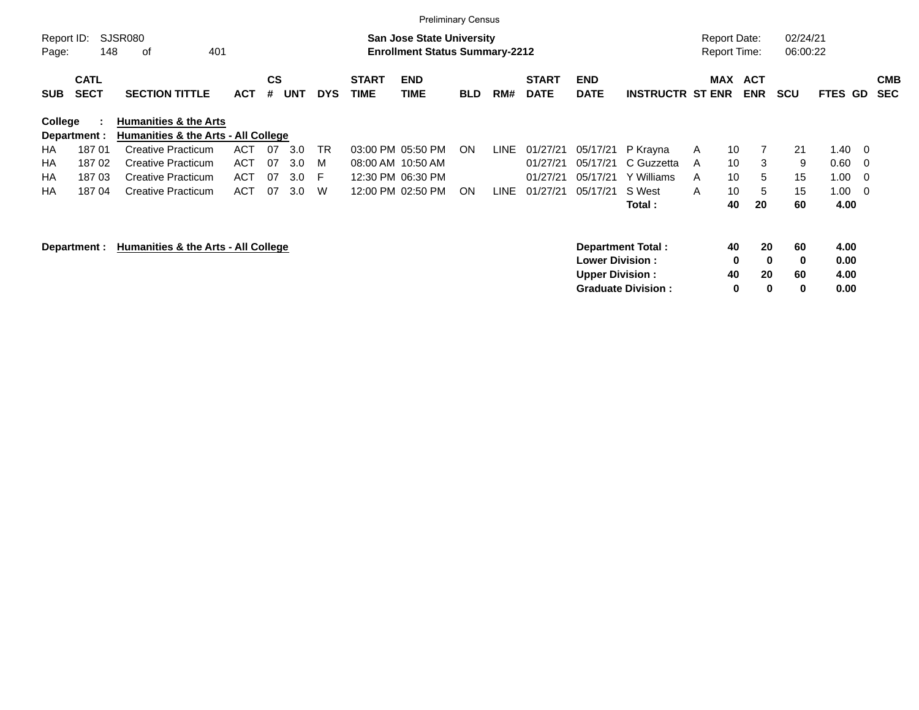Preliminary Census

Report ID: SJSR080
Page: 148 of 401

**San Jose State University**
**Enrollment Status Summary-2212**

Report Date: 02/24/21
Report Time: 06:00:22

**College : Humanities & the Arts**
**Department : Humanities & the Arts - All College**

| SUB | CATL SECT | SECTION TITTLE | ACT | CS # | UNT | DYS | START TIME | END TIME | BLD | RM# | START DATE | END DATE | INSTRUCTR | ST | MAX ENR | ACT ENR | SCU | FTES | GD | CMB SEC |
|---|---|---|---|---|---|---|---|---|---|---|---|---|---|---|---|---|---|---|---|---|
| HA | 187 01 | Creative Practicum | ACT | 07 | 3.0 | TR | 03:00 PM | 05:50 PM | ON | LINE | 01/27/21 | 05/17/21 | P Krayna | A | 10 | 7 | 21 | 1.40 | 0 | |
| HA | 187 02 | Creative Practicum | ACT | 07 | 3.0 | M | 08:00 AM | 10:50 AM | | | 01/27/21 | 05/17/21 | C Guzzetta | A | 10 | 3 | 9 | 0.60 | 0 | |
| HA | 187 03 | Creative Practicum | ACT | 07 | 3.0 | F | 12:30 PM | 06:30 PM | | | 01/27/21 | 05/17/21 | Y Williams | A | 10 | 5 | 15 | 1.00 | 0 | |
| HA | 187 04 | Creative Practicum | ACT | 07 | 3.0 | W | 12:00 PM | 02:50 PM | ON | LINE | 01/27/21 | 05/17/21 | S West | A | 10 | 5 | 15 | 1.00 | 0 | |
| | | | | | | | | | | | | | **Total :** | | **40** | **20** | **60** | **4.00** | | |

**Department : Humanities & the Arts - All College**

| | MAX ENR | ACT ENR | SCU | FTES |
|---|---|---|---|---|
| **Department Total :** | **40** | **20** | **60** | **4.00** |
| **Lower Division :** | **0** | **0** | **0** | **0.00** |
| **Upper Division :** | **40** | **20** | **60** | **4.00** |
| **Graduate Division :** | **0** | **0** | **0** | **0.00** |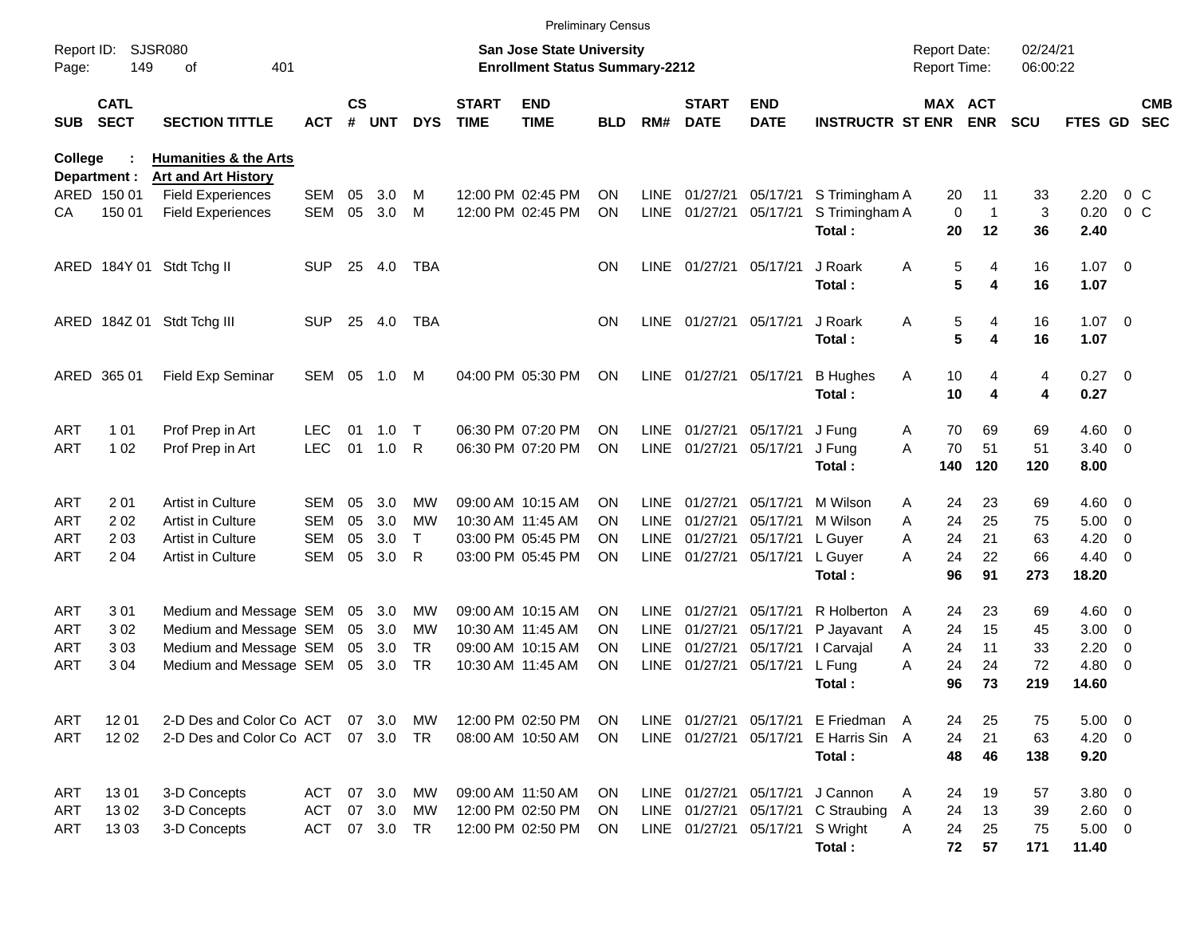Preliminary Census

Report ID: SJSR080
Page: 149 of 401

**San Jose State University**
**Enrollment Status Summary-2212**

Report Date: 02/24/21
Report Time: 06:00:22

**College : Humanities & the Arts**
**Department : Art and Art History**

| SUB | CATL SECT | SECTION TITTLE | ACT | CS # | UNT | DYS | START TIME | END TIME | BLD | RM# | START DATE | END DATE | INSTRUCTR | ST | MAX ENR | ACT ENR | SCU | FTES | GD | CMB SEC |
|---|---|---|---|---|---|---|---|---|---|---|---|---|---|---|---|---|---|---|---|---|
| ARED | 150 01 | Field Experiences | SEM | 05 | 3.0 | M | 12:00 PM | 02:45 PM | ON | LINE | 01/27/21 | 05/17/21 | S Trimingham | A | 20 | 11 | 33 | 2.20 | 0 | C |
| CA | 150 01 | Field Experiences | SEM | 05 | 3.0 | M | 12:00 PM | 02:45 PM | ON | LINE | 01/27/21 | 05/17/21 | S Trimingham | A | 0 | 1 | 3 | 0.20 | 0 | C |
| | | | | | | | | | | | | | **Total :** | | **20** | **12** | **36** | **2.40** | | |
| ARED | 184Y 01 | Stdt Tchg II | SUP | 25 | 4.0 | TBA | | | ON | LINE | 01/27/21 | 05/17/21 | J Roark | A | 5 | 4 | 16 | 1.07 | 0 | |
| | | | | | | | | | | | | | **Total :** | | **5** | **4** | **16** | **1.07** | | |
| ARED | 184Z 01 | Stdt Tchg III | SUP | 25 | 4.0 | TBA | | | ON | LINE | 01/27/21 | 05/17/21 | J Roark | A | 5 | 4 | 16 | 1.07 | 0 | |
| | | | | | | | | | | | | | **Total :** | | **5** | **4** | **16** | **1.07** | | |
| ARED | 365 01 | Field Exp Seminar | SEM | 05 | 1.0 | M | 04:00 PM | 05:30 PM | ON | LINE | 01/27/21 | 05/17/21 | B Hughes | A | 10 | 4 | 4 | 0.27 | 0 | |
| | | | | | | | | | | | | | **Total :** | | **10** | **4** | **4** | **0.27** | | |
| ART | 1 01 | Prof Prep in Art | LEC | 01 | 1.0 | T | 06:30 PM | 07:20 PM | ON | LINE | 01/27/21 | 05/17/21 | J Fung | A | 70 | 69 | 69 | 4.60 | 0 | |
| ART | 1 02 | Prof Prep in Art | LEC | 01 | 1.0 | R | 06:30 PM | 07:20 PM | ON | LINE | 01/27/21 | 05/17/21 | J Fung | A | 70 | 51 | 51 | 3.40 | 0 | |
| | | | | | | | | | | | | | **Total :** | | **140** | **120** | **120** | **8.00** | | |
| ART | 2 01 | Artist in Culture | SEM | 05 | 3.0 | MW | 09:00 AM | 10:15 AM | ON | LINE | 01/27/21 | 05/17/21 | M Wilson | A | 24 | 23 | 69 | 4.60 | 0 | |
| ART | 2 02 | Artist in Culture | SEM | 05 | 3.0 | MW | 10:30 AM | 11:45 AM | ON | LINE | 01/27/21 | 05/17/21 | M Wilson | A | 24 | 25 | 75 | 5.00 | 0 | |
| ART | 2 03 | Artist in Culture | SEM | 05 | 3.0 | T | 03:00 PM | 05:45 PM | ON | LINE | 01/27/21 | 05/17/21 | L Guyer | A | 24 | 21 | 63 | 4.20 | 0 | |
| ART | 2 04 | Artist in Culture | SEM | 05 | 3.0 | R | 03:00 PM | 05:45 PM | ON | LINE | 01/27/21 | 05/17/21 | L Guyer | A | 24 | 22 | 66 | 4.40 | 0 | |
| | | | | | | | | | | | | | **Total :** | | **96** | **91** | **273** | **18.20** | | |
| ART | 3 01 | Medium and Message | SEM | 05 | 3.0 | MW | 09:00 AM | 10:15 AM | ON | LINE | 01/27/21 | 05/17/21 | R Holberton | A | 24 | 23 | 69 | 4.60 | 0 | |
| ART | 3 02 | Medium and Message | SEM | 05 | 3.0 | MW | 10:30 AM | 11:45 AM | ON | LINE | 01/27/21 | 05/17/21 | P Jayavant | A | 24 | 15 | 45 | 3.00 | 0 | |
| ART | 3 03 | Medium and Message | SEM | 05 | 3.0 | TR | 09:00 AM | 10:15 AM | ON | LINE | 01/27/21 | 05/17/21 | I Carvajal | A | 24 | 11 | 33 | 2.20 | 0 | |
| ART | 3 04 | Medium and Message | SEM | 05 | 3.0 | TR | 10:30 AM | 11:45 AM | ON | LINE | 01/27/21 | 05/17/21 | L Fung | A | 24 | 24 | 72 | 4.80 | 0 | |
| | | | | | | | | | | | | | **Total :** | | **96** | **73** | **219** | **14.60** | | |
| ART | 12 01 | 2-D Des and Color Co | ACT | 07 | 3.0 | MW | 12:00 PM | 02:50 PM | ON | LINE | 01/27/21 | 05/17/21 | E Friedman | A | 24 | 25 | 75 | 5.00 | 0 | |
| ART | 12 02 | 2-D Des and Color Co | ACT | 07 | 3.0 | TR | 08:00 AM | 10:50 AM | ON | LINE | 01/27/21 | 05/17/21 | E Harris Sin | A | 24 | 21 | 63 | 4.20 | 0 | |
| | | | | | | | | | | | | | **Total :** | | **48** | **46** | **138** | **9.20** | | |
| ART | 13 01 | 3-D Concepts | ACT | 07 | 3.0 | MW | 09:00 AM | 11:50 AM | ON | LINE | 01/27/21 | 05/17/21 | J Cannon | A | 24 | 19 | 57 | 3.80 | 0 | |
| ART | 13 02 | 3-D Concepts | ACT | 07 | 3.0 | MW | 12:00 PM | 02:50 PM | ON | LINE | 01/27/21 | 05/17/21 | C Straubing | A | 24 | 13 | 39 | 2.60 | 0 | |
| ART | 13 03 | 3-D Concepts | ACT | 07 | 3.0 | TR | 12:00 PM | 02:50 PM | ON | LINE | 01/27/21 | 05/17/21 | S Wright | A | 24 | 25 | 75 | 5.00 | 0 | |
| | | | | | | | | | | | | | **Total :** | | **72** | **57** | **171** | **11.40** | | |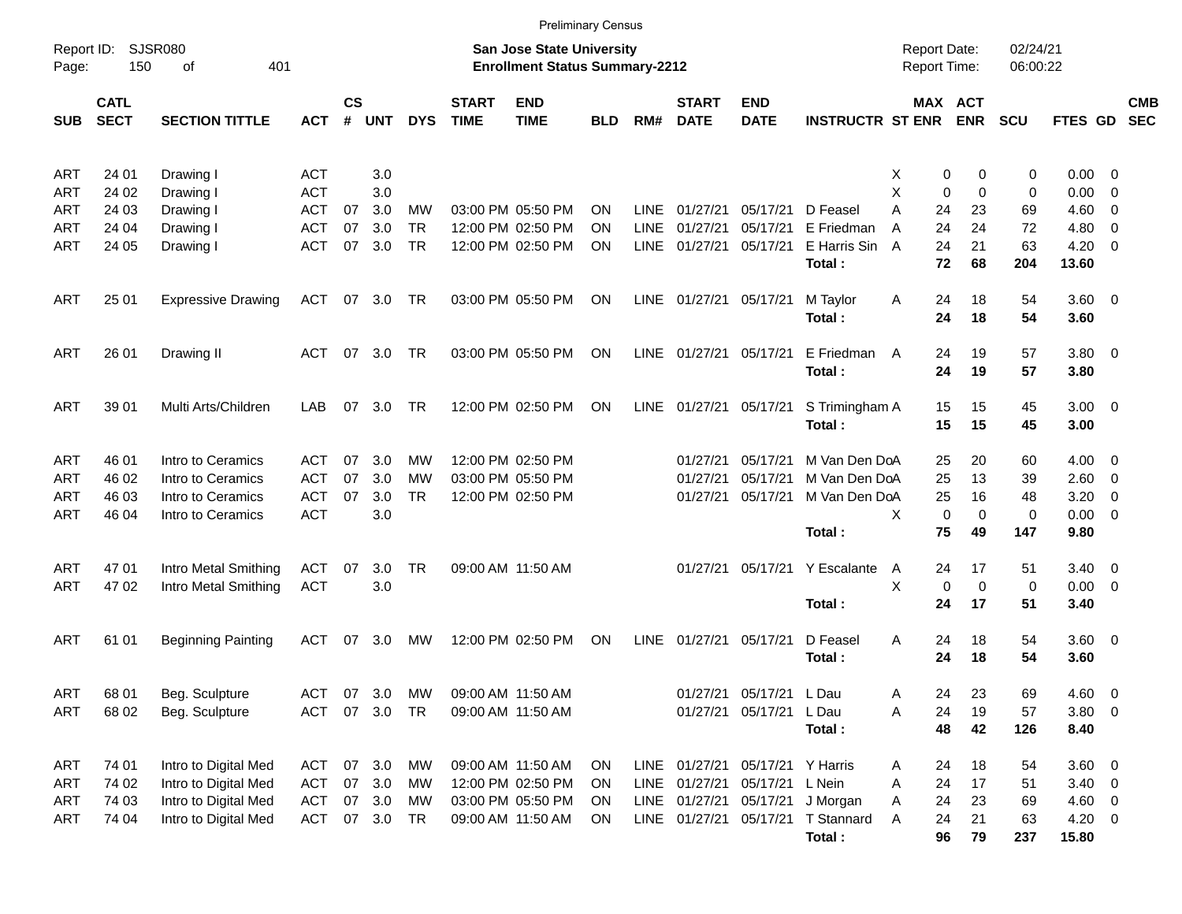Preliminary Census

Report ID: SJSR080

**San Jose State University**
**Enrollment Status Summary-2212**

Report Date: 02/24/21
Report Time: 06:00:22

| SUB | CATL SECT | SECTION TITTLE | ACT | CS # | UNT | DYS | START TIME | END TIME | BLD | RM# | START DATE | END DATE | INSTRUCTR | ST | MAX ENR | ACT ENR | SCU | FTES | GD | CMB SEC |
|---|---|---|---|---|---|---|---|---|---|---|---|---|---|---|---|---|---|---|---|---|
| ART | 24 01 | Drawing I | ACT | | 3.0 | | | | | | | | | X | 0 | 0 | 0 | 0.00 | 0 | |
| ART | 24 02 | Drawing I | ACT | | 3.0 | | | | | | | | | X | 0 | 0 | 0 | 0.00 | 0 | |
| ART | 24 03 | Drawing I | ACT | 07 | 3.0 | MW | 03:00 PM | 05:50 PM | ON | LINE | 01/27/21 | 05/17/21 | D Feasel | A | 24 | 23 | 69 | 4.60 | 0 | |
| ART | 24 04 | Drawing I | ACT | 07 | 3.0 | TR | 12:00 PM | 02:50 PM | ON | LINE | 01/27/21 | 05/17/21 | E Friedman | A | 24 | 24 | 72 | 4.80 | 0 | |
| ART | 24 05 | Drawing I | ACT | 07 | 3.0 | TR | 12:00 PM | 02:50 PM | ON | LINE | 01/27/21 | 05/17/21 | E Harris Sin | A | 24 | 21 | 63 | 4.20 | 0 | |
| | | | | | | | | | | | | | **Total :** | | **72** | **68** | **204** | **13.60** | | |
| ART | 25 01 | Expressive Drawing | ACT | 07 | 3.0 | TR | 03:00 PM | 05:50 PM | ON | LINE | 01/27/21 | 05/17/21 | M Taylor | A | 24 | 18 | 54 | 3.60 | 0 | |
| | | | | | | | | | | | | | **Total :** | | **24** | **18** | **54** | **3.60** | | |
| ART | 26 01 | Drawing II | ACT | 07 | 3.0 | TR | 03:00 PM | 05:50 PM | ON | LINE | 01/27/21 | 05/17/21 | E Friedman | A | 24 | 19 | 57 | 3.80 | 0 | |
| | | | | | | | | | | | | | **Total :** | | **24** | **19** | **57** | **3.80** | | |
| ART | 39 01 | Multi Arts/Children | LAB | 07 | 3.0 | TR | 12:00 PM | 02:50 PM | ON | LINE | 01/27/21 | 05/17/21 | S Trimingham | A | 15 | 15 | 45 | 3.00 | 0 | |
| | | | | | | | | | | | | | **Total :** | | **15** | **15** | **45** | **3.00** | | |
| ART | 46 01 | Intro to Ceramics | ACT | 07 | 3.0 | MW | 12:00 PM | 02:50 PM | | | 01/27/21 | 05/17/21 | M Van Den Do | A | 25 | 20 | 60 | 4.00 | 0 | |
| ART | 46 02 | Intro to Ceramics | ACT | 07 | 3.0 | MW | 03:00 PM | 05:50 PM | | | 01/27/21 | 05/17/21 | M Van Den Do | A | 25 | 13 | 39 | 2.60 | 0 | |
| ART | 46 03 | Intro to Ceramics | ACT | 07 | 3.0 | TR | 12:00 PM | 02:50 PM | | | 01/27/21 | 05/17/21 | M Van Den Do | A | 25 | 16 | 48 | 3.20 | 0 | |
| ART | 46 04 | Intro to Ceramics | ACT | | 3.0 | | | | | | | | | X | 0 | 0 | 0 | 0.00 | 0 | |
| | | | | | | | | | | | | | **Total :** | | **75** | **49** | **147** | **9.80** | | |
| ART | 47 01 | Intro Metal Smithing | ACT | 07 | 3.0 | TR | 09:00 AM | 11:50 AM | | | 01/27/21 | 05/17/21 | Y Escalante | A | 24 | 17 | 51 | 3.40 | 0 | |
| ART | 47 02 | Intro Metal Smithing | ACT | | 3.0 | | | | | | | | | X | 0 | 0 | 0 | 0.00 | 0 | |
| | | | | | | | | | | | | | **Total :** | | **24** | **17** | **51** | **3.40** | | |
| ART | 61 01 | Beginning Painting | ACT | 07 | 3.0 | MW | 12:00 PM | 02:50 PM | ON | LINE | 01/27/21 | 05/17/21 | D Feasel | A | 24 | 18 | 54 | 3.60 | 0 | |
| | | | | | | | | | | | | | **Total :** | | **24** | **18** | **54** | **3.60** | | |
| ART | 68 01 | Beg. Sculpture | ACT | 07 | 3.0 | MW | 09:00 AM | 11:50 AM | | | 01/27/21 | 05/17/21 | L Dau | A | 24 | 23 | 69 | 4.60 | 0 | |
| ART | 68 02 | Beg. Sculpture | ACT | 07 | 3.0 | TR | 09:00 AM | 11:50 AM | | | 01/27/21 | 05/17/21 | L Dau | A | 24 | 19 | 57 | 3.80 | 0 | |
| | | | | | | | | | | | | | **Total :** | | **48** | **42** | **126** | **8.40** | | |
| ART | 74 01 | Intro to Digital Med | ACT | 07 | 3.0 | MW | 09:00 AM | 11:50 AM | ON | LINE | 01/27/21 | 05/17/21 | Y Harris | A | 24 | 18 | 54 | 3.60 | 0 | |
| ART | 74 02 | Intro to Digital Med | ACT | 07 | 3.0 | MW | 12:00 PM | 02:50 PM | ON | LINE | 01/27/21 | 05/17/21 | L Nein | A | 24 | 17 | 51 | 3.40 | 0 | |
| ART | 74 03 | Intro to Digital Med | ACT | 07 | 3.0 | MW | 03:00 PM | 05:50 PM | ON | LINE | 01/27/21 | 05/17/21 | J Morgan | A | 24 | 23 | 69 | 4.60 | 0 | |
| ART | 74 04 | Intro to Digital Med | ACT | 07 | 3.0 | TR | 09:00 AM | 11:50 AM | ON | LINE | 01/27/21 | 05/17/21 | T Stannard | A | 24 | 21 | 63 | 4.20 | 0 | |
| | | | | | | | | | | | | | **Total :** | | **96** | **79** | **237** | **15.80** | | |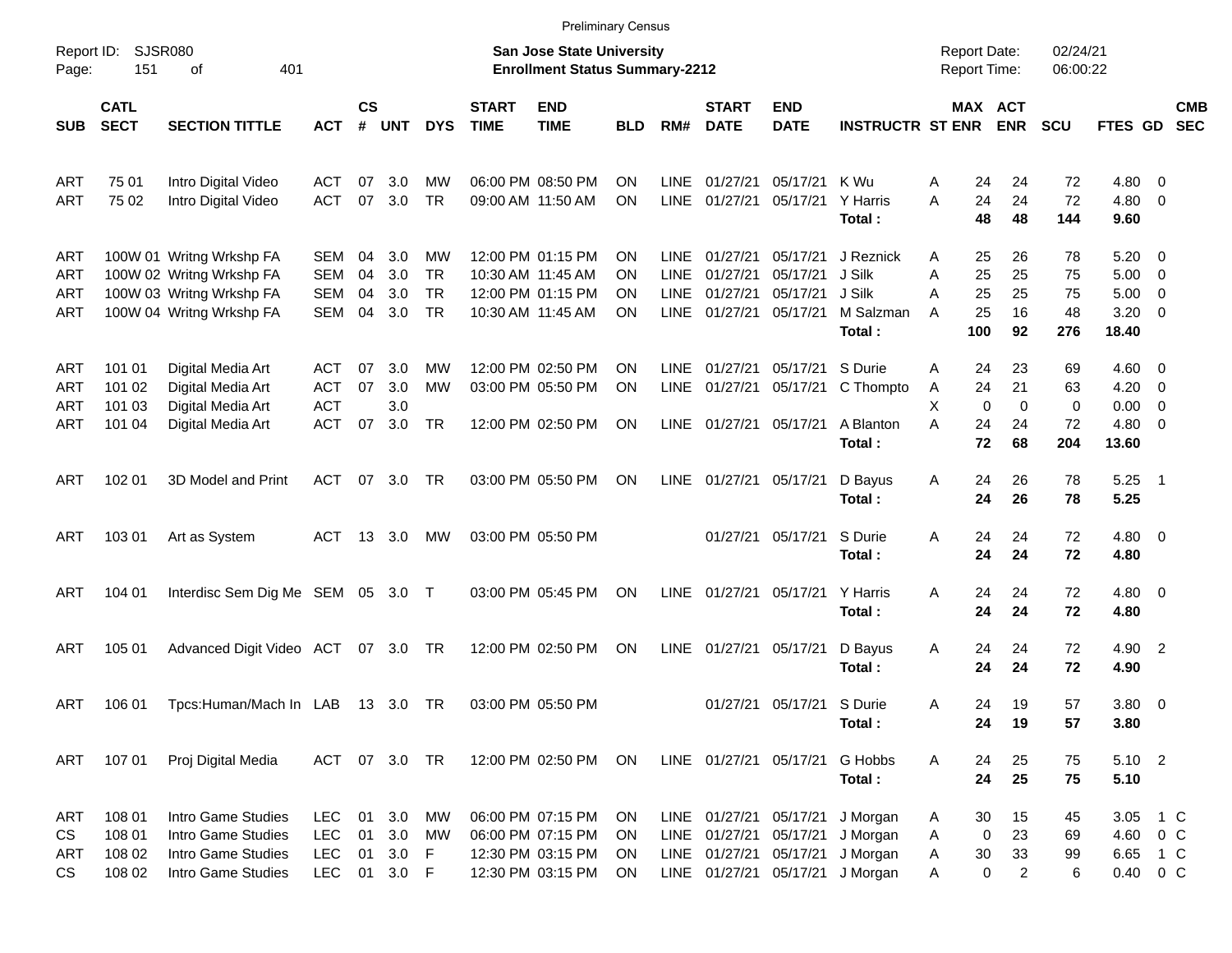Preliminary Census

Report ID: SJSR080
Page: 151 of 401

**San Jose State University**
**Enrollment Status Summary-2212**

Report Date: 02/24/21
Report Time: 06:00:22

| SUB | CATL SECT | SECTION TITTLE | ACT | CS # | UNT | DYS | START TIME | END TIME | BLD | RM# | START DATE | END DATE | INSTRUCTR | ST | MAX ENR | ACT ENR | SCU | FTES | GD | CMB SEC |
|---|---|---|---|---|---|---|---|---|---|---|---|---|---|---|---|---|---|---|---|---|
| ART | 75 01 | Intro Digital Video | ACT | 07 | 3.0 | MW | 06:00 PM | 08:50 PM | ON | LINE | 01/27/21 | 05/17/21 | K Wu | A | 24 | 24 | 72 | 4.80 | 0 | |
| ART | 75 02 | Intro Digital Video | ACT | 07 | 3.0 | TR | 09:00 AM | 11:50 AM | ON | LINE | 01/27/21 | 05/17/21 | Y Harris | A | 24 | 24 | 72 | 4.80 | 0 | |
| | | | | | | | | | | | | | **Total :** | | **48** | **48** | **144** | **9.60** | | |
| ART | 100W 01 | Writng Wrkshp FA | SEM | 04 | 3.0 | MW | 12:00 PM | 01:15 PM | ON | LINE | 01/27/21 | 05/17/21 | J Reznick | A | 25 | 26 | 78 | 5.20 | 0 | |
| ART | 100W 02 | Writng Wrkshp FA | SEM | 04 | 3.0 | TR | 10:30 AM | 11:45 AM | ON | LINE | 01/27/21 | 05/17/21 | J Silk | A | 25 | 25 | 75 | 5.00 | 0 | |
| ART | 100W 03 | Writng Wrkshp FA | SEM | 04 | 3.0 | TR | 12:00 PM | 01:15 PM | ON | LINE | 01/27/21 | 05/17/21 | J Silk | A | 25 | 25 | 75 | 5.00 | 0 | |
| ART | 100W 04 | Writng Wrkshp FA | SEM | 04 | 3.0 | TR | 10:30 AM | 11:45 AM | ON | LINE | 01/27/21 | 05/17/21 | M Salzman | A | 25 | 16 | 48 | 3.20 | 0 | |
| | | | | | | | | | | | | | **Total :** | | **100** | **92** | **276** | **18.40** | | |
| ART | 101 01 | Digital Media Art | ACT | 07 | 3.0 | MW | 12:00 PM | 02:50 PM | ON | LINE | 01/27/21 | 05/17/21 | S Durie | A | 24 | 23 | 69 | 4.60 | 0 | |
| ART | 101 02 | Digital Media Art | ACT | 07 | 3.0 | MW | 03:00 PM | 05:50 PM | ON | LINE | 01/27/21 | 05/17/21 | C Thompto | A | 24 | 21 | 63 | 4.20 | 0 | |
| ART | 101 03 | Digital Media Art | ACT | | 3.0 | | | | | | | | | X | 0 | 0 | 0 | 0.00 | 0 | |
| ART | 101 04 | Digital Media Art | ACT | 07 | 3.0 | TR | 12:00 PM | 02:50 PM | ON | LINE | 01/27/21 | 05/17/21 | A Blanton | A | 24 | 24 | 72 | 4.80 | 0 | |
| | | | | | | | | | | | | | **Total :** | | **72** | **68** | **204** | **13.60** | | |
| ART | 102 01 | 3D Model and Print | ACT | 07 | 3.0 | TR | 03:00 PM | 05:50 PM | ON | LINE | 01/27/21 | 05/17/21 | D Bayus | A | 24 | 26 | 78 | 5.25 | 1 | |
| | | | | | | | | | | | | | **Total :** | | **24** | **26** | **78** | **5.25** | | |
| ART | 103 01 | Art as System | ACT | 13 | 3.0 | MW | 03:00 PM | 05:50 PM | | | 01/27/21 | 05/17/21 | S Durie | A | 24 | 24 | 72 | 4.80 | 0 | |
| | | | | | | | | | | | | | **Total :** | | **24** | **24** | **72** | **4.80** | | |
| ART | 104 01 | Interdisc Sem Dig Me | SEM | 05 | 3.0 | T | 03:00 PM | 05:45 PM | ON | LINE | 01/27/21 | 05/17/21 | Y Harris | A | 24 | 24 | 72 | 4.80 | 0 | |
| | | | | | | | | | | | | | **Total :** | | **24** | **24** | **72** | **4.80** | | |
| ART | 105 01 | Advanced Digit Video | ACT | 07 | 3.0 | TR | 12:00 PM | 02:50 PM | ON | LINE | 01/27/21 | 05/17/21 | D Bayus | A | 24 | 24 | 72 | 4.90 | 2 | |
| | | | | | | | | | | | | | **Total :** | | **24** | **24** | **72** | **4.90** | | |
| ART | 106 01 | Tpcs:Human/Mach In | LAB | 13 | 3.0 | TR | 03:00 PM | 05:50 PM | | | 01/27/21 | 05/17/21 | S Durie | A | 24 | 19 | 57 | 3.80 | 0 | |
| | | | | | | | | | | | | | **Total :** | | **24** | **19** | **57** | **3.80** | | |
| ART | 107 01 | Proj Digital Media | ACT | 07 | 3.0 | TR | 12:00 PM | 02:50 PM | ON | LINE | 01/27/21 | 05/17/21 | G Hobbs | A | 24 | 25 | 75 | 5.10 | 2 | |
| | | | | | | | | | | | | | **Total :** | | **24** | **25** | **75** | **5.10** | | |
| ART | 108 01 | Intro Game Studies | LEC | 01 | 3.0 | MW | 06:00 PM | 07:15 PM | ON | LINE | 01/27/21 | 05/17/21 | J Morgan | A | 30 | 15 | 45 | 3.05 | 1 | C |
| CS | 108 01 | Intro Game Studies | LEC | 01 | 3.0 | MW | 06:00 PM | 07:15 PM | ON | LINE | 01/27/21 | 05/17/21 | J Morgan | A | 0 | 23 | 69 | 4.60 | 0 | C |
| ART | 108 02 | Intro Game Studies | LEC | 01 | 3.0 | F | 12:30 PM | 03:15 PM | ON | LINE | 01/27/21 | 05/17/21 | J Morgan | A | 30 | 33 | 99 | 6.65 | 1 | C |
| CS | 108 02 | Intro Game Studies | LEC | 01 | 3.0 | F | 12:30 PM | 03:15 PM | ON | LINE | 01/27/21 | 05/17/21 | J Morgan | A | 0 | 2 | 6 | 0.40 | 0 | C |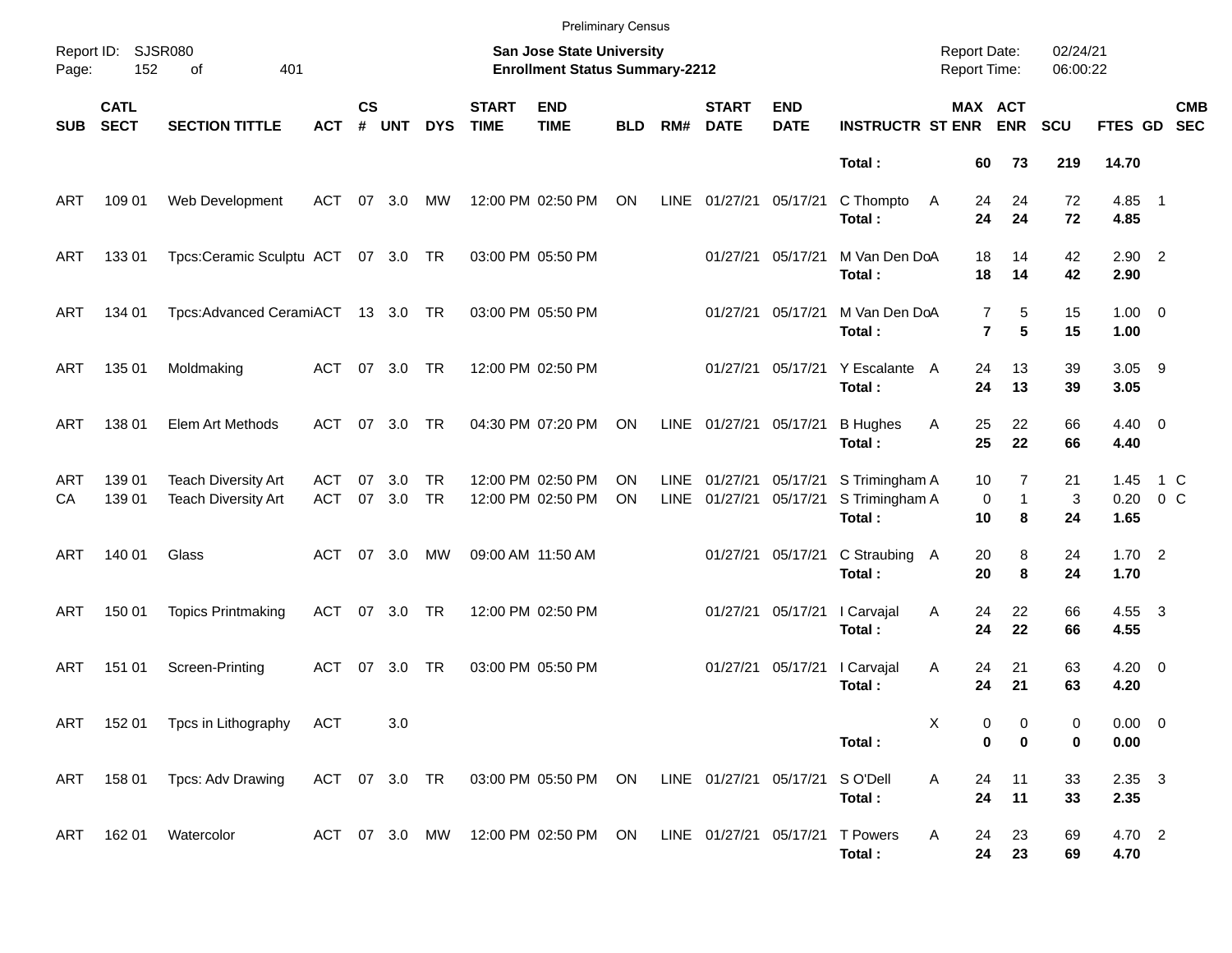Preliminary Census

Report ID: SJSR080

**San Jose State University**
**Enrollment Status Summary-2212**

Report Date: 02/24/21
Report Time: 06:00:22

| SUB | CATL SECT | SECTION TITTLE | ACT | CS # | UNT | DYS | START TIME | END TIME | BLD | RM# | START DATE | END DATE | INSTRUCTR | ST | MAX ENR | ACT ENR | SCU | FTES | GD | CMB SEC |
|---|---|---|---|---|---|---|---|---|---|---|---|---|---|---|---|---|---|---|---|---|
| | | | | | | | | | | | | | **Total :** | | **60** | **73** | **219** | **14.70** | | |
| ART | 109 01 | Web Development | ACT | 07 | 3.0 | MW | 12:00 PM | 02:50 PM | ON | LINE | 01/27/21 | 05/17/21 | C Thompto | A | 24 | 24 | 72 | 4.85 | 1 | |
| | | | | | | | | | | | | | **Total :** | | **24** | **24** | **72** | **4.85** | | |
| ART | 133 01 | Tpcs:Ceramic Sculptu | ACT | 07 | 3.0 | TR | 03:00 PM | 05:50 PM | | | 01/27/21 | 05/17/21 | M Van Den Do | A | 18 | 14 | 42 | 2.90 | 2 | |
| | | | | | | | | | | | | | **Total :** | | **18** | **14** | **42** | **2.90** | | |
| ART | 134 01 | Tpcs:Advanced Cerami | ACT | 13 | 3.0 | TR | 03:00 PM | 05:50 PM | | | 01/27/21 | 05/17/21 | M Van Den Do | A | 7 | 5 | 15 | 1.00 | 0 | |
| | | | | | | | | | | | | | **Total :** | | **7** | **5** | **15** | **1.00** | | |
| ART | 135 01 | Moldmaking | ACT | 07 | 3.0 | TR | 12:00 PM | 02:50 PM | | | 01/27/21 | 05/17/21 | Y Escalante | A | 24 | 13 | 39 | 3.05 | 9 | |
| | | | | | | | | | | | | | **Total :** | | **24** | **13** | **39** | **3.05** | | |
| ART | 138 01 | Elem Art Methods | ACT | 07 | 3.0 | TR | 04:30 PM | 07:20 PM | ON | LINE | 01/27/21 | 05/17/21 | B Hughes | A | 25 | 22 | 66 | 4.40 | 0 | |
| | | | | | | | | | | | | | **Total :** | | **25** | **22** | **66** | **4.40** | | |
| ART | 139 01 | Teach Diversity Art | ACT | 07 | 3.0 | TR | 12:00 PM | 02:50 PM | ON | LINE | 01/27/21 | 05/17/21 | S Trimingham | A | 10 | 7 | 21 | 1.45 | 1 | C |
| CA | 139 01 | Teach Diversity Art | ACT | 07 | 3.0 | TR | 12:00 PM | 02:50 PM | ON | LINE | 01/27/21 | 05/17/21 | S Trimingham | A | 0 | 1 | 3 | 0.20 | 0 | C |
| | | | | | | | | | | | | | **Total :** | | **10** | **8** | **24** | **1.65** | | |
| ART | 140 01 | Glass | ACT | 07 | 3.0 | MW | 09:00 AM | 11:50 AM | | | 01/27/21 | 05/17/21 | C Straubing | A | 20 | 8 | 24 | 1.70 | 2 | |
| | | | | | | | | | | | | | **Total :** | | **20** | **8** | **24** | **1.70** | | |
| ART | 150 01 | Topics Printmaking | ACT | 07 | 3.0 | TR | 12:00 PM | 02:50 PM | | | 01/27/21 | 05/17/21 | I Carvajal | A | 24 | 22 | 66 | 4.55 | 3 | |
| | | | | | | | | | | | | | **Total :** | | **24** | **22** | **66** | **4.55** | | |
| ART | 151 01 | Screen-Printing | ACT | 07 | 3.0 | TR | 03:00 PM | 05:50 PM | | | 01/27/21 | 05/17/21 | I Carvajal | A | 24 | 21 | 63 | 4.20 | 0 | |
| | | | | | | | | | | | | | **Total :** | | **24** | **21** | **63** | **4.20** | | |
| ART | 152 01 | Tpcs in Lithography | ACT | | 3.0 | | | | | | | | | X | 0 | 0 | 0 | 0.00 | 0 | |
| | | | | | | | | | | | | | **Total :** | | **0** | **0** | **0** | **0.00** | | |
| ART | 158 01 | Tpcs: Adv Drawing | ACT | 07 | 3.0 | TR | 03:00 PM | 05:50 PM | ON | LINE | 01/27/21 | 05/17/21 | S O'Dell | A | 24 | 11 | 33 | 2.35 | 3 | |
| | | | | | | | | | | | | | **Total :** | | **24** | **11** | **33** | **2.35** | | |
| ART | 162 01 | Watercolor | ACT | 07 | 3.0 | MW | 12:00 PM | 02:50 PM | ON | LINE | 01/27/21 | 05/17/21 | T Powers | A | 24 | 23 | 69 | 4.70 | 2 | |
| | | | | | | | | | | | | | **Total :** | | **24** | **23** | **69** | **4.70** | | |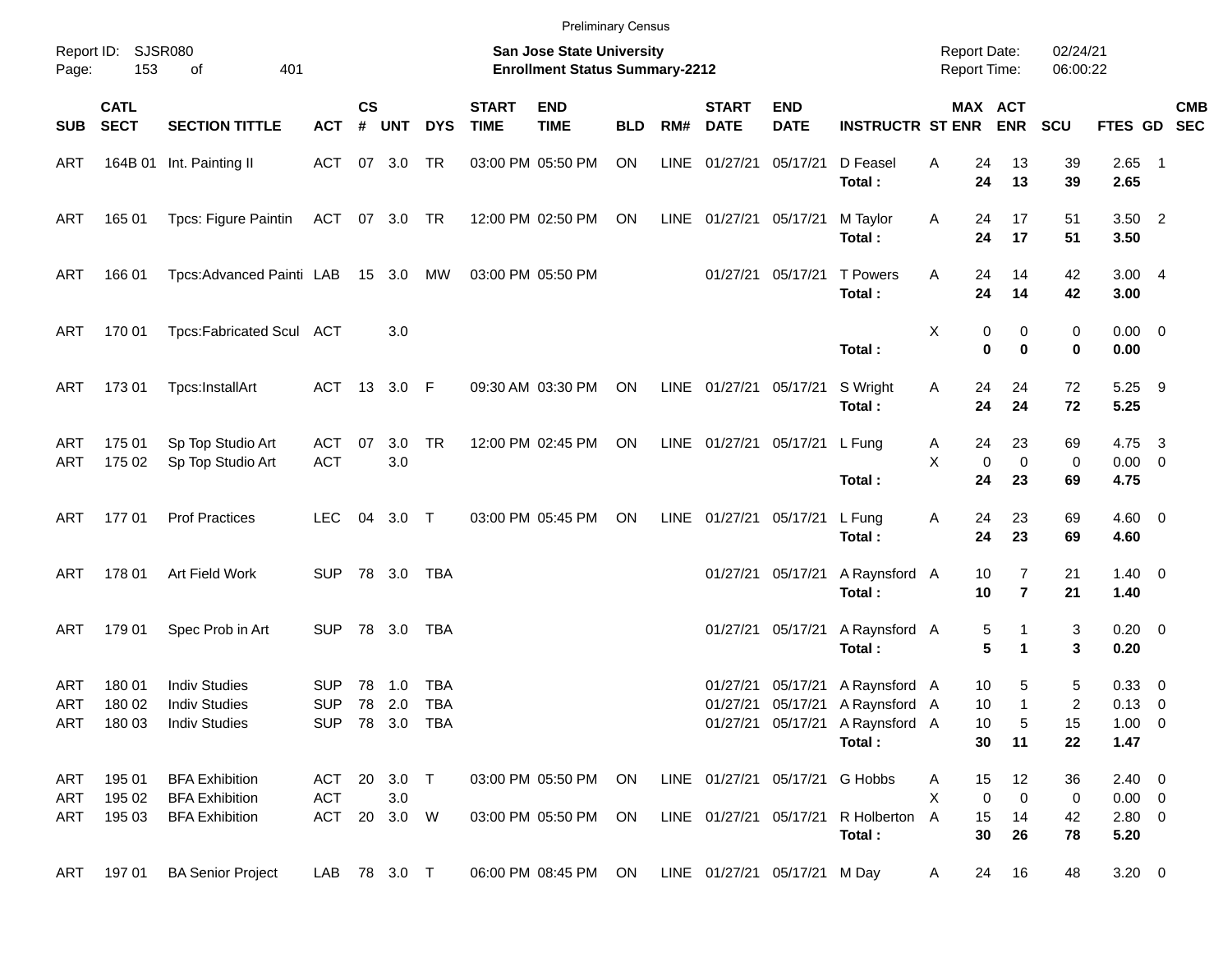Preliminary Census

Report ID: SJSR080
Page: 153 of 401

**San Jose State University**
**Enrollment Status Summary-2212**

Report Date: 02/24/21
Report Time: 06:00:22

| SUB | CATL SECT | SECTION TITTLE | ACT | CS # | UNT | DYS | START TIME | END TIME | BLD | RM# | START DATE | END DATE | INSTRUCTR | ST | MAX ENR | ACT ENR | SCU | FTES | GD | CMB SEC |
|---|---|---|---|---|---|---|---|---|---|---|---|---|---|---|---|---|---|---|---|---|
| ART | 164B 01 | Int. Painting II | ACT | 07 | 3.0 | TR | 03:00 PM | 05:50 PM | ON | LINE | 01/27/21 | 05/17/21 | D Feasel | A | 24 | 13 | 39 | 2.65 | 1 | |
| | | | | | | | | | | | | | **Total :** | | **24** | **13** | **39** | **2.65** | | |
| ART | 165 01 | Tpcs: Figure Paintin | ACT | 07 | 3.0 | TR | 12:00 PM | 02:50 PM | ON | LINE | 01/27/21 | 05/17/21 | M Taylor | A | 24 | 17 | 51 | 3.50 | 2 | |
| | | | | | | | | | | | | | **Total :** | | **24** | **17** | **51** | **3.50** | | |
| ART | 166 01 | Tpcs:Advanced Painti | LAB | 15 | 3.0 | MW | 03:00 PM | 05:50 PM | | | 01/27/21 | 05/17/21 | T Powers | A | 24 | 14 | 42 | 3.00 | 4 | |
| | | | | | | | | | | | | | **Total :** | | **24** | **14** | **42** | **3.00** | | |
| ART | 170 01 | Tpcs:Fabricated Scul | ACT | | 3.0 | | | | | | | | | X | 0 | 0 | 0 | 0.00 | 0 | |
| | | | | | | | | | | | | | **Total :** | | **0** | **0** | **0** | **0.00** | | |
| ART | 173 01 | Tpcs:InstallArt | ACT | 13 | 3.0 | F | 09:30 AM | 03:30 PM | ON | LINE | 01/27/21 | 05/17/21 | S Wright | A | 24 | 24 | 72 | 5.25 | 9 | |
| | | | | | | | | | | | | | **Total :** | | **24** | **24** | **72** | **5.25** | | |
| ART | 175 01 | Sp Top Studio Art | ACT | 07 | 3.0 | TR | 12:00 PM | 02:45 PM | ON | LINE | 01/27/21 | 05/17/21 | L Fung | A | 24 | 23 | 69 | 4.75 | 3 | |
| ART | 175 02 | Sp Top Studio Art | ACT | | 3.0 | | | | | | | | | X | 0 | 0 | 0 | 0.00 | 0 | |
| | | | | | | | | | | | | | **Total :** | | **24** | **23** | **69** | **4.75** | | |
| ART | 177 01 | Prof Practices | LEC | 04 | 3.0 | T | 03:00 PM | 05:45 PM | ON | LINE | 01/27/21 | 05/17/21 | L Fung | A | 24 | 23 | 69 | 4.60 | 0 | |
| | | | | | | | | | | | | | **Total :** | | **24** | **23** | **69** | **4.60** | | |
| ART | 178 01 | Art Field Work | SUP | 78 | 3.0 | TBA | | | | | 01/27/21 | 05/17/21 | A Raynsford | A | 10 | 7 | 21 | 1.40 | 0 | |
| | | | | | | | | | | | | | **Total :** | | **10** | **7** | **21** | **1.40** | | |
| ART | 179 01 | Spec Prob in Art | SUP | 78 | 3.0 | TBA | | | | | 01/27/21 | 05/17/21 | A Raynsford | A | 5 | 1 | 3 | 0.20 | 0 | |
| | | | | | | | | | | | | | **Total :** | | **5** | **1** | **3** | **0.20** | | |
| ART | 180 01 | Indiv Studies | SUP | 78 | 1.0 | TBA | | | | | 01/27/21 | 05/17/21 | A Raynsford | A | 10 | 5 | 5 | 0.33 | 0 | |
| ART | 180 02 | Indiv Studies | SUP | 78 | 2.0 | TBA | | | | | 01/27/21 | 05/17/21 | A Raynsford | A | 10 | 1 | 2 | 0.13 | 0 | |
| ART | 180 03 | Indiv Studies | SUP | 78 | 3.0 | TBA | | | | | 01/27/21 | 05/17/21 | A Raynsford | A | 10 | 5 | 15 | 1.00 | 0 | |
| | | | | | | | | | | | | | **Total :** | | **30** | **11** | **22** | **1.47** | | |
| ART | 195 01 | BFA Exhibition | ACT | 20 | 3.0 | T | 03:00 PM | 05:50 PM | ON | LINE | 01/27/21 | 05/17/21 | G Hobbs | A | 15 | 12 | 36 | 2.40 | 0 | |
| ART | 195 02 | BFA Exhibition | ACT | | 3.0 | | | | | | | | | X | 0 | 0 | 0 | 0.00 | 0 | |
| ART | 195 03 | BFA Exhibition | ACT | 20 | 3.0 | W | 03:00 PM | 05:50 PM | ON | LINE | 01/27/21 | 05/17/21 | R Holberton | A | 15 | 14 | 42 | 2.80 | 0 | |
| | | | | | | | | | | | | | **Total :** | | **30** | **26** | **78** | **5.20** | | |
| ART | 197 01 | BA Senior Project | LAB | 78 | 3.0 | T | 06:00 PM | 08:45 PM | ON | LINE | 01/27/21 | 05/17/21 | M Day | A | 24 | 16 | 48 | 3.20 | 0 | |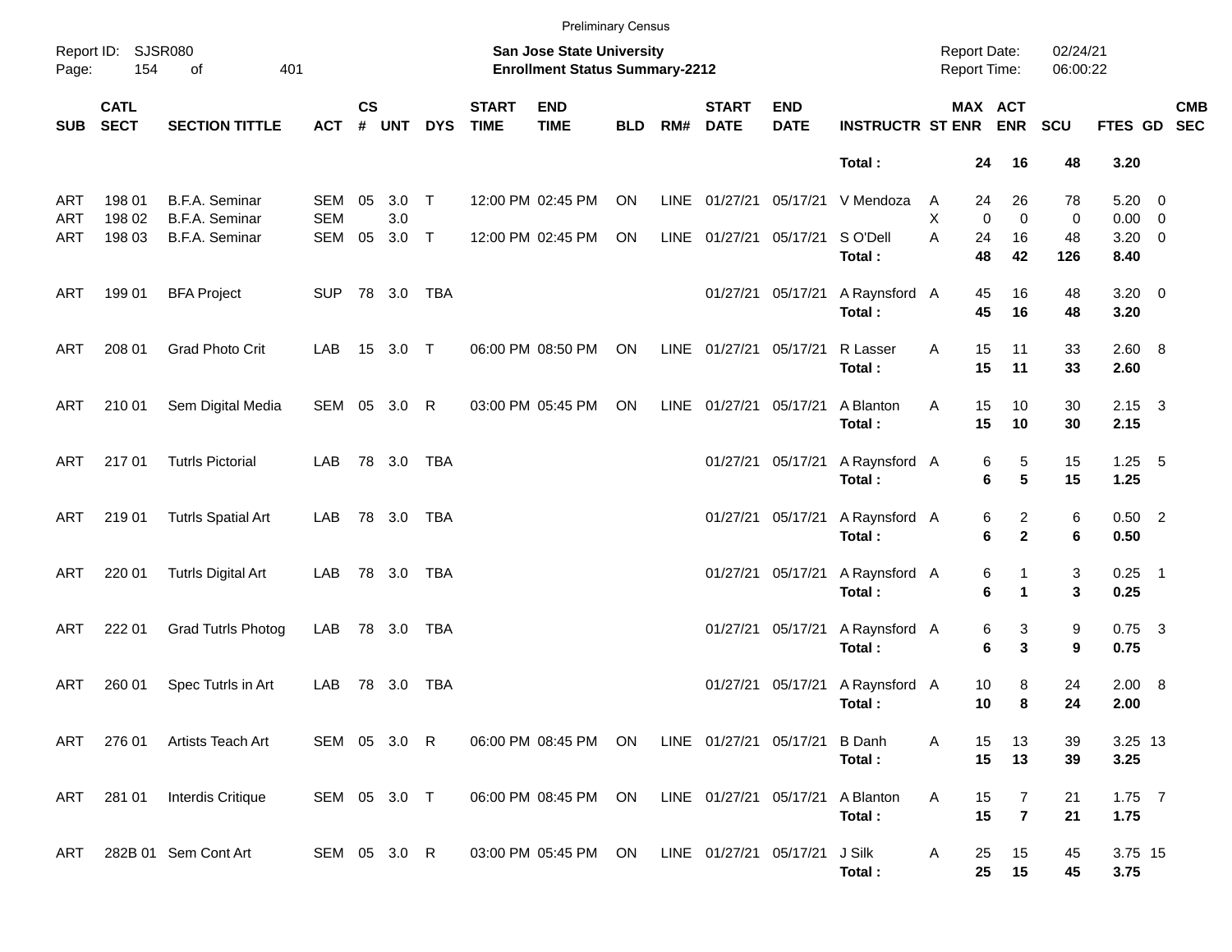Preliminary Census

Report ID: SJSR080

**San Jose State University**
**Enrollment Status Summary-2212**

Report Date: 02/24/21
Report Time: 06:00:22

| SUB | CATL SECT | SECTION TITTLE | ACT | CS # | UNT | DYS | START TIME | END TIME | BLD | RM# | START DATE | END DATE | INSTRUCTR | ST | MAX ENR | ACT ENR | SCU | FTES | GD | CMB SEC |
|---|---|---|---|---|---|---|---|---|---|---|---|---|---|---|---|---|---|---|---|---|
| | | | | | | | | | | | | | **Total :** | | **24** | **16** | **48** | **3.20** | | |
| ART | 198 01 | B.F.A. Seminar | SEM | 05 | 3.0 | T | 12:00 PM | 02:45 PM | ON | LINE | 01/27/21 | 05/17/21 | V Mendoza | A | 24 | 26 | 78 | 5.20 | 0 | |
| ART | 198 02 | B.F.A. Seminar | SEM | | 3.0 | | | | | | | | | X | 0 | 0 | 0 | 0.00 | 0 | |
| ART | 198 03 | B.F.A. Seminar | SEM | 05 | 3.0 | T | 12:00 PM | 02:45 PM | ON | LINE | 01/27/21 | 05/17/21 | S O'Dell | A | 24 | 16 | 48 | 3.20 | 0 | |
| | | | | | | | | | | | | | **Total :** | | **48** | **42** | **126** | **8.40** | | |
| ART | 199 01 | BFA Project | SUP | 78 | 3.0 | TBA | | | | | 01/27/21 | 05/17/21 | A Raynsford | A | 45 | 16 | 48 | 3.20 | 0 | |
| | | | | | | | | | | | | | **Total :** | | **45** | **16** | **48** | **3.20** | | |
| ART | 208 01 | Grad Photo Crit | LAB | 15 | 3.0 | T | 06:00 PM | 08:50 PM | ON | LINE | 01/27/21 | 05/17/21 | R Lasser | A | 15 | 11 | 33 | 2.60 | 8 | |
| | | | | | | | | | | | | | **Total :** | | **15** | **11** | **33** | **2.60** | | |
| ART | 210 01 | Sem Digital Media | SEM | 05 | 3.0 | R | 03:00 PM | 05:45 PM | ON | LINE | 01/27/21 | 05/17/21 | A Blanton | A | 15 | 10 | 30 | 2.15 | 3 | |
| | | | | | | | | | | | | | **Total :** | | **15** | **10** | **30** | **2.15** | | |
| ART | 217 01 | Tutrls Pictorial | LAB | 78 | 3.0 | TBA | | | | | 01/27/21 | 05/17/21 | A Raynsford | A | 6 | 5 | 15 | 1.25 | 5 | |
| | | | | | | | | | | | | | **Total :** | | **6** | **5** | **15** | **1.25** | | |
| ART | 219 01 | Tutrls Spatial Art | LAB | 78 | 3.0 | TBA | | | | | 01/27/21 | 05/17/21 | A Raynsford | A | 6 | 2 | 6 | 0.50 | 2 | |
| | | | | | | | | | | | | | **Total :** | | **6** | **2** | **6** | **0.50** | | |
| ART | 220 01 | Tutrls Digital Art | LAB | 78 | 3.0 | TBA | | | | | 01/27/21 | 05/17/21 | A Raynsford | A | 6 | 1 | 3 | 0.25 | 1 | |
| | | | | | | | | | | | | | **Total :** | | **6** | **1** | **3** | **0.25** | | |
| ART | 222 01 | Grad Tutrls Photog | LAB | 78 | 3.0 | TBA | | | | | 01/27/21 | 05/17/21 | A Raynsford | A | 6 | 3 | 9 | 0.75 | 3 | |
| | | | | | | | | | | | | | **Total :** | | **6** | **3** | **9** | **0.75** | | |
| ART | 260 01 | Spec Tutrls in Art | LAB | 78 | 3.0 | TBA | | | | | 01/27/21 | 05/17/21 | A Raynsford | A | 10 | 8 | 24 | 2.00 | 8 | |
| | | | | | | | | | | | | | **Total :** | | **10** | **8** | **24** | **2.00** | | |
| ART | 276 01 | Artists Teach Art | SEM | 05 | 3.0 | R | 06:00 PM | 08:45 PM | ON | LINE | 01/27/21 | 05/17/21 | B Danh | A | 15 | 13 | 39 | 3.25 | 13 | |
| | | | | | | | | | | | | | **Total :** | | **15** | **13** | **39** | **3.25** | | |
| ART | 281 01 | Interdis Critique | SEM | 05 | 3.0 | T | 06:00 PM | 08:45 PM | ON | LINE | 01/27/21 | 05/17/21 | A Blanton | A | 15 | 7 | 21 | 1.75 | 7 | |
| | | | | | | | | | | | | | **Total :** | | **15** | **7** | **21** | **1.75** | | |
| ART | 282B 01 | Sem Cont Art | SEM | 05 | 3.0 | R | 03:00 PM | 05:45 PM | ON | LINE | 01/27/21 | 05/17/21 | J Silk | A | 25 | 15 | 45 | 3.75 | 15 | |
| | | | | | | | | | | | | | **Total :** | | **25** | **15** | **45** | **3.75** | | |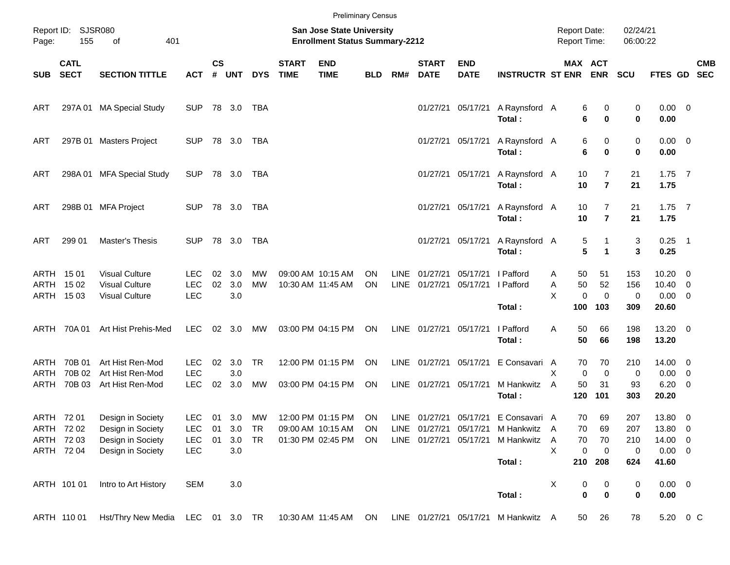Preliminary Census

Report ID: SJSR080

**San Jose State University**
**Enrollment Status Summary-2212**

Report Date: 02/24/21
Report Time: 06:00:22

| SUB | CATL SECT | SECTION TITTLE | ACT | CS # | UNT | DYS | START TIME | END TIME | BLD | RM# | START DATE | END DATE | INSTRUCTR | ST | MAX ENR | ACT ENR | SCU | FTES | GD | CMB SEC |
|---|---|---|---|---|---|---|---|---|---|---|---|---|---|---|---|---|---|---|---|---|
| ART | 297A 01 | MA Special Study | SUP | 78 | 3.0 | TBA | | | | | 01/27/21 | 05/17/21 | A Raynsford | A | 6 | 0 | 0 | 0.00 | 0 | |
| | | | | | | | | | | | | | **Total :** | | **6** | **0** | **0** | **0.00** | | |
| ART | 297B 01 | Masters Project | SUP | 78 | 3.0 | TBA | | | | | 01/27/21 | 05/17/21 | A Raynsford | A | 6 | 0 | 0 | 0.00 | 0 | |
| | | | | | | | | | | | | | **Total :** | | **6** | **0** | **0** | **0.00** | | |
| ART | 298A 01 | MFA Special Study | SUP | 78 | 3.0 | TBA | | | | | 01/27/21 | 05/17/21 | A Raynsford | A | 10 | 7 | 21 | 1.75 | 7 | |
| | | | | | | | | | | | | | **Total :** | | **10** | **7** | **21** | **1.75** | | |
| ART | 298B 01 | MFA Project | SUP | 78 | 3.0 | TBA | | | | | 01/27/21 | 05/17/21 | A Raynsford | A | 10 | 7 | 21 | 1.75 | 7 | |
| | | | | | | | | | | | | | **Total :** | | **10** | **7** | **21** | **1.75** | | |
| ART | 299 01 | Master's Thesis | SUP | 78 | 3.0 | TBA | | | | | 01/27/21 | 05/17/21 | A Raynsford | A | 5 | 1 | 3 | 0.25 | 1 | |
| | | | | | | | | | | | | | **Total :** | | **5** | **1** | **3** | **0.25** | | |
| ARTH | 15 01 | Visual Culture | LEC | 02 | 3.0 | MW | 09:00 AM | 10:15 AM | ON | LINE | 01/27/21 | 05/17/21 | I Pafford | A | 50 | 51 | 153 | 10.20 | 0 | |
| ARTH | 15 02 | Visual Culture | LEC | 02 | 3.0 | MW | 10:30 AM | 11:45 AM | ON | LINE | 01/27/21 | 05/17/21 | I Pafford | A | 50 | 52 | 156 | 10.40 | 0 | |
| ARTH | 15 03 | Visual Culture | LEC | | 3.0 | | | | | | | | | X | 0 | 0 | 0 | 0.00 | 0 | |
| | | | | | | | | | | | | | **Total :** | | **100** | **103** | **309** | **20.60** | | |
| ARTH | 70A 01 | Art Hist Prehis-Med | LEC | 02 | 3.0 | MW | 03:00 PM | 04:15 PM | ON | LINE | 01/27/21 | 05/17/21 | I Pafford | A | 50 | 66 | 198 | 13.20 | 0 | |
| | | | | | | | | | | | | | **Total :** | | **50** | **66** | **198** | **13.20** | | |
| ARTH | 70B 01 | Art Hist Ren-Mod | LEC | 02 | 3.0 | TR | 12:00 PM | 01:15 PM | ON | LINE | 01/27/21 | 05/17/21 | E Consavari | A | 70 | 70 | 210 | 14.00 | 0 | |
| ARTH | 70B 02 | Art Hist Ren-Mod | LEC | | 3.0 | | | | | | | | | X | 0 | 0 | 0 | 0.00 | 0 | |
| ARTH | 70B 03 | Art Hist Ren-Mod | LEC | 02 | 3.0 | MW | 03:00 PM | 04:15 PM | ON | LINE | 01/27/21 | 05/17/21 | M Hankwitz | A | 50 | 31 | 93 | 6.20 | 0 | |
| | | | | | | | | | | | | | **Total :** | | **120** | **101** | **303** | **20.20** | | |
| ARTH | 72 01 | Design in Society | LEC | 01 | 3.0 | MW | 12:00 PM | 01:15 PM | ON | LINE | 01/27/21 | 05/17/21 | E Consavari | A | 70 | 69 | 207 | 13.80 | 0 | |
| ARTH | 72 02 | Design in Society | LEC | 01 | 3.0 | TR | 09:00 AM | 10:15 AM | ON | LINE | 01/27/21 | 05/17/21 | M Hankwitz | A | 70 | 69 | 207 | 13.80 | 0 | |
| ARTH | 72 03 | Design in Society | LEC | 01 | 3.0 | TR | 01:30 PM | 02:45 PM | ON | LINE | 01/27/21 | 05/17/21 | M Hankwitz | A | 70 | 70 | 210 | 14.00 | 0 | |
| ARTH | 72 04 | Design in Society | LEC | | 3.0 | | | | | | | | | X | 0 | 0 | 0 | 0.00 | 0 | |
| | | | | | | | | | | | | | **Total :** | | **210** | **208** | **624** | **41.60** | | |
| ARTH | 101 01 | Intro to Art History | SEM | | 3.0 | | | | | | | | | X | 0 | 0 | 0 | 0.00 | 0 | |
| | | | | | | | | | | | | | **Total :** | | **0** | **0** | **0** | **0.00** | | |
| ARTH | 110 01 | Hst/Thry New Media | LEC | 01 | 3.0 | TR | 10:30 AM | 11:45 AM | ON | LINE | 01/27/21 | 05/17/21 | M Hankwitz | A | 50 | 26 | 78 | 5.20 | 0 | C |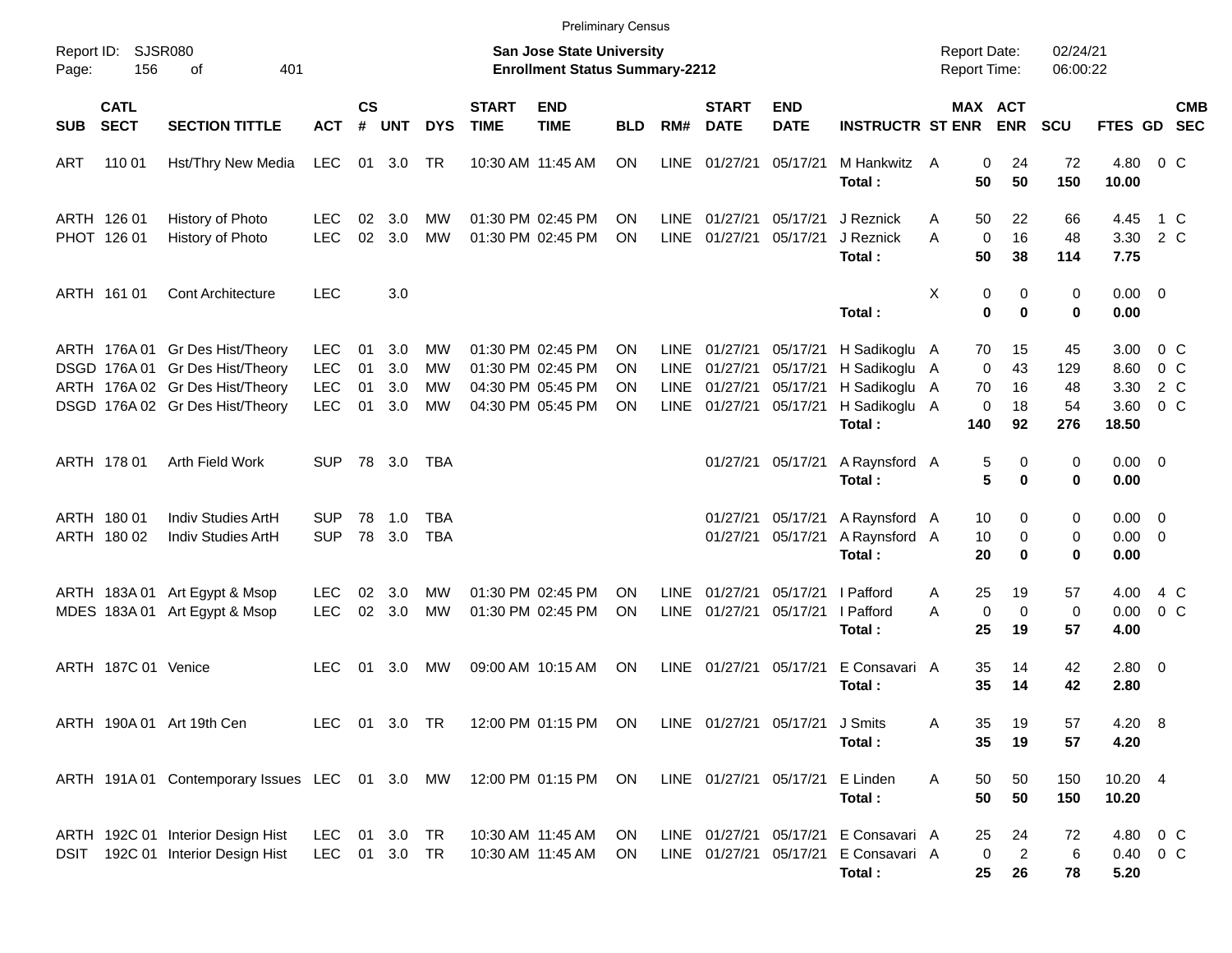Preliminary Census

Report ID: SJSR080

**San Jose State University**
**Enrollment Status Summary-2212**

Report Date: 02/24/21
Report Time: 06:00:22

| SUB | CATL SECT | SECTION TITTLE | ACT | CS # | UNT | DYS | START TIME | END TIME | BLD | RM# | START DATE | END DATE | INSTRUCTR | ST | MAX ENR | ACT ENR | SCU | FTES | GD | CMB SEC |
|---|---|---|---|---|---|---|---|---|---|---|---|---|---|---|---|---|---|---|---|---|
| ART | 110 01 | Hst/Thry New Media | LEC | 01 | 3.0 | TR | 10:30 AM | 11:45 AM | ON | LINE | 01/27/21 | 05/17/21 | M Hankwitz | A | 0 | 24 | 72 | 4.80 | 0 | C |
| | | | | | | | | | | | | | **Total :** | | **50** | **50** | **150** | **10.00** | | |
| ARTH | 126 01 | History of Photo | LEC | 02 | 3.0 | MW | 01:30 PM | 02:45 PM | ON | LINE | 01/27/21 | 05/17/21 | J Reznick | A | 50 | 22 | 66 | 4.45 | 1 | C |
| PHOT | 126 01 | History of Photo | LEC | 02 | 3.0 | MW | 01:30 PM | 02:45 PM | ON | LINE | 01/27/21 | 05/17/21 | J Reznick | A | 0 | 16 | 48 | 3.30 | 2 | C |
| | | | | | | | | | | | | | **Total :** | | **50** | **38** | **114** | **7.75** | | |
| ARTH | 161 01 | Cont Architecture | LEC | | 3.0 | | | | | | | | | X | 0 | 0 | 0 | 0.00 | 0 | |
| | | | | | | | | | | | | | **Total :** | | **0** | **0** | **0** | **0.00** | | |
| ARTH | 176A 01 | Gr Des Hist/Theory | LEC | 01 | 3.0 | MW | 01:30 PM | 02:45 PM | ON | LINE | 01/27/21 | 05/17/21 | H Sadikoglu | A | 70 | 15 | 45 | 3.00 | 0 | C |
| DSGD | 176A 01 | Gr Des Hist/Theory | LEC | 01 | 3.0 | MW | 01:30 PM | 02:45 PM | ON | LINE | 01/27/21 | 05/17/21 | H Sadikoglu | A | 0 | 43 | 129 | 8.60 | 0 | C |
| ARTH | 176A 02 | Gr Des Hist/Theory | LEC | 01 | 3.0 | MW | 04:30 PM | 05:45 PM | ON | LINE | 01/27/21 | 05/17/21 | H Sadikoglu | A | 70 | 16 | 48 | 3.30 | 2 | C |
| DSGD | 176A 02 | Gr Des Hist/Theory | LEC | 01 | 3.0 | MW | 04:30 PM | 05:45 PM | ON | LINE | 01/27/21 | 05/17/21 | H Sadikoglu | A | 0 | 18 | 54 | 3.60 | 0 | C |
| | | | | | | | | | | | | | **Total :** | | **140** | **92** | **276** | **18.50** | | |
| ARTH | 178 01 | Arth Field Work | SUP | 78 | 3.0 | TBA | | | | | 01/27/21 | 05/17/21 | A Raynsford | A | 5 | 0 | 0 | 0.00 | 0 | |
| | | | | | | | | | | | | | **Total :** | | **5** | **0** | **0** | **0.00** | | |
| ARTH | 180 01 | Indiv Studies ArtH | SUP | 78 | 1.0 | TBA | | | | | 01/27/21 | 05/17/21 | A Raynsford | A | 10 | 0 | 0 | 0.00 | 0 | |
| ARTH | 180 02 | Indiv Studies ArtH | SUP | 78 | 3.0 | TBA | | | | | 01/27/21 | 05/17/21 | A Raynsford | A | 10 | 0 | 0 | 0.00 | 0 | |
| | | | | | | | | | | | | | **Total :** | | **20** | **0** | **0** | **0.00** | | |
| ARTH | 183A 01 | Art Egypt & Msop | LEC | 02 | 3.0 | MW | 01:30 PM | 02:45 PM | ON | LINE | 01/27/21 | 05/17/21 | I Pafford | A | 25 | 19 | 57 | 4.00 | 4 | C |
| MDES | 183A 01 | Art Egypt & Msop | LEC | 02 | 3.0 | MW | 01:30 PM | 02:45 PM | ON | LINE | 01/27/21 | 05/17/21 | I Pafford | A | 0 | 0 | 0 | 0.00 | 0 | C |
| | | | | | | | | | | | | | **Total :** | | **25** | **19** | **57** | **4.00** | | |
| ARTH | 187C 01 | Venice | LEC | 01 | 3.0 | MW | 09:00 AM | 10:15 AM | ON | LINE | 01/27/21 | 05/17/21 | E Consavari | A | 35 | 14 | 42 | 2.80 | 0 | |
| | | | | | | | | | | | | | **Total :** | | **35** | **14** | **42** | **2.80** | | |
| ARTH | 190A 01 | Art 19th Cen | LEC | 01 | 3.0 | TR | 12:00 PM | 01:15 PM | ON | LINE | 01/27/21 | 05/17/21 | J Smits | A | 35 | 19 | 57 | 4.20 | 8 | |
| | | | | | | | | | | | | | **Total :** | | **35** | **19** | **57** | **4.20** | | |
| ARTH | 191A 01 | Contemporary Issues | LEC | 01 | 3.0 | MW | 12:00 PM | 01:15 PM | ON | LINE | 01/27/21 | 05/17/21 | E Linden | A | 50 | 50 | 150 | 10.20 | 4 | |
| | | | | | | | | | | | | | **Total :** | | **50** | **50** | **150** | **10.20** | | |
| ARTH | 192C 01 | Interior Design Hist | LEC | 01 | 3.0 | TR | 10:30 AM | 11:45 AM | ON | LINE | 01/27/21 | 05/17/21 | E Consavari | A | 25 | 24 | 72 | 4.80 | 0 | C |
| DSIT | 192C 01 | Interior Design Hist | LEC | 01 | 3.0 | TR | 10:30 AM | 11:45 AM | ON | LINE | 01/27/21 | 05/17/21 | E Consavari | A | 0 | 2 | 6 | 0.40 | 0 | C |
| | | | | | | | | | | | | | **Total :** | | **25** | **26** | **78** | **5.20** | | |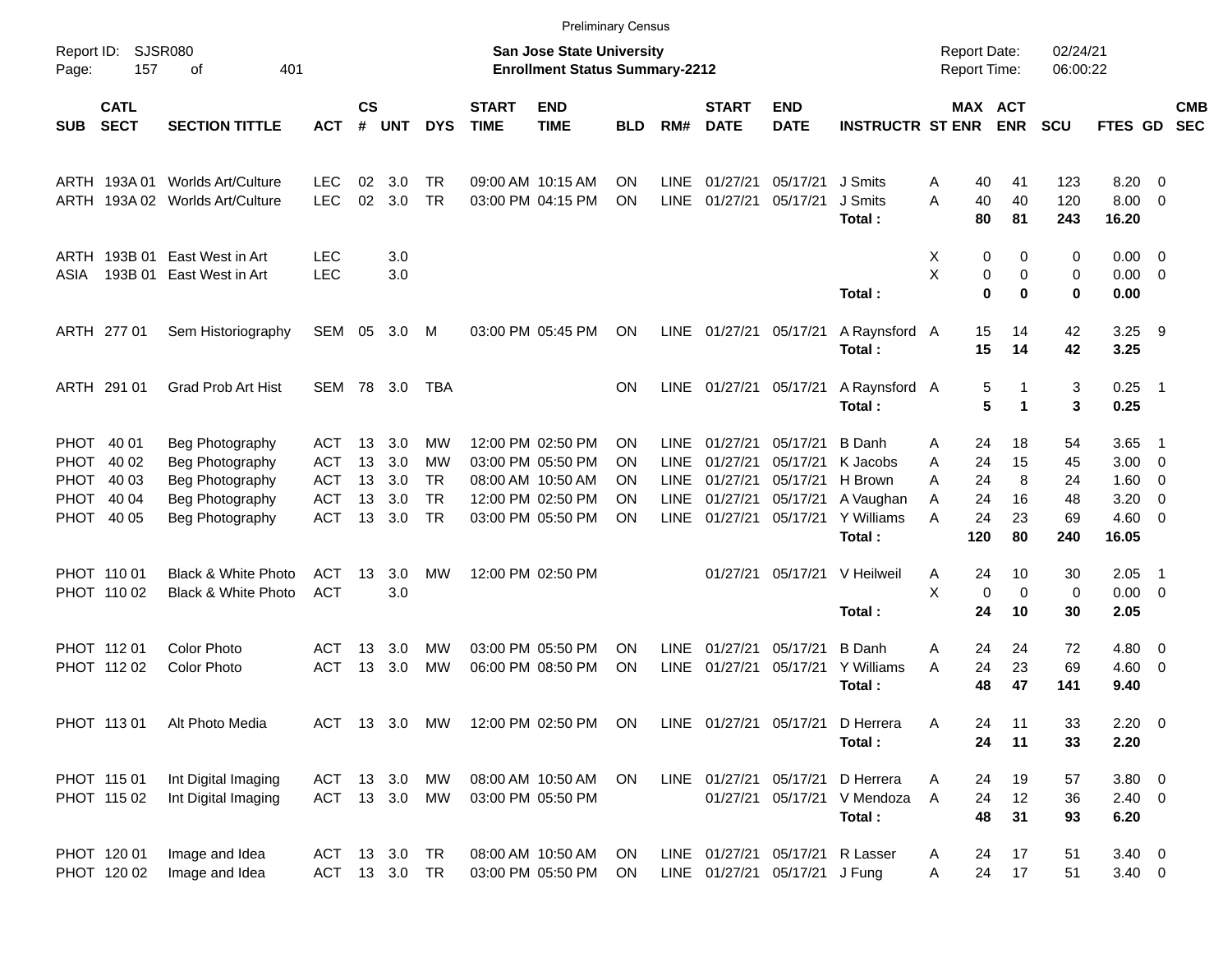Preliminary Census

Report ID: SJSR080
Page: 157 of 401

**San Jose State University**
**Enrollment Status Summary-2212**

Report Date: 02/24/21
Report Time: 06:00:22

| SUB | CATL SECT | SECTION TITTLE | ACT | CS # | UNT | DYS | START TIME | END TIME | BLD | RM# | START DATE | END DATE | INSTRUCTR | ST | MAX ENR | ACT ENR | SCU | FTES | GD | CMB SEC |
|---|---|---|---|---|---|---|---|---|---|---|---|---|---|---|---|---|---|---|---|---|
| ARTH | 193A 01 | Worlds Art/Culture | LEC | 02 | 3.0 | TR | 09:00 AM | 10:15 AM | ON | LINE | 01/27/21 | 05/17/21 | J Smits | A | 40 | 41 | 123 | 8.20 | 0 | |
| ARTH | 193A 02 | Worlds Art/Culture | LEC | 02 | 3.0 | TR | 03:00 PM | 04:15 PM | ON | LINE | 01/27/21 | 05/17/21 | J Smits | A | 40 | 40 | 120 | 8.00 | 0 | |
| | | | | | | | | | | | | | **Total :** | | **80** | **81** | **243** | **16.20** | | |
| ARTH | 193B 01 | East West in Art | LEC | | 3.0 | | | | | | | | | X | 0 | 0 | 0 | 0.00 | 0 | |
| ASIA | 193B 01 | East West in Art | LEC | | 3.0 | | | | | | | | | X | 0 | 0 | 0 | 0.00 | 0 | |
| | | | | | | | | | | | | | **Total :** | | **0** | **0** | **0** | **0.00** | | |
| ARTH | 277 01 | Sem Historiography | SEM | 05 | 3.0 | M | 03:00 PM | 05:45 PM | ON | LINE | 01/27/21 | 05/17/21 | A Raynsford | A | 15 | 14 | 42 | 3.25 | 9 | |
| | | | | | | | | | | | | | **Total :** | | **15** | **14** | **42** | **3.25** | | |
| ARTH | 291 01 | Grad Prob Art Hist | SEM | 78 | 3.0 | TBA | | | ON | LINE | 01/27/21 | 05/17/21 | A Raynsford | A | 5 | 1 | 3 | 0.25 | 1 | |
| | | | | | | | | | | | | | **Total :** | | **5** | **1** | **3** | **0.25** | | |
| PHOT | 40 01 | Beg Photography | ACT | 13 | 3.0 | MW | 12:00 PM | 02:50 PM | ON | LINE | 01/27/21 | 05/17/21 | B Danh | A | 24 | 18 | 54 | 3.65 | 1 | |
| PHOT | 40 02 | Beg Photography | ACT | 13 | 3.0 | MW | 03:00 PM | 05:50 PM | ON | LINE | 01/27/21 | 05/17/21 | K Jacobs | A | 24 | 15 | 45 | 3.00 | 0 | |
| PHOT | 40 03 | Beg Photography | ACT | 13 | 3.0 | TR | 08:00 AM | 10:50 AM | ON | LINE | 01/27/21 | 05/17/21 | H Brown | A | 24 | 8 | 24 | 1.60 | 0 | |
| PHOT | 40 04 | Beg Photography | ACT | 13 | 3.0 | TR | 12:00 PM | 02:50 PM | ON | LINE | 01/27/21 | 05/17/21 | A Vaughan | A | 24 | 16 | 48 | 3.20 | 0 | |
| PHOT | 40 05 | Beg Photography | ACT | 13 | 3.0 | TR | 03:00 PM | 05:50 PM | ON | LINE | 01/27/21 | 05/17/21 | Y Williams | A | 24 | 23 | 69 | 4.60 | 0 | |
| | | | | | | | | | | | | | **Total :** | | **120** | **80** | **240** | **16.05** | | |
| PHOT | 110 01 | Black & White Photo | ACT | 13 | 3.0 | MW | 12:00 PM | 02:50 PM | | | 01/27/21 | 05/17/21 | V Heilweil | A | 24 | 10 | 30 | 2.05 | 1 | |
| PHOT | 110 02 | Black & White Photo | ACT | | 3.0 | | | | | | | | | X | 0 | 0 | 0 | 0.00 | 0 | |
| | | | | | | | | | | | | | **Total :** | | **24** | **10** | **30** | **2.05** | | |
| PHOT | 112 01 | Color Photo | ACT | 13 | 3.0 | MW | 03:00 PM | 05:50 PM | ON | LINE | 01/27/21 | 05/17/21 | B Danh | A | 24 | 24 | 72 | 4.80 | 0 | |
| PHOT | 112 02 | Color Photo | ACT | 13 | 3.0 | MW | 06:00 PM | 08:50 PM | ON | LINE | 01/27/21 | 05/17/21 | Y Williams | A | 24 | 23 | 69 | 4.60 | 0 | |
| | | | | | | | | | | | | | **Total :** | | **48** | **47** | **141** | **9.40** | | |
| PHOT | 113 01 | Alt Photo Media | ACT | 13 | 3.0 | MW | 12:00 PM | 02:50 PM | ON | LINE | 01/27/21 | 05/17/21 | D Herrera | A | 24 | 11 | 33 | 2.20 | 0 | |
| | | | | | | | | | | | | | **Total :** | | **24** | **11** | **33** | **2.20** | | |
| PHOT | 115 01 | Int Digital Imaging | ACT | 13 | 3.0 | MW | 08:00 AM | 10:50 AM | ON | LINE | 01/27/21 | 05/17/21 | D Herrera | A | 24 | 19 | 57 | 3.80 | 0 | |
| PHOT | 115 02 | Int Digital Imaging | ACT | 13 | 3.0 | MW | 03:00 PM | 05:50 PM | | | 01/27/21 | 05/17/21 | V Mendoza | A | 24 | 12 | 36 | 2.40 | 0 | |
| | | | | | | | | | | | | | **Total :** | | **48** | **31** | **93** | **6.20** | | |
| PHOT | 120 01 | Image and Idea | ACT | 13 | 3.0 | TR | 08:00 AM | 10:50 AM | ON | LINE | 01/27/21 | 05/17/21 | R Lasser | A | 24 | 17 | 51 | 3.40 | 0 | |
| PHOT | 120 02 | Image and Idea | ACT | 13 | 3.0 | TR | 03:00 PM | 05:50 PM | ON | LINE | 01/27/21 | 05/17/21 | J Fung | A | 24 | 17 | 51 | 3.40 | 0 | |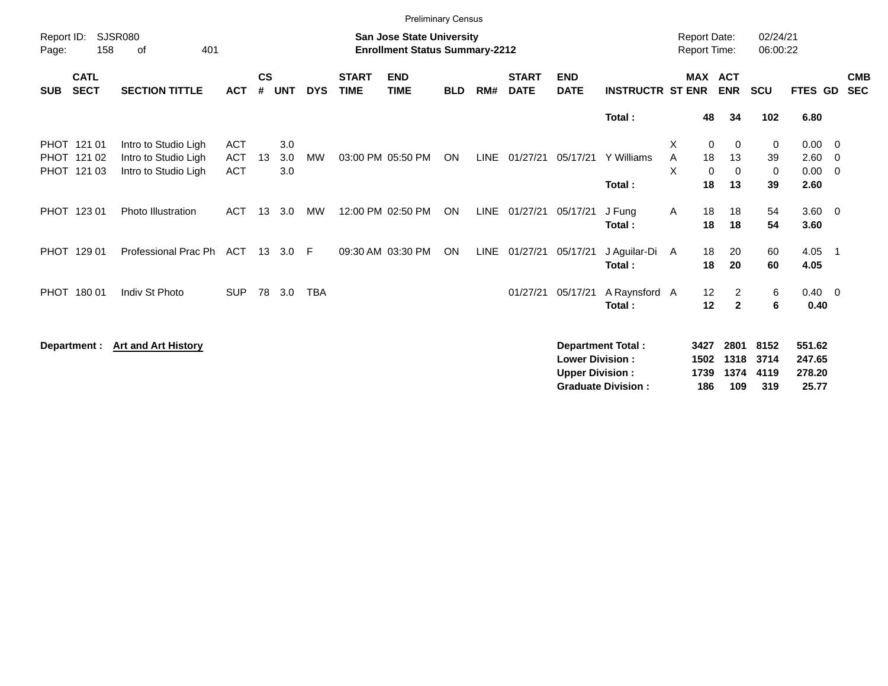Preliminary Census

Report ID: SJSR080

**San Jose State University**
**Enrollment Status Summary-2212**

Report Date: 02/24/21
Report Time: 06:00:22

| SUB | CATL SECT | SECTION TITTLE | ACT | CS # | UNT | DYS | START TIME | END TIME | BLD | RM# | START DATE | END DATE | INSTRUCTR | ST | MAX ENR | ACT ENR | SCU | FTES | GD | CMB SEC |
|---|---|---|---|---|---|---|---|---|---|---|---|---|---|---|---|---|---|---|---|---|
| | | | | | | | | | | | | | **Total :** | | **48** | **34** | **102** | **6.80** | | |
| PHOT | 121 01 | Intro to Studio Ligh | ACT | | 3.0 | | | | | | | | | X | 0 | 0 | 0 | 0.00 | 0 | |
| PHOT | 121 02 | Intro to Studio Ligh | ACT | 13 | 3.0 | MW | 03:00 PM | 05:50 PM | ON | LINE | 01/27/21 | 05/17/21 | Y Williams | A | 18 | 13 | 39 | 2.60 | 0 | |
| PHOT | 121 03 | Intro to Studio Ligh | ACT | | 3.0 | | | | | | | | | X | 0 | 0 | 0 | 0.00 | 0 | |
| | | | | | | | | | | | | | **Total :** | | **18** | **13** | **39** | **2.60** | | |
| PHOT | 123 01 | Photo Illustration | ACT | 13 | 3.0 | MW | 12:00 PM | 02:50 PM | ON | LINE | 01/27/21 | 05/17/21 | J Fung | A | 18 | 18 | 54 | 3.60 | 0 | |
| | | | | | | | | | | | | | **Total :** | | **18** | **18** | **54** | **3.60** | | |
| PHOT | 129 01 | Professional Prac Ph | ACT | 13 | 3.0 | F | 09:30 AM | 03:30 PM | ON | LINE | 01/27/21 | 05/17/21 | J Aguilar-Di | A | 18 | 20 | 60 | 4.05 | 1 | |
| | | | | | | | | | | | | | **Total :** | | **18** | **20** | **60** | **4.05** | | |
| PHOT | 180 01 | Indiv St Photo | SUP | 78 | 3.0 | TBA | | | | | 01/27/21 | 05/17/21 | A Raynsford | A | 12 | 2 | 6 | 0.40 | 0 | |
| | | | | | | | | | | | | | **Total :** | | **12** | **2** | **6** | **0.40** | | |

**Department :** **Art and Art History**

| | MAX ENR | ACT ENR | SCU | FTES |
|---|---|---|---|---|
| **Department Total :** | **3427** | **2801** | **8152** | **551.62** |
| **Lower Division :** | **1502** | **1318** | **3714** | **247.65** |
| **Upper Division :** | **1739** | **1374** | **4119** | **278.20** |
| **Graduate Division :** | **186** | **109** | **319** | **25.77** |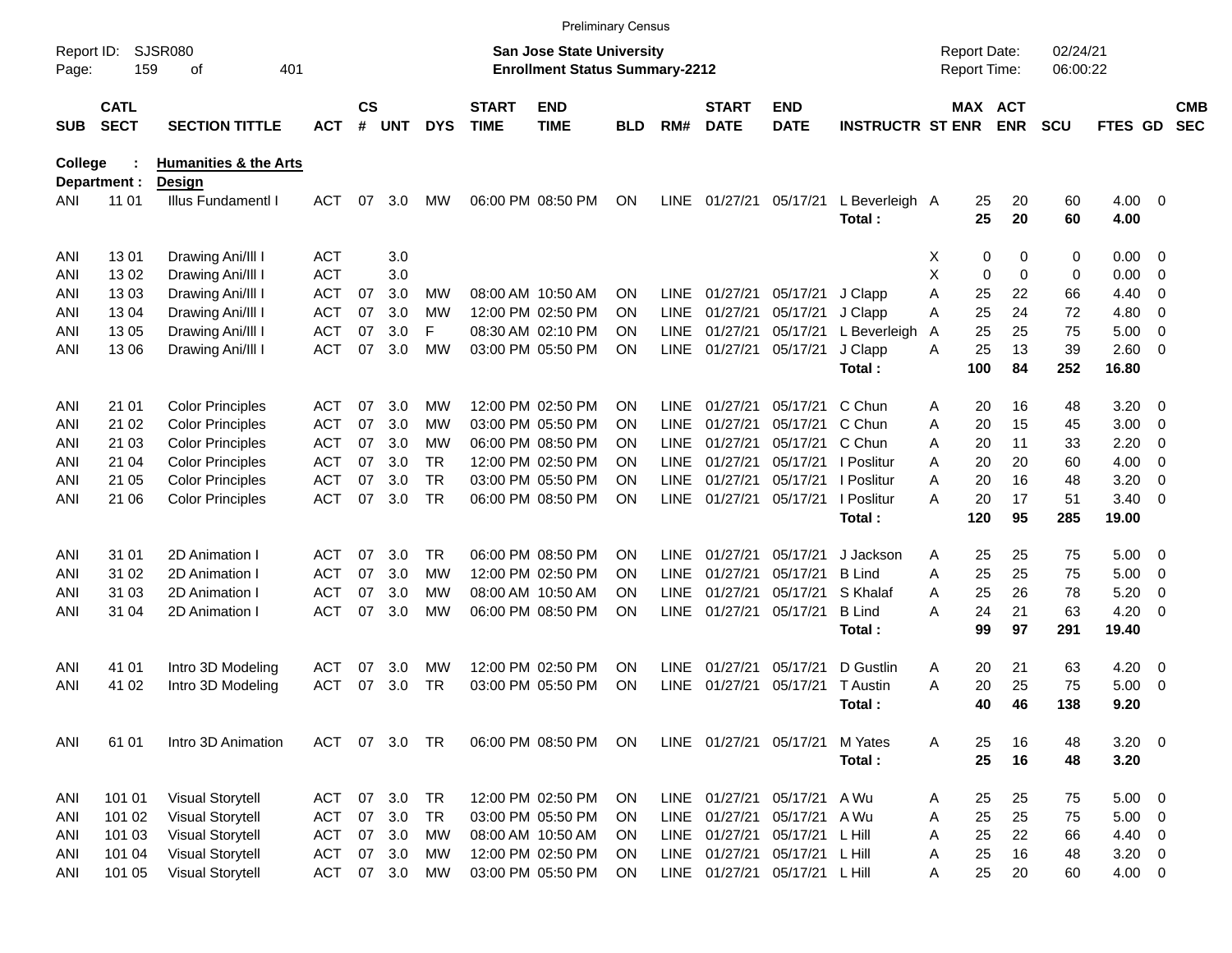Preliminary Census

Report ID: SJSR080

**San Jose State University**
**Enrollment Status Summary-2212**

Report Date: 02/24/21
Report Time: 06:00:22

**College : Humanities & the Arts**
**Department : Design**

| SUB | CATL SECT | SECTION TITTLE | ACT | CS # | UNT | DYS | START TIME | END TIME | BLD | RM# | START DATE | END DATE | INSTRUCTR | ST | MAX ENR | ACT ENR | SCU | FTES | GD | CMB SEC |
|---|---|---|---|---|---|---|---|---|---|---|---|---|---|---|---|---|---|---|---|---|
| ANI | 11 01 | Illus Fundamentl I | ACT | 07 | 3.0 | MW | 06:00 PM | 08:50 PM | ON | LINE | 01/27/21 | 05/17/21 | L Beverleigh | A | 25 | 20 | 60 | 4.00 | 0 | |
| | | | | | | | | | | | | | **Total :** | | **25** | **20** | **60** | **4.00** | | |
| ANI | 13 01 | Drawing Ani/Ill I | ACT | | 3.0 | | | | | | | | | X | 0 | 0 | 0 | 0.00 | 0 | |
| ANI | 13 02 | Drawing Ani/Ill I | ACT | | 3.0 | | | | | | | | | X | 0 | 0 | 0 | 0.00 | 0 | |
| ANI | 13 03 | Drawing Ani/Ill I | ACT | 07 | 3.0 | MW | 08:00 AM | 10:50 AM | ON | LINE | 01/27/21 | 05/17/21 | J Clapp | A | 25 | 22 | 66 | 4.40 | 0 | |
| ANI | 13 04 | Drawing Ani/Ill I | ACT | 07 | 3.0 | MW | 12:00 PM | 02:50 PM | ON | LINE | 01/27/21 | 05/17/21 | J Clapp | A | 25 | 24 | 72 | 4.80 | 0 | |
| ANI | 13 05 | Drawing Ani/Ill I | ACT | 07 | 3.0 | F | 08:30 AM | 02:10 PM | ON | LINE | 01/27/21 | 05/17/21 | L Beverleigh | A | 25 | 25 | 75 | 5.00 | 0 | |
| ANI | 13 06 | Drawing Ani/Ill I | ACT | 07 | 3.0 | MW | 03:00 PM | 05:50 PM | ON | LINE | 01/27/21 | 05/17/21 | J Clapp | A | 25 | 13 | 39 | 2.60 | 0 | |
| | | | | | | | | | | | | | **Total :** | | **100** | **84** | **252** | **16.80** | | |
| ANI | 21 01 | Color Principles | ACT | 07 | 3.0 | MW | 12:00 PM | 02:50 PM | ON | LINE | 01/27/21 | 05/17/21 | C Chun | A | 20 | 16 | 48 | 3.20 | 0 | |
| ANI | 21 02 | Color Principles | ACT | 07 | 3.0 | MW | 03:00 PM | 05:50 PM | ON | LINE | 01/27/21 | 05/17/21 | C Chun | A | 20 | 15 | 45 | 3.00 | 0 | |
| ANI | 21 03 | Color Principles | ACT | 07 | 3.0 | MW | 06:00 PM | 08:50 PM | ON | LINE | 01/27/21 | 05/17/21 | C Chun | A | 20 | 11 | 33 | 2.20 | 0 | |
| ANI | 21 04 | Color Principles | ACT | 07 | 3.0 | TR | 12:00 PM | 02:50 PM | ON | LINE | 01/27/21 | 05/17/21 | I Poslitur | A | 20 | 20 | 60 | 4.00 | 0 | |
| ANI | 21 05 | Color Principles | ACT | 07 | 3.0 | TR | 03:00 PM | 05:50 PM | ON | LINE | 01/27/21 | 05/17/21 | I Poslitur | A | 20 | 16 | 48 | 3.20 | 0 | |
| ANI | 21 06 | Color Principles | ACT | 07 | 3.0 | TR | 06:00 PM | 08:50 PM | ON | LINE | 01/27/21 | 05/17/21 | I Poslitur | A | 20 | 17 | 51 | 3.40 | 0 | |
| | | | | | | | | | | | | | **Total :** | | **120** | **95** | **285** | **19.00** | | |
| ANI | 31 01 | 2D Animation I | ACT | 07 | 3.0 | TR | 06:00 PM | 08:50 PM | ON | LINE | 01/27/21 | 05/17/21 | J Jackson | A | 25 | 25 | 75 | 5.00 | 0 | |
| ANI | 31 02 | 2D Animation I | ACT | 07 | 3.0 | MW | 12:00 PM | 02:50 PM | ON | LINE | 01/27/21 | 05/17/21 | B Lind | A | 25 | 25 | 75 | 5.00 | 0 | |
| ANI | 31 03 | 2D Animation I | ACT | 07 | 3.0 | MW | 08:00 AM | 10:50 AM | ON | LINE | 01/27/21 | 05/17/21 | S Khalaf | A | 25 | 26 | 78 | 5.20 | 0 | |
| ANI | 31 04 | 2D Animation I | ACT | 07 | 3.0 | MW | 06:00 PM | 08:50 PM | ON | LINE | 01/27/21 | 05/17/21 | B Lind | A | 24 | 21 | 63 | 4.20 | 0 | |
| | | | | | | | | | | | | | **Total :** | | **99** | **97** | **291** | **19.40** | | |
| ANI | 41 01 | Intro 3D Modeling | ACT | 07 | 3.0 | MW | 12:00 PM | 02:50 PM | ON | LINE | 01/27/21 | 05/17/21 | D Gustlin | A | 20 | 21 | 63 | 4.20 | 0 | |
| ANI | 41 02 | Intro 3D Modeling | ACT | 07 | 3.0 | TR | 03:00 PM | 05:50 PM | ON | LINE | 01/27/21 | 05/17/21 | T Austin | A | 20 | 25 | 75 | 5.00 | 0 | |
| | | | | | | | | | | | | | **Total :** | | **40** | **46** | **138** | **9.20** | | |
| ANI | 61 01 | Intro 3D Animation | ACT | 07 | 3.0 | TR | 06:00 PM | 08:50 PM | ON | LINE | 01/27/21 | 05/17/21 | M Yates | A | 25 | 16 | 48 | 3.20 | 0 | |
| | | | | | | | | | | | | | **Total :** | | **25** | **16** | **48** | **3.20** | | |
| ANI | 101 01 | Visual Storytell | ACT | 07 | 3.0 | TR | 12:00 PM | 02:50 PM | ON | LINE | 01/27/21 | 05/17/21 | A Wu | A | 25 | 25 | 75 | 5.00 | 0 | |
| ANI | 101 02 | Visual Storytell | ACT | 07 | 3.0 | TR | 03:00 PM | 05:50 PM | ON | LINE | 01/27/21 | 05/17/21 | A Wu | A | 25 | 25 | 75 | 5.00 | 0 | |
| ANI | 101 03 | Visual Storytell | ACT | 07 | 3.0 | MW | 08:00 AM | 10:50 AM | ON | LINE | 01/27/21 | 05/17/21 | L Hill | A | 25 | 22 | 66 | 4.40 | 0 | |
| ANI | 101 04 | Visual Storytell | ACT | 07 | 3.0 | MW | 12:00 PM | 02:50 PM | ON | LINE | 01/27/21 | 05/17/21 | L Hill | A | 25 | 16 | 48 | 3.20 | 0 | |
| ANI | 101 05 | Visual Storytell | ACT | 07 | 3.0 | MW | 03:00 PM | 05:50 PM | ON | LINE | 01/27/21 | 05/17/21 | L Hill | A | 25 | 20 | 60 | 4.00 | 0 | |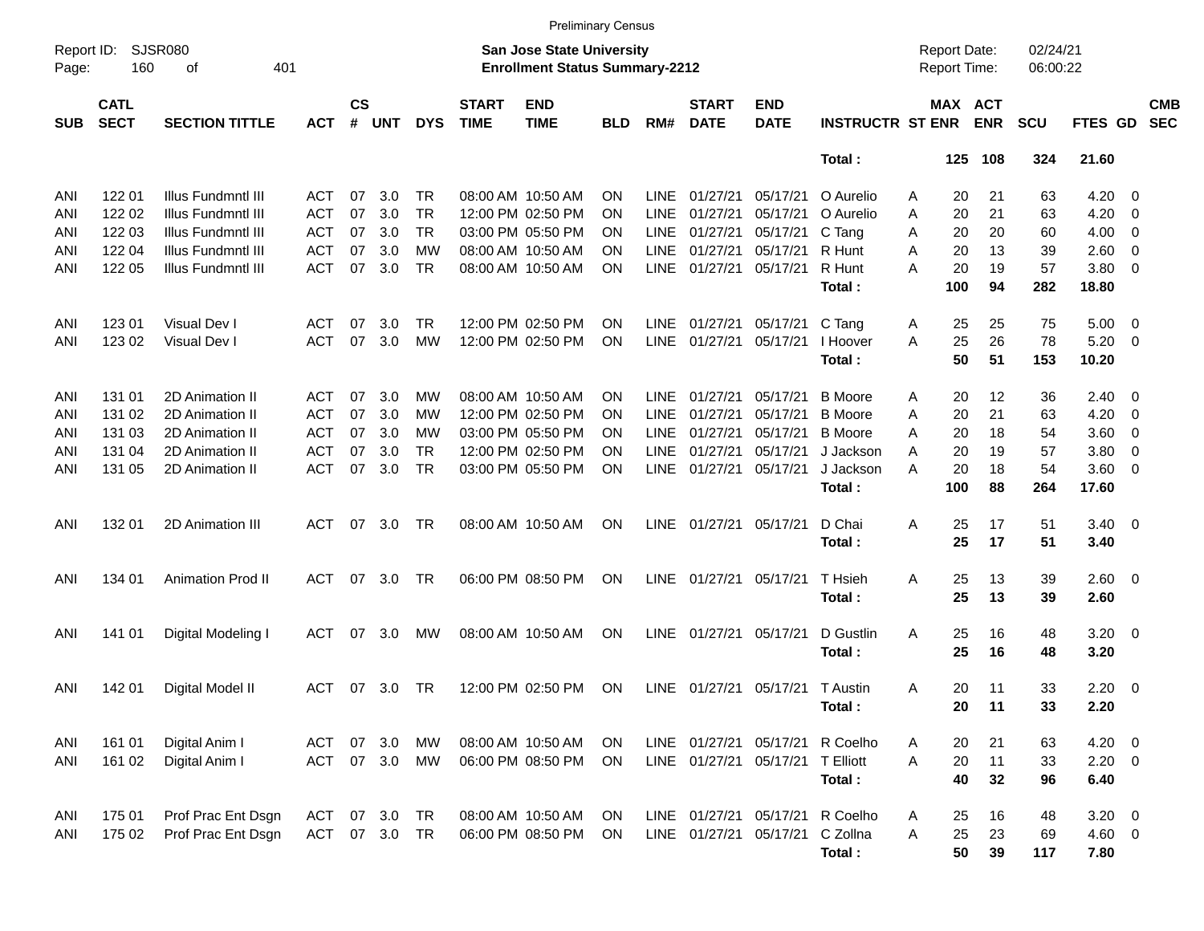Preliminary Census

Report ID: SJSR080

**San Jose State University**
**Enrollment Status Summary-2212**

Report Date: 02/24/21
Report Time: 06:00:22

| SUB | CATL SECT | SECTION TITTLE | ACT | CS # | UNT | DYS | START TIME | END TIME | BLD | RM# | START DATE | END DATE | INSTRUCTR | ST | MAX ENR | ACT ENR | SCU | FTES | GD | CMB SEC |
|---|---|---|---|---|---|---|---|---|---|---|---|---|---|---|---|---|---|---|---|---|
| | | | | | | | | | | | | | **Total :** | | **125** | **108** | **324** | **21.60** | | |
| ANI | 122 01 | Illus Fundmntl III | ACT | 07 | 3.0 | TR | 08:00 AM | 10:50 AM | ON | LINE | 01/27/21 | 05/17/21 | O Aurelio | A | 20 | 21 | 63 | 4.20 | 0 | |
| ANI | 122 02 | Illus Fundmntl III | ACT | 07 | 3.0 | TR | 12:00 PM | 02:50 PM | ON | LINE | 01/27/21 | 05/17/21 | O Aurelio | A | 20 | 21 | 63 | 4.20 | 0 | |
| ANI | 122 03 | Illus Fundmntl III | ACT | 07 | 3.0 | TR | 03:00 PM | 05:50 PM | ON | LINE | 01/27/21 | 05/17/21 | C Tang | A | 20 | 20 | 60 | 4.00 | 0 | |
| ANI | 122 04 | Illus Fundmntl III | ACT | 07 | 3.0 | MW | 08:00 AM | 10:50 AM | ON | LINE | 01/27/21 | 05/17/21 | R Hunt | A | 20 | 13 | 39 | 2.60 | 0 | |
| ANI | 122 05 | Illus Fundmntl III | ACT | 07 | 3.0 | TR | 08:00 AM | 10:50 AM | ON | LINE | 01/27/21 | 05/17/21 | R Hunt | A | 20 | 19 | 57 | 3.80 | 0 | |
| | | | | | | | | | | | | | **Total :** | | **100** | **94** | **282** | **18.80** | | |
| ANI | 123 01 | Visual Dev I | ACT | 07 | 3.0 | TR | 12:00 PM | 02:50 PM | ON | LINE | 01/27/21 | 05/17/21 | C Tang | A | 25 | 25 | 75 | 5.00 | 0 | |
| ANI | 123 02 | Visual Dev I | ACT | 07 | 3.0 | MW | 12:00 PM | 02:50 PM | ON | LINE | 01/27/21 | 05/17/21 | I Hoover | A | 25 | 26 | 78 | 5.20 | 0 | |
| | | | | | | | | | | | | | **Total :** | | **50** | **51** | **153** | **10.20** | | |
| ANI | 131 01 | 2D Animation II | ACT | 07 | 3.0 | MW | 08:00 AM | 10:50 AM | ON | LINE | 01/27/21 | 05/17/21 | B Moore | A | 20 | 12 | 36 | 2.40 | 0 | |
| ANI | 131 02 | 2D Animation II | ACT | 07 | 3.0 | MW | 12:00 PM | 02:50 PM | ON | LINE | 01/27/21 | 05/17/21 | B Moore | A | 20 | 21 | 63 | 4.20 | 0 | |
| ANI | 131 03 | 2D Animation II | ACT | 07 | 3.0 | MW | 03:00 PM | 05:50 PM | ON | LINE | 01/27/21 | 05/17/21 | B Moore | A | 20 | 18 | 54 | 3.60 | 0 | |
| ANI | 131 04 | 2D Animation II | ACT | 07 | 3.0 | TR | 12:00 PM | 02:50 PM | ON | LINE | 01/27/21 | 05/17/21 | J Jackson | A | 20 | 19 | 57 | 3.80 | 0 | |
| ANI | 131 05 | 2D Animation II | ACT | 07 | 3.0 | TR | 03:00 PM | 05:50 PM | ON | LINE | 01/27/21 | 05/17/21 | J Jackson | A | 20 | 18 | 54 | 3.60 | 0 | |
| | | | | | | | | | | | | | **Total :** | | **100** | **88** | **264** | **17.60** | | |
| ANI | 132 01 | 2D Animation III | ACT | 07 | 3.0 | TR | 08:00 AM | 10:50 AM | ON | LINE | 01/27/21 | 05/17/21 | D Chai | A | 25 | 17 | 51 | 3.40 | 0 | |
| | | | | | | | | | | | | | **Total :** | | **25** | **17** | **51** | **3.40** | | |
| ANI | 134 01 | Animation Prod II | ACT | 07 | 3.0 | TR | 06:00 PM | 08:50 PM | ON | LINE | 01/27/21 | 05/17/21 | T Hsieh | A | 25 | 13 | 39 | 2.60 | 0 | |
| | | | | | | | | | | | | | **Total :** | | **25** | **13** | **39** | **2.60** | | |
| ANI | 141 01 | Digital Modeling I | ACT | 07 | 3.0 | MW | 08:00 AM | 10:50 AM | ON | LINE | 01/27/21 | 05/17/21 | D Gustlin | A | 25 | 16 | 48 | 3.20 | 0 | |
| | | | | | | | | | | | | | **Total :** | | **25** | **16** | **48** | **3.20** | | |
| ANI | 142 01 | Digital Model II | ACT | 07 | 3.0 | TR | 12:00 PM | 02:50 PM | ON | LINE | 01/27/21 | 05/17/21 | T Austin | A | 20 | 11 | 33 | 2.20 | 0 | |
| | | | | | | | | | | | | | **Total :** | | **20** | **11** | **33** | **2.20** | | |
| ANI | 161 01 | Digital Anim I | ACT | 07 | 3.0 | MW | 08:00 AM | 10:50 AM | ON | LINE | 01/27/21 | 05/17/21 | R Coelho | A | 20 | 21 | 63 | 4.20 | 0 | |
| ANI | 161 02 | Digital Anim I | ACT | 07 | 3.0 | MW | 06:00 PM | 08:50 PM | ON | LINE | 01/27/21 | 05/17/21 | T Elliott | A | 20 | 11 | 33 | 2.20 | 0 | |
| | | | | | | | | | | | | | **Total :** | | **40** | **32** | **96** | **6.40** | | |
| ANI | 175 01 | Prof Prac Ent Dsgn | ACT | 07 | 3.0 | TR | 08:00 AM | 10:50 AM | ON | LINE | 01/27/21 | 05/17/21 | R Coelho | A | 25 | 16 | 48 | 3.20 | 0 | |
| ANI | 175 02 | Prof Prac Ent Dsgn | ACT | 07 | 3.0 | TR | 06:00 PM | 08:50 PM | ON | LINE | 01/27/21 | 05/17/21 | C Zollna | A | 25 | 23 | 69 | 4.60 | 0 | |
| | | | | | | | | | | | | | **Total :** | | **50** | **39** | **117** | **7.80** | | |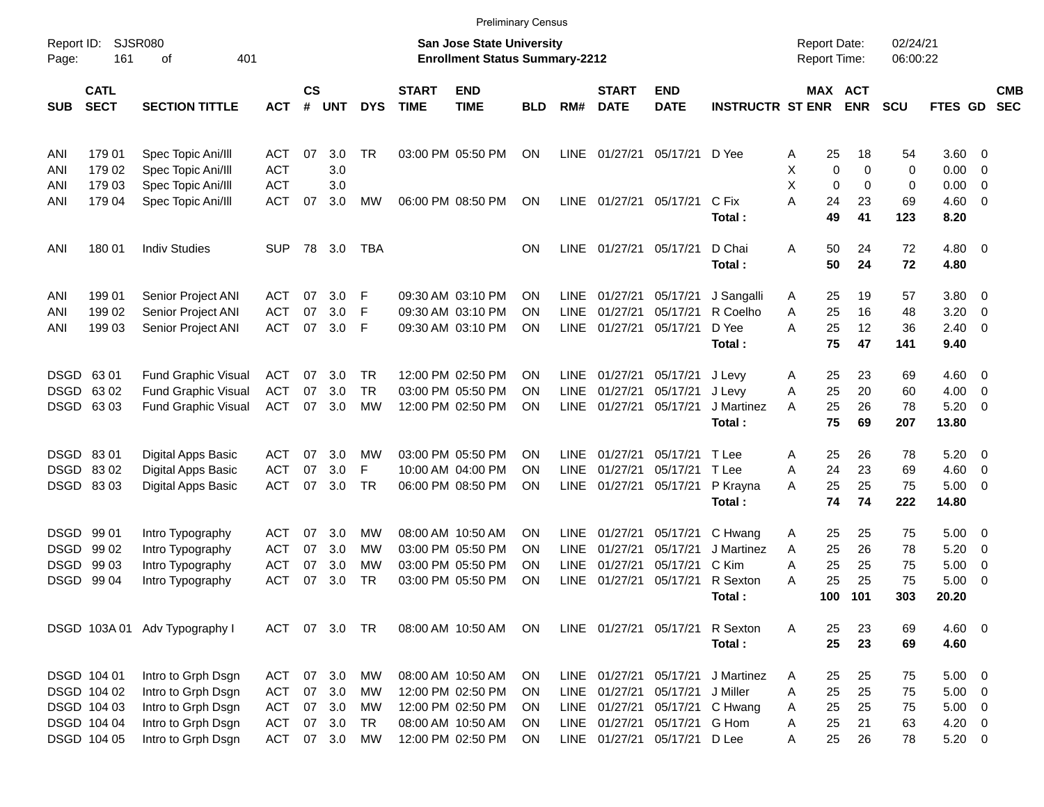Preliminary Census

Report ID: SJSR080
Page: 161 of 401

**San Jose State University**
**Enrollment Status Summary-2212**

Report Date: 02/24/21
Report Time: 06:00:22

| SUB | CATL SECT | SECTION TITTLE | ACT | CS # | UNT | DYS | START TIME | END TIME | BLD | RM# | START DATE | END DATE | INSTRUCTR | ST | MAX ENR | ACT ENR | SCU | FTES | GD | CMB SEC |
|---|---|---|---|---|---|---|---|---|---|---|---|---|---|---|---|---|---|---|---|---|
| ANI | 179 01 | Spec Topic Ani/Ill | ACT | 07 | 3.0 | TR | 03:00 PM | 05:50 PM | ON | LINE | 01/27/21 | 05/17/21 | D Yee | A | 25 | 18 | 54 | 3.60 | 0 | |
| ANI | 179 02 | Spec Topic Ani/Ill | ACT | | 3.0 | | | | | | | | | X | 0 | 0 | 0 | 0.00 | 0 | |
| ANI | 179 03 | Spec Topic Ani/Ill | ACT | | 3.0 | | | | | | | | | X | 0 | 0 | 0 | 0.00 | 0 | |
| ANI | 179 04 | Spec Topic Ani/Ill | ACT | 07 | 3.0 | MW | 06:00 PM | 08:50 PM | ON | LINE | 01/27/21 | 05/17/21 | C Fix | A | 24 | 23 | 69 | 4.60 | 0 | |
| | | | | | | | | | | | | | **Total :** | | **49** | **41** | **123** | **8.20** | | |
| ANI | 180 01 | Indiv Studies | SUP | 78 | 3.0 | TBA | | | ON | LINE | 01/27/21 | 05/17/21 | D Chai | A | 50 | 24 | 72 | 4.80 | 0 | |
| | | | | | | | | | | | | | **Total :** | | **50** | **24** | **72** | **4.80** | | |
| ANI | 199 01 | Senior Project ANI | ACT | 07 | 3.0 | F | 09:30 AM | 03:10 PM | ON | LINE | 01/27/21 | 05/17/21 | J Sangalli | A | 25 | 19 | 57 | 3.80 | 0 | |
| ANI | 199 02 | Senior Project ANI | ACT | 07 | 3.0 | F | 09:30 AM | 03:10 PM | ON | LINE | 01/27/21 | 05/17/21 | R Coelho | A | 25 | 16 | 48 | 3.20 | 0 | |
| ANI | 199 03 | Senior Project ANI | ACT | 07 | 3.0 | F | 09:30 AM | 03:10 PM | ON | LINE | 01/27/21 | 05/17/21 | D Yee | A | 25 | 12 | 36 | 2.40 | 0 | |
| | | | | | | | | | | | | | **Total :** | | **75** | **47** | **141** | **9.40** | | |
| DSGD | 63 01 | Fund Graphic Visual | ACT | 07 | 3.0 | TR | 12:00 PM | 02:50 PM | ON | LINE | 01/27/21 | 05/17/21 | J Levy | A | 25 | 23 | 69 | 4.60 | 0 | |
| DSGD | 63 02 | Fund Graphic Visual | ACT | 07 | 3.0 | TR | 03:00 PM | 05:50 PM | ON | LINE | 01/27/21 | 05/17/21 | J Levy | A | 25 | 20 | 60 | 4.00 | 0 | |
| DSGD | 63 03 | Fund Graphic Visual | ACT | 07 | 3.0 | MW | 12:00 PM | 02:50 PM | ON | LINE | 01/27/21 | 05/17/21 | J Martinez | A | 25 | 26 | 78 | 5.20 | 0 | |
| | | | | | | | | | | | | | **Total :** | | **75** | **69** | **207** | **13.80** | | |
| DSGD | 83 01 | Digital Apps Basic | ACT | 07 | 3.0 | MW | 03:00 PM | 05:50 PM | ON | LINE | 01/27/21 | 05/17/21 | T Lee | A | 25 | 26 | 78 | 5.20 | 0 | |
| DSGD | 83 02 | Digital Apps Basic | ACT | 07 | 3.0 | F | 10:00 AM | 04:00 PM | ON | LINE | 01/27/21 | 05/17/21 | T Lee | A | 24 | 23 | 69 | 4.60 | 0 | |
| DSGD | 83 03 | Digital Apps Basic | ACT | 07 | 3.0 | TR | 06:00 PM | 08:50 PM | ON | LINE | 01/27/21 | 05/17/21 | P Krayna | A | 25 | 25 | 75 | 5.00 | 0 | |
| | | | | | | | | | | | | | **Total :** | | **74** | **74** | **222** | **14.80** | | |
| DSGD | 99 01 | Intro Typography | ACT | 07 | 3.0 | MW | 08:00 AM | 10:50 AM | ON | LINE | 01/27/21 | 05/17/21 | C Hwang | A | 25 | 25 | 75 | 5.00 | 0 | |
| DSGD | 99 02 | Intro Typography | ACT | 07 | 3.0 | MW | 03:00 PM | 05:50 PM | ON | LINE | 01/27/21 | 05/17/21 | J Martinez | A | 25 | 26 | 78 | 5.20 | 0 | |
| DSGD | 99 03 | Intro Typography | ACT | 07 | 3.0 | MW | 03:00 PM | 05:50 PM | ON | LINE | 01/27/21 | 05/17/21 | C Kim | A | 25 | 25 | 75 | 5.00 | 0 | |
| DSGD | 99 04 | Intro Typography | ACT | 07 | 3.0 | TR | 03:00 PM | 05:50 PM | ON | LINE | 01/27/21 | 05/17/21 | R Sexton | A | 25 | 25 | 75 | 5.00 | 0 | |
| | | | | | | | | | | | | | **Total :** | | **100** | **101** | **303** | **20.20** | | |
| DSGD | 103A 01 | Adv Typography I | ACT | 07 | 3.0 | TR | 08:00 AM | 10:50 AM | ON | LINE | 01/27/21 | 05/17/21 | R Sexton | A | 25 | 23 | 69 | 4.60 | 0 | |
| | | | | | | | | | | | | | **Total :** | | **25** | **23** | **69** | **4.60** | | |
| DSGD | 104 01 | Intro to Grph Dsgn | ACT | 07 | 3.0 | MW | 08:00 AM | 10:50 AM | ON | LINE | 01/27/21 | 05/17/21 | J Martinez | A | 25 | 25 | 75 | 5.00 | 0 | |
| DSGD | 104 02 | Intro to Grph Dsgn | ACT | 07 | 3.0 | MW | 12:00 PM | 02:50 PM | ON | LINE | 01/27/21 | 05/17/21 | J Miller | A | 25 | 25 | 75 | 5.00 | 0 | |
| DSGD | 104 03 | Intro to Grph Dsgn | ACT | 07 | 3.0 | MW | 12:00 PM | 02:50 PM | ON | LINE | 01/27/21 | 05/17/21 | C Hwang | A | 25 | 25 | 75 | 5.00 | 0 | |
| DSGD | 104 04 | Intro to Grph Dsgn | ACT | 07 | 3.0 | TR | 08:00 AM | 10:50 AM | ON | LINE | 01/27/21 | 05/17/21 | G Hom | A | 25 | 21 | 63 | 4.20 | 0 | |
| DSGD | 104 05 | Intro to Grph Dsgn | ACT | 07 | 3.0 | MW | 12:00 PM | 02:50 PM | ON | LINE | 01/27/21 | 05/17/21 | D Lee | A | 25 | 26 | 78 | 5.20 | 0 | |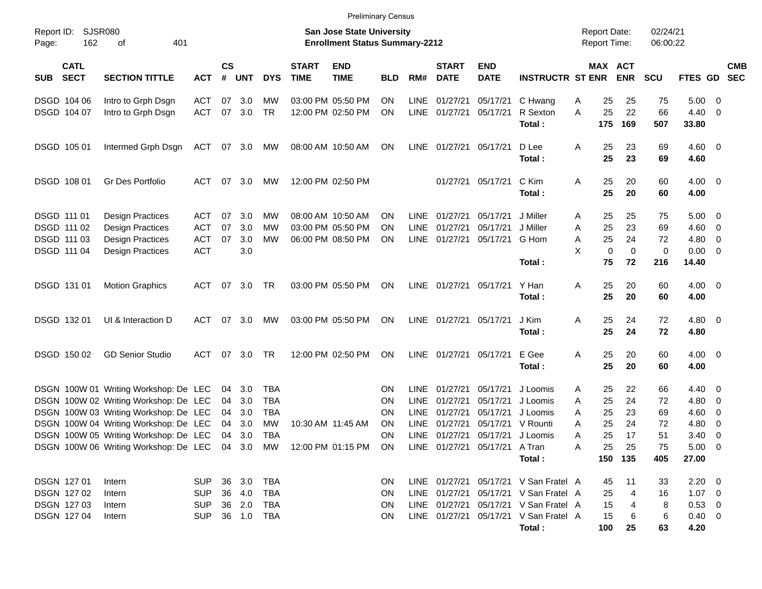Preliminary Census

Report ID: SJSR080

**San Jose State University**
**Enrollment Status Summary-2212**

Report Date: 02/24/21
Report Time: 06:00:22

| SUB | CATL SECT | SECTION TITTLE | ACT | CS # | UNT | DYS | START TIME | END TIME | BLD | RM# | START DATE | END DATE | INSTRUCTR | ST | MAX ENR | ACT ENR | SCU | FTES | GD | CMB SEC |
|---|---|---|---|---|---|---|---|---|---|---|---|---|---|---|---|---|---|---|---|---|
| DSGD | 104 06 | Intro to Grph Dsgn | ACT | 07 | 3.0 | MW | 03:00 PM | 05:50 PM | ON | LINE | 01/27/21 | 05/17/21 | C Hwang | A | 25 | 25 | 75 | 5.00 | 0 | |
| DSGD | 104 07 | Intro to Grph Dsgn | ACT | 07 | 3.0 | TR | 12:00 PM | 02:50 PM | ON | LINE | 01/27/21 | 05/17/21 | R Sexton | A | 25 | 22 | 66 | 4.40 | 0 | |
| | | | | | | | | | | | | | **Total :** | | **175** | **169** | **507** | **33.80** | | |
| DSGD | 105 01 | Intermed Grph Dsgn | ACT | 07 | 3.0 | MW | 08:00 AM | 10:50 AM | ON | LINE | 01/27/21 | 05/17/21 | D Lee | A | 25 | 23 | 69 | 4.60 | 0 | |
| | | | | | | | | | | | | | **Total :** | | **25** | **23** | **69** | **4.60** | | |
| DSGD | 108 01 | Gr Des Portfolio | ACT | 07 | 3.0 | MW | 12:00 PM | 02:50 PM | | | 01/27/21 | 05/17/21 | C Kim | A | 25 | 20 | 60 | 4.00 | 0 | |
| | | | | | | | | | | | | | **Total :** | | **25** | **20** | **60** | **4.00** | | |
| DSGD | 111 01 | Design Practices | ACT | 07 | 3.0 | MW | 08:00 AM | 10:50 AM | ON | LINE | 01/27/21 | 05/17/21 | J Miller | A | 25 | 25 | 75 | 5.00 | 0 | |
| DSGD | 111 02 | Design Practices | ACT | 07 | 3.0 | MW | 03:00 PM | 05:50 PM | ON | LINE | 01/27/21 | 05/17/21 | J Miller | A | 25 | 23 | 69 | 4.60 | 0 | |
| DSGD | 111 03 | Design Practices | ACT | 07 | 3.0 | MW | 06:00 PM | 08:50 PM | ON | LINE | 01/27/21 | 05/17/21 | G Hom | A | 25 | 24 | 72 | 4.80 | 0 | |
| DSGD | 111 04 | Design Practices | ACT | | 3.0 | | | | | | | | | X | 0 | 0 | 0 | 0.00 | 0 | |
| | | | | | | | | | | | | | **Total :** | | **75** | **72** | **216** | **14.40** | | |
| DSGD | 131 01 | Motion Graphics | ACT | 07 | 3.0 | TR | 03:00 PM | 05:50 PM | ON | LINE | 01/27/21 | 05/17/21 | Y Han | A | 25 | 20 | 60 | 4.00 | 0 | |
| | | | | | | | | | | | | | **Total :** | | **25** | **20** | **60** | **4.00** | | |
| DSGD | 132 01 | UI & Interaction D | ACT | 07 | 3.0 | MW | 03:00 PM | 05:50 PM | ON | LINE | 01/27/21 | 05/17/21 | J Kim | A | 25 | 24 | 72 | 4.80 | 0 | |
| | | | | | | | | | | | | | **Total :** | | **25** | **24** | **72** | **4.80** | | |
| DSGD | 150 02 | GD Senior Studio | ACT | 07 | 3.0 | TR | 12:00 PM | 02:50 PM | ON | LINE | 01/27/21 | 05/17/21 | E Gee | A | 25 | 20 | 60 | 4.00 | 0 | |
| | | | | | | | | | | | | | **Total :** | | **25** | **20** | **60** | **4.00** | | |
| DSGN | 100W 01 | Writing Workshop: De | LEC | 04 | 3.0 | TBA | | | ON | LINE | 01/27/21 | 05/17/21 | J Loomis | A | 25 | 22 | 66 | 4.40 | 0 | |
| DSGN | 100W 02 | Writing Workshop: De | LEC | 04 | 3.0 | TBA | | | ON | LINE | 01/27/21 | 05/17/21 | J Loomis | A | 25 | 24 | 72 | 4.80 | 0 | |
| DSGN | 100W 03 | Writing Workshop: De | LEC | 04 | 3.0 | TBA | | | ON | LINE | 01/27/21 | 05/17/21 | J Loomis | A | 25 | 23 | 69 | 4.60 | 0 | |
| DSGN | 100W 04 | Writing Workshop: De | LEC | 04 | 3.0 | MW | 10:30 AM | 11:45 AM | ON | LINE | 01/27/21 | 05/17/21 | V Rounti | A | 25 | 24 | 72 | 4.80 | 0 | |
| DSGN | 100W 05 | Writing Workshop: De | LEC | 04 | 3.0 | TBA | | | ON | LINE | 01/27/21 | 05/17/21 | J Loomis | A | 25 | 17 | 51 | 3.40 | 0 | |
| DSGN | 100W 06 | Writing Workshop: De | LEC | 04 | 3.0 | MW | 12:00 PM | 01:15 PM | ON | LINE | 01/27/21 | 05/17/21 | A Tran | A | 25 | 25 | 75 | 5.00 | 0 | |
| | | | | | | | | | | | | | **Total :** | | **150** | **135** | **405** | **27.00** | | |
| DSGN | 127 01 | Intern | SUP | 36 | 3.0 | TBA | | | ON | LINE | 01/27/21 | 05/17/21 | V San Fratel | A | 45 | 11 | 33 | 2.20 | 0 | |
| DSGN | 127 02 | Intern | SUP | 36 | 4.0 | TBA | | | ON | LINE | 01/27/21 | 05/17/21 | V San Fratel | A | 25 | 4 | 16 | 1.07 | 0 | |
| DSGN | 127 03 | Intern | SUP | 36 | 2.0 | TBA | | | ON | LINE | 01/27/21 | 05/17/21 | V San Fratel | A | 15 | 4 | 8 | 0.53 | 0 | |
| DSGN | 127 04 | Intern | SUP | 36 | 1.0 | TBA | | | ON | LINE | 01/27/21 | 05/17/21 | V San Fratel | A | 15 | 6 | 6 | 0.40 | 0 | |
| | | | | | | | | | | | | | **Total :** | | **100** | **25** | **63** | **4.20** | | |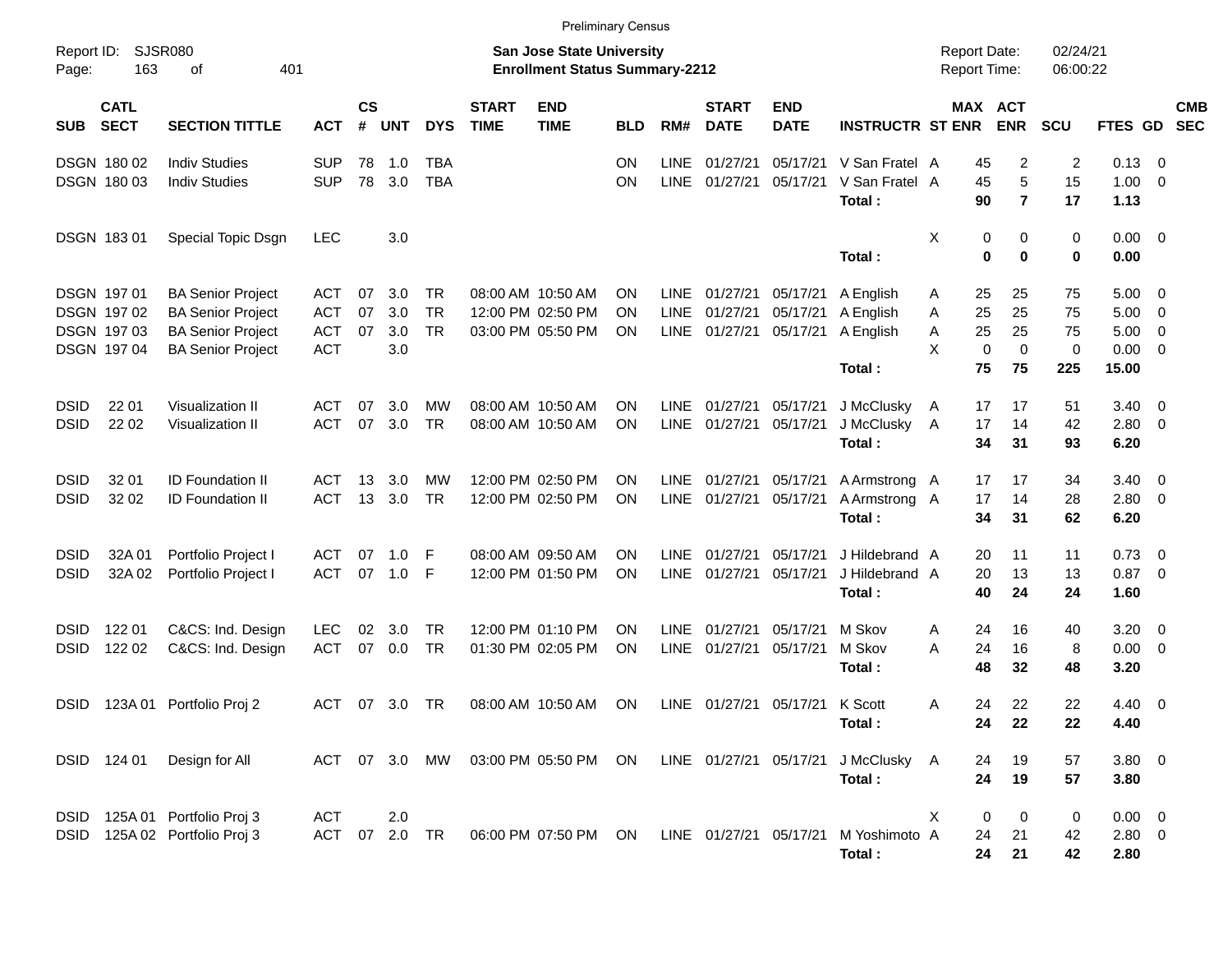Preliminary Census

Report ID: SJSR080
Page: 163 of 401

**San Jose State University**
**Enrollment Status Summary-2212**

Report Date: 02/24/21
Report Time: 06:00:22

| SUB | CATL SECT | SECTION TITTLE | ACT | CS # | UNT | DYS | START TIME | END TIME | BLD | RM# | START DATE | END DATE | INSTRUCTR | ST | MAX ENR | ACT ENR | SCU | FTES | GD | CMB SEC |
|---|---|---|---|---|---|---|---|---|---|---|---|---|---|---|---|---|---|---|---|---|
| DSGN | 180 02 | Indiv Studies | SUP | 78 | 1.0 | TBA | | | ON | LINE | 01/27/21 | 05/17/21 | V San Fratel | A | 45 | 2 | 2 | 0.13 | 0 | |
| DSGN | 180 03 | Indiv Studies | SUP | 78 | 3.0 | TBA | | | ON | LINE | 01/27/21 | 05/17/21 | V San Fratel | A | 45 | 5 | 15 | 1.00 | 0 | |
| | | | | | | | | | | | | | **Total :** | | **90** | **7** | **17** | **1.13** | | |
| DSGN | 183 01 | Special Topic Dsgn | LEC | | 3.0 | | | | | | | | | X | 0 | 0 | 0 | 0.00 | 0 | |
| | | | | | | | | | | | | | **Total :** | | **0** | **0** | **0** | **0.00** | | |
| DSGN | 197 01 | BA Senior Project | ACT | 07 | 3.0 | TR | 08:00 AM | 10:50 AM | ON | LINE | 01/27/21 | 05/17/21 | A English | A | 25 | 25 | 75 | 5.00 | 0 | |
| DSGN | 197 02 | BA Senior Project | ACT | 07 | 3.0 | TR | 12:00 PM | 02:50 PM | ON | LINE | 01/27/21 | 05/17/21 | A English | A | 25 | 25 | 75 | 5.00 | 0 | |
| DSGN | 197 03 | BA Senior Project | ACT | 07 | 3.0 | TR | 03:00 PM | 05:50 PM | ON | LINE | 01/27/21 | 05/17/21 | A English | A | 25 | 25 | 75 | 5.00 | 0 | |
| DSGN | 197 04 | BA Senior Project | ACT | | 3.0 | | | | | | | | | X | 0 | 0 | 0 | 0.00 | 0 | |
| | | | | | | | | | | | | | **Total :** | | **75** | **75** | **225** | **15.00** | | |
| DSID | 22 01 | Visualization II | ACT | 07 | 3.0 | MW | 08:00 AM | 10:50 AM | ON | LINE | 01/27/21 | 05/17/21 | J McClusky | A | 17 | 17 | 51 | 3.40 | 0 | |
| DSID | 22 02 | Visualization II | ACT | 07 | 3.0 | TR | 08:00 AM | 10:50 AM | ON | LINE | 01/27/21 | 05/17/21 | J McClusky | A | 17 | 14 | 42 | 2.80 | 0 | |
| | | | | | | | | | | | | | **Total :** | | **34** | **31** | **93** | **6.20** | | |
| DSID | 32 01 | ID Foundation II | ACT | 13 | 3.0 | MW | 12:00 PM | 02:50 PM | ON | LINE | 01/27/21 | 05/17/21 | A Armstrong | A | 17 | 17 | 34 | 3.40 | 0 | |
| DSID | 32 02 | ID Foundation II | ACT | 13 | 3.0 | TR | 12:00 PM | 02:50 PM | ON | LINE | 01/27/21 | 05/17/21 | A Armstrong | A | 17 | 14 | 28 | 2.80 | 0 | |
| | | | | | | | | | | | | | **Total :** | | **34** | **31** | **62** | **6.20** | | |
| DSID | 32A 01 | Portfolio Project I | ACT | 07 | 1.0 | F | 08:00 AM | 09:50 AM | ON | LINE | 01/27/21 | 05/17/21 | J Hildebrand | A | 20 | 11 | 11 | 0.73 | 0 | |
| DSID | 32A 02 | Portfolio Project I | ACT | 07 | 1.0 | F | 12:00 PM | 01:50 PM | ON | LINE | 01/27/21 | 05/17/21 | J Hildebrand | A | 20 | 13 | 13 | 0.87 | 0 | |
| | | | | | | | | | | | | | **Total :** | | **40** | **24** | **24** | **1.60** | | |
| DSID | 122 01 | C&CS: Ind. Design | LEC | 02 | 3.0 | TR | 12:00 PM | 01:10 PM | ON | LINE | 01/27/21 | 05/17/21 | M Skov | A | 24 | 16 | 40 | 3.20 | 0 | |
| DSID | 122 02 | C&CS: Ind. Design | ACT | 07 | 0.0 | TR | 01:30 PM | 02:05 PM | ON | LINE | 01/27/21 | 05/17/21 | M Skov | A | 24 | 16 | 8 | 0.00 | 0 | |
| | | | | | | | | | | | | | **Total :** | | **48** | **32** | **48** | **3.20** | | |
| DSID | 123A 01 | Portfolio Proj 2 | ACT | 07 | 3.0 | TR | 08:00 AM | 10:50 AM | ON | LINE | 01/27/21 | 05/17/21 | K Scott | A | 24 | 22 | 22 | 4.40 | 0 | |
| | | | | | | | | | | | | | **Total :** | | **24** | **22** | **22** | **4.40** | | |
| DSID | 124 01 | Design for All | ACT | 07 | 3.0 | MW | 03:00 PM | 05:50 PM | ON | LINE | 01/27/21 | 05/17/21 | J McClusky | A | 24 | 19 | 57 | 3.80 | 0 | |
| | | | | | | | | | | | | | **Total :** | | **24** | **19** | **57** | **3.80** | | |
| DSID | 125A 01 | Portfolio Proj 3 | ACT | | 2.0 | | | | | | | | | X | 0 | 0 | 0 | 0.00 | 0 | |
| DSID | 125A 02 | Portfolio Proj 3 | ACT | 07 | 2.0 | TR | 06:00 PM | 07:50 PM | ON | LINE | 01/27/21 | 05/17/21 | M Yoshimoto | A | 24 | 21 | 42 | 2.80 | 0 | |
| | | | | | | | | | | | | | **Total :** | | **24** | **21** | **42** | **2.80** | | |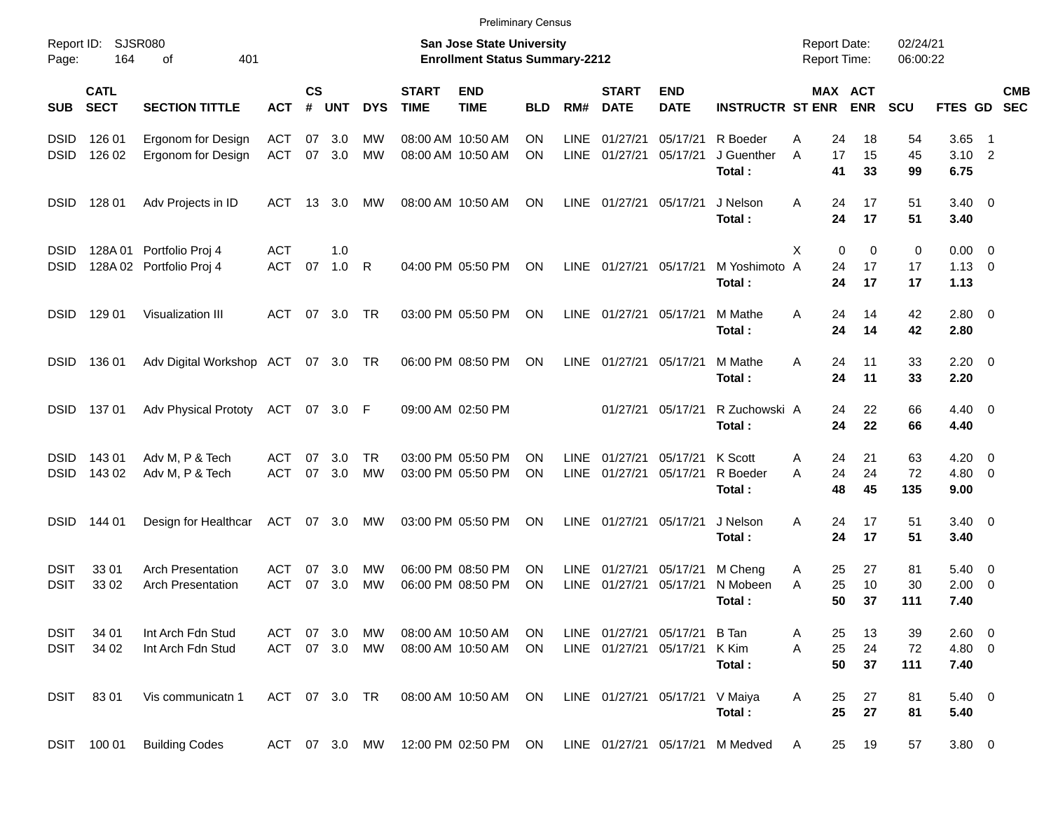Preliminary Census

Report ID: SJSR080

**San Jose State University**
**Enrollment Status Summary-2212**

Report Date: 02/24/21
Report Time: 06:00:22

| SUB | CATL SECT | SECTION TITTLE | ACT | CS # | UNT | DYS | START TIME | END TIME | BLD | RM# | START DATE | END DATE | INSTRUCTR | ST | MAX ENR | ACT ENR | SCU | FTES | GD | CMB SEC |
|---|---|---|---|---|---|---|---|---|---|---|---|---|---|---|---|---|---|---|---|---|
| DSID | 126 01 | Ergonom for Design | ACT | 07 | 3.0 | MW | 08:00 AM | 10:50 AM | ON | LINE | 01/27/21 | 05/17/21 | R Boeder | A | 24 | 18 | 54 | 3.65 | 1 | |
| DSID | 126 02 | Ergonom for Design | ACT | 07 | 3.0 | MW | 08:00 AM | 10:50 AM | ON | LINE | 01/27/21 | 05/17/21 | J Guenther | A | 17 | 15 | 45 | 3.10 | 2 | |
| | | | | | | | | | | | | | **Total :** | | **41** | **33** | **99** | **6.75** | | |
| DSID | 128 01 | Adv Projects in ID | ACT | 13 | 3.0 | MW | 08:00 AM | 10:50 AM | ON | LINE | 01/27/21 | 05/17/21 | J Nelson | A | 24 | 17 | 51 | 3.40 | 0 | |
| | | | | | | | | | | | | | **Total :** | | **24** | **17** | **51** | **3.40** | | |
| DSID | 128A 01 | Portfolio Proj 4 | ACT | | 1.0 | | | | | | | | | X | 0 | 0 | 0 | 0.00 | 0 | |
| DSID | 128A 02 | Portfolio Proj 4 | ACT | 07 | 1.0 | R | 04:00 PM | 05:50 PM | ON | LINE | 01/27/21 | 05/17/21 | M Yoshimoto | A | 24 | 17 | 17 | 1.13 | 0 | |
| | | | | | | | | | | | | | **Total :** | | **24** | **17** | **17** | **1.13** | | |
| DSID | 129 01 | Visualization III | ACT | 07 | 3.0 | TR | 03:00 PM | 05:50 PM | ON | LINE | 01/27/21 | 05/17/21 | M Mathe | A | 24 | 14 | 42 | 2.80 | 0 | |
| | | | | | | | | | | | | | **Total :** | | **24** | **14** | **42** | **2.80** | | |
| DSID | 136 01 | Adv Digital Workshop | ACT | 07 | 3.0 | TR | 06:00 PM | 08:50 PM | ON | LINE | 01/27/21 | 05/17/21 | M Mathe | A | 24 | 11 | 33 | 2.20 | 0 | |
| | | | | | | | | | | | | | **Total :** | | **24** | **11** | **33** | **2.20** | | |
| DSID | 137 01 | Adv Physical Prototy | ACT | 07 | 3.0 | F | 09:00 AM | 02:50 PM | | | 01/27/21 | 05/17/21 | R Zuchowski | A | 24 | 22 | 66 | 4.40 | 0 | |
| | | | | | | | | | | | | | **Total :** | | **24** | **22** | **66** | **4.40** | | |
| DSID | 143 01 | Adv M, P & Tech | ACT | 07 | 3.0 | TR | 03:00 PM | 05:50 PM | ON | LINE | 01/27/21 | 05/17/21 | K Scott | A | 24 | 21 | 63 | 4.20 | 0 | |
| DSID | 143 02 | Adv M, P & Tech | ACT | 07 | 3.0 | MW | 03:00 PM | 05:50 PM | ON | LINE | 01/27/21 | 05/17/21 | R Boeder | A | 24 | 24 | 72 | 4.80 | 0 | |
| | | | | | | | | | | | | | **Total :** | | **48** | **45** | **135** | **9.00** | | |
| DSID | 144 01 | Design for Healthcar | ACT | 07 | 3.0 | MW | 03:00 PM | 05:50 PM | ON | LINE | 01/27/21 | 05/17/21 | J Nelson | A | 24 | 17 | 51 | 3.40 | 0 | |
| | | | | | | | | | | | | | **Total :** | | **24** | **17** | **51** | **3.40** | | |
| DSIT | 33 01 | Arch Presentation | ACT | 07 | 3.0 | MW | 06:00 PM | 08:50 PM | ON | LINE | 01/27/21 | 05/17/21 | M Cheng | A | 25 | 27 | 81 | 5.40 | 0 | |
| DSIT | 33 02 | Arch Presentation | ACT | 07 | 3.0 | MW | 06:00 PM | 08:50 PM | ON | LINE | 01/27/21 | 05/17/21 | N Mobeen | A | 25 | 10 | 30 | 2.00 | 0 | |
| | | | | | | | | | | | | | **Total :** | | **50** | **37** | **111** | **7.40** | | |
| DSIT | 34 01 | Int Arch Fdn Stud | ACT | 07 | 3.0 | MW | 08:00 AM | 10:50 AM | ON | LINE | 01/27/21 | 05/17/21 | B Tan | A | 25 | 13 | 39 | 2.60 | 0 | |
| DSIT | 34 02 | Int Arch Fdn Stud | ACT | 07 | 3.0 | MW | 08:00 AM | 10:50 AM | ON | LINE | 01/27/21 | 05/17/21 | K Kim | A | 25 | 24 | 72 | 4.80 | 0 | |
| | | | | | | | | | | | | | **Total :** | | **50** | **37** | **111** | **7.40** | | |
| DSIT | 83 01 | Vis communicatn 1 | ACT | 07 | 3.0 | TR | 08:00 AM | 10:50 AM | ON | LINE | 01/27/21 | 05/17/21 | V Maiya | A | 25 | 27 | 81 | 5.40 | 0 | |
| | | | | | | | | | | | | | **Total :** | | **25** | **27** | **81** | **5.40** | | |
| DSIT | 100 01 | Building Codes | ACT | 07 | 3.0 | MW | 12:00 PM | 02:50 PM | ON | LINE | 01/27/21 | 05/17/21 | M Medved | A | 25 | 19 | 57 | 3.80 | 0 | |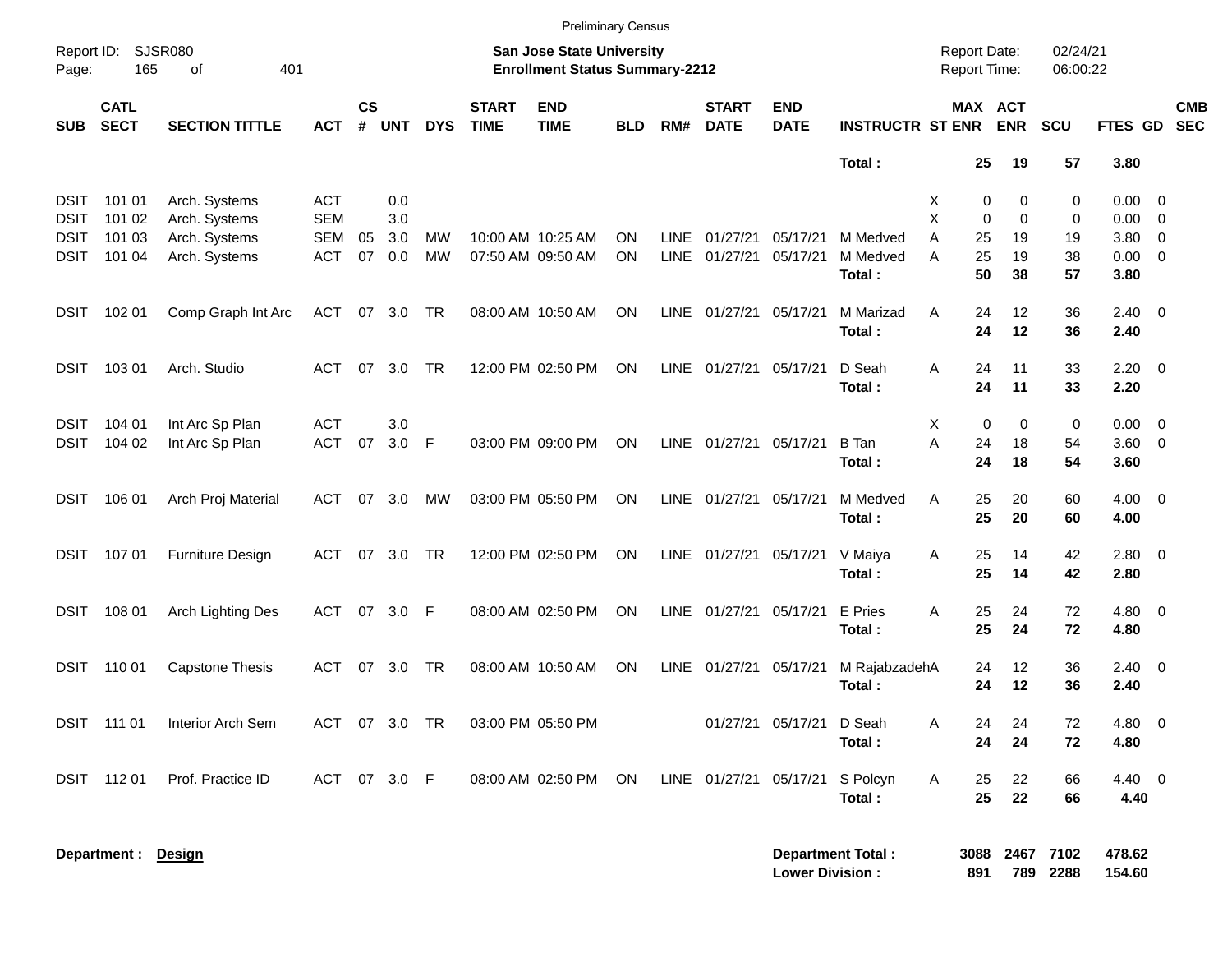Preliminary Census

Report ID: SJSR080

**San Jose State University**
**Enrollment Status Summary-2212**

Report Date: 02/24/21
Report Time: 06:00:22

| SUB | CATL SECT | SECTION TITTLE | ACT | CS # | UNT | DYS | START TIME | END TIME | BLD | RM# | START DATE | END DATE | INSTRUCTR | ST | MAX ENR | ACT ENR | SCU | FTES | GD | CMB SEC |
|---|---|---|---|---|---|---|---|---|---|---|---|---|---|---|---|---|---|---|---|---|
| | | | | | | | | | | | | | **Total :** | | **25** | **19** | **57** | **3.80** | | |
| DSIT | 101 01 | Arch. Systems | ACT | | 0.0 | | | | | | | | | X | 0 | 0 | 0 | 0.00 | 0 | |
| DSIT | 101 02 | Arch. Systems | SEM | | 3.0 | | | | | | | | | X | 0 | 0 | 0 | 0.00 | 0 | |
| DSIT | 101 03 | Arch. Systems | SEM | 05 | 3.0 | MW | 10:00 AM | 10:25 AM | ON | LINE | 01/27/21 | 05/17/21 | M Medved | A | 25 | 19 | 19 | 3.80 | 0 | |
| DSIT | 101 04 | Arch. Systems | ACT | 07 | 0.0 | MW | 07:50 AM | 09:50 AM | ON | LINE | 01/27/21 | 05/17/21 | M Medved | A | 25 | 19 | 38 | 0.00 | 0 | |
| | | | | | | | | | | | | | **Total :** | | **50** | **38** | **57** | **3.80** | | |
| DSIT | 102 01 | Comp Graph Int Arc | ACT | 07 | 3.0 | TR | 08:00 AM | 10:50 AM | ON | LINE | 01/27/21 | 05/17/21 | M Marizad | A | 24 | 12 | 36 | 2.40 | 0 | |
| | | | | | | | | | | | | | **Total :** | | **24** | **12** | **36** | **2.40** | | |
| DSIT | 103 01 | Arch. Studio | ACT | 07 | 3.0 | TR | 12:00 PM | 02:50 PM | ON | LINE | 01/27/21 | 05/17/21 | D Seah | A | 24 | 11 | 33 | 2.20 | 0 | |
| | | | | | | | | | | | | | **Total :** | | **24** | **11** | **33** | **2.20** | | |
| DSIT | 104 01 | Int Arc Sp Plan | ACT | | 3.0 | | | | | | | | | X | 0 | 0 | 0 | 0.00 | 0 | |
| DSIT | 104 02 | Int Arc Sp Plan | ACT | 07 | 3.0 | F | 03:00 PM | 09:00 PM | ON | LINE | 01/27/21 | 05/17/21 | B Tan | A | 24 | 18 | 54 | 3.60 | 0 | |
| | | | | | | | | | | | | | **Total :** | | **24** | **18** | **54** | **3.60** | | |
| DSIT | 106 01 | Arch Proj Material | ACT | 07 | 3.0 | MW | 03:00 PM | 05:50 PM | ON | LINE | 01/27/21 | 05/17/21 | M Medved | A | 25 | 20 | 60 | 4.00 | 0 | |
| | | | | | | | | | | | | | **Total :** | | **25** | **20** | **60** | **4.00** | | |
| DSIT | 107 01 | Furniture Design | ACT | 07 | 3.0 | TR | 12:00 PM | 02:50 PM | ON | LINE | 01/27/21 | 05/17/21 | V Maiya | A | 25 | 14 | 42 | 2.80 | 0 | |
| | | | | | | | | | | | | | **Total :** | | **25** | **14** | **42** | **2.80** | | |
| DSIT | 108 01 | Arch Lighting Des | ACT | 07 | 3.0 | F | 08:00 AM | 02:50 PM | ON | LINE | 01/27/21 | 05/17/21 | E Pries | A | 25 | 24 | 72 | 4.80 | 0 | |
| | | | | | | | | | | | | | **Total :** | | **25** | **24** | **72** | **4.80** | | |
| DSIT | 110 01 | Capstone Thesis | ACT | 07 | 3.0 | TR | 08:00 AM | 10:50 AM | ON | LINE | 01/27/21 | 05/17/21 | M Rajabzadeh | A | 24 | 12 | 36 | 2.40 | 0 | |
| | | | | | | | | | | | | | **Total :** | | **24** | **12** | **36** | **2.40** | | |
| DSIT | 111 01 | Interior Arch Sem | ACT | 07 | 3.0 | TR | 03:00 PM | 05:50 PM | | | 01/27/21 | 05/17/21 | D Seah | A | 24 | 24 | 72 | 4.80 | 0 | |
| | | | | | | | | | | | | | **Total :** | | **24** | **24** | **72** | **4.80** | | |
| DSIT | 112 01 | Prof. Practice ID | ACT | 07 | 3.0 | F | 08:00 AM | 02:50 PM | ON | LINE | 01/27/21 | 05/17/21 | S Polcyn | A | 25 | 22 | 66 | 4.40 | 0 | |
| | | | | | | | | | | | | | **Total :** | | **25** | **22** | **66** | **4.40** | | |

**Department :** **Design**

| | MAX ENR | ACT ENR | SCU | FTES |
|---|---|---|---|---|
| **Department Total :** | **3088** | **2467** | **7102** | **478.62** |
| **Lower Division :** | **891** | **789** | **2288** | **154.60** |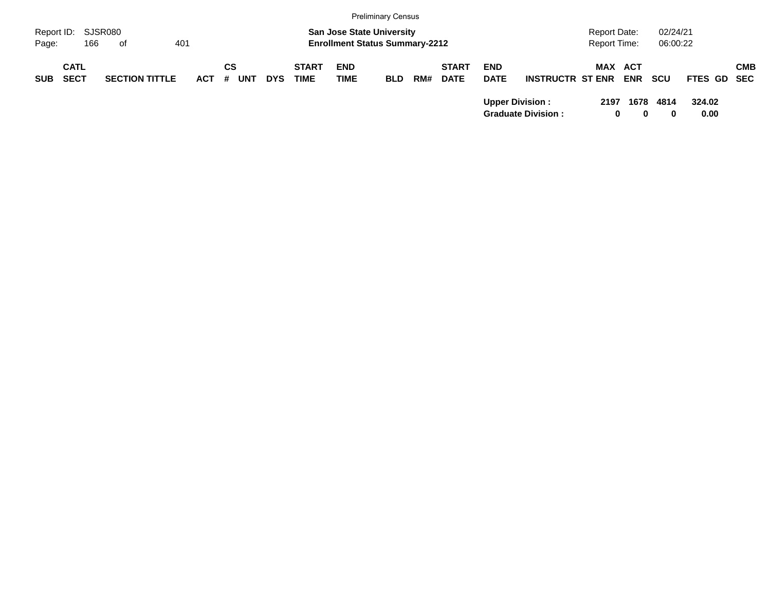| SUB | CATL SECT | SECTION TITTLE | ACT | CS # | UNT | DYS | START TIME | END TIME | BLD | RM# | START DATE | END DATE | INSTRUCTR | ST | MAX ENR | ACT ENR | SCU | FTES | GD | CMB SEC |
|---|---|---|---|---|---|---|---|---|---|---|---|---|---|---|---|---|---|---|---|---|
| | | | | | | | | | | | | **Upper Division :** | | | **2197** | **1678** | **4814** | **324.02** | | |
| | | | | | | | | | | | | **Graduate Division :** | | | **0** | **0** | **0** | **0.00** | | |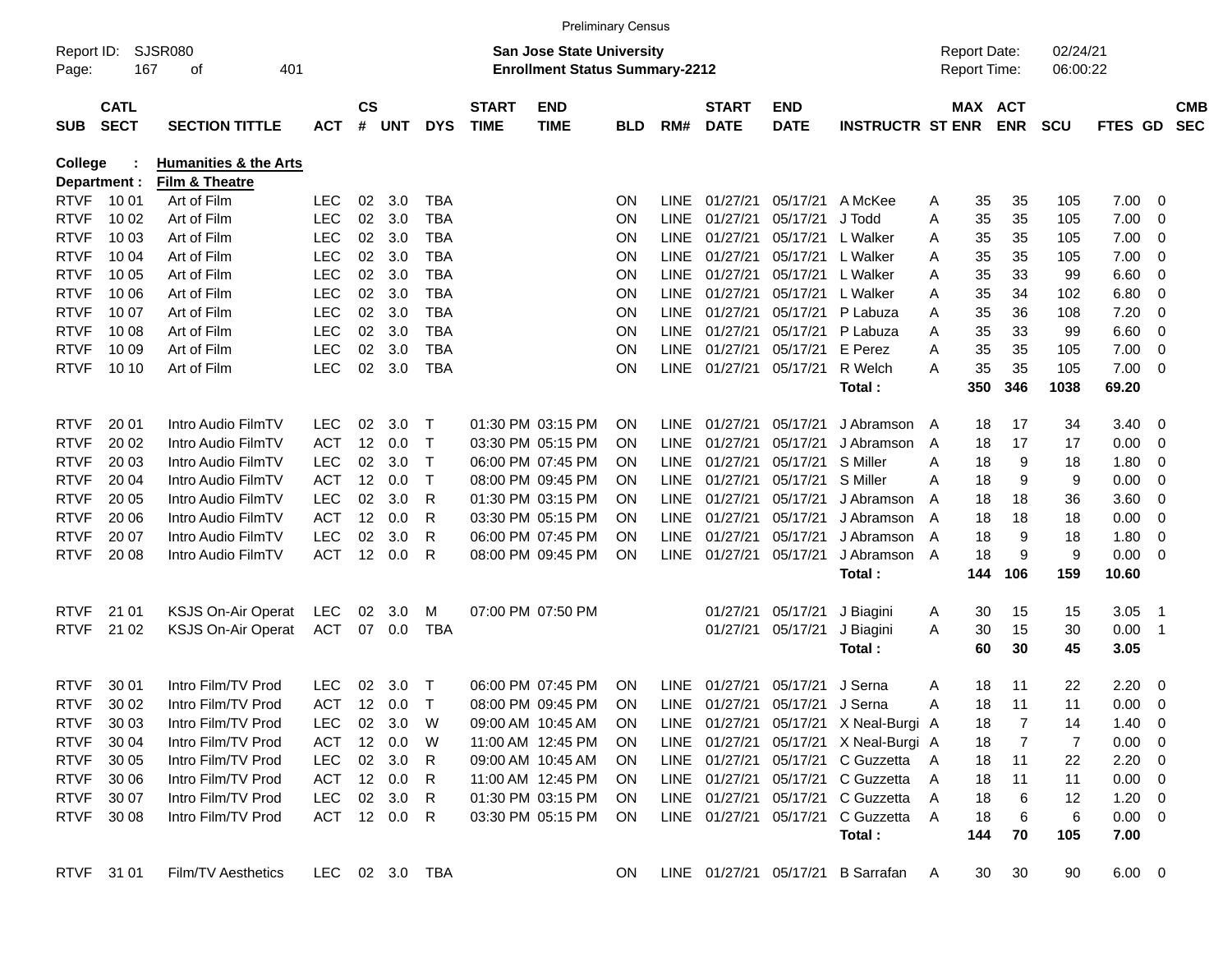Preliminary Census

Report ID: SJSR080 &nbsp;&nbsp;&nbsp;&nbsp; **San Jose State University** &nbsp;&nbsp;&nbsp;&nbsp; Report Date: 02/24/21
Page: 167 of 401 &nbsp;&nbsp;&nbsp;&nbsp; **Enrollment Status Summary-2212** &nbsp;&nbsp;&nbsp;&nbsp; Report Time: 06:00:22

**College : Humanities & the Arts**
**Department : Film & Theatre**

| SUB | CATL SECT | SECTION TITTLE | ACT | CS # | UNT | DYS | START TIME | END TIME | BLD | RM# | START DATE | END DATE | INSTRUCTR | ST | MAX ENR | ACT ENR | SCU | FTES | GD | CMB SEC |
|---|---|---|---|---|---|---|---|---|---|---|---|---|---|---|---|---|---|---|---|---|
| RTVF | 10 01 | Art of Film | LEC | 02 | 3.0 | TBA | | | ON | LINE | 01/27/21 | 05/17/21 | A McKee | A | 35 | 35 | 105 | 7.00 | 0 | |
| RTVF | 10 02 | Art of Film | LEC | 02 | 3.0 | TBA | | | ON | LINE | 01/27/21 | 05/17/21 | J Todd | A | 35 | 35 | 105 | 7.00 | 0 | |
| RTVF | 10 03 | Art of Film | LEC | 02 | 3.0 | TBA | | | ON | LINE | 01/27/21 | 05/17/21 | L Walker | A | 35 | 35 | 105 | 7.00 | 0 | |
| RTVF | 10 04 | Art of Film | LEC | 02 | 3.0 | TBA | | | ON | LINE | 01/27/21 | 05/17/21 | L Walker | A | 35 | 35 | 105 | 7.00 | 0 | |
| RTVF | 10 05 | Art of Film | LEC | 02 | 3.0 | TBA | | | ON | LINE | 01/27/21 | 05/17/21 | L Walker | A | 35 | 33 | 99 | 6.60 | 0 | |
| RTVF | 10 06 | Art of Film | LEC | 02 | 3.0 | TBA | | | ON | LINE | 01/27/21 | 05/17/21 | L Walker | A | 35 | 34 | 102 | 6.80 | 0 | |
| RTVF | 10 07 | Art of Film | LEC | 02 | 3.0 | TBA | | | ON | LINE | 01/27/21 | 05/17/21 | P Labuza | A | 35 | 36 | 108 | 7.20 | 0 | |
| RTVF | 10 08 | Art of Film | LEC | 02 | 3.0 | TBA | | | ON | LINE | 01/27/21 | 05/17/21 | P Labuza | A | 35 | 33 | 99 | 6.60 | 0 | |
| RTVF | 10 09 | Art of Film | LEC | 02 | 3.0 | TBA | | | ON | LINE | 01/27/21 | 05/17/21 | E Perez | A | 35 | 35 | 105 | 7.00 | 0 | |
| RTVF | 10 10 | Art of Film | LEC | 02 | 3.0 | TBA | | | ON | LINE | 01/27/21 | 05/17/21 | R Welch | A | 35 | 35 | 105 | 7.00 | 0 | |
| | | | | | | | | | | | | | **Total :** | | **350** | **346** | **1038** | **69.20** | | |
| RTVF | 20 01 | Intro Audio FilmTV | LEC | 02 | 3.0 | T | 01:30 PM | 03:15 PM | ON | LINE | 01/27/21 | 05/17/21 | J Abramson | A | 18 | 17 | 34 | 3.40 | 0 | |
| RTVF | 20 02 | Intro Audio FilmTV | ACT | 12 | 0.0 | T | 03:30 PM | 05:15 PM | ON | LINE | 01/27/21 | 05/17/21 | J Abramson | A | 18 | 17 | 17 | 0.00 | 0 | |
| RTVF | 20 03 | Intro Audio FilmTV | LEC | 02 | 3.0 | T | 06:00 PM | 07:45 PM | ON | LINE | 01/27/21 | 05/17/21 | S Miller | A | 18 | 9 | 18 | 1.80 | 0 | |
| RTVF | 20 04 | Intro Audio FilmTV | ACT | 12 | 0.0 | T | 08:00 PM | 09:45 PM | ON | LINE | 01/27/21 | 05/17/21 | S Miller | A | 18 | 9 | 9 | 0.00 | 0 | |
| RTVF | 20 05 | Intro Audio FilmTV | LEC | 02 | 3.0 | R | 01:30 PM | 03:15 PM | ON | LINE | 01/27/21 | 05/17/21 | J Abramson | A | 18 | 18 | 36 | 3.60 | 0 | |
| RTVF | 20 06 | Intro Audio FilmTV | ACT | 12 | 0.0 | R | 03:30 PM | 05:15 PM | ON | LINE | 01/27/21 | 05/17/21 | J Abramson | A | 18 | 18 | 18 | 0.00 | 0 | |
| RTVF | 20 07 | Intro Audio FilmTV | LEC | 02 | 3.0 | R | 06:00 PM | 07:45 PM | ON | LINE | 01/27/21 | 05/17/21 | J Abramson | A | 18 | 9 | 18 | 1.80 | 0 | |
| RTVF | 20 08 | Intro Audio FilmTV | ACT | 12 | 0.0 | R | 08:00 PM | 09:45 PM | ON | LINE | 01/27/21 | 05/17/21 | J Abramson | A | 18 | 9 | 9 | 0.00 | 0 | |
| | | | | | | | | | | | | | **Total :** | | **144** | **106** | **159** | **10.60** | | |
| RTVF | 21 01 | KSJS On-Air Operat | LEC | 02 | 3.0 | M | 07:00 PM | 07:50 PM | | | 01/27/21 | 05/17/21 | J Biagini | A | 30 | 15 | 15 | 3.05 | 1 | |
| RTVF | 21 02 | KSJS On-Air Operat | ACT | 07 | 0.0 | TBA | | | | | 01/27/21 | 05/17/21 | J Biagini | A | 30 | 15 | 30 | 0.00 | 1 | |
| | | | | | | | | | | | | | **Total :** | | **60** | **30** | **45** | **3.05** | | |
| RTVF | 30 01 | Intro Film/TV Prod | LEC | 02 | 3.0 | T | 06:00 PM | 07:45 PM | ON | LINE | 01/27/21 | 05/17/21 | J Serna | A | 18 | 11 | 22 | 2.20 | 0 | |
| RTVF | 30 02 | Intro Film/TV Prod | ACT | 12 | 0.0 | T | 08:00 PM | 09:45 PM | ON | LINE | 01/27/21 | 05/17/21 | J Serna | A | 18 | 11 | 11 | 0.00 | 0 | |
| RTVF | 30 03 | Intro Film/TV Prod | LEC | 02 | 3.0 | W | 09:00 AM | 10:45 AM | ON | LINE | 01/27/21 | 05/17/21 | X Neal-Burgi | A | 18 | 7 | 14 | 1.40 | 0 | |
| RTVF | 30 04 | Intro Film/TV Prod | ACT | 12 | 0.0 | W | 11:00 AM | 12:45 PM | ON | LINE | 01/27/21 | 05/17/21 | X Neal-Burgi | A | 18 | 7 | 7 | 0.00 | 0 | |
| RTVF | 30 05 | Intro Film/TV Prod | LEC | 02 | 3.0 | R | 09:00 AM | 10:45 AM | ON | LINE | 01/27/21 | 05/17/21 | C Guzzetta | A | 18 | 11 | 22 | 2.20 | 0 | |
| RTVF | 30 06 | Intro Film/TV Prod | ACT | 12 | 0.0 | R | 11:00 AM | 12:45 PM | ON | LINE | 01/27/21 | 05/17/21 | C Guzzetta | A | 18 | 11 | 11 | 0.00 | 0 | |
| RTVF | 30 07 | Intro Film/TV Prod | LEC | 02 | 3.0 | R | 01:30 PM | 03:15 PM | ON | LINE | 01/27/21 | 05/17/21 | C Guzzetta | A | 18 | 6 | 12 | 1.20 | 0 | |
| RTVF | 30 08 | Intro Film/TV Prod | ACT | 12 | 0.0 | R | 03:30 PM | 05:15 PM | ON | LINE | 01/27/21 | 05/17/21 | C Guzzetta | A | 18 | 6 | 6 | 0.00 | 0 | |
| | | | | | | | | | | | | | **Total :** | | **144** | **70** | **105** | **7.00** | | |
| RTVF | 31 01 | Film/TV Aesthetics | LEC | 02 | 3.0 | TBA | | | ON | LINE | 01/27/21 | 05/17/21 | B Sarrafan | A | 30 | 30 | 90 | 6.00 | 0 | |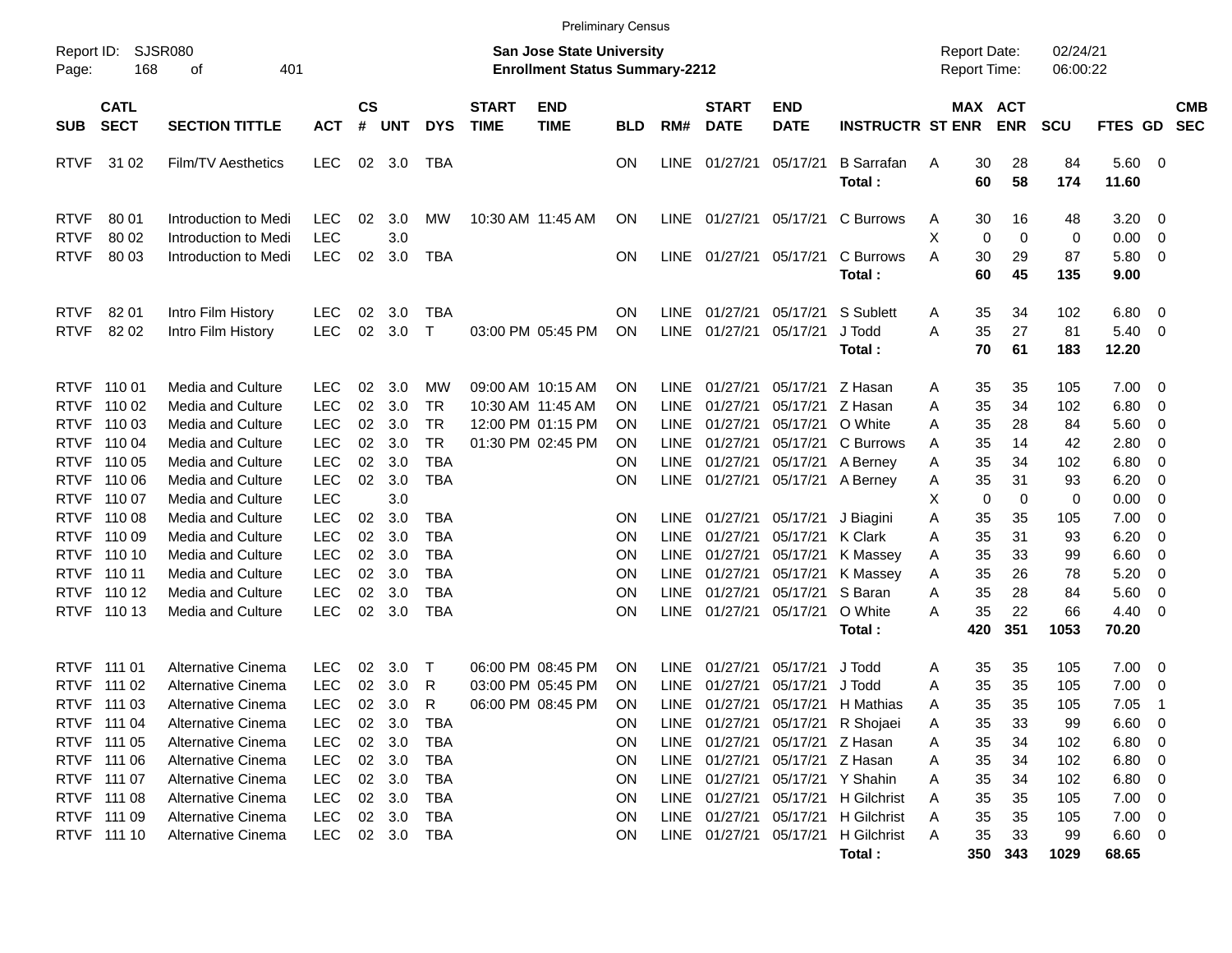Preliminary Census

Report ID: SJSR080

**San Jose State University**
**Enrollment Status Summary-2212**

Report Date: 02/24/21
Report Time: 06:00:22

| SUB | CATL SECT | SECTION TITTLE | ACT | CS # | UNT | DYS | START TIME | END TIME | BLD | RM# | START DATE | END DATE | INSTRUCTR | ST | MAX ENR | ACT ENR | SCU | FTES | GD | CMB SEC |
|---|---|---|---|---|---|---|---|---|---|---|---|---|---|---|---|---|---|---|---|---|
| RTVF | 31 02 | Film/TV Aesthetics | LEC | 02 | 3.0 | TBA | | | ON | LINE | 01/27/21 | 05/17/21 | B Sarrafan | A | 30 | 28 | 84 | 5.60 | 0 | |
| | | | | | | | | | | | | | **Total :** | | **60** | **58** | **174** | **11.60** | | |
| RTVF | 80 01 | Introduction to Medi | LEC | 02 | 3.0 | MW | 10:30 AM | 11:45 AM | ON | LINE | 01/27/21 | 05/17/21 | C Burrows | A | 30 | 16 | 48 | 3.20 | 0 | |
| RTVF | 80 02 | Introduction to Medi | LEC | | 3.0 | | | | | | | | | X | 0 | 0 | 0 | 0.00 | 0 | |
| RTVF | 80 03 | Introduction to Medi | LEC | 02 | 3.0 | TBA | | | ON | LINE | 01/27/21 | 05/17/21 | C Burrows | A | 30 | 29 | 87 | 5.80 | 0 | |
| | | | | | | | | | | | | | **Total :** | | **60** | **45** | **135** | **9.00** | | |
| RTVF | 82 01 | Intro Film History | LEC | 02 | 3.0 | TBA | | | ON | LINE | 01/27/21 | 05/17/21 | S Sublett | A | 35 | 34 | 102 | 6.80 | 0 | |
| RTVF | 82 02 | Intro Film History | LEC | 02 | 3.0 | T | 03:00 PM | 05:45 PM | ON | LINE | 01/27/21 | 05/17/21 | J Todd | A | 35 | 27 | 81 | 5.40 | 0 | |
| | | | | | | | | | | | | | **Total :** | | **70** | **61** | **183** | **12.20** | | |
| RTVF | 110 01 | Media and Culture | LEC | 02 | 3.0 | MW | 09:00 AM | 10:15 AM | ON | LINE | 01/27/21 | 05/17/21 | Z Hasan | A | 35 | 35 | 105 | 7.00 | 0 | |
| RTVF | 110 02 | Media and Culture | LEC | 02 | 3.0 | TR | 10:30 AM | 11:45 AM | ON | LINE | 01/27/21 | 05/17/21 | Z Hasan | A | 35 | 34 | 102 | 6.80 | 0 | |
| RTVF | 110 03 | Media and Culture | LEC | 02 | 3.0 | TR | 12:00 PM | 01:15 PM | ON | LINE | 01/27/21 | 05/17/21 | O White | A | 35 | 28 | 84 | 5.60 | 0 | |
| RTVF | 110 04 | Media and Culture | LEC | 02 | 3.0 | TR | 01:30 PM | 02:45 PM | ON | LINE | 01/27/21 | 05/17/21 | C Burrows | A | 35 | 14 | 42 | 2.80 | 0 | |
| RTVF | 110 05 | Media and Culture | LEC | 02 | 3.0 | TBA | | | ON | LINE | 01/27/21 | 05/17/21 | A Berney | A | 35 | 34 | 102 | 6.80 | 0 | |
| RTVF | 110 06 | Media and Culture | LEC | 02 | 3.0 | TBA | | | ON | LINE | 01/27/21 | 05/17/21 | A Berney | A | 35 | 31 | 93 | 6.20 | 0 | |
| RTVF | 110 07 | Media and Culture | LEC | | 3.0 | | | | | | | | | X | 0 | 0 | 0 | 0.00 | 0 | |
| RTVF | 110 08 | Media and Culture | LEC | 02 | 3.0 | TBA | | | ON | LINE | 01/27/21 | 05/17/21 | J Biagini | A | 35 | 35 | 105 | 7.00 | 0 | |
| RTVF | 110 09 | Media and Culture | LEC | 02 | 3.0 | TBA | | | ON | LINE | 01/27/21 | 05/17/21 | K Clark | A | 35 | 31 | 93 | 6.20 | 0 | |
| RTVF | 110 10 | Media and Culture | LEC | 02 | 3.0 | TBA | | | ON | LINE | 01/27/21 | 05/17/21 | K Massey | A | 35 | 33 | 99 | 6.60 | 0 | |
| RTVF | 110 11 | Media and Culture | LEC | 02 | 3.0 | TBA | | | ON | LINE | 01/27/21 | 05/17/21 | K Massey | A | 35 | 26 | 78 | 5.20 | 0 | |
| RTVF | 110 12 | Media and Culture | LEC | 02 | 3.0 | TBA | | | ON | LINE | 01/27/21 | 05/17/21 | S Baran | A | 35 | 28 | 84 | 5.60 | 0 | |
| RTVF | 110 13 | Media and Culture | LEC | 02 | 3.0 | TBA | | | ON | LINE | 01/27/21 | 05/17/21 | O White | A | 35 | 22 | 66 | 4.40 | 0 | |
| | | | | | | | | | | | | | **Total :** | | **420** | **351** | **1053** | **70.20** | | |
| RTVF | 111 01 | Alternative Cinema | LEC | 02 | 3.0 | T | 06:00 PM | 08:45 PM | ON | LINE | 01/27/21 | 05/17/21 | J Todd | A | 35 | 35 | 105 | 7.00 | 0 | |
| RTVF | 111 02 | Alternative Cinema | LEC | 02 | 3.0 | R | 03:00 PM | 05:45 PM | ON | LINE | 01/27/21 | 05/17/21 | J Todd | A | 35 | 35 | 105 | 7.00 | 0 | |
| RTVF | 111 03 | Alternative Cinema | LEC | 02 | 3.0 | R | 06:00 PM | 08:45 PM | ON | LINE | 01/27/21 | 05/17/21 | H Mathias | A | 35 | 35 | 105 | 7.05 | 1 | |
| RTVF | 111 04 | Alternative Cinema | LEC | 02 | 3.0 | TBA | | | ON | LINE | 01/27/21 | 05/17/21 | R Shojaei | A | 35 | 33 | 99 | 6.60 | 0 | |
| RTVF | 111 05 | Alternative Cinema | LEC | 02 | 3.0 | TBA | | | ON | LINE | 01/27/21 | 05/17/21 | Z Hasan | A | 35 | 34 | 102 | 6.80 | 0 | |
| RTVF | 111 06 | Alternative Cinema | LEC | 02 | 3.0 | TBA | | | ON | LINE | 01/27/21 | 05/17/21 | Z Hasan | A | 35 | 34 | 102 | 6.80 | 0 | |
| RTVF | 111 07 | Alternative Cinema | LEC | 02 | 3.0 | TBA | | | ON | LINE | 01/27/21 | 05/17/21 | Y Shahin | A | 35 | 34 | 102 | 6.80 | 0 | |
| RTVF | 111 08 | Alternative Cinema | LEC | 02 | 3.0 | TBA | | | ON | LINE | 01/27/21 | 05/17/21 | H Gilchrist | A | 35 | 35 | 105 | 7.00 | 0 | |
| RTVF | 111 09 | Alternative Cinema | LEC | 02 | 3.0 | TBA | | | ON | LINE | 01/27/21 | 05/17/21 | H Gilchrist | A | 35 | 35 | 105 | 7.00 | 0 | |
| RTVF | 111 10 | Alternative Cinema | LEC | 02 | 3.0 | TBA | | | ON | LINE | 01/27/21 | 05/17/21 | H Gilchrist | A | 35 | 33 | 99 | 6.60 | 0 | |
| | | | | | | | | | | | | | **Total :** | | **350** | **343** | **1029** | **68.65** | | |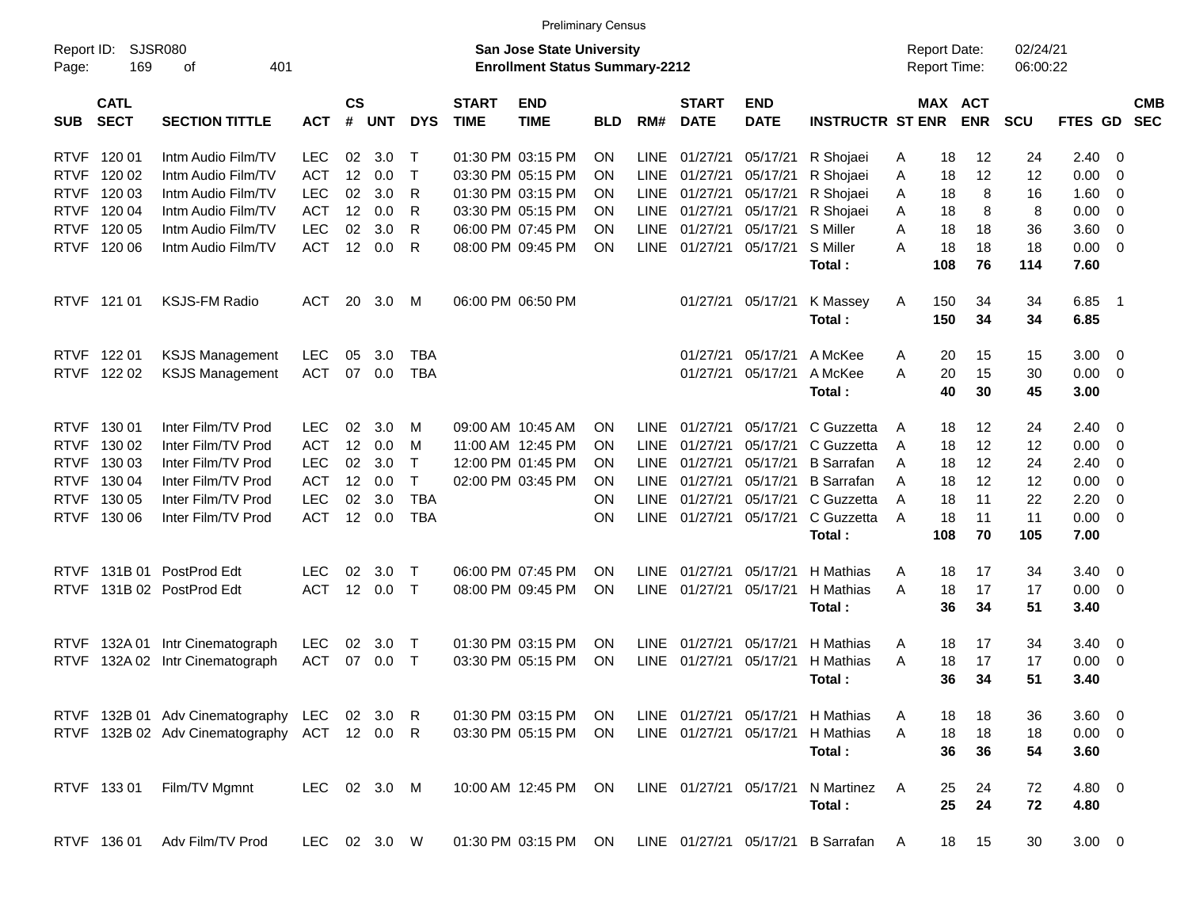Preliminary Census

Report ID: SJSR080 | Page: 169 of 401

**San Jose State University**
**Enrollment Status Summary-2212**

Report Date: 02/24/21
Report Time: 06:00:22

| SUB | CATL SECT | SECTION TITTLE | ACT | CS # | UNT | DYS | START TIME | END TIME | BLD | RM# | START DATE | END DATE | INSTRUCTR | ST | MAX ENR | ACT ENR | SCU | FTES | GD | CMB SEC |
|---|---|---|---|---|---|---|---|---|---|---|---|---|---|---|---|---|---|---|---|---|
| RTVF | 120 01 | Intm Audio Film/TV | LEC | 02 | 3.0 | T | 01:30 PM | 03:15 PM | ON | LINE | 01/27/21 | 05/17/21 | R Shojaei | A | 18 | 12 | 24 | 2.40 | 0 | |
| RTVF | 120 02 | Intm Audio Film/TV | ACT | 12 | 0.0 | T | 03:30 PM | 05:15 PM | ON | LINE | 01/27/21 | 05/17/21 | R Shojaei | A | 18 | 12 | 12 | 0.00 | 0 | |
| RTVF | 120 03 | Intm Audio Film/TV | LEC | 02 | 3.0 | R | 01:30 PM | 03:15 PM | ON | LINE | 01/27/21 | 05/17/21 | R Shojaei | A | 18 | 8 | 16 | 1.60 | 0 | |
| RTVF | 120 04 | Intm Audio Film/TV | ACT | 12 | 0.0 | R | 03:30 PM | 05:15 PM | ON | LINE | 01/27/21 | 05/17/21 | R Shojaei | A | 18 | 8 | 8 | 0.00 | 0 | |
| RTVF | 120 05 | Intm Audio Film/TV | LEC | 02 | 3.0 | R | 06:00 PM | 07:45 PM | ON | LINE | 01/27/21 | 05/17/21 | S Miller | A | 18 | 18 | 36 | 3.60 | 0 | |
| RTVF | 120 06 | Intm Audio Film/TV | ACT | 12 | 0.0 | R | 08:00 PM | 09:45 PM | ON | LINE | 01/27/21 | 05/17/21 | S Miller | A | 18 | 18 | 18 | 0.00 | 0 | |
| | | | | | | | | | | | | | **Total :** | | **108** | **76** | **114** | **7.60** | | |
| RTVF | 121 01 | KSJS-FM Radio | ACT | 20 | 3.0 | M | 06:00 PM | 06:50 PM | | | 01/27/21 | 05/17/21 | K Massey | A | 150 | 34 | 34 | 6.85 | 1 | |
| | | | | | | | | | | | | | **Total :** | | **150** | **34** | **34** | **6.85** | | |
| RTVF | 122 01 | KSJS Management | LEC | 05 | 3.0 | TBA | | | | | 01/27/21 | 05/17/21 | A McKee | A | 20 | 15 | 15 | 3.00 | 0 | |
| RTVF | 122 02 | KSJS Management | ACT | 07 | 0.0 | TBA | | | | | 01/27/21 | 05/17/21 | A McKee | A | 20 | 15 | 30 | 0.00 | 0 | |
| | | | | | | | | | | | | | **Total :** | | **40** | **30** | **45** | **3.00** | | |
| RTVF | 130 01 | Inter Film/TV Prod | LEC | 02 | 3.0 | M | 09:00 AM | 10:45 AM | ON | LINE | 01/27/21 | 05/17/21 | C Guzzetta | A | 18 | 12 | 24 | 2.40 | 0 | |
| RTVF | 130 02 | Inter Film/TV Prod | ACT | 12 | 0.0 | M | 11:00 AM | 12:45 PM | ON | LINE | 01/27/21 | 05/17/21 | C Guzzetta | A | 18 | 12 | 12 | 0.00 | 0 | |
| RTVF | 130 03 | Inter Film/TV Prod | LEC | 02 | 3.0 | T | 12:00 PM | 01:45 PM | ON | LINE | 01/27/21 | 05/17/21 | B Sarrafan | A | 18 | 12 | 24 | 2.40 | 0 | |
| RTVF | 130 04 | Inter Film/TV Prod | ACT | 12 | 0.0 | T | 02:00 PM | 03:45 PM | ON | LINE | 01/27/21 | 05/17/21 | B Sarrafan | A | 18 | 12 | 12 | 0.00 | 0 | |
| RTVF | 130 05 | Inter Film/TV Prod | LEC | 02 | 3.0 | TBA | | | ON | LINE | 01/27/21 | 05/17/21 | C Guzzetta | A | 18 | 11 | 22 | 2.20 | 0 | |
| RTVF | 130 06 | Inter Film/TV Prod | ACT | 12 | 0.0 | TBA | | | ON | LINE | 01/27/21 | 05/17/21 | C Guzzetta | A | 18 | 11 | 11 | 0.00 | 0 | |
| | | | | | | | | | | | | | **Total :** | | **108** | **70** | **105** | **7.00** | | |
| RTVF | 131B 01 | PostProd Edt | LEC | 02 | 3.0 | T | 06:00 PM | 07:45 PM | ON | LINE | 01/27/21 | 05/17/21 | H Mathias | A | 18 | 17 | 34 | 3.40 | 0 | |
| RTVF | 131B 02 | PostProd Edt | ACT | 12 | 0.0 | T | 08:00 PM | 09:45 PM | ON | LINE | 01/27/21 | 05/17/21 | H Mathias | A | 18 | 17 | 17 | 0.00 | 0 | |
| | | | | | | | | | | | | | **Total :** | | **36** | **34** | **51** | **3.40** | | |
| RTVF | 132A 01 | Intr Cinematograph | LEC | 02 | 3.0 | T | 01:30 PM | 03:15 PM | ON | LINE | 01/27/21 | 05/17/21 | H Mathias | A | 18 | 17 | 34 | 3.40 | 0 | |
| RTVF | 132A 02 | Intr Cinematograph | ACT | 07 | 0.0 | T | 03:30 PM | 05:15 PM | ON | LINE | 01/27/21 | 05/17/21 | H Mathias | A | 18 | 17 | 17 | 0.00 | 0 | |
| | | | | | | | | | | | | | **Total :** | | **36** | **34** | **51** | **3.40** | | |
| RTVF | 132B 01 | Adv Cinematography | LEC | 02 | 3.0 | R | 01:30 PM | 03:15 PM | ON | LINE | 01/27/21 | 05/17/21 | H Mathias | A | 18 | 18 | 36 | 3.60 | 0 | |
| RTVF | 132B 02 | Adv Cinematography | ACT | 12 | 0.0 | R | 03:30 PM | 05:15 PM | ON | LINE | 01/27/21 | 05/17/21 | H Mathias | A | 18 | 18 | 18 | 0.00 | 0 | |
| | | | | | | | | | | | | | **Total :** | | **36** | **36** | **54** | **3.60** | | |
| RTVF | 133 01 | Film/TV Mgmnt | LEC | 02 | 3.0 | M | 10:00 AM | 12:45 PM | ON | LINE | 01/27/21 | 05/17/21 | N Martinez | A | 25 | 24 | 72 | 4.80 | 0 | |
| | | | | | | | | | | | | | **Total :** | | **25** | **24** | **72** | **4.80** | | |
| RTVF | 136 01 | Adv Film/TV Prod | LEC | 02 | 3.0 | W | 01:30 PM | 03:15 PM | ON | LINE | 01/27/21 | 05/17/21 | B Sarrafan | A | 18 | 15 | 30 | 3.00 | 0 | |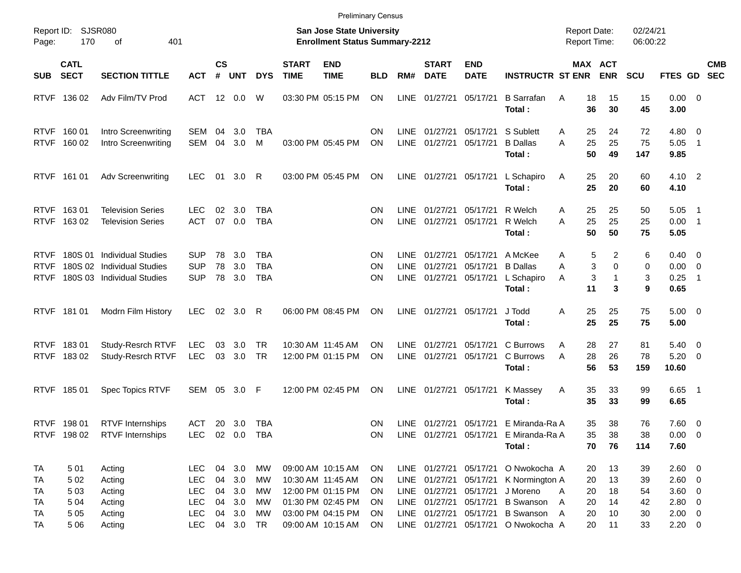Preliminary Census

Report ID: SJSR080

**San Jose State University**
**Enrollment Status Summary-2212**

Report Date: 02/24/21
Report Time: 06:00:22

| SUB | CATL SECT | SECTION TITTLE | ACT | CS # | UNT | DYS | START TIME | END TIME | BLD | RM# | START DATE | END DATE | INSTRUCTR | ST | MAX ENR | ACT ENR | SCU | FTES | GD | CMB SEC |
|---|---|---|---|---|---|---|---|---|---|---|---|---|---|---|---|---|---|---|---|---|
| RTVF | 136 02 | Adv Film/TV Prod | ACT | 12 | 0.0 | W | 03:30 PM | 05:15 PM | ON | LINE | 01/27/21 | 05/17/21 | B Sarrafan | A | 18 | 15 | 15 | 0.00 | 0 | |
| | | | | | | | | | | | | | **Total :** | | **36** | **30** | **45** | **3.00** | | |
| RTVF | 160 01 | Intro Screenwriting | SEM | 04 | 3.0 | TBA | | | ON | LINE | 01/27/21 | 05/17/21 | S Sublett | A | 25 | 24 | 72 | 4.80 | 0 | |
| RTVF | 160 02 | Intro Screenwriting | SEM | 04 | 3.0 | M | 03:00 PM | 05:45 PM | ON | LINE | 01/27/21 | 05/17/21 | B Dallas | A | 25 | 25 | 75 | 5.05 | 1 | |
| | | | | | | | | | | | | | **Total :** | | **50** | **49** | **147** | **9.85** | | |
| RTVF | 161 01 | Adv Screenwriting | LEC | 01 | 3.0 | R | 03:00 PM | 05:45 PM | ON | LINE | 01/27/21 | 05/17/21 | L Schapiro | A | 25 | 20 | 60 | 4.10 | 2 | |
| | | | | | | | | | | | | | **Total :** | | **25** | **20** | **60** | **4.10** | | |
| RTVF | 163 01 | Television Series | LEC | 02 | 3.0 | TBA | | | ON | LINE | 01/27/21 | 05/17/21 | R Welch | A | 25 | 25 | 50 | 5.05 | 1 | |
| RTVF | 163 02 | Television Series | ACT | 07 | 0.0 | TBA | | | ON | LINE | 01/27/21 | 05/17/21 | R Welch | A | 25 | 25 | 25 | 0.00 | 1 | |
| | | | | | | | | | | | | | **Total :** | | **50** | **50** | **75** | **5.05** | | |
| RTVF | 180S 01 | Individual Studies | SUP | 78 | 3.0 | TBA | | | ON | LINE | 01/27/21 | 05/17/21 | A McKee | A | 5 | 2 | 6 | 0.40 | 0 | |
| RTVF | 180S 02 | Individual Studies | SUP | 78 | 3.0 | TBA | | | ON | LINE | 01/27/21 | 05/17/21 | B Dallas | A | 3 | 0 | 0 | 0.00 | 0 | |
| RTVF | 180S 03 | Individual Studies | SUP | 78 | 3.0 | TBA | | | ON | LINE | 01/27/21 | 05/17/21 | L Schapiro | A | 3 | 1 | 3 | 0.25 | 1 | |
| | | | | | | | | | | | | | **Total :** | | **11** | **3** | **9** | **0.65** | | |
| RTVF | 181 01 | Modrn Film History | LEC | 02 | 3.0 | R | 06:00 PM | 08:45 PM | ON | LINE | 01/27/21 | 05/17/21 | J Todd | A | 25 | 25 | 75 | 5.00 | 0 | |
| | | | | | | | | | | | | | **Total :** | | **25** | **25** | **75** | **5.00** | | |
| RTVF | 183 01 | Study-Resrch RTVF | LEC | 03 | 3.0 | TR | 10:30 AM | 11:45 AM | ON | LINE | 01/27/21 | 05/17/21 | C Burrows | A | 28 | 27 | 81 | 5.40 | 0 | |
| RTVF | 183 02 | Study-Resrch RTVF | LEC | 03 | 3.0 | TR | 12:00 PM | 01:15 PM | ON | LINE | 01/27/21 | 05/17/21 | C Burrows | A | 28 | 26 | 78 | 5.20 | 0 | |
| | | | | | | | | | | | | | **Total :** | | **56** | **53** | **159** | **10.60** | | |
| RTVF | 185 01 | Spec Topics RTVF | SEM | 05 | 3.0 | F | 12:00 PM | 02:45 PM | ON | LINE | 01/27/21 | 05/17/21 | K Massey | A | 35 | 33 | 99 | 6.65 | 1 | |
| | | | | | | | | | | | | | **Total :** | | **35** | **33** | **99** | **6.65** | | |
| RTVF | 198 01 | RTVF Internships | ACT | 20 | 3.0 | TBA | | | ON | LINE | 01/27/21 | 05/17/21 | E Miranda-Ra | A | 35 | 38 | 76 | 7.60 | 0 | |
| RTVF | 198 02 | RTVF Internships | LEC | 02 | 0.0 | TBA | | | ON | LINE | 01/27/21 | 05/17/21 | E Miranda-Ra | A | 35 | 38 | 38 | 0.00 | 0 | |
| | | | | | | | | | | | | | **Total :** | | **70** | **76** | **114** | **7.60** | | |
| TA | 5 01 | Acting | LEC | 04 | 3.0 | MW | 09:00 AM | 10:15 AM | ON | LINE | 01/27/21 | 05/17/21 | O Nwokocha | A | 20 | 13 | 39 | 2.60 | 0 | |
| TA | 5 02 | Acting | LEC | 04 | 3.0 | MW | 10:30 AM | 11:45 AM | ON | LINE | 01/27/21 | 05/17/21 | K Normington | A | 20 | 13 | 39 | 2.60 | 0 | |
| TA | 5 03 | Acting | LEC | 04 | 3.0 | MW | 12:00 PM | 01:15 PM | ON | LINE | 01/27/21 | 05/17/21 | J Moreno | A | 20 | 18 | 54 | 3.60 | 0 | |
| TA | 5 04 | Acting | LEC | 04 | 3.0 | MW | 01:30 PM | 02:45 PM | ON | LINE | 01/27/21 | 05/17/21 | B Swanson | A | 20 | 14 | 42 | 2.80 | 0 | |
| TA | 5 05 | Acting | LEC | 04 | 3.0 | MW | 03:00 PM | 04:15 PM | ON | LINE | 01/27/21 | 05/17/21 | B Swanson | A | 20 | 10 | 30 | 2.00 | 0 | |
| TA | 5 06 | Acting | LEC | 04 | 3.0 | TR | 09:00 AM | 10:15 AM | ON | LINE | 01/27/21 | 05/17/21 | O Nwokocha | A | 20 | 11 | 33 | 2.20 | 0 | |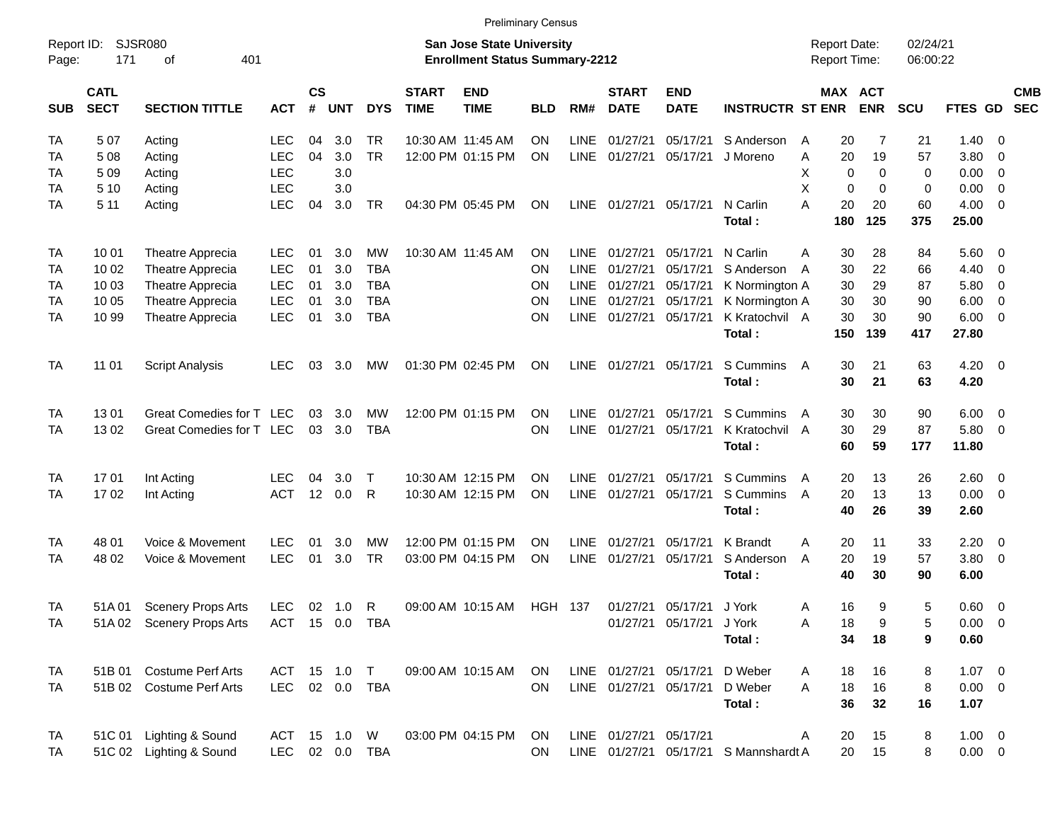Preliminary Census

Report ID: SJSR080

**San Jose State University**
**Enrollment Status Summary-2212**

Report Date: 02/24/21
Report Time: 06:00:22

| SUB | CATL SECT | SECTION TITTLE | ACT | CS # | UNT | DYS | START TIME | END TIME | BLD | RM# | START DATE | END DATE | INSTRUCTR | ST | MAX ENR | ACT ENR | SCU | FTES | GD | CMB SEC |
|---|---|---|---|---|---|---|---|---|---|---|---|---|---|---|---|---|---|---|---|---|
| TA | 5 07 | Acting | LEC | 04 | 3.0 | TR | 10:30 AM | 11:45 AM | ON | LINE | 01/27/21 | 05/17/21 | S Anderson | A | 20 | 7 | 21 | 1.40 | 0 | |
| TA | 5 08 | Acting | LEC | 04 | 3.0 | TR | 12:00 PM | 01:15 PM | ON | LINE | 01/27/21 | 05/17/21 | J Moreno | A | 20 | 19 | 57 | 3.80 | 0 | |
| TA | 5 09 | Acting | LEC | | 3.0 | | | | | | | | | X | 0 | 0 | 0 | 0.00 | 0 | |
| TA | 5 10 | Acting | LEC | | 3.0 | | | | | | | | | X | 0 | 0 | 0 | 0.00 | 0 | |
| TA | 5 11 | Acting | LEC | 04 | 3.0 | TR | 04:30 PM | 05:45 PM | ON | LINE | 01/27/21 | 05/17/21 | N Carlin | A | 20 | 20 | 60 | 4.00 | 0 | |
| | | | | | | | | | | | | | **Total :** | | **180** | **125** | **375** | **25.00** | | |
| TA | 10 01 | Theatre Apprecia | LEC | 01 | 3.0 | MW | 10:30 AM | 11:45 AM | ON | LINE | 01/27/21 | 05/17/21 | N Carlin | A | 30 | 28 | 84 | 5.60 | 0 | |
| TA | 10 02 | Theatre Apprecia | LEC | 01 | 3.0 | TBA | | | ON | LINE | 01/27/21 | 05/17/21 | S Anderson | A | 30 | 22 | 66 | 4.40 | 0 | |
| TA | 10 03 | Theatre Apprecia | LEC | 01 | 3.0 | TBA | | | ON | LINE | 01/27/21 | 05/17/21 | K Normington | A | 30 | 29 | 87 | 5.80 | 0 | |
| TA | 10 05 | Theatre Apprecia | LEC | 01 | 3.0 | TBA | | | ON | LINE | 01/27/21 | 05/17/21 | K Normington | A | 30 | 30 | 90 | 6.00 | 0 | |
| TA | 10 99 | Theatre Apprecia | LEC | 01 | 3.0 | TBA | | | ON | LINE | 01/27/21 | 05/17/21 | K Kratochvil | A | 30 | 30 | 90 | 6.00 | 0 | |
| | | | | | | | | | | | | | **Total :** | | **150** | **139** | **417** | **27.80** | | |
| TA | 11 01 | Script Analysis | LEC | 03 | 3.0 | MW | 01:30 PM | 02:45 PM | ON | LINE | 01/27/21 | 05/17/21 | S Cummins | A | 30 | 21 | 63 | 4.20 | 0 | |
| | | | | | | | | | | | | | **Total :** | | **30** | **21** | **63** | **4.20** | | |
| TA | 13 01 | Great Comedies for T | LEC | 03 | 3.0 | MW | 12:00 PM | 01:15 PM | ON | LINE | 01/27/21 | 05/17/21 | S Cummins | A | 30 | 30 | 90 | 6.00 | 0 | |
| TA | 13 02 | Great Comedies for T | LEC | 03 | 3.0 | TBA | | | ON | LINE | 01/27/21 | 05/17/21 | K Kratochvil | A | 30 | 29 | 87 | 5.80 | 0 | |
| | | | | | | | | | | | | | **Total :** | | **60** | **59** | **177** | **11.80** | | |
| TA | 17 01 | Int Acting | LEC | 04 | 3.0 | T | 10:30 AM | 12:15 PM | ON | LINE | 01/27/21 | 05/17/21 | S Cummins | A | 20 | 13 | 26 | 2.60 | 0 | |
| TA | 17 02 | Int Acting | ACT | 12 | 0.0 | R | 10:30 AM | 12:15 PM | ON | LINE | 01/27/21 | 05/17/21 | S Cummins | A | 20 | 13 | 13 | 0.00 | 0 | |
| | | | | | | | | | | | | | **Total :** | | **40** | **26** | **39** | **2.60** | | |
| TA | 48 01 | Voice & Movement | LEC | 01 | 3.0 | MW | 12:00 PM | 01:15 PM | ON | LINE | 01/27/21 | 05/17/21 | K Brandt | A | 20 | 11 | 33 | 2.20 | 0 | |
| TA | 48 02 | Voice & Movement | LEC | 01 | 3.0 | TR | 03:00 PM | 04:15 PM | ON | LINE | 01/27/21 | 05/17/21 | S Anderson | A | 20 | 19 | 57 | 3.80 | 0 | |
| | | | | | | | | | | | | | **Total :** | | **40** | **30** | **90** | **6.00** | | |
| TA | 51A 01 | Scenery Props Arts | LEC | 02 | 1.0 | R | 09:00 AM | 10:15 AM | HGH | 137 | 01/27/21 | 05/17/21 | J York | A | 16 | 9 | 5 | 0.60 | 0 | |
| TA | 51A 02 | Scenery Props Arts | ACT | 15 | 0.0 | TBA | | | | | 01/27/21 | 05/17/21 | J York | A | 18 | 9 | 5 | 0.00 | 0 | |
| | | | | | | | | | | | | | **Total :** | | **34** | **18** | **9** | **0.60** | | |
| TA | 51B 01 | Costume Perf Arts | ACT | 15 | 1.0 | T | 09:00 AM | 10:15 AM | ON | LINE | 01/27/21 | 05/17/21 | D Weber | A | 18 | 16 | 8 | 1.07 | 0 | |
| TA | 51B 02 | Costume Perf Arts | LEC | 02 | 0.0 | TBA | | | ON | LINE | 01/27/21 | 05/17/21 | D Weber | A | 18 | 16 | 8 | 0.00 | 0 | |
| | | | | | | | | | | | | | **Total :** | | **36** | **32** | **16** | **1.07** | | |
| TA | 51C 01 | Lighting & Sound | ACT | 15 | 1.0 | W | 03:00 PM | 04:15 PM | ON | LINE | 01/27/21 | 05/17/21 | | A | 20 | 15 | 8 | 1.00 | 0 | |
| TA | 51C 02 | Lighting & Sound | LEC | 02 | 0.0 | TBA | | | ON | LINE | 01/27/21 | 05/17/21 | S Mannshardt | A | 20 | 15 | 8 | 0.00 | 0 | |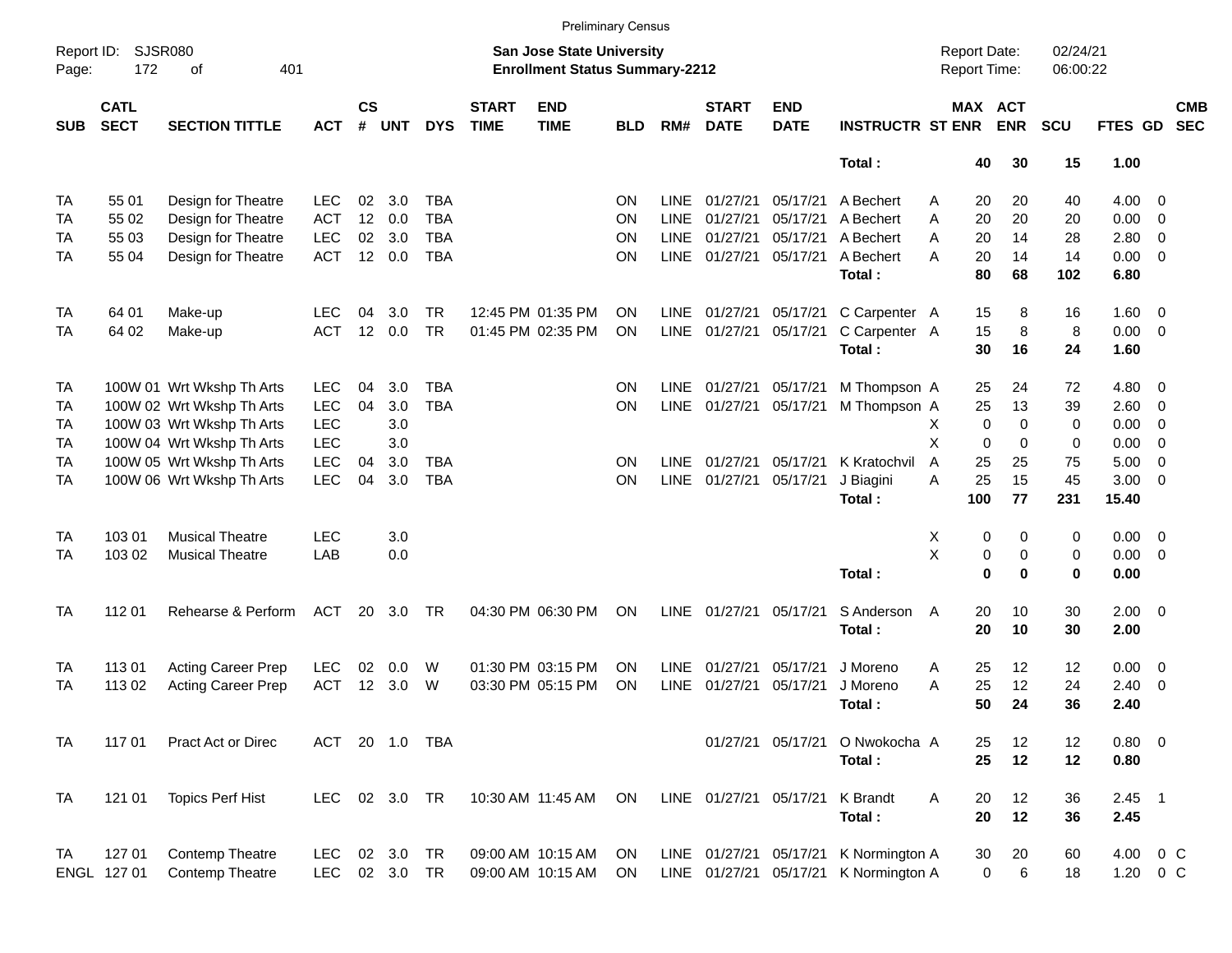Preliminary Census

Report ID: SJSR080
Page: 172 of 401

**San Jose State University**
**Enrollment Status Summary-2212**

Report Date: 02/24/21
Report Time: 06:00:22

| SUB | CATL SECT | SECTION TITTLE | ACT | CS # | UNT | DYS | START TIME | END TIME | BLD | RM# | START DATE | END DATE | INSTRUCTR | ST | MAX ENR | ACT ENR | SCU | FTES | GD | CMB SEC |
|---|---|---|---|---|---|---|---|---|---|---|---|---|---|---|---|---|---|---|---|---|
| | | | | | | | | | | | | | **Total :** | | **40** | **30** | **15** | **1.00** | | |
| TA | 55 01 | Design for Theatre | LEC | 02 | 3.0 | TBA | | | ON | LINE | 01/27/21 | 05/17/21 | A Bechert | A | 20 | 20 | 40 | 4.00 | 0 | |
| TA | 55 02 | Design for Theatre | ACT | 12 | 0.0 | TBA | | | ON | LINE | 01/27/21 | 05/17/21 | A Bechert | A | 20 | 20 | 20 | 0.00 | 0 | |
| TA | 55 03 | Design for Theatre | LEC | 02 | 3.0 | TBA | | | ON | LINE | 01/27/21 | 05/17/21 | A Bechert | A | 20 | 14 | 28 | 2.80 | 0 | |
| TA | 55 04 | Design for Theatre | ACT | 12 | 0.0 | TBA | | | ON | LINE | 01/27/21 | 05/17/21 | A Bechert | A | 20 | 14 | 14 | 0.00 | 0 | |
| | | | | | | | | | | | | | **Total :** | | **80** | **68** | **102** | **6.80** | | |
| TA | 64 01 | Make-up | LEC | 04 | 3.0 | TR | 12:45 PM | 01:35 PM | ON | LINE | 01/27/21 | 05/17/21 | C Carpenter | A | 15 | 8 | 16 | 1.60 | 0 | |
| TA | 64 02 | Make-up | ACT | 12 | 0.0 | TR | 01:45 PM | 02:35 PM | ON | LINE | 01/27/21 | 05/17/21 | C Carpenter | A | 15 | 8 | 8 | 0.00 | 0 | |
| | | | | | | | | | | | | | **Total :** | | **30** | **16** | **24** | **1.60** | | |
| TA | 100W 01 | Wrt Wkshp Th Arts | LEC | 04 | 3.0 | TBA | | | ON | LINE | 01/27/21 | 05/17/21 | M Thompson | A | 25 | 24 | 72 | 4.80 | 0 | |
| TA | 100W 02 | Wrt Wkshp Th Arts | LEC | 04 | 3.0 | TBA | | | ON | LINE | 01/27/21 | 05/17/21 | M Thompson | A | 25 | 13 | 39 | 2.60 | 0 | |
| TA | 100W 03 | Wrt Wkshp Th Arts | LEC | | 3.0 | | | | | | | | | X | 0 | 0 | 0 | 0.00 | 0 | |
| TA | 100W 04 | Wrt Wkshp Th Arts | LEC | | 3.0 | | | | | | | | | X | 0 | 0 | 0 | 0.00 | 0 | |
| TA | 100W 05 | Wrt Wkshp Th Arts | LEC | 04 | 3.0 | TBA | | | ON | LINE | 01/27/21 | 05/17/21 | K Kratochvil | A | 25 | 25 | 75 | 5.00 | 0 | |
| TA | 100W 06 | Wrt Wkshp Th Arts | LEC | 04 | 3.0 | TBA | | | ON | LINE | 01/27/21 | 05/17/21 | J Biagini | A | 25 | 15 | 45 | 3.00 | 0 | |
| | | | | | | | | | | | | | **Total :** | | **100** | **77** | **231** | **15.40** | | |
| TA | 103 01 | Musical Theatre | LEC | | 3.0 | | | | | | | | | X | 0 | 0 | 0 | 0.00 | 0 | |
| TA | 103 02 | Musical Theatre | LAB | | 0.0 | | | | | | | | | X | 0 | 0 | 0 | 0.00 | 0 | |
| | | | | | | | | | | | | | **Total :** | | **0** | **0** | **0** | **0.00** | | |
| TA | 112 01 | Rehearse & Perform | ACT | 20 | 3.0 | TR | 04:30 PM | 06:30 PM | ON | LINE | 01/27/21 | 05/17/21 | S Anderson | A | 20 | 10 | 30 | 2.00 | 0 | |
| | | | | | | | | | | | | | **Total :** | | **20** | **10** | **30** | **2.00** | | |
| TA | 113 01 | Acting Career Prep | LEC | 02 | 0.0 | W | 01:30 PM | 03:15 PM | ON | LINE | 01/27/21 | 05/17/21 | J Moreno | A | 25 | 12 | 12 | 0.00 | 0 | |
| TA | 113 02 | Acting Career Prep | ACT | 12 | 3.0 | W | 03:30 PM | 05:15 PM | ON | LINE | 01/27/21 | 05/17/21 | J Moreno | A | 25 | 12 | 24 | 2.40 | 0 | |
| | | | | | | | | | | | | | **Total :** | | **50** | **24** | **36** | **2.40** | | |
| TA | 117 01 | Pract Act or Direc | ACT | 20 | 1.0 | TBA | | | | | 01/27/21 | 05/17/21 | O Nwokocha | A | 25 | 12 | 12 | 0.80 | 0 | |
| | | | | | | | | | | | | | **Total :** | | **25** | **12** | **12** | **0.80** | | |
| TA | 121 01 | Topics Perf Hist | LEC | 02 | 3.0 | TR | 10:30 AM | 11:45 AM | ON | LINE | 01/27/21 | 05/17/21 | K Brandt | A | 20 | 12 | 36 | 2.45 | 1 | |
| | | | | | | | | | | | | | **Total :** | | **20** | **12** | **36** | **2.45** | | |
| TA | 127 01 | Contemp Theatre | LEC | 02 | 3.0 | TR | 09:00 AM | 10:15 AM | ON | LINE | 01/27/21 | 05/17/21 | K Normington | A | 30 | 20 | 60 | 4.00 | 0 | C |
| ENGL | 127 01 | Contemp Theatre | LEC | 02 | 3.0 | TR | 09:00 AM | 10:15 AM | ON | LINE | 01/27/21 | 05/17/21 | K Normington | A | 0 | 6 | 18 | 1.20 | 0 | C |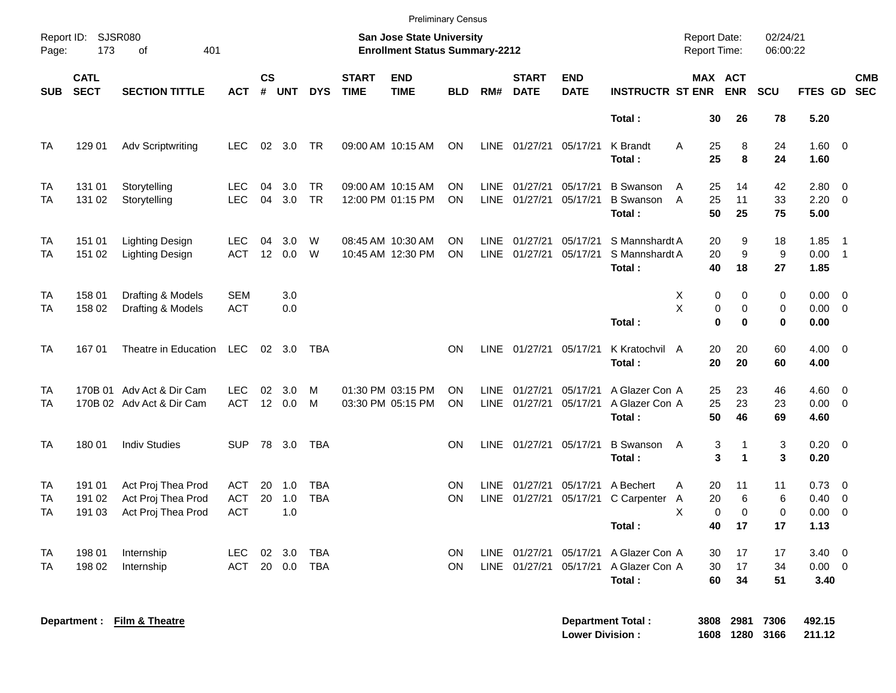Preliminary Census

Report ID: SJSR080

**San Jose State University**
**Enrollment Status Summary-2212**

Report Date: 02/24/21
Report Time: 06:00:22

| SUB | CATL SECT | SECTION TITTLE | ACT | CS # | UNT | DYS | START TIME | END TIME | BLD | RM# | START DATE | END DATE | INSTRUCTR | ST | MAX ENR | ACT ENR | SCU | FTES | GD | CMB SEC |
|---|---|---|---|---|---|---|---|---|---|---|---|---|---|---|---|---|---|---|---|---|
| | | | | | | | | | | | | | **Total :** | | **30** | **26** | **78** | **5.20** | | |
| TA | 129 01 | Adv Scriptwriting | LEC | 02 | 3.0 | TR | 09:00 AM | 10:15 AM | ON | LINE | 01/27/21 | 05/17/21 | K Brandt | A | 25 | 8 | 24 | 1.60 | 0 | |
| | | | | | | | | | | | | | **Total :** | | **25** | **8** | **24** | **1.60** | | |
| TA | 131 01 | Storytelling | LEC | 04 | 3.0 | TR | 09:00 AM | 10:15 AM | ON | LINE | 01/27/21 | 05/17/21 | B Swanson | A | 25 | 14 | 42 | 2.80 | 0 | |
| TA | 131 02 | Storytelling | LEC | 04 | 3.0 | TR | 12:00 PM | 01:15 PM | ON | LINE | 01/27/21 | 05/17/21 | B Swanson | A | 25 | 11 | 33 | 2.20 | 0 | |
| | | | | | | | | | | | | | **Total :** | | **50** | **25** | **75** | **5.00** | | |
| TA | 151 01 | Lighting Design | LEC | 04 | 3.0 | W | 08:45 AM | 10:30 AM | ON | LINE | 01/27/21 | 05/17/21 | S Mannshardt | A | 20 | 9 | 18 | 1.85 | 1 | |
| TA | 151 02 | Lighting Design | ACT | 12 | 0.0 | W | 10:45 AM | 12:30 PM | ON | LINE | 01/27/21 | 05/17/21 | S Mannshardt | A | 20 | 9 | 9 | 0.00 | 1 | |
| | | | | | | | | | | | | | **Total :** | | **40** | **18** | **27** | **1.85** | | |
| TA | 158 01 | Drafting & Models | SEM | | 3.0 | | | | | | | | | X | 0 | 0 | 0 | 0.00 | 0 | |
| TA | 158 02 | Drafting & Models | ACT | | 0.0 | | | | | | | | | X | 0 | 0 | 0 | 0.00 | 0 | |
| | | | | | | | | | | | | | **Total :** | | **0** | **0** | **0** | **0.00** | | |
| TA | 167 01 | Theatre in Education | LEC | 02 | 3.0 | TBA | | | ON | LINE | 01/27/21 | 05/17/21 | K Kratochvil | A | 20 | 20 | 60 | 4.00 | 0 | |
| | | | | | | | | | | | | | **Total :** | | **20** | **20** | **60** | **4.00** | | |
| TA | 170B 01 | Adv Act & Dir Cam | LEC | 02 | 3.0 | M | 01:30 PM | 03:15 PM | ON | LINE | 01/27/21 | 05/17/21 | A Glazer Con | A | 25 | 23 | 46 | 4.60 | 0 | |
| TA | 170B 02 | Adv Act & Dir Cam | ACT | 12 | 0.0 | M | 03:30 PM | 05:15 PM | ON | LINE | 01/27/21 | 05/17/21 | A Glazer Con | A | 25 | 23 | 23 | 0.00 | 0 | |
| | | | | | | | | | | | | | **Total :** | | **50** | **46** | **69** | **4.60** | | |
| TA | 180 01 | Indiv Studies | SUP | 78 | 3.0 | TBA | | | ON | LINE | 01/27/21 | 05/17/21 | B Swanson | A | 3 | 1 | 3 | 0.20 | 0 | |
| | | | | | | | | | | | | | **Total :** | | **3** | **1** | **3** | **0.20** | | |
| TA | 191 01 | Act Proj Thea Prod | ACT | 20 | 1.0 | TBA | | | ON | LINE | 01/27/21 | 05/17/21 | A Bechert | A | 20 | 11 | 11 | 0.73 | 0 | |
| TA | 191 02 | Act Proj Thea Prod | ACT | 20 | 1.0 | TBA | | | ON | LINE | 01/27/21 | 05/17/21 | C Carpenter | A | 20 | 6 | 6 | 0.40 | 0 | |
| TA | 191 03 | Act Proj Thea Prod | ACT | | 1.0 | | | | | | | | | X | 0 | 0 | 0 | 0.00 | 0 | |
| | | | | | | | | | | | | | **Total :** | | **40** | **17** | **17** | **1.13** | | |
| TA | 198 01 | Internship | LEC | 02 | 3.0 | TBA | | | ON | LINE | 01/27/21 | 05/17/21 | A Glazer Con | A | 30 | 17 | 17 | 3.40 | 0 | |
| TA | 198 02 | Internship | ACT | 20 | 0.0 | TBA | | | ON | LINE | 01/27/21 | 05/17/21 | A Glazer Con | A | 30 | 17 | 34 | 0.00 | 0 | |
| | | | | | | | | | | | | | **Total :** | | **60** | **34** | **51** | **3.40** | | |

**Department : Film & Theatre**

| | MAX ENR | ACT ENR | SCU | FTES |
|---|---|---|---|---|
| **Department Total :** | **3808** | **2981** | **7306** | **492.15** |
| **Lower Division :** | **1608** | **1280** | **3166** | **211.12** |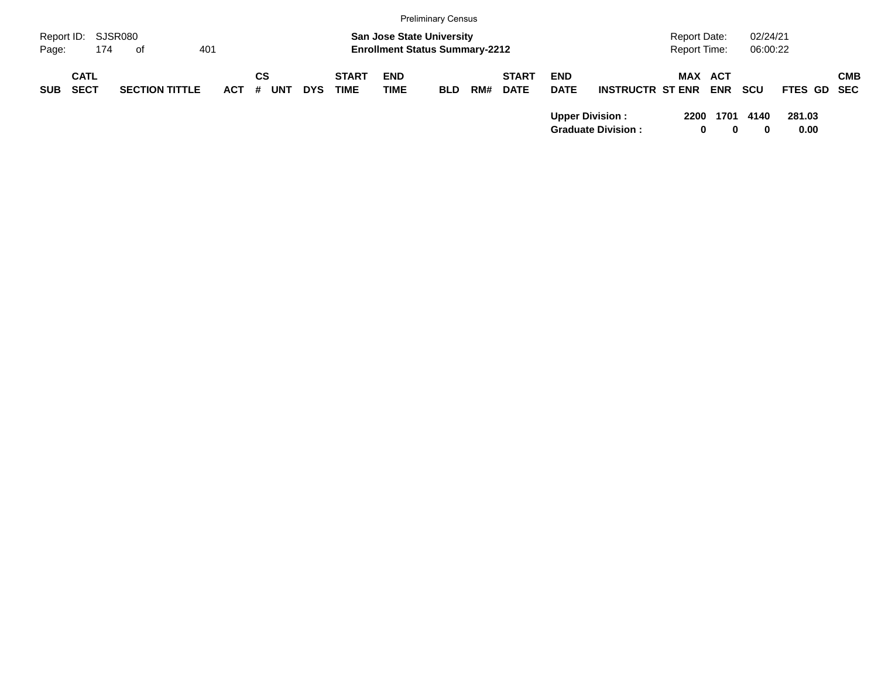| SUB | CATL SECT | SECTION TITTLE | ACT | CS # | UNT | DYS | START TIME | END TIME | BLD | RM# | START DATE | END DATE | INSTRUCTR | ST | MAX ENR | ACT ENR | SCU | FTES | GD | CMB SEC |
|---|---|---|---|---|---|---|---|---|---|---|---|---|---|---|---|---|---|---|---|---|
| | | | | | | | | | | | | **Upper Division :** | | | **2200** | **1701** | **4140** | **281.03** | | |
| | | | | | | | | | | | | **Graduate Division :** | | | **0** | **0** | **0** | **0.00** | | |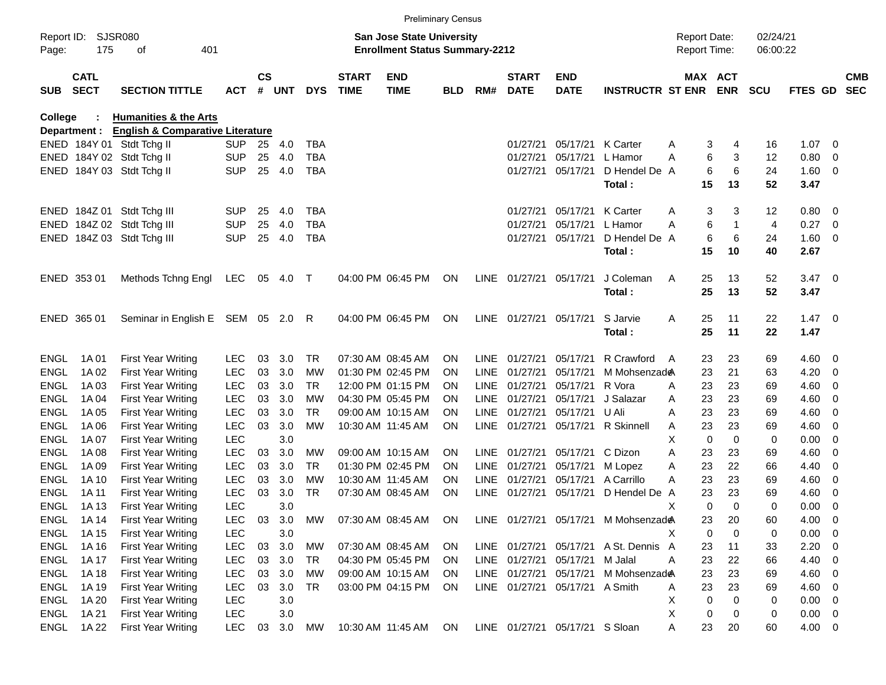Preliminary Census

Report ID: SJSR080

**San Jose State University**
**Enrollment Status Summary-2212**

Report Date: 02/24/21
Report Time: 06:00:22

**College : Humanities & the Arts**
**Department : English & Comparative Literature**

| SUB | CATL SECT | SECTION TITTLE | ACT | CS # | UNT | DYS | START TIME | END TIME | BLD | RM# | START DATE | END DATE | INSTRUCTR | ST | MAX ENR | ACT ENR | SCU | FTES | GD | CMB SEC |
|---|---|---|---|---|---|---|---|---|---|---|---|---|---|---|---|---|---|---|---|---|
| ENED | 184Y 01 | Stdt Tchg II | SUP | 25 | 4.0 | TBA | | | | | 01/27/21 | 05/17/21 | K Carter | A | 3 | 4 | 16 | 1.07 | 0 | |
| ENED | 184Y 02 | Stdt Tchg II | SUP | 25 | 4.0 | TBA | | | | | 01/27/21 | 05/17/21 | L Hamor | A | 6 | 3 | 12 | 0.80 | 0 | |
| ENED | 184Y 03 | Stdt Tchg II | SUP | 25 | 4.0 | TBA | | | | | 01/27/21 | 05/17/21 | D Hendel De | A | 6 | 6 | 24 | 1.60 | 0 | |
| | | | | | | | | | | | | | **Total :** | | **15** | **13** | **52** | **3.47** | | |
| ENED | 184Z 01 | Stdt Tchg III | SUP | 25 | 4.0 | TBA | | | | | 01/27/21 | 05/17/21 | K Carter | A | 3 | 3 | 12 | 0.80 | 0 | |
| ENED | 184Z 02 | Stdt Tchg III | SUP | 25 | 4.0 | TBA | | | | | 01/27/21 | 05/17/21 | L Hamor | A | 6 | 1 | 4 | 0.27 | 0 | |
| ENED | 184Z 03 | Stdt Tchg III | SUP | 25 | 4.0 | TBA | | | | | 01/27/21 | 05/17/21 | D Hendel De | A | 6 | 6 | 24 | 1.60 | 0 | |
| | | | | | | | | | | | | | **Total :** | | **15** | **10** | **40** | **2.67** | | |
| ENED | 353 01 | Methods Tchng Engl | LEC | 05 | 4.0 | T | 04:00 PM | 06:45 PM | ON | LINE | 01/27/21 | 05/17/21 | J Coleman | A | 25 | 13 | 52 | 3.47 | 0 | |
| | | | | | | | | | | | | | **Total :** | | **25** | **13** | **52** | **3.47** | | |
| ENED | 365 01 | Seminar in English E | SEM | 05 | 2.0 | R | 04:00 PM | 06:45 PM | ON | LINE | 01/27/21 | 05/17/21 | S Jarvie | A | 25 | 11 | 22 | 1.47 | 0 | |
| | | | | | | | | | | | | | **Total :** | | **25** | **11** | **22** | **1.47** | | |
| ENGL | 1A 01 | First Year Writing | LEC | 03 | 3.0 | TR | 07:30 AM | 08:45 AM | ON | LINE | 01/27/21 | 05/17/21 | R Crawford | A | 23 | 23 | 69 | 4.60 | 0 | |
| ENGL | 1A 02 | First Year Writing | LEC | 03 | 3.0 | MW | 01:30 PM | 02:45 PM | ON | LINE | 01/27/21 | 05/17/21 | M Mohsenzade | A | 23 | 21 | 63 | 4.20 | 0 | |
| ENGL | 1A 03 | First Year Writing | LEC | 03 | 3.0 | TR | 12:00 PM | 01:15 PM | ON | LINE | 01/27/21 | 05/17/21 | R Vora | A | 23 | 23 | 69 | 4.60 | 0 | |
| ENGL | 1A 04 | First Year Writing | LEC | 03 | 3.0 | MW | 04:30 PM | 05:45 PM | ON | LINE | 01/27/21 | 05/17/21 | J Salazar | A | 23 | 23 | 69 | 4.60 | 0 | |
| ENGL | 1A 05 | First Year Writing | LEC | 03 | 3.0 | TR | 09:00 AM | 10:15 AM | ON | LINE | 01/27/21 | 05/17/21 | U Ali | A | 23 | 23 | 69 | 4.60 | 0 | |
| ENGL | 1A 06 | First Year Writing | LEC | 03 | 3.0 | MW | 10:30 AM | 11:45 AM | ON | LINE | 01/27/21 | 05/17/21 | R Skinnell | A | 23 | 23 | 69 | 4.60 | 0 | |
| ENGL | 1A 07 | First Year Writing | LEC | | 3.0 | | | | | | | | | X | 0 | 0 | 0 | 0.00 | 0 | |
| ENGL | 1A 08 | First Year Writing | LEC | 03 | 3.0 | MW | 09:00 AM | 10:15 AM | ON | LINE | 01/27/21 | 05/17/21 | C Dizon | A | 23 | 23 | 69 | 4.60 | 0 | |
| ENGL | 1A 09 | First Year Writing | LEC | 03 | 3.0 | TR | 01:30 PM | 02:45 PM | ON | LINE | 01/27/21 | 05/17/21 | M Lopez | A | 23 | 22 | 66 | 4.40 | 0 | |
| ENGL | 1A 10 | First Year Writing | LEC | 03 | 3.0 | MW | 10:30 AM | 11:45 AM | ON | LINE | 01/27/21 | 05/17/21 | A Carrillo | A | 23 | 23 | 69 | 4.60 | 0 | |
| ENGL | 1A 11 | First Year Writing | LEC | 03 | 3.0 | TR | 07:30 AM | 08:45 AM | ON | LINE | 01/27/21 | 05/17/21 | D Hendel De | A | 23 | 23 | 69 | 4.60 | 0 | |
| ENGL | 1A 13 | First Year Writing | LEC | | 3.0 | | | | | | | | | X | 0 | 0 | 0 | 0.00 | 0 | |
| ENGL | 1A 14 | First Year Writing | LEC | 03 | 3.0 | MW | 07:30 AM | 08:45 AM | ON | LINE | 01/27/21 | 05/17/21 | M Mohsenzade | A | 23 | 20 | 60 | 4.00 | 0 | |
| ENGL | 1A 15 | First Year Writing | LEC | | 3.0 | | | | | | | | | X | 0 | 0 | 0 | 0.00 | 0 | |
| ENGL | 1A 16 | First Year Writing | LEC | 03 | 3.0 | MW | 07:30 AM | 08:45 AM | ON | LINE | 01/27/21 | 05/17/21 | A St. Dennis | A | 23 | 11 | 33 | 2.20 | 0 | |
| ENGL | 1A 17 | First Year Writing | LEC | 03 | 3.0 | TR | 04:30 PM | 05:45 PM | ON | LINE | 01/27/21 | 05/17/21 | M Jalal | A | 23 | 22 | 66 | 4.40 | 0 | |
| ENGL | 1A 18 | First Year Writing | LEC | 03 | 3.0 | MW | 09:00 AM | 10:15 AM | ON | LINE | 01/27/21 | 05/17/21 | M Mohsenzade | A | 23 | 23 | 69 | 4.60 | 0 | |
| ENGL | 1A 19 | First Year Writing | LEC | 03 | 3.0 | TR | 03:00 PM | 04:15 PM | ON | LINE | 01/27/21 | 05/17/21 | A Smith | A | 23 | 23 | 69 | 4.60 | 0 | |
| ENGL | 1A 20 | First Year Writing | LEC | | 3.0 | | | | | | | | | X | 0 | 0 | 0 | 0.00 | 0 | |
| ENGL | 1A 21 | First Year Writing | LEC | | 3.0 | | | | | | | | | X | 0 | 0 | 0 | 0.00 | 0 | |
| ENGL | 1A 22 | First Year Writing | LEC | 03 | 3.0 | MW | 10:30 AM | 11:45 AM | ON | LINE | 01/27/21 | 05/17/21 | S Sloan | A | 23 | 20 | 60 | 4.00 | 0 | |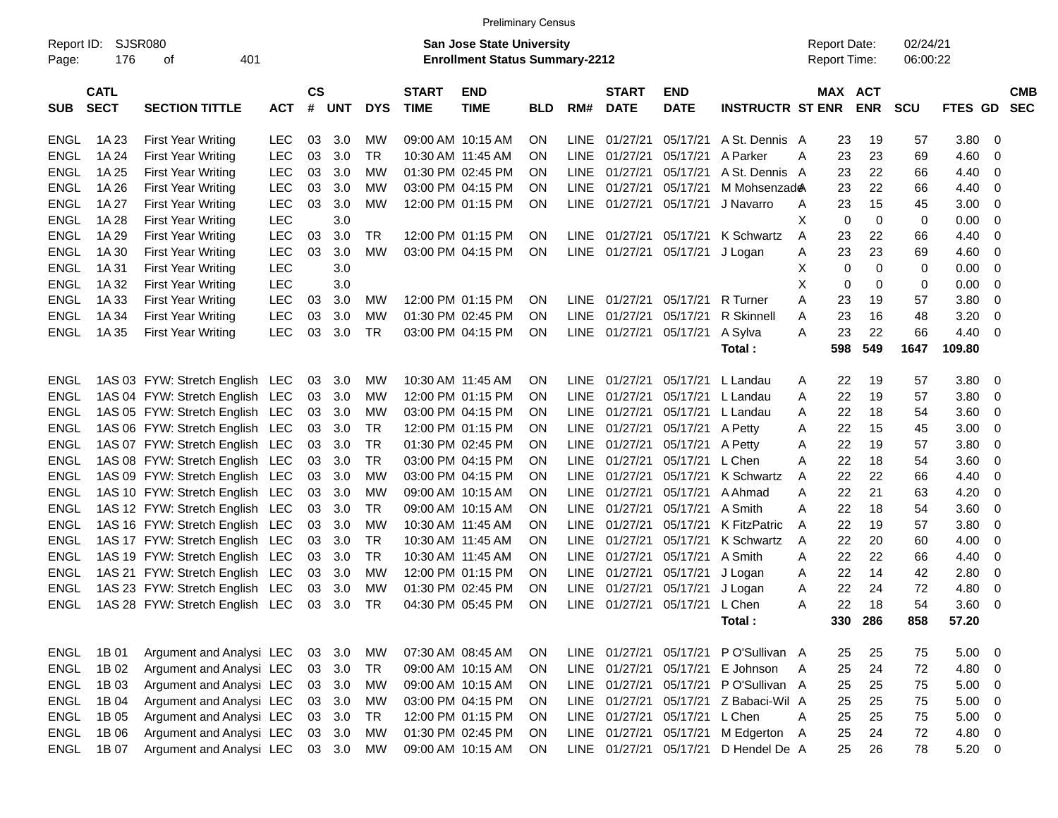Preliminary Census

Report ID: SJSR080

**San Jose State University**
**Enrollment Status Summary-2212**

Report Date: 02/24/21
Report Time: 06:00:22

| SUB | CATL SECT | SECTION TITTLE | ACT | CS # | UNT | DYS | START TIME | END TIME | BLD | RM# | START DATE | END DATE | INSTRUCTR | ST | MAX ENR | ACT ENR | SCU | FTES | GD | CMB SEC |
|---|---|---|---|---|---|---|---|---|---|---|---|---|---|---|---|---|---|---|---|---|
| ENGL | 1A 23 | First Year Writing | LEC | 03 | 3.0 | MW | 09:00 AM | 10:15 AM | ON | LINE | 01/27/21 | 05/17/21 | A St. Dennis | A | 23 | 19 | 57 | 3.80 | 0 | |
| ENGL | 1A 24 | First Year Writing | LEC | 03 | 3.0 | TR | 10:30 AM | 11:45 AM | ON | LINE | 01/27/21 | 05/17/21 | A Parker | A | 23 | 23 | 69 | 4.60 | 0 | |
| ENGL | 1A 25 | First Year Writing | LEC | 03 | 3.0 | MW | 01:30 PM | 02:45 PM | ON | LINE | 01/27/21 | 05/17/21 | A St. Dennis | A | 23 | 22 | 66 | 4.40 | 0 | |
| ENGL | 1A 26 | First Year Writing | LEC | 03 | 3.0 | MW | 03:00 PM | 04:15 PM | ON | LINE | 01/27/21 | 05/17/21 | M Mohsenzade | A | 23 | 22 | 66 | 4.40 | 0 | |
| ENGL | 1A 27 | First Year Writing | LEC | 03 | 3.0 | MW | 12:00 PM | 01:15 PM | ON | LINE | 01/27/21 | 05/17/21 | J Navarro | A | 23 | 15 | 45 | 3.00 | 0 | |
| ENGL | 1A 28 | First Year Writing | LEC | | 3.0 | | | | | | | | | X | 0 | 0 | 0 | 0.00 | 0 | |
| ENGL | 1A 29 | First Year Writing | LEC | 03 | 3.0 | TR | 12:00 PM | 01:15 PM | ON | LINE | 01/27/21 | 05/17/21 | K Schwartz | A | 23 | 22 | 66 | 4.40 | 0 | |
| ENGL | 1A 30 | First Year Writing | LEC | 03 | 3.0 | MW | 03:00 PM | 04:15 PM | ON | LINE | 01/27/21 | 05/17/21 | J Logan | A | 23 | 23 | 69 | 4.60 | 0 | |
| ENGL | 1A 31 | First Year Writing | LEC | | 3.0 | | | | | | | | | X | 0 | 0 | 0 | 0.00 | 0 | |
| ENGL | 1A 32 | First Year Writing | LEC | | 3.0 | | | | | | | | | X | 0 | 0 | 0 | 0.00 | 0 | |
| ENGL | 1A 33 | First Year Writing | LEC | 03 | 3.0 | MW | 12:00 PM | 01:15 PM | ON | LINE | 01/27/21 | 05/17/21 | R Turner | A | 23 | 19 | 57 | 3.80 | 0 | |
| ENGL | 1A 34 | First Year Writing | LEC | 03 | 3.0 | MW | 01:30 PM | 02:45 PM | ON | LINE | 01/27/21 | 05/17/21 | R Skinnell | A | 23 | 16 | 48 | 3.20 | 0 | |
| ENGL | 1A 35 | First Year Writing | LEC | 03 | 3.0 | TR | 03:00 PM | 04:15 PM | ON | LINE | 01/27/21 | 05/17/21 | A Sylva | A | 23 | 22 | 66 | 4.40 | 0 | |
| | | | | | | | | | | | | | **Total :** | | **598** | **549** | **1647** | **109.80** | | |
| ENGL | 1AS 03 | FYW: Stretch English | LEC | 03 | 3.0 | MW | 10:30 AM | 11:45 AM | ON | LINE | 01/27/21 | 05/17/21 | L Landau | A | 22 | 19 | 57 | 3.80 | 0 | |
| ENGL | 1AS 04 | FYW: Stretch English | LEC | 03 | 3.0 | MW | 12:00 PM | 01:15 PM | ON | LINE | 01/27/21 | 05/17/21 | L Landau | A | 22 | 19 | 57 | 3.80 | 0 | |
| ENGL | 1AS 05 | FYW: Stretch English | LEC | 03 | 3.0 | MW | 03:00 PM | 04:15 PM | ON | LINE | 01/27/21 | 05/17/21 | L Landau | A | 22 | 18 | 54 | 3.60 | 0 | |
| ENGL | 1AS 06 | FYW: Stretch English | LEC | 03 | 3.0 | TR | 12:00 PM | 01:15 PM | ON | LINE | 01/27/21 | 05/17/21 | A Petty | A | 22 | 15 | 45 | 3.00 | 0 | |
| ENGL | 1AS 07 | FYW: Stretch English | LEC | 03 | 3.0 | TR | 01:30 PM | 02:45 PM | ON | LINE | 01/27/21 | 05/17/21 | A Petty | A | 22 | 19 | 57 | 3.80 | 0 | |
| ENGL | 1AS 08 | FYW: Stretch English | LEC | 03 | 3.0 | TR | 03:00 PM | 04:15 PM | ON | LINE | 01/27/21 | 05/17/21 | L Chen | A | 22 | 18 | 54 | 3.60 | 0 | |
| ENGL | 1AS 09 | FYW: Stretch English | LEC | 03 | 3.0 | MW | 03:00 PM | 04:15 PM | ON | LINE | 01/27/21 | 05/17/21 | K Schwartz | A | 22 | 22 | 66 | 4.40 | 0 | |
| ENGL | 1AS 10 | FYW: Stretch English | LEC | 03 | 3.0 | MW | 09:00 AM | 10:15 AM | ON | LINE | 01/27/21 | 05/17/21 | A Ahmad | A | 22 | 21 | 63 | 4.20 | 0 | |
| ENGL | 1AS 12 | FYW: Stretch English | LEC | 03 | 3.0 | TR | 09:00 AM | 10:15 AM | ON | LINE | 01/27/21 | 05/17/21 | A Smith | A | 22 | 18 | 54 | 3.60 | 0 | |
| ENGL | 1AS 16 | FYW: Stretch English | LEC | 03 | 3.0 | MW | 10:30 AM | 11:45 AM | ON | LINE | 01/27/21 | 05/17/21 | K FitzPatric | A | 22 | 19 | 57 | 3.80 | 0 | |
| ENGL | 1AS 17 | FYW: Stretch English | LEC | 03 | 3.0 | TR | 10:30 AM | 11:45 AM | ON | LINE | 01/27/21 | 05/17/21 | K Schwartz | A | 22 | 20 | 60 | 4.00 | 0 | |
| ENGL | 1AS 19 | FYW: Stretch English | LEC | 03 | 3.0 | TR | 10:30 AM | 11:45 AM | ON | LINE | 01/27/21 | 05/17/21 | A Smith | A | 22 | 22 | 66 | 4.40 | 0 | |
| ENGL | 1AS 21 | FYW: Stretch English | LEC | 03 | 3.0 | MW | 12:00 PM | 01:15 PM | ON | LINE | 01/27/21 | 05/17/21 | J Logan | A | 22 | 14 | 42 | 2.80 | 0 | |
| ENGL | 1AS 23 | FYW: Stretch English | LEC | 03 | 3.0 | MW | 01:30 PM | 02:45 PM | ON | LINE | 01/27/21 | 05/17/21 | J Logan | A | 22 | 24 | 72 | 4.80 | 0 | |
| ENGL | 1AS 28 | FYW: Stretch English | LEC | 03 | 3.0 | TR | 04:30 PM | 05:45 PM | ON | LINE | 01/27/21 | 05/17/21 | L Chen | A | 22 | 18 | 54 | 3.60 | 0 | |
| | | | | | | | | | | | | | **Total :** | | **330** | **286** | **858** | **57.20** | | |
| ENGL | 1B 01 | Argument and Analysi | LEC | 03 | 3.0 | MW | 07:30 AM | 08:45 AM | ON | LINE | 01/27/21 | 05/17/21 | P O'Sullivan | A | 25 | 25 | 75 | 5.00 | 0 | |
| ENGL | 1B 02 | Argument and Analysi | LEC | 03 | 3.0 | TR | 09:00 AM | 10:15 AM | ON | LINE | 01/27/21 | 05/17/21 | E Johnson | A | 25 | 24 | 72 | 4.80 | 0 | |
| ENGL | 1B 03 | Argument and Analysi | LEC | 03 | 3.0 | MW | 09:00 AM | 10:15 AM | ON | LINE | 01/27/21 | 05/17/21 | P O'Sullivan | A | 25 | 25 | 75 | 5.00 | 0 | |
| ENGL | 1B 04 | Argument and Analysi | LEC | 03 | 3.0 | MW | 03:00 PM | 04:15 PM | ON | LINE | 01/27/21 | 05/17/21 | Z Babaci-Wil | A | 25 | 25 | 75 | 5.00 | 0 | |
| ENGL | 1B 05 | Argument and Analysi | LEC | 03 | 3.0 | TR | 12:00 PM | 01:15 PM | ON | LINE | 01/27/21 | 05/17/21 | L Chen | A | 25 | 25 | 75 | 5.00 | 0 | |
| ENGL | 1B 06 | Argument and Analysi | LEC | 03 | 3.0 | MW | 01:30 PM | 02:45 PM | ON | LINE | 01/27/21 | 05/17/21 | M Edgerton | A | 25 | 24 | 72 | 4.80 | 0 | |
| ENGL | 1B 07 | Argument and Analysi | LEC | 03 | 3.0 | MW | 09:00 AM | 10:15 AM | ON | LINE | 01/27/21 | 05/17/21 | D Hendel De | A | 25 | 26 | 78 | 5.20 | 0 | |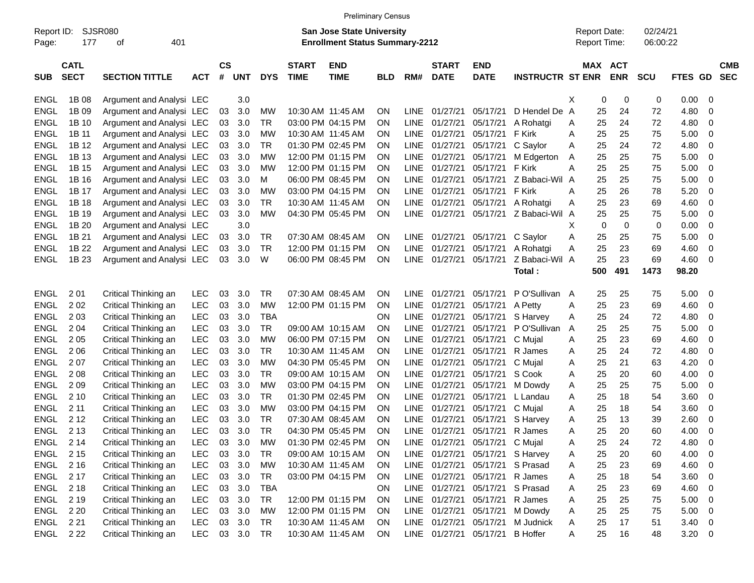Preliminary Census

Report ID: SJSR080
Page: 177 of 401

**San Jose State University**
**Enrollment Status Summary-2212**

Report Date: 02/24/21
Report Time: 06:00:22

| SUB | CATL SECT | SECTION TITTLE | ACT | CS # | UNT | DYS | START TIME | END TIME | BLD | RM# | START DATE | END DATE | INSTRUCTR | ST | MAX ENR | ACT ENR | SCU | FTES | GD | CMB SEC |
|---|---|---|---|---|---|---|---|---|---|---|---|---|---|---|---|---|---|---|---|---|
| ENGL | 1B 08 | Argument and Analysi | LEC | | 3.0 | | | | | | | | | X | 0 | 0 | 0 | 0.00 | 0 | |
| ENGL | 1B 09 | Argument and Analysi | LEC | 03 | 3.0 | MW | 10:30 AM | 11:45 AM | ON | LINE | 01/27/21 | 05/17/21 | D Hendel De | A | 25 | 24 | 72 | 4.80 | 0 | |
| ENGL | 1B 10 | Argument and Analysi | LEC | 03 | 3.0 | TR | 03:00 PM | 04:15 PM | ON | LINE | 01/27/21 | 05/17/21 | A Rohatgi | A | 25 | 24 | 72 | 4.80 | 0 | |
| ENGL | 1B 11 | Argument and Analysi | LEC | 03 | 3.0 | MW | 10:30 AM | 11:45 AM | ON | LINE | 01/27/21 | 05/17/21 | F Kirk | A | 25 | 25 | 75 | 5.00 | 0 | |
| ENGL | 1B 12 | Argument and Analysi | LEC | 03 | 3.0 | TR | 01:30 PM | 02:45 PM | ON | LINE | 01/27/21 | 05/17/21 | C Saylor | A | 25 | 24 | 72 | 4.80 | 0 | |
| ENGL | 1B 13 | Argument and Analysi | LEC | 03 | 3.0 | MW | 12:00 PM | 01:15 PM | ON | LINE | 01/27/21 | 05/17/21 | M Edgerton | A | 25 | 25 | 75 | 5.00 | 0 | |
| ENGL | 1B 15 | Argument and Analysi | LEC | 03 | 3.0 | MW | 12:00 PM | 01:15 PM | ON | LINE | 01/27/21 | 05/17/21 | F Kirk | A | 25 | 25 | 75 | 5.00 | 0 | |
| ENGL | 1B 16 | Argument and Analysi | LEC | 03 | 3.0 | M | 06:00 PM | 08:45 PM | ON | LINE | 01/27/21 | 05/17/21 | Z Babaci-Wil | A | 25 | 25 | 75 | 5.00 | 0 | |
| ENGL | 1B 17 | Argument and Analysi | LEC | 03 | 3.0 | MW | 03:00 PM | 04:15 PM | ON | LINE | 01/27/21 | 05/17/21 | F Kirk | A | 25 | 26 | 78 | 5.20 | 0 | |
| ENGL | 1B 18 | Argument and Analysi | LEC | 03 | 3.0 | TR | 10:30 AM | 11:45 AM | ON | LINE | 01/27/21 | 05/17/21 | A Rohatgi | A | 25 | 23 | 69 | 4.60 | 0 | |
| ENGL | 1B 19 | Argument and Analysi | LEC | 03 | 3.0 | MW | 04:30 PM | 05:45 PM | ON | LINE | 01/27/21 | 05/17/21 | Z Babaci-Wil | A | 25 | 25 | 75 | 5.00 | 0 | |
| ENGL | 1B 20 | Argument and Analysi | LEC | | 3.0 | | | | | | | | | X | 0 | 0 | 0 | 0.00 | 0 | |
| ENGL | 1B 21 | Argument and Analysi | LEC | 03 | 3.0 | TR | 07:30 AM | 08:45 AM | ON | LINE | 01/27/21 | 05/17/21 | C Saylor | A | 25 | 25 | 75 | 5.00 | 0 | |
| ENGL | 1B 22 | Argument and Analysi | LEC | 03 | 3.0 | TR | 12:00 PM | 01:15 PM | ON | LINE | 01/27/21 | 05/17/21 | A Rohatgi | A | 25 | 23 | 69 | 4.60 | 0 | |
| ENGL | 1B 23 | Argument and Analysi | LEC | 03 | 3.0 | W | 06:00 PM | 08:45 PM | ON | LINE | 01/27/21 | 05/17/21 | Z Babaci-Wil | A | 25 | 23 | 69 | 4.60 | 0 | |
| | | | | | | | | | | | | | **Total :** | | **500** | **491** | **1473** | **98.20** | | |
| ENGL | 2 01 | Critical Thinking an | LEC | 03 | 3.0 | TR | 07:30 AM | 08:45 AM | ON | LINE | 01/27/21 | 05/17/21 | P O'Sullivan | A | 25 | 25 | 75 | 5.00 | 0 | |
| ENGL | 2 02 | Critical Thinking an | LEC | 03 | 3.0 | MW | 12:00 PM | 01:15 PM | ON | LINE | 01/27/21 | 05/17/21 | A Petty | A | 25 | 23 | 69 | 4.60 | 0 | |
| ENGL | 2 03 | Critical Thinking an | LEC | 03 | 3.0 | TBA | | | ON | LINE | 01/27/21 | 05/17/21 | S Harvey | A | 25 | 24 | 72 | 4.80 | 0 | |
| ENGL | 2 04 | Critical Thinking an | LEC | 03 | 3.0 | TR | 09:00 AM | 10:15 AM | ON | LINE | 01/27/21 | 05/17/21 | P O'Sullivan | A | 25 | 25 | 75 | 5.00 | 0 | |
| ENGL | 2 05 | Critical Thinking an | LEC | 03 | 3.0 | MW | 06:00 PM | 07:15 PM | ON | LINE | 01/27/21 | 05/17/21 | C Mujal | A | 25 | 23 | 69 | 4.60 | 0 | |
| ENGL | 2 06 | Critical Thinking an | LEC | 03 | 3.0 | TR | 10:30 AM | 11:45 AM | ON | LINE | 01/27/21 | 05/17/21 | R James | A | 25 | 24 | 72 | 4.80 | 0 | |
| ENGL | 2 07 | Critical Thinking an | LEC | 03 | 3.0 | MW | 04:30 PM | 05:45 PM | ON | LINE | 01/27/21 | 05/17/21 | C Mujal | A | 25 | 21 | 63 | 4.20 | 0 | |
| ENGL | 2 08 | Critical Thinking an | LEC | 03 | 3.0 | TR | 09:00 AM | 10:15 AM | ON | LINE | 01/27/21 | 05/17/21 | S Cook | A | 25 | 20 | 60 | 4.00 | 0 | |
| ENGL | 2 09 | Critical Thinking an | LEC | 03 | 3.0 | MW | 03:00 PM | 04:15 PM | ON | LINE | 01/27/21 | 05/17/21 | M Dowdy | A | 25 | 25 | 75 | 5.00 | 0 | |
| ENGL | 2 10 | Critical Thinking an | LEC | 03 | 3.0 | TR | 01:30 PM | 02:45 PM | ON | LINE | 01/27/21 | 05/17/21 | L Landau | A | 25 | 18 | 54 | 3.60 | 0 | |
| ENGL | 2 11 | Critical Thinking an | LEC | 03 | 3.0 | MW | 03:00 PM | 04:15 PM | ON | LINE | 01/27/21 | 05/17/21 | C Mujal | A | 25 | 18 | 54 | 3.60 | 0 | |
| ENGL | 2 12 | Critical Thinking an | LEC | 03 | 3.0 | TR | 07:30 AM | 08:45 AM | ON | LINE | 01/27/21 | 05/17/21 | S Harvey | A | 25 | 13 | 39 | 2.60 | 0 | |
| ENGL | 2 13 | Critical Thinking an | LEC | 03 | 3.0 | TR | 04:30 PM | 05:45 PM | ON | LINE | 01/27/21 | 05/17/21 | R James | A | 25 | 20 | 60 | 4.00 | 0 | |
| ENGL | 2 14 | Critical Thinking an | LEC | 03 | 3.0 | MW | 01:30 PM | 02:45 PM | ON | LINE | 01/27/21 | 05/17/21 | C Mujal | A | 25 | 24 | 72 | 4.80 | 0 | |
| ENGL | 2 15 | Critical Thinking an | LEC | 03 | 3.0 | TR | 09:00 AM | 10:15 AM | ON | LINE | 01/27/21 | 05/17/21 | S Harvey | A | 25 | 20 | 60 | 4.00 | 0 | |
| ENGL | 2 16 | Critical Thinking an | LEC | 03 | 3.0 | MW | 10:30 AM | 11:45 AM | ON | LINE | 01/27/21 | 05/17/21 | S Prasad | A | 25 | 23 | 69 | 4.60 | 0 | |
| ENGL | 2 17 | Critical Thinking an | LEC | 03 | 3.0 | TR | 03:00 PM | 04:15 PM | ON | LINE | 01/27/21 | 05/17/21 | R James | A | 25 | 18 | 54 | 3.60 | 0 | |
| ENGL | 2 18 | Critical Thinking an | LEC | 03 | 3.0 | TBA | | | ON | LINE | 01/27/21 | 05/17/21 | S Prasad | A | 25 | 23 | 69 | 4.60 | 0 | |
| ENGL | 2 19 | Critical Thinking an | LEC | 03 | 3.0 | TR | 12:00 PM | 01:15 PM | ON | LINE | 01/27/21 | 05/17/21 | R James | A | 25 | 25 | 75 | 5.00 | 0 | |
| ENGL | 2 20 | Critical Thinking an | LEC | 03 | 3.0 | MW | 12:00 PM | 01:15 PM | ON | LINE | 01/27/21 | 05/17/21 | M Dowdy | A | 25 | 25 | 75 | 5.00 | 0 | |
| ENGL | 2 21 | Critical Thinking an | LEC | 03 | 3.0 | TR | 10:30 AM | 11:45 AM | ON | LINE | 01/27/21 | 05/17/21 | M Judnick | A | 25 | 17 | 51 | 3.40 | 0 | |
| ENGL | 2 22 | Critical Thinking an | LEC | 03 | 3.0 | TR | 10:30 AM | 11:45 AM | ON | LINE | 01/27/21 | 05/17/21 | B Hoffer | A | 25 | 16 | 48 | 3.20 | 0 | |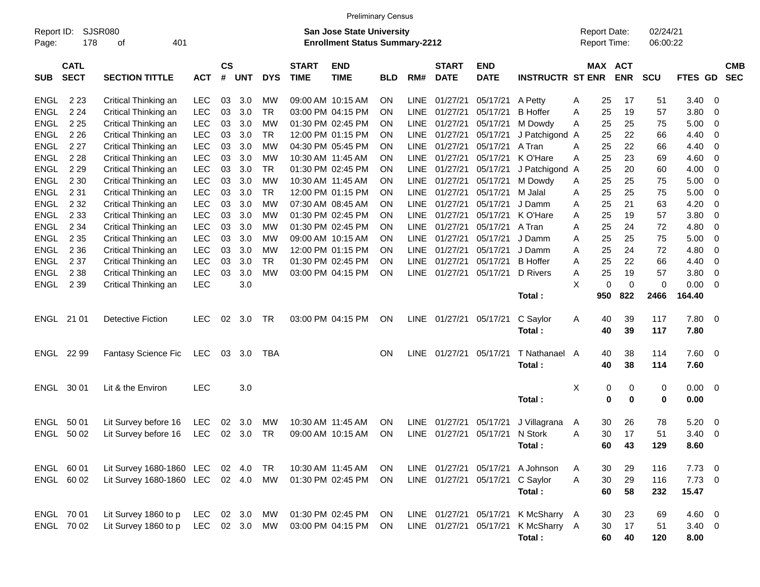Preliminary Census

Report ID: SJSR080

**San Jose State University**
**Enrollment Status Summary-2212**

Report Date: 02/24/21
Report Time: 06:00:22

| SUB | CATL SECT | SECTION TITTLE | ACT | CS # | UNT | DYS | START TIME | END TIME | BLD | RM# | START DATE | END DATE | INSTRUCTR | ST | MAX ENR | ACT ENR | SCU | FTES | GD | CMB SEC |
|---|---|---|---|---|---|---|---|---|---|---|---|---|---|---|---|---|---|---|---|---|
| ENGL | 2 23 | Critical Thinking an | LEC | 03 | 3.0 | MW | 09:00 AM | 10:15 AM | ON | LINE | 01/27/21 | 05/17/21 | A Petty | A | 25 | 17 | 51 | 3.40 | 0 | |
| ENGL | 2 24 | Critical Thinking an | LEC | 03 | 3.0 | TR | 03:00 PM | 04:15 PM | ON | LINE | 01/27/21 | 05/17/21 | B Hoffer | A | 25 | 19 | 57 | 3.80 | 0 | |
| ENGL | 2 25 | Critical Thinking an | LEC | 03 | 3.0 | MW | 01:30 PM | 02:45 PM | ON | LINE | 01/27/21 | 05/17/21 | M Dowdy | A | 25 | 25 | 75 | 5.00 | 0 | |
| ENGL | 2 26 | Critical Thinking an | LEC | 03 | 3.0 | TR | 12:00 PM | 01:15 PM | ON | LINE | 01/27/21 | 05/17/21 | J Patchigond | A | 25 | 22 | 66 | 4.40 | 0 | |
| ENGL | 2 27 | Critical Thinking an | LEC | 03 | 3.0 | MW | 04:30 PM | 05:45 PM | ON | LINE | 01/27/21 | 05/17/21 | A Tran | A | 25 | 22 | 66 | 4.40 | 0 | |
| ENGL | 2 28 | Critical Thinking an | LEC | 03 | 3.0 | MW | 10:30 AM | 11:45 AM | ON | LINE | 01/27/21 | 05/17/21 | K O'Hare | A | 25 | 23 | 69 | 4.60 | 0 | |
| ENGL | 2 29 | Critical Thinking an | LEC | 03 | 3.0 | TR | 01:30 PM | 02:45 PM | ON | LINE | 01/27/21 | 05/17/21 | J Patchigond | A | 25 | 20 | 60 | 4.00 | 0 | |
| ENGL | 2 30 | Critical Thinking an | LEC | 03 | 3.0 | MW | 10:30 AM | 11:45 AM | ON | LINE | 01/27/21 | 05/17/21 | M Dowdy | A | 25 | 25 | 75 | 5.00 | 0 | |
| ENGL | 2 31 | Critical Thinking an | LEC | 03 | 3.0 | TR | 12:00 PM | 01:15 PM | ON | LINE | 01/27/21 | 05/17/21 | M Jalal | A | 25 | 25 | 75 | 5.00 | 0 | |
| ENGL | 2 32 | Critical Thinking an | LEC | 03 | 3.0 | MW | 07:30 AM | 08:45 AM | ON | LINE | 01/27/21 | 05/17/21 | J Damm | A | 25 | 21 | 63 | 4.20 | 0 | |
| ENGL | 2 33 | Critical Thinking an | LEC | 03 | 3.0 | MW | 01:30 PM | 02:45 PM | ON | LINE | 01/27/21 | 05/17/21 | K O'Hare | A | 25 | 19 | 57 | 3.80 | 0 | |
| ENGL | 2 34 | Critical Thinking an | LEC | 03 | 3.0 | MW | 01:30 PM | 02:45 PM | ON | LINE | 01/27/21 | 05/17/21 | A Tran | A | 25 | 24 | 72 | 4.80 | 0 | |
| ENGL | 2 35 | Critical Thinking an | LEC | 03 | 3.0 | MW | 09:00 AM | 10:15 AM | ON | LINE | 01/27/21 | 05/17/21 | J Damm | A | 25 | 25 | 75 | 5.00 | 0 | |
| ENGL | 2 36 | Critical Thinking an | LEC | 03 | 3.0 | MW | 12:00 PM | 01:15 PM | ON | LINE | 01/27/21 | 05/17/21 | J Damm | A | 25 | 24 | 72 | 4.80 | 0 | |
| ENGL | 2 37 | Critical Thinking an | LEC | 03 | 3.0 | TR | 01:30 PM | 02:45 PM | ON | LINE | 01/27/21 | 05/17/21 | B Hoffer | A | 25 | 22 | 66 | 4.40 | 0 | |
| ENGL | 2 38 | Critical Thinking an | LEC | 03 | 3.0 | MW | 03:00 PM | 04:15 PM | ON | LINE | 01/27/21 | 05/17/21 | D Rivers | A | 25 | 19 | 57 | 3.80 | 0 | |
| ENGL | 2 39 | Critical Thinking an | LEC | | 3.0 | | | | | | | | | X | 0 | 0 | 0 | 0.00 | 0 | |
| | | | | | | | | | | | | | **Total :** | | **950** | **822** | **2466** | **164.40** | | |
| ENGL | 21 01 | Detective Fiction | LEC | 02 | 3.0 | TR | 03:00 PM | 04:15 PM | ON | LINE | 01/27/21 | 05/17/21 | C Saylor | A | 40 | 39 | 117 | 7.80 | 0 | |
| | | | | | | | | | | | | | **Total :** | | **40** | **39** | **117** | **7.80** | | |
| ENGL | 22 99 | Fantasy Science Fic | LEC | 03 | 3.0 | TBA | | | ON | LINE | 01/27/21 | 05/17/21 | T Nathanael | A | 40 | 38 | 114 | 7.60 | 0 | |
| | | | | | | | | | | | | | **Total :** | | **40** | **38** | **114** | **7.60** | | |
| ENGL | 30 01 | Lit & the Environ | LEC | | 3.0 | | | | | | | | | X | 0 | 0 | 0 | 0.00 | 0 | |
| | | | | | | | | | | | | | **Total :** | | **0** | **0** | **0** | **0.00** | | |
| ENGL | 50 01 | Lit Survey before 16 | LEC | 02 | 3.0 | MW | 10:30 AM | 11:45 AM | ON | LINE | 01/27/21 | 05/17/21 | J Villagrana | A | 30 | 26 | 78 | 5.20 | 0 | |
| ENGL | 50 02 | Lit Survey before 16 | LEC | 02 | 3.0 | TR | 09:00 AM | 10:15 AM | ON | LINE | 01/27/21 | 05/17/21 | N Stork | A | 30 | 17 | 51 | 3.40 | 0 | |
| | | | | | | | | | | | | | **Total :** | | **60** | **43** | **129** | **8.60** | | |
| ENGL | 60 01 | Lit Survey 1680-1860 | LEC | 02 | 4.0 | TR | 10:30 AM | 11:45 AM | ON | LINE | 01/27/21 | 05/17/21 | A Johnson | A | 30 | 29 | 116 | 7.73 | 0 | |
| ENGL | 60 02 | Lit Survey 1680-1860 | LEC | 02 | 4.0 | MW | 01:30 PM | 02:45 PM | ON | LINE | 01/27/21 | 05/17/21 | C Saylor | A | 30 | 29 | 116 | 7.73 | 0 | |
| | | | | | | | | | | | | | **Total :** | | **60** | **58** | **232** | **15.47** | | |
| ENGL | 70 01 | Lit Survey 1860 to p | LEC | 02 | 3.0 | MW | 01:30 PM | 02:45 PM | ON | LINE | 01/27/21 | 05/17/21 | K McSharry | A | 30 | 23 | 69 | 4.60 | 0 | |
| ENGL | 70 02 | Lit Survey 1860 to p | LEC | 02 | 3.0 | MW | 03:00 PM | 04:15 PM | ON | LINE | 01/27/21 | 05/17/21 | K McSharry | A | 30 | 17 | 51 | 3.40 | 0 | |
| | | | | | | | | | | | | | **Total :** | | **60** | **40** | **120** | **8.00** | | |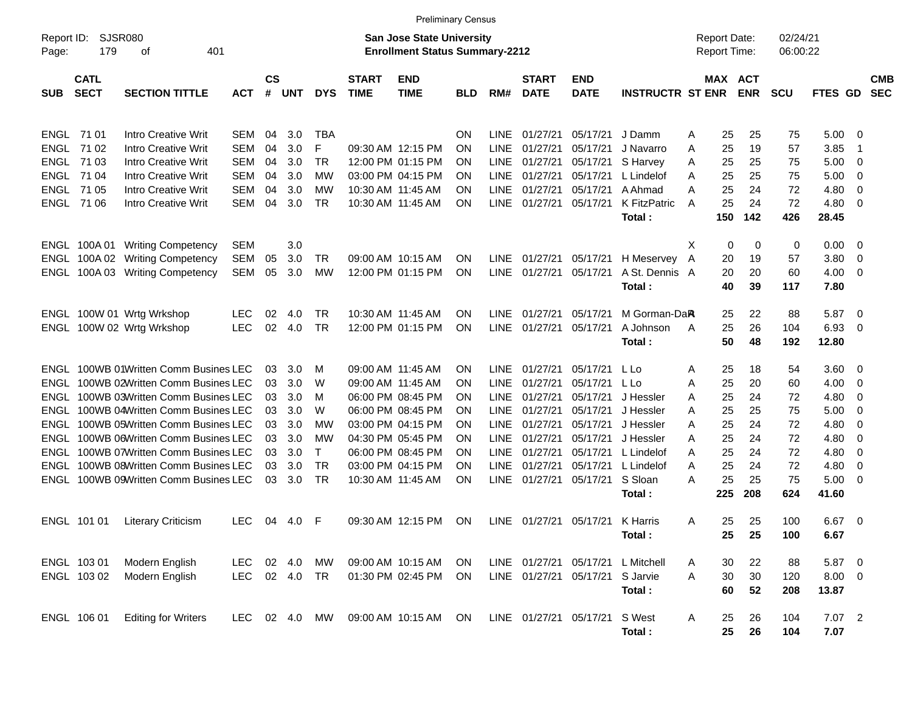Preliminary Census

Report ID: SJSR080

**San Jose State University**
**Enrollment Status Summary-2212**

Report Date: 02/24/21
Report Time: 06:00:22

| SUB | CATL SECT | SECTION TITTLE | ACT | CS # | UNT | DYS | START TIME | END TIME | BLD | RM# | START DATE | END DATE | INSTRUCTR | ST | MAX ENR | ACT ENR | SCU | FTES | GD | CMB SEC |
|---|---|---|---|---|---|---|---|---|---|---|---|---|---|---|---|---|---|---|---|---|
| ENGL | 71 01 | Intro Creative Writ | SEM | 04 | 3.0 | TBA | | | ON | LINE | 01/27/21 | 05/17/21 | J Damm | A | 25 | 25 | 75 | 5.00 | 0 | |
| ENGL | 71 02 | Intro Creative Writ | SEM | 04 | 3.0 | F | 09:30 AM | 12:15 PM | ON | LINE | 01/27/21 | 05/17/21 | J Navarro | A | 25 | 19 | 57 | 3.85 | 1 | |
| ENGL | 71 03 | Intro Creative Writ | SEM | 04 | 3.0 | TR | 12:00 PM | 01:15 PM | ON | LINE | 01/27/21 | 05/17/21 | S Harvey | A | 25 | 25 | 75 | 5.00 | 0 | |
| ENGL | 71 04 | Intro Creative Writ | SEM | 04 | 3.0 | MW | 03:00 PM | 04:15 PM | ON | LINE | 01/27/21 | 05/17/21 | L Lindelof | A | 25 | 25 | 75 | 5.00 | 0 | |
| ENGL | 71 05 | Intro Creative Writ | SEM | 04 | 3.0 | MW | 10:30 AM | 11:45 AM | ON | LINE | 01/27/21 | 05/17/21 | A Ahmad | A | 25 | 24 | 72 | 4.80 | 0 | |
| ENGL | 71 06 | Intro Creative Writ | SEM | 04 | 3.0 | TR | 10:30 AM | 11:45 AM | ON | LINE | 01/27/21 | 05/17/21 | K FitzPatric | A | 25 | 24 | 72 | 4.80 | 0 | |
| | | | | | | | | | | | | | **Total :** | | **150** | **142** | **426** | **28.45** | | |
| ENGL | 100A 01 | Writing Competency | SEM | | 3.0 | | | | | | | | | X | 0 | 0 | 0 | 0.00 | 0 | |
| ENGL | 100A 02 | Writing Competency | SEM | 05 | 3.0 | TR | 09:00 AM | 10:15 AM | ON | LINE | 01/27/21 | 05/17/21 | H Meservey | A | 20 | 19 | 57 | 3.80 | 0 | |
| ENGL | 100A 03 | Writing Competency | SEM | 05 | 3.0 | MW | 12:00 PM | 01:15 PM | ON | LINE | 01/27/21 | 05/17/21 | A St. Dennis | A | 20 | 20 | 60 | 4.00 | 0 | |
| | | | | | | | | | | | | | **Total :** | | **40** | **39** | **117** | **7.80** | | |
| ENGL | 100W 01 | Wrtg Wrkshop | LEC | 02 | 4.0 | TR | 10:30 AM | 11:45 AM | ON | LINE | 01/27/21 | 05/17/21 | M Gorman-DaR | A | 25 | 22 | 88 | 5.87 | 0 | |
| ENGL | 100W 02 | Wrtg Wrkshop | LEC | 02 | 4.0 | TR | 12:00 PM | 01:15 PM | ON | LINE | 01/27/21 | 05/17/21 | A Johnson | A | 25 | 26 | 104 | 6.93 | 0 | |
| | | | | | | | | | | | | | **Total :** | | **50** | **48** | **192** | **12.80** | | |
| ENGL | 100WB 01 | Written Comm Busines | LEC | 03 | 3.0 | M | 09:00 AM | 11:45 AM | ON | LINE | 01/27/21 | 05/17/21 | L Lo | A | 25 | 18 | 54 | 3.60 | 0 | |
| ENGL | 100WB 02 | Written Comm Busines | LEC | 03 | 3.0 | W | 09:00 AM | 11:45 AM | ON | LINE | 01/27/21 | 05/17/21 | L Lo | A | 25 | 20 | 60 | 4.00 | 0 | |
| ENGL | 100WB 03 | Written Comm Busines | LEC | 03 | 3.0 | M | 06:00 PM | 08:45 PM | ON | LINE | 01/27/21 | 05/17/21 | J Hessler | A | 25 | 24 | 72 | 4.80 | 0 | |
| ENGL | 100WB 04 | Written Comm Busines | LEC | 03 | 3.0 | W | 06:00 PM | 08:45 PM | ON | LINE | 01/27/21 | 05/17/21 | J Hessler | A | 25 | 25 | 75 | 5.00 | 0 | |
| ENGL | 100WB 05 | Written Comm Busines | LEC | 03 | 3.0 | MW | 03:00 PM | 04:15 PM | ON | LINE | 01/27/21 | 05/17/21 | J Hessler | A | 25 | 24 | 72 | 4.80 | 0 | |
| ENGL | 100WB 06 | Written Comm Busines | LEC | 03 | 3.0 | MW | 04:30 PM | 05:45 PM | ON | LINE | 01/27/21 | 05/17/21 | J Hessler | A | 25 | 24 | 72 | 4.80 | 0 | |
| ENGL | 100WB 07 | Written Comm Busines | LEC | 03 | 3.0 | T | 06:00 PM | 08:45 PM | ON | LINE | 01/27/21 | 05/17/21 | L Lindelof | A | 25 | 24 | 72 | 4.80 | 0 | |
| ENGL | 100WB 08 | Written Comm Busines | LEC | 03 | 3.0 | TR | 03:00 PM | 04:15 PM | ON | LINE | 01/27/21 | 05/17/21 | L Lindelof | A | 25 | 24 | 72 | 4.80 | 0 | |
| ENGL | 100WB 09 | Written Comm Busines | LEC | 03 | 3.0 | TR | 10:30 AM | 11:45 AM | ON | LINE | 01/27/21 | 05/17/21 | S Sloan | A | 25 | 25 | 75 | 5.00 | 0 | |
| | | | | | | | | | | | | | **Total :** | | **225** | **208** | **624** | **41.60** | | |
| ENGL | 101 01 | Literary Criticism | LEC | 04 | 4.0 | F | 09:30 AM | 12:15 PM | ON | LINE | 01/27/21 | 05/17/21 | K Harris | A | 25 | 25 | 100 | 6.67 | 0 | |
| | | | | | | | | | | | | | **Total :** | | **25** | **25** | **100** | **6.67** | | |
| ENGL | 103 01 | Modern English | LEC | 02 | 4.0 | MW | 09:00 AM | 10:15 AM | ON | LINE | 01/27/21 | 05/17/21 | L Mitchell | A | 30 | 22 | 88 | 5.87 | 0 | |
| ENGL | 103 02 | Modern English | LEC | 02 | 4.0 | TR | 01:30 PM | 02:45 PM | ON | LINE | 01/27/21 | 05/17/21 | S Jarvie | A | 30 | 30 | 120 | 8.00 | 0 | |
| | | | | | | | | | | | | | **Total :** | | **60** | **52** | **208** | **13.87** | | |
| ENGL | 106 01 | Editing for Writers | LEC | 02 | 4.0 | MW | 09:00 AM | 10:15 AM | ON | LINE | 01/27/21 | 05/17/21 | S West | A | 25 | 26 | 104 | 7.07 | 2 | |
| | | | | | | | | | | | | | **Total :** | | **25** | **26** | **104** | **7.07** | | |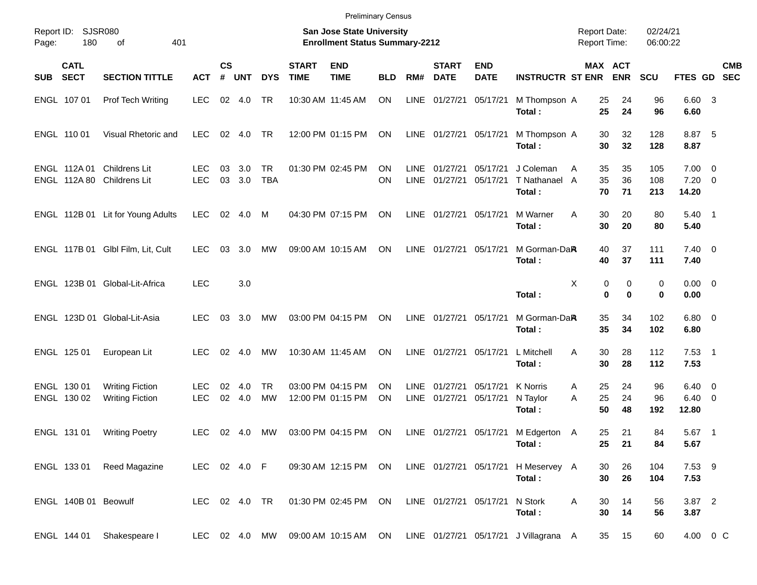Preliminary Census

Report ID: SJSR080 | Page: 180 of 401

**San Jose State University**
**Enrollment Status Summary-2212**

Report Date: 02/24/21
Report Time: 06:00:22

| SUB | CATL SECT | SECTION TITTLE | ACT | CS # | UNT | DYS | START TIME | END TIME | BLD | RM# | START DATE | END DATE | INSTRUCTR | ST | MAX ENR | ACT ENR | SCU | FTES | GD | CMB SEC |
|---|---|---|---|---|---|---|---|---|---|---|---|---|---|---|---|---|---|---|---|---|
| ENGL | 107 01 | Prof Tech Writing | LEC | 02 | 4.0 | TR | 10:30 AM | 11:45 AM | ON | LINE | 01/27/21 | 05/17/21 | M Thompson | A | 25 | 24 | 96 | 6.60 | 3 | |
| | | | | | | | | | | | | | **Total :** | | **25** | **24** | **96** | **6.60** | | |
| ENGL | 110 01 | Visual Rhetoric and | LEC | 02 | 4.0 | TR | 12:00 PM | 01:15 PM | ON | LINE | 01/27/21 | 05/17/21 | M Thompson | A | 30 | 32 | 128 | 8.87 | 5 | |
| | | | | | | | | | | | | | **Total :** | | **30** | **32** | **128** | **8.87** | | |
| ENGL | 112A 01 | Childrens Lit | LEC | 03 | 3.0 | TR | 01:30 PM | 02:45 PM | ON | LINE | 01/27/21 | 05/17/21 | J Coleman | A | 35 | 35 | 105 | 7.00 | 0 | |
| ENGL | 112A 80 | Childrens Lit | LEC | 03 | 3.0 | TBA | | | ON | LINE | 01/27/21 | 05/17/21 | T Nathanael | A | 35 | 36 | 108 | 7.20 | 0 | |
| | | | | | | | | | | | | | **Total :** | | **70** | **71** | **213** | **14.20** | | |
| ENGL | 112B 01 | Lit for Young Adults | LEC | 02 | 4.0 | M | 04:30 PM | 07:15 PM | ON | LINE | 01/27/21 | 05/17/21 | M Warner | A | 30 | 20 | 80 | 5.40 | 1 | |
| | | | | | | | | | | | | | **Total :** | | **30** | **20** | **80** | **5.40** | | |
| ENGL | 117B 01 | Glbl Film, Lit, Cult | LEC | 03 | 3.0 | MW | 09:00 AM | 10:15 AM | ON | LINE | 01/27/21 | 05/17/21 | M Gorman-Dar | A | 40 | 37 | 111 | 7.40 | 0 | |
| | | | | | | | | | | | | | **Total :** | | **40** | **37** | **111** | **7.40** | | |
| ENGL | 123B 01 | Global-Lit-Africa | LEC | | 3.0 | | | | | | | | | X | 0 | 0 | 0 | 0.00 | 0 | |
| | | | | | | | | | | | | | **Total :** | | **0** | **0** | **0** | **0.00** | | |
| ENGL | 123D 01 | Global-Lit-Asia | LEC | 03 | 3.0 | MW | 03:00 PM | 04:15 PM | ON | LINE | 01/27/21 | 05/17/21 | M Gorman-Dar | A | 35 | 34 | 102 | 6.80 | 0 | |
| | | | | | | | | | | | | | **Total :** | | **35** | **34** | **102** | **6.80** | | |
| ENGL | 125 01 | European Lit | LEC | 02 | 4.0 | MW | 10:30 AM | 11:45 AM | ON | LINE | 01/27/21 | 05/17/21 | L Mitchell | A | 30 | 28 | 112 | 7.53 | 1 | |
| | | | | | | | | | | | | | **Total :** | | **30** | **28** | **112** | **7.53** | | |
| ENGL | 130 01 | Writing Fiction | LEC | 02 | 4.0 | TR | 03:00 PM | 04:15 PM | ON | LINE | 01/27/21 | 05/17/21 | K Norris | A | 25 | 24 | 96 | 6.40 | 0 | |
| ENGL | 130 02 | Writing Fiction | LEC | 02 | 4.0 | MW | 12:00 PM | 01:15 PM | ON | LINE | 01/27/21 | 05/17/21 | N Taylor | A | 25 | 24 | 96 | 6.40 | 0 | |
| | | | | | | | | | | | | | **Total :** | | **50** | **48** | **192** | **12.80** | | |
| ENGL | 131 01 | Writing Poetry | LEC | 02 | 4.0 | MW | 03:00 PM | 04:15 PM | ON | LINE | 01/27/21 | 05/17/21 | M Edgerton | A | 25 | 21 | 84 | 5.67 | 1 | |
| | | | | | | | | | | | | | **Total :** | | **25** | **21** | **84** | **5.67** | | |
| ENGL | 133 01 | Reed Magazine | LEC | 02 | 4.0 | F | 09:30 AM | 12:15 PM | ON | LINE | 01/27/21 | 05/17/21 | H Meservey | A | 30 | 26 | 104 | 7.53 | 9 | |
| | | | | | | | | | | | | | **Total :** | | **30** | **26** | **104** | **7.53** | | |
| ENGL | 140B 01 | Beowulf | LEC | 02 | 4.0 | TR | 01:30 PM | 02:45 PM | ON | LINE | 01/27/21 | 05/17/21 | N Stork | A | 30 | 14 | 56 | 3.87 | 2 | |
| | | | | | | | | | | | | | **Total :** | | **30** | **14** | **56** | **3.87** | | |
| ENGL | 144 01 | Shakespeare I | LEC | 02 | 4.0 | MW | 09:00 AM | 10:15 AM | ON | LINE | 01/27/21 | 05/17/21 | J Villagrana | A | 35 | 15 | 60 | 4.00 | 0 | C |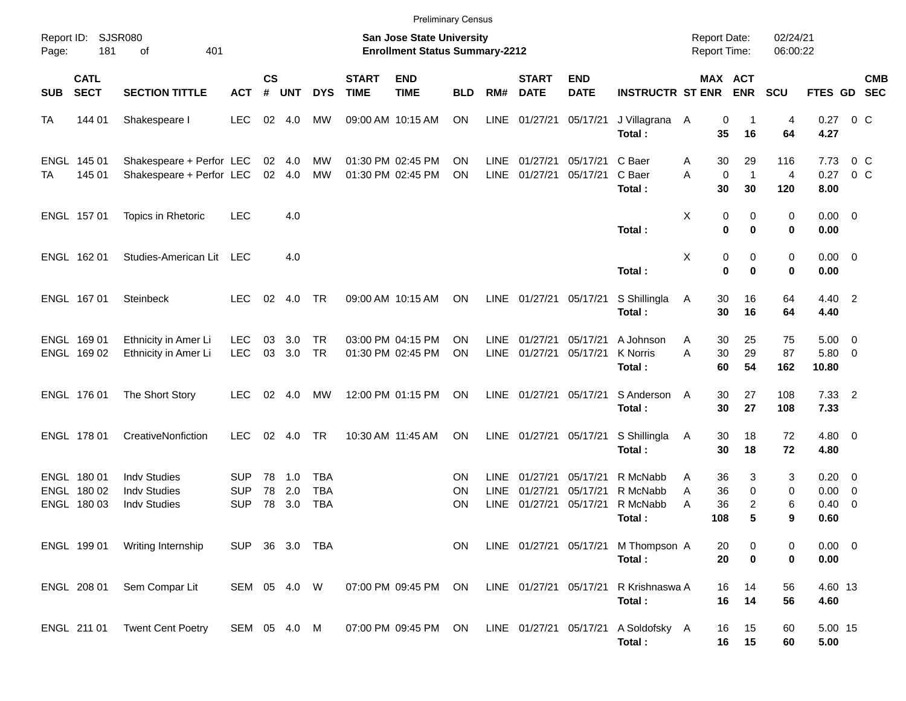Preliminary Census

Report ID: SJSR080
Page: 181 of 401

**San Jose State University**
**Enrollment Status Summary-2212**

Report Date: 02/24/21
Report Time: 06:00:22

| SUB | CATL SECT | SECTION TITTLE | ACT | CS # | UNT | DYS | START TIME | END TIME | BLD | RM# | START DATE | END DATE | INSTRUCTR | ST | MAX ENR | ACT ENR | SCU | FTES | GD | CMB SEC |
|---|---|---|---|---|---|---|---|---|---|---|---|---|---|---|---|---|---|---|---|---|
| TA | 144 01 | Shakespeare I | LEC | 02 | 4.0 | MW | 09:00 AM | 10:15 AM | ON | LINE | 01/27/21 | 05/17/21 | J Villagrana | A | 0 | 1 | 4 | 0.27 | 0 | C |
| | | | | | | | | | | | | | **Total :** | | **35** | **16** | **64** | **4.27** | | |
| ENGL | 145 01 | Shakespeare + Perfor | LEC | 02 | 4.0 | MW | 01:30 PM | 02:45 PM | ON | LINE | 01/27/21 | 05/17/21 | C Baer | A | 30 | 29 | 116 | 7.73 | 0 | C |
| TA | 145 01 | Shakespeare + Perfor | LEC | 02 | 4.0 | MW | 01:30 PM | 02:45 PM | ON | LINE | 01/27/21 | 05/17/21 | C Baer | A | 0 | 1 | 4 | 0.27 | 0 | C |
| | | | | | | | | | | | | | **Total :** | | **30** | **30** | **120** | **8.00** | | |
| ENGL | 157 01 | Topics in Rhetoric | LEC | | 4.0 | | | | | | | | | X | 0 | 0 | 0 | 0.00 | 0 | |
| | | | | | | | | | | | | | **Total :** | | **0** | **0** | **0** | **0.00** | | |
| ENGL | 162 01 | Studies-American Lit | LEC | | 4.0 | | | | | | | | | X | 0 | 0 | 0 | 0.00 | 0 | |
| | | | | | | | | | | | | | **Total :** | | **0** | **0** | **0** | **0.00** | | |
| ENGL | 167 01 | Steinbeck | LEC | 02 | 4.0 | TR | 09:00 AM | 10:15 AM | ON | LINE | 01/27/21 | 05/17/21 | S Shillingla | A | 30 | 16 | 64 | 4.40 | 2 | |
| | | | | | | | | | | | | | **Total :** | | **30** | **16** | **64** | **4.40** | | |
| ENGL | 169 01 | Ethnicity in Amer Li | LEC | 03 | 3.0 | TR | 03:00 PM | 04:15 PM | ON | LINE | 01/27/21 | 05/17/21 | A Johnson | A | 30 | 25 | 75 | 5.00 | 0 | |
| ENGL | 169 02 | Ethnicity in Amer Li | LEC | 03 | 3.0 | TR | 01:30 PM | 02:45 PM | ON | LINE | 01/27/21 | 05/17/21 | K Norris | A | 30 | 29 | 87 | 5.80 | 0 | |
| | | | | | | | | | | | | | **Total :** | | **60** | **54** | **162** | **10.80** | | |
| ENGL | 176 01 | The Short Story | LEC | 02 | 4.0 | MW | 12:00 PM | 01:15 PM | ON | LINE | 01/27/21 | 05/17/21 | S Anderson | A | 30 | 27 | 108 | 7.33 | 2 | |
| | | | | | | | | | | | | | **Total :** | | **30** | **27** | **108** | **7.33** | | |
| ENGL | 178 01 | CreativeNonfiction | LEC | 02 | 4.0 | TR | 10:30 AM | 11:45 AM | ON | LINE | 01/27/21 | 05/17/21 | S Shillingla | A | 30 | 18 | 72 | 4.80 | 0 | |
| | | | | | | | | | | | | | **Total :** | | **30** | **18** | **72** | **4.80** | | |
| ENGL | 180 01 | Indv Studies | SUP | 78 | 1.0 | TBA | | | ON | LINE | 01/27/21 | 05/17/21 | R McNabb | A | 36 | 3 | 3 | 0.20 | 0 | |
| ENGL | 180 02 | Indv Studies | SUP | 78 | 2.0 | TBA | | | ON | LINE | 01/27/21 | 05/17/21 | R McNabb | A | 36 | 0 | 0 | 0.00 | 0 | |
| ENGL | 180 03 | Indv Studies | SUP | 78 | 3.0 | TBA | | | ON | LINE | 01/27/21 | 05/17/21 | R McNabb | A | 36 | 2 | 6 | 0.40 | 0 | |
| | | | | | | | | | | | | | **Total :** | | **108** | **5** | **9** | **0.60** | | |
| ENGL | 199 01 | Writing Internship | SUP | 36 | 3.0 | TBA | | | ON | LINE | 01/27/21 | 05/17/21 | M Thompson | A | 20 | 0 | 0 | 0.00 | 0 | |
| | | | | | | | | | | | | | **Total :** | | **20** | **0** | **0** | **0.00** | | |
| ENGL | 208 01 | Sem Compar Lit | SEM | 05 | 4.0 | W | 07:00 PM | 09:45 PM | ON | LINE | 01/27/21 | 05/17/21 | R Krishnaswa | A | 16 | 14 | 56 | 4.60 | 13 | |
| | | | | | | | | | | | | | **Total :** | | **16** | **14** | **56** | **4.60** | | |
| ENGL | 211 01 | Twent Cent Poetry | SEM | 05 | 4.0 | M | 07:00 PM | 09:45 PM | ON | LINE | 01/27/21 | 05/17/21 | A Soldofsky | A | 16 | 15 | 60 | 5.00 | 15 | |
| | | | | | | | | | | | | | **Total :** | | **16** | **15** | **60** | **5.00** | | |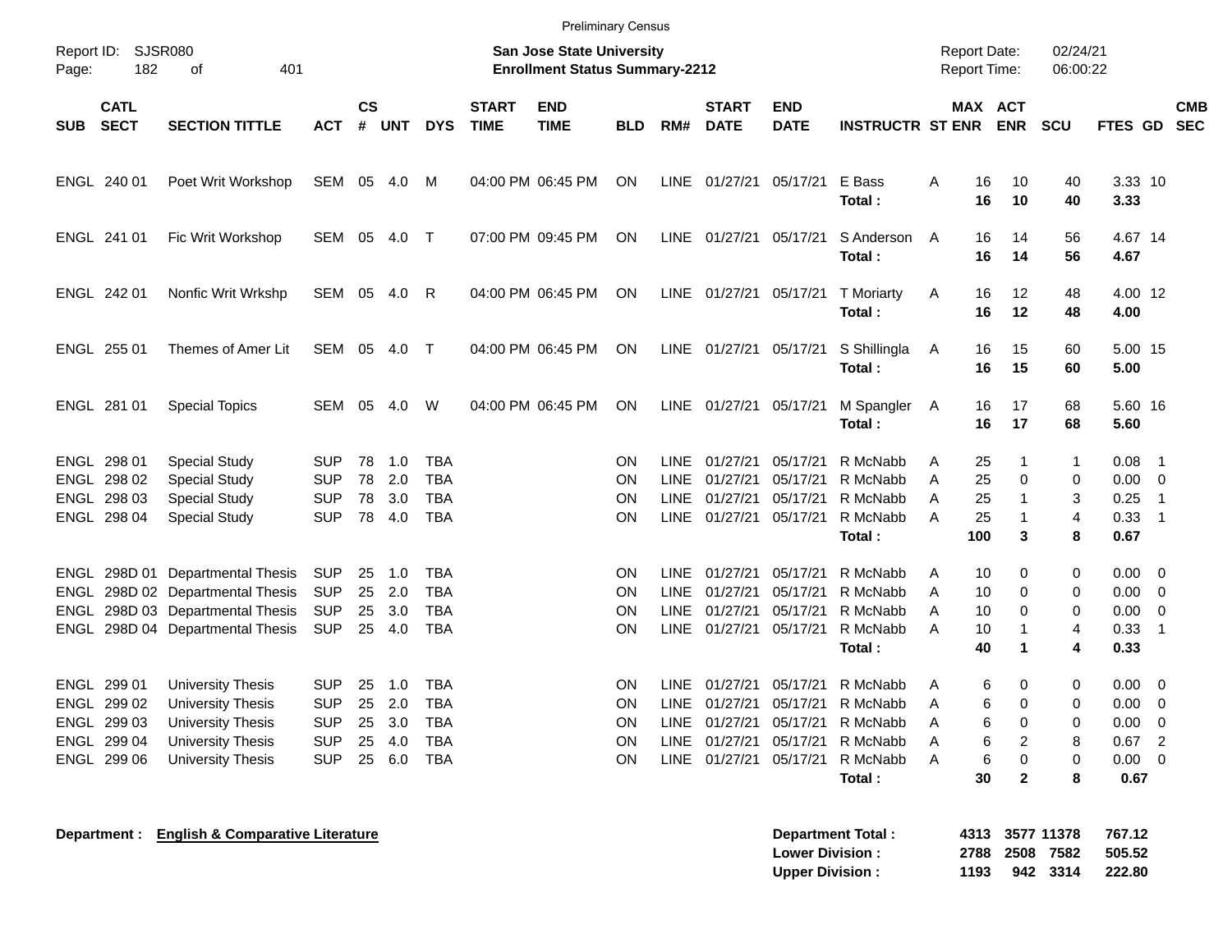Preliminary Census

Report ID: SJSR080

**San Jose State University**
**Enrollment Status Summary-2212**

Report Date: 02/24/21
Report Time: 06:00:22

| SUB | CATL SECT | SECTION TITTLE | ACT | CS # | UNT | DYS | START TIME | END TIME | BLD | RM# | START DATE | END DATE | INSTRUCTR | ST | MAX ENR | ACT ENR | SCU | FTES | GD | CMB SEC |
|---|---|---|---|---|---|---|---|---|---|---|---|---|---|---|---|---|---|---|---|---|
| ENGL | 240 01 | Poet Writ Workshop | SEM | 05 | 4.0 | M | 04:00 PM | 06:45 PM | ON | LINE | 01/27/21 | 05/17/21 | E Bass | A | 16 | 10 | 40 | 3.33 | 10 | |
| | | | | | | | | | | | | | **Total :** | | **16** | **10** | **40** | **3.33** | | |
| ENGL | 241 01 | Fic Writ Workshop | SEM | 05 | 4.0 | T | 07:00 PM | 09:45 PM | ON | LINE | 01/27/21 | 05/17/21 | S Anderson | A | 16 | 14 | 56 | 4.67 | 14 | |
| | | | | | | | | | | | | | **Total :** | | **16** | **14** | **56** | **4.67** | | |
| ENGL | 242 01 | Nonfic Writ Wrkshp | SEM | 05 | 4.0 | R | 04:00 PM | 06:45 PM | ON | LINE | 01/27/21 | 05/17/21 | T Moriarty | A | 16 | 12 | 48 | 4.00 | 12 | |
| | | | | | | | | | | | | | **Total :** | | **16** | **12** | **48** | **4.00** | | |
| ENGL | 255 01 | Themes of Amer Lit | SEM | 05 | 4.0 | T | 04:00 PM | 06:45 PM | ON | LINE | 01/27/21 | 05/17/21 | S Shillingla | A | 16 | 15 | 60 | 5.00 | 15 | |
| | | | | | | | | | | | | | **Total :** | | **16** | **15** | **60** | **5.00** | | |
| ENGL | 281 01 | Special Topics | SEM | 05 | 4.0 | W | 04:00 PM | 06:45 PM | ON | LINE | 01/27/21 | 05/17/21 | M Spangler | A | 16 | 17 | 68 | 5.60 | 16 | |
| | | | | | | | | | | | | | **Total :** | | **16** | **17** | **68** | **5.60** | | |
| ENGL | 298 01 | Special Study | SUP | 78 | 1.0 | TBA | | | ON | LINE | 01/27/21 | 05/17/21 | R McNabb | A | 25 | 1 | 1 | 0.08 | 1 | |
| ENGL | 298 02 | Special Study | SUP | 78 | 2.0 | TBA | | | ON | LINE | 01/27/21 | 05/17/21 | R McNabb | A | 25 | 0 | 0 | 0.00 | 0 | |
| ENGL | 298 03 | Special Study | SUP | 78 | 3.0 | TBA | | | ON | LINE | 01/27/21 | 05/17/21 | R McNabb | A | 25 | 1 | 3 | 0.25 | 1 | |
| ENGL | 298 04 | Special Study | SUP | 78 | 4.0 | TBA | | | ON | LINE | 01/27/21 | 05/17/21 | R McNabb | A | 25 | 1 | 4 | 0.33 | 1 | |
| | | | | | | | | | | | | | **Total :** | | **100** | **3** | **8** | **0.67** | | |
| ENGL | 298D 01 | Departmental Thesis | SUP | 25 | 1.0 | TBA | | | ON | LINE | 01/27/21 | 05/17/21 | R McNabb | A | 10 | 0 | 0 | 0.00 | 0 | |
| ENGL | 298D 02 | Departmental Thesis | SUP | 25 | 2.0 | TBA | | | ON | LINE | 01/27/21 | 05/17/21 | R McNabb | A | 10 | 0 | 0 | 0.00 | 0 | |
| ENGL | 298D 03 | Departmental Thesis | SUP | 25 | 3.0 | TBA | | | ON | LINE | 01/27/21 | 05/17/21 | R McNabb | A | 10 | 0 | 0 | 0.00 | 0 | |
| ENGL | 298D 04 | Departmental Thesis | SUP | 25 | 4.0 | TBA | | | ON | LINE | 01/27/21 | 05/17/21 | R McNabb | A | 10 | 1 | 4 | 0.33 | 1 | |
| | | | | | | | | | | | | | **Total :** | | **40** | **1** | **4** | **0.33** | | |
| ENGL | 299 01 | University Thesis | SUP | 25 | 1.0 | TBA | | | ON | LINE | 01/27/21 | 05/17/21 | R McNabb | A | 6 | 0 | 0 | 0.00 | 0 | |
| ENGL | 299 02 | University Thesis | SUP | 25 | 2.0 | TBA | | | ON | LINE | 01/27/21 | 05/17/21 | R McNabb | A | 6 | 0 | 0 | 0.00 | 0 | |
| ENGL | 299 03 | University Thesis | SUP | 25 | 3.0 | TBA | | | ON | LINE | 01/27/21 | 05/17/21 | R McNabb | A | 6 | 0 | 0 | 0.00 | 0 | |
| ENGL | 299 04 | University Thesis | SUP | 25 | 4.0 | TBA | | | ON | LINE | 01/27/21 | 05/17/21 | R McNabb | A | 6 | 2 | 8 | 0.67 | 2 | |
| ENGL | 299 06 | University Thesis | SUP | 25 | 6.0 | TBA | | | ON | LINE | 01/27/21 | 05/17/21 | R McNabb | A | 6 | 0 | 0 | 0.00 | 0 | |
| | | | | | | | | | | | | | **Total :** | | **30** | **2** | **8** | **0.67** | | |

**Department : English & Comparative Literature**

| | MAX ENR | ACT ENR | SCU | FTES |
|---|---|---|---|---|
| **Department Total :** | **4313** | **3577** | **11378** | **767.12** |
| **Lower Division :** | **2788** | **2508** | **7582** | **505.52** |
| **Upper Division :** | **1193** | **942** | **3314** | **222.80** |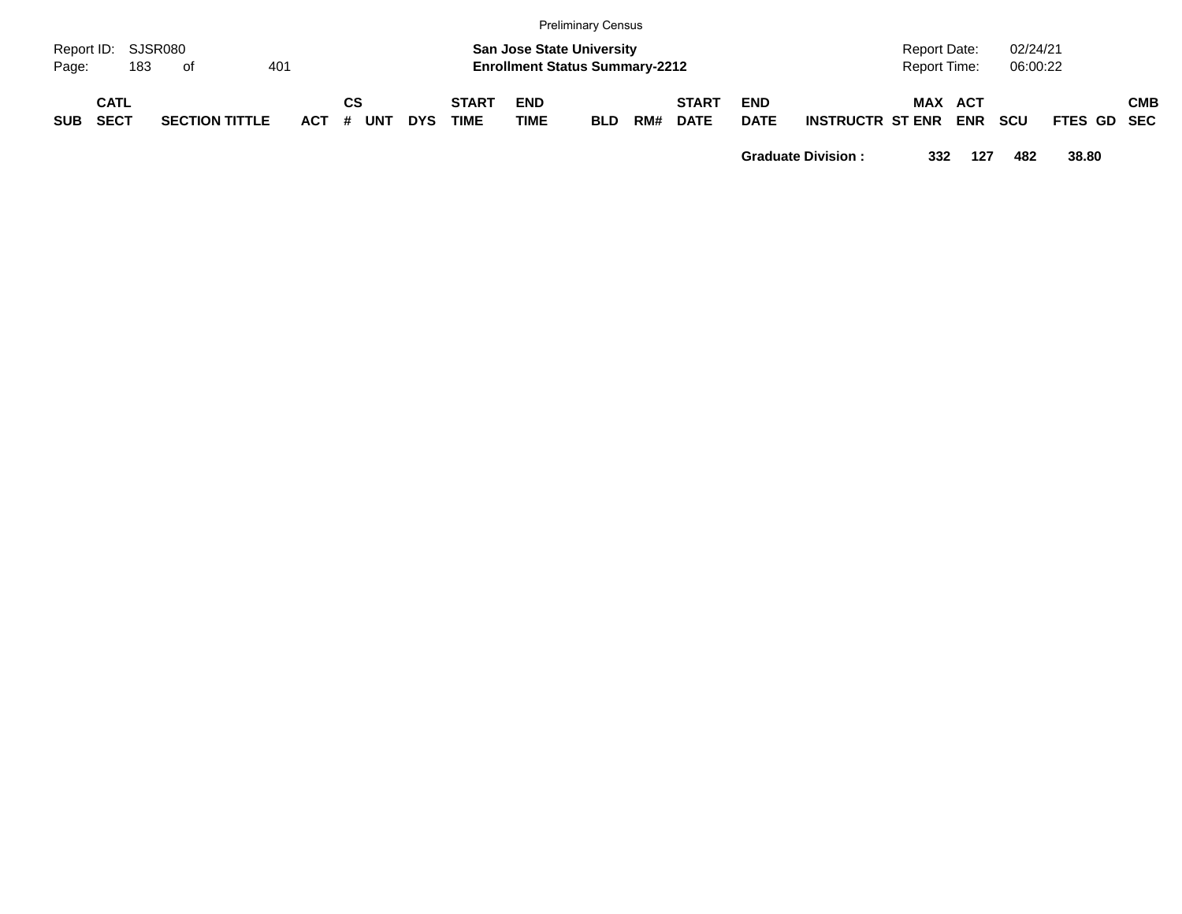| SUB | CATL SECT | SECTION TITTLE | ACT | CS # | UNT | DYS | START TIME | END TIME | BLD | RM# | START DATE | END DATE | INSTRUCTR | ST | MAX ENR | ACT ENR | SCU | FTES | GD | CMB SEC |
|---|---|---|---|---|---|---|---|---|---|---|---|---|---|---|---|---|---|---|---|---|
| | | | | | | | | | | | | Graduate Division : | | | 332 | 127 | 482 | 38.80 | | |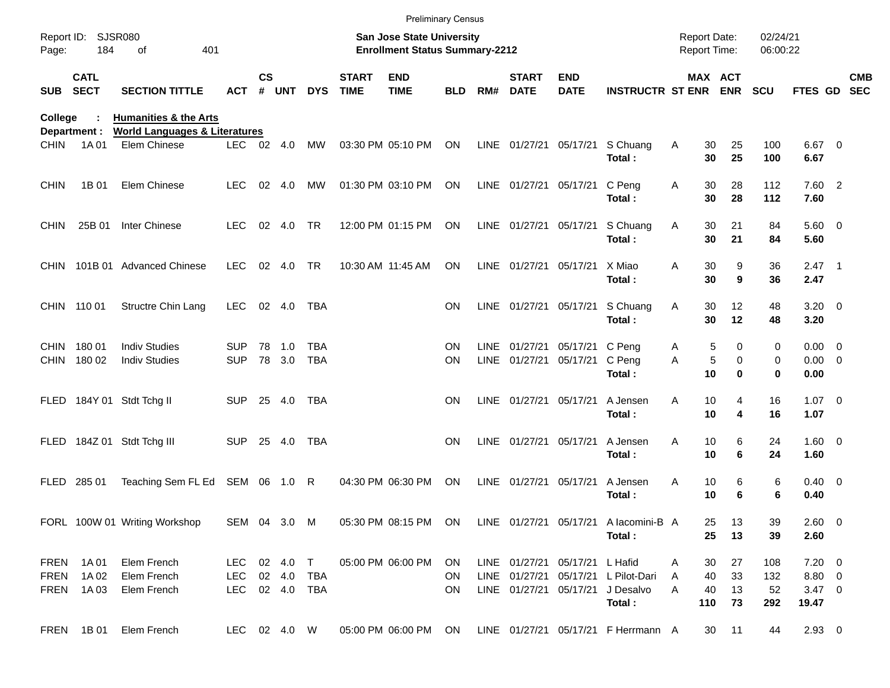Preliminary Census

Report ID: SJSR080
Page: 184 of 401

**San Jose State University**
**Enrollment Status Summary-2212**

Report Date: 02/24/21
Report Time: 06:00:22

College : **Humanities & the Arts**
Department : **World Languages & Literatures**

| SUB | CATL SECT | SECTION TITTLE | ACT | CS # | UNT | DYS | START TIME | END TIME | BLD | RM# | START DATE | END DATE | INSTRUCTR | ST | MAX ENR | ACT ENR | SCU | FTES | GD | CMB SEC |
|---|---|---|---|---|---|---|---|---|---|---|---|---|---|---|---|---|---|---|---|---|
| CHIN | 1A 01 | Elem Chinese | LEC | 02 | 4.0 | MW | 03:30 PM | 05:10 PM | ON | LINE | 01/27/21 | 05/17/21 | S Chuang | A | 30 | 25 | 100 | 6.67 | 0 | |
| | | | | | | | | | | | | | **Total :** | | **30** | **25** | **100** | **6.67** | | |
| CHIN | 1B 01 | Elem Chinese | LEC | 02 | 4.0 | MW | 01:30 PM | 03:10 PM | ON | LINE | 01/27/21 | 05/17/21 | C Peng | A | 30 | 28 | 112 | 7.60 | 2 | |
| | | | | | | | | | | | | | **Total :** | | **30** | **28** | **112** | **7.60** | | |
| CHIN | 25B 01 | Inter Chinese | LEC | 02 | 4.0 | TR | 12:00 PM | 01:15 PM | ON | LINE | 01/27/21 | 05/17/21 | S Chuang | A | 30 | 21 | 84 | 5.60 | 0 | |
| | | | | | | | | | | | | | **Total :** | | **30** | **21** | **84** | **5.60** | | |
| CHIN | 101B 01 | Advanced Chinese | LEC | 02 | 4.0 | TR | 10:30 AM | 11:45 AM | ON | LINE | 01/27/21 | 05/17/21 | X Miao | A | 30 | 9 | 36 | 2.47 | 1 | |
| | | | | | | | | | | | | | **Total :** | | **30** | **9** | **36** | **2.47** | | |
| CHIN | 110 01 | Structre Chin Lang | LEC | 02 | 4.0 | TBA | | | ON | LINE | 01/27/21 | 05/17/21 | S Chuang | A | 30 | 12 | 48 | 3.20 | 0 | |
| | | | | | | | | | | | | | **Total :** | | **30** | **12** | **48** | **3.20** | | |
| CHIN | 180 01 | Indiv Studies | SUP | 78 | 1.0 | TBA | | | ON | LINE | 01/27/21 | 05/17/21 | C Peng | A | 5 | 0 | 0 | 0.00 | 0 | |
| CHIN | 180 02 | Indiv Studies | SUP | 78 | 3.0 | TBA | | | ON | LINE | 01/27/21 | 05/17/21 | C Peng | A | 5 | 0 | 0 | 0.00 | 0 | |
| | | | | | | | | | | | | | **Total :** | | **10** | **0** | **0** | **0.00** | | |
| FLED | 184Y 01 | Stdt Tchg II | SUP | 25 | 4.0 | TBA | | | ON | LINE | 01/27/21 | 05/17/21 | A Jensen | A | 10 | 4 | 16 | 1.07 | 0 | |
| | | | | | | | | | | | | | **Total :** | | **10** | **4** | **16** | **1.07** | | |
| FLED | 184Z 01 | Stdt Tchg III | SUP | 25 | 4.0 | TBA | | | ON | LINE | 01/27/21 | 05/17/21 | A Jensen | A | 10 | 6 | 24 | 1.60 | 0 | |
| | | | | | | | | | | | | | **Total :** | | **10** | **6** | **24** | **1.60** | | |
| FLED | 285 01 | Teaching Sem FL Ed | SEM | 06 | 1.0 | R | 04:30 PM | 06:30 PM | ON | LINE | 01/27/21 | 05/17/21 | A Jensen | A | 10 | 6 | 6 | 0.40 | 0 | |
| | | | | | | | | | | | | | **Total :** | | **10** | **6** | **6** | **0.40** | | |
| FORL | 100W 01 | Writing Workshop | SEM | 04 | 3.0 | M | 05:30 PM | 08:15 PM | ON | LINE | 01/27/21 | 05/17/21 | A Iacomini-B | A | 25 | 13 | 39 | 2.60 | 0 | |
| | | | | | | | | | | | | | **Total :** | | **25** | **13** | **39** | **2.60** | | |
| FREN | 1A 01 | Elem French | LEC | 02 | 4.0 | T | 05:00 PM | 06:00 PM | ON | LINE | 01/27/21 | 05/17/21 | L Hafid | A | 30 | 27 | 108 | 7.20 | 0 | |
| FREN | 1A 02 | Elem French | LEC | 02 | 4.0 | TBA | | | ON | LINE | 01/27/21 | 05/17/21 | L Pilot-Dari | A | 40 | 33 | 132 | 8.80 | 0 | |
| FREN | 1A 03 | Elem French | LEC | 02 | 4.0 | TBA | | | ON | LINE | 01/27/21 | 05/17/21 | J Desalvo | A | 40 | 13 | 52 | 3.47 | 0 | |
| | | | | | | | | | | | | | **Total :** | | **110** | **73** | **292** | **19.47** | | |
| FREN | 1B 01 | Elem French | LEC | 02 | 4.0 | W | 05:00 PM | 06:00 PM | ON | LINE | 01/27/21 | 05/17/21 | F Herrmann | A | 30 | 11 | 44 | 2.93 | 0 | |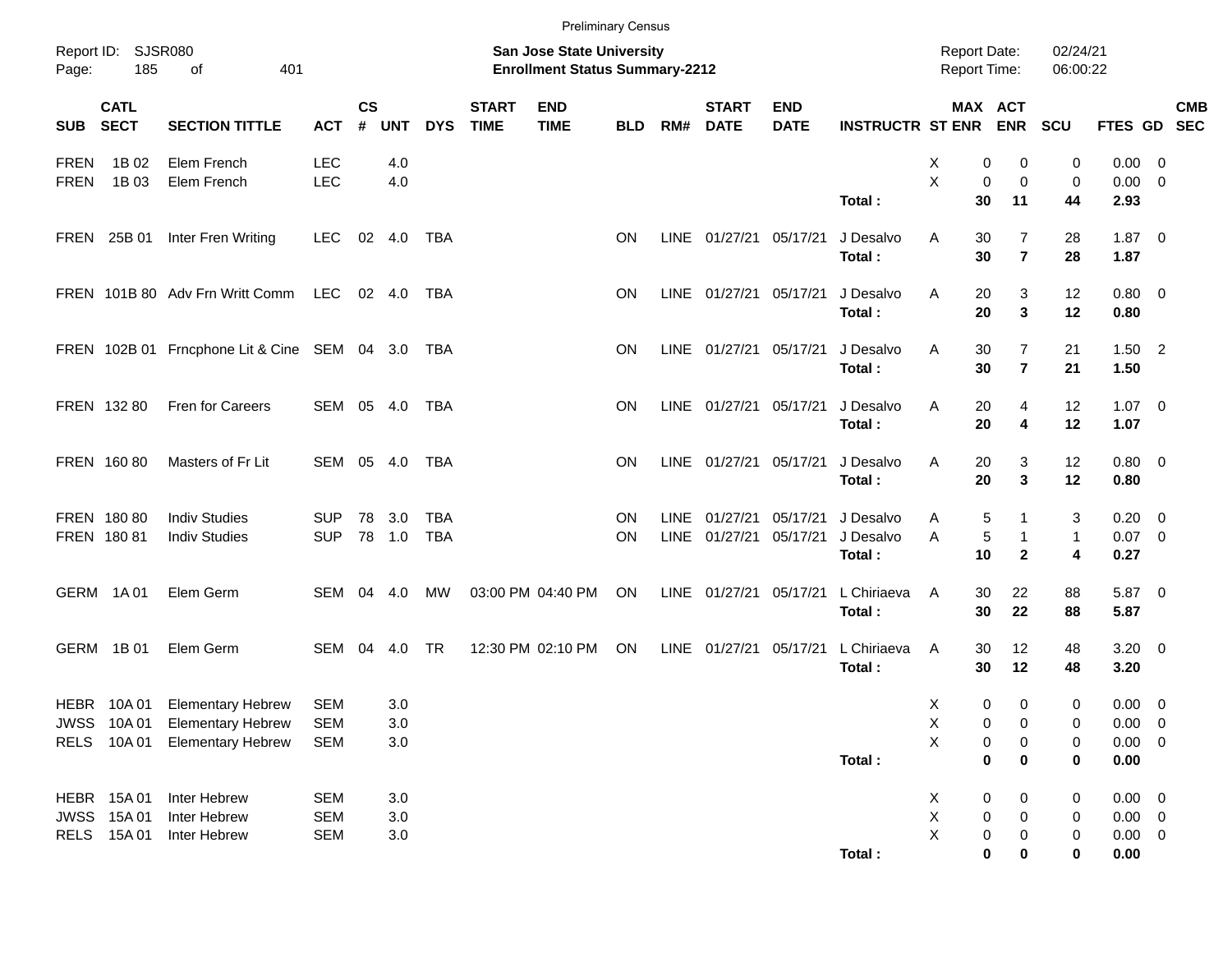Preliminary Census

Report ID: SJSR080

**San Jose State University**
**Enrollment Status Summary-2212**

Report Date: 02/24/21
Report Time: 06:00:22

| SUB | CATL SECT | SECTION TITTLE | ACT | CS # | UNT | DYS | START TIME | END TIME | BLD | RM# | START DATE | END DATE | INSTRUCTR | ST | MAX ENR | ACT ENR | SCU | FTES | GD | CMB SEC |
|---|---|---|---|---|---|---|---|---|---|---|---|---|---|---|---|---|---|---|---|---|
| FREN | 1B 02 | Elem French | LEC | | 4.0 | | | | | | | | | X | 0 | 0 | 0 | 0.00 | 0 | |
| FREN | 1B 03 | Elem French | LEC | | 4.0 | | | | | | | | | X | 0 | 0 | 0 | 0.00 | 0 | |
| | | | | | | | | | | | | | **Total :** | | **30** | **11** | **44** | **2.93** | | |
| FREN | 25B 01 | Inter Fren Writing | LEC | 02 | 4.0 | TBA | | | ON | LINE | 01/27/21 | 05/17/21 | J Desalvo | A | 30 | 7 | 28 | 1.87 | 0 | |
| | | | | | | | | | | | | | **Total :** | | **30** | **7** | **28** | **1.87** | | |
| FREN | 101B 80 | Adv Frn Writt Comm | LEC | 02 | 4.0 | TBA | | | ON | LINE | 01/27/21 | 05/17/21 | J Desalvo | A | 20 | 3 | 12 | 0.80 | 0 | |
| | | | | | | | | | | | | | **Total :** | | **20** | **3** | **12** | **0.80** | | |
| FREN | 102B 01 | Frncphone Lit & Cine | SEM | 04 | 3.0 | TBA | | | ON | LINE | 01/27/21 | 05/17/21 | J Desalvo | A | 30 | 7 | 21 | 1.50 | 2 | |
| | | | | | | | | | | | | | **Total :** | | **30** | **7** | **21** | **1.50** | | |
| FREN | 132 80 | Fren for Careers | SEM | 05 | 4.0 | TBA | | | ON | LINE | 01/27/21 | 05/17/21 | J Desalvo | A | 20 | 4 | 12 | 1.07 | 0 | |
| | | | | | | | | | | | | | **Total :** | | **20** | **4** | **12** | **1.07** | | |
| FREN | 160 80 | Masters of Fr Lit | SEM | 05 | 4.0 | TBA | | | ON | LINE | 01/27/21 | 05/17/21 | J Desalvo | A | 20 | 3 | 12 | 0.80 | 0 | |
| | | | | | | | | | | | | | **Total :** | | **20** | **3** | **12** | **0.80** | | |
| FREN | 180 80 | Indiv Studies | SUP | 78 | 3.0 | TBA | | | ON | LINE | 01/27/21 | 05/17/21 | J Desalvo | A | 5 | 1 | 3 | 0.20 | 0 | |
| FREN | 180 81 | Indiv Studies | SUP | 78 | 1.0 | TBA | | | ON | LINE | 01/27/21 | 05/17/21 | J Desalvo | A | 5 | 1 | 1 | 0.07 | 0 | |
| | | | | | | | | | | | | | **Total :** | | **10** | **2** | **4** | **0.27** | | |
| GERM | 1A 01 | Elem Germ | SEM | 04 | 4.0 | MW | 03:00 PM | 04:40 PM | ON | LINE | 01/27/21 | 05/17/21 | L Chiriaeva | A | 30 | 22 | 88 | 5.87 | 0 | |
| | | | | | | | | | | | | | **Total :** | | **30** | **22** | **88** | **5.87** | | |
| GERM | 1B 01 | Elem Germ | SEM | 04 | 4.0 | TR | 12:30 PM | 02:10 PM | ON | LINE | 01/27/21 | 05/17/21 | L Chiriaeva | A | 30 | 12 | 48 | 3.20 | 0 | |
| | | | | | | | | | | | | | **Total :** | | **30** | **12** | **48** | **3.20** | | |
| HEBR | 10A 01 | Elementary Hebrew | SEM | | 3.0 | | | | | | | | | X | 0 | 0 | 0 | 0.00 | 0 | |
| JWSS | 10A 01 | Elementary Hebrew | SEM | | 3.0 | | | | | | | | | X | 0 | 0 | 0 | 0.00 | 0 | |
| RELS | 10A 01 | Elementary Hebrew | SEM | | 3.0 | | | | | | | | | X | 0 | 0 | 0 | 0.00 | 0 | |
| | | | | | | | | | | | | | **Total :** | | **0** | **0** | **0** | **0.00** | | |
| HEBR | 15A 01 | Inter Hebrew | SEM | | 3.0 | | | | | | | | | X | 0 | 0 | 0 | 0.00 | 0 | |
| JWSS | 15A 01 | Inter Hebrew | SEM | | 3.0 | | | | | | | | | X | 0 | 0 | 0 | 0.00 | 0 | |
| RELS | 15A 01 | Inter Hebrew | SEM | | 3.0 | | | | | | | | | X | 0 | 0 | 0 | 0.00 | 0 | |
| | | | | | | | | | | | | | **Total :** | | **0** | **0** | **0** | **0.00** | | |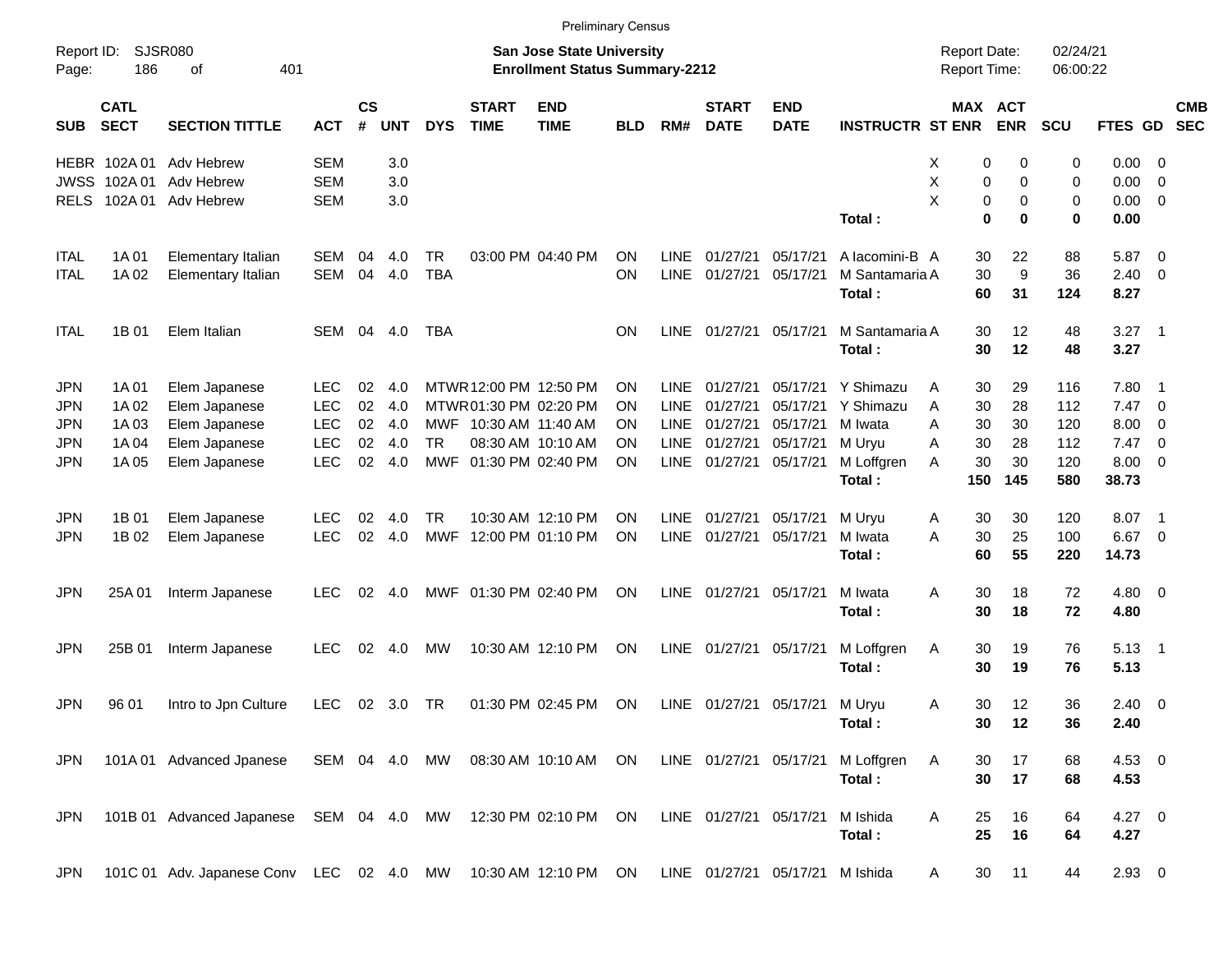Preliminary Census

Report ID: SJSR080

**San Jose State University**
**Enrollment Status Summary-2212**

Report Date: 02/24/21
Report Time: 06:00:22

| SUB | CATL SECT | SECTION TITTLE | ACT | CS # | UNT | DYS | START TIME | END TIME | BLD | RM# | START DATE | END DATE | INSTRUCTR | ST | MAX ENR | ACT ENR | SCU | FTES | GD | CMB SEC |
|---|---|---|---|---|---|---|---|---|---|---|---|---|---|---|---|---|---|---|---|---|
| HEBR | 102A 01 | Adv Hebrew | SEM | | 3.0 | | | | | | | | | X | 0 | 0 | 0 | 0.00 | 0 | |
| JWSS | 102A 01 | Adv Hebrew | SEM | | 3.0 | | | | | | | | | X | 0 | 0 | 0 | 0.00 | 0 | |
| RELS | 102A 01 | Adv Hebrew | SEM | | 3.0 | | | | | | | | | X | 0 | 0 | 0 | 0.00 | 0 | |
| | | | | | | | | | | | | | **Total :** | | **0** | **0** | **0** | **0.00** | | |
| ITAL | 1A 01 | Elementary Italian | SEM | 04 | 4.0 | TR | 03:00 PM | 04:40 PM | ON | LINE | 01/27/21 | 05/17/21 | A Iacomini-B | A | 30 | 22 | 88 | 5.87 | 0 | |
| ITAL | 1A 02 | Elementary Italian | SEM | 04 | 4.0 | TBA | | | ON | LINE | 01/27/21 | 05/17/21 | M Santamaria | A | 30 | 9 | 36 | 2.40 | 0 | |
| | | | | | | | | | | | | | **Total :** | | **60** | **31** | **124** | **8.27** | | |
| ITAL | 1B 01 | Elem Italian | SEM | 04 | 4.0 | TBA | | | ON | LINE | 01/27/21 | 05/17/21 | M Santamaria | A | 30 | 12 | 48 | 3.27 | 1 | |
| | | | | | | | | | | | | | **Total :** | | **30** | **12** | **48** | **3.27** | | |
| JPN | 1A 01 | Elem Japanese | LEC | 02 | 4.0 | MTWR | 12:00 PM | 12:50 PM | ON | LINE | 01/27/21 | 05/17/21 | Y Shimazu | A | 30 | 29 | 116 | 7.80 | 1 | |
| JPN | 1A 02 | Elem Japanese | LEC | 02 | 4.0 | MTWR | 01:30 PM | 02:20 PM | ON | LINE | 01/27/21 | 05/17/21 | Y Shimazu | A | 30 | 28 | 112 | 7.47 | 0 | |
| JPN | 1A 03 | Elem Japanese | LEC | 02 | 4.0 | MWF | 10:30 AM | 11:40 AM | ON | LINE | 01/27/21 | 05/17/21 | M Iwata | A | 30 | 30 | 120 | 8.00 | 0 | |
| JPN | 1A 04 | Elem Japanese | LEC | 02 | 4.0 | TR | 08:30 AM | 10:10 AM | ON | LINE | 01/27/21 | 05/17/21 | M Uryu | A | 30 | 28 | 112 | 7.47 | 0 | |
| JPN | 1A 05 | Elem Japanese | LEC | 02 | 4.0 | MWF | 01:30 PM | 02:40 PM | ON | LINE | 01/27/21 | 05/17/21 | M Loffgren | A | 30 | 30 | 120 | 8.00 | 0 | |
| | | | | | | | | | | | | | **Total :** | | **150** | **145** | **580** | **38.73** | | |
| JPN | 1B 01 | Elem Japanese | LEC | 02 | 4.0 | TR | 10:30 AM | 12:10 PM | ON | LINE | 01/27/21 | 05/17/21 | M Uryu | A | 30 | 30 | 120 | 8.07 | 1 | |
| JPN | 1B 02 | Elem Japanese | LEC | 02 | 4.0 | MWF | 12:00 PM | 01:10 PM | ON | LINE | 01/27/21 | 05/17/21 | M Iwata | A | 30 | 25 | 100 | 6.67 | 0 | |
| | | | | | | | | | | | | | **Total :** | | **60** | **55** | **220** | **14.73** | | |
| JPN | 25A 01 | Interm Japanese | LEC | 02 | 4.0 | MWF | 01:30 PM | 02:40 PM | ON | LINE | 01/27/21 | 05/17/21 | M Iwata | A | 30 | 18 | 72 | 4.80 | 0 | |
| | | | | | | | | | | | | | **Total :** | | **30** | **18** | **72** | **4.80** | | |
| JPN | 25B 01 | Interm Japanese | LEC | 02 | 4.0 | MW | 10:30 AM | 12:10 PM | ON | LINE | 01/27/21 | 05/17/21 | M Loffgren | A | 30 | 19 | 76 | 5.13 | 1 | |
| | | | | | | | | | | | | | **Total :** | | **30** | **19** | **76** | **5.13** | | |
| JPN | 96 01 | Intro to Jpn Culture | LEC | 02 | 3.0 | TR | 01:30 PM | 02:45 PM | ON | LINE | 01/27/21 | 05/17/21 | M Uryu | A | 30 | 12 | 36 | 2.40 | 0 | |
| | | | | | | | | | | | | | **Total :** | | **30** | **12** | **36** | **2.40** | | |
| JPN | 101A 01 | Advanced Jpanese | SEM | 04 | 4.0 | MW | 08:30 AM | 10:10 AM | ON | LINE | 01/27/21 | 05/17/21 | M Loffgren | A | 30 | 17 | 68 | 4.53 | 0 | |
| | | | | | | | | | | | | | **Total :** | | **30** | **17** | **68** | **4.53** | | |
| JPN | 101B 01 | Advanced Japanese | SEM | 04 | 4.0 | MW | 12:30 PM | 02:10 PM | ON | LINE | 01/27/21 | 05/17/21 | M Ishida | A | 25 | 16 | 64 | 4.27 | 0 | |
| | | | | | | | | | | | | | **Total :** | | **25** | **16** | **64** | **4.27** | | |
| JPN | 101C 01 | Adv. Japanese Conv | LEC | 02 | 4.0 | MW | 10:30 AM | 12:10 PM | ON | LINE | 01/27/21 | 05/17/21 | M Ishida | A | 30 | 11 | 44 | 2.93 | 0 | |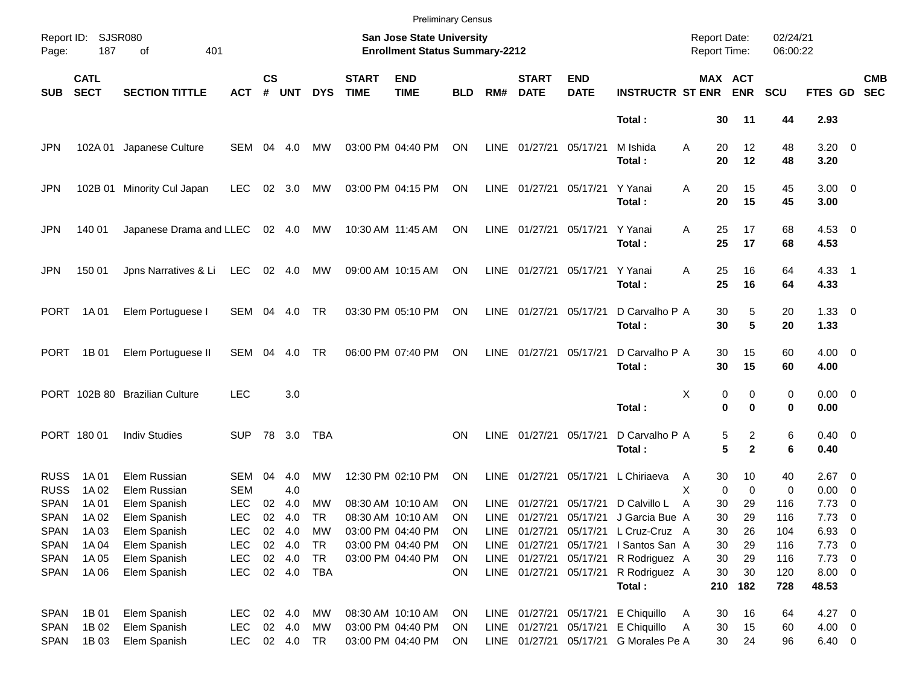Preliminary Census

Report ID: SJSR080
Page: 187 of 401

**San Jose State University**
**Enrollment Status Summary-2212**

Report Date: 02/24/21
Report Time: 06:00:22

| SUB | CATL SECT | SECTION TITTLE | ACT | CS # | UNT | DYS | START TIME | END TIME | BLD | RM# | START DATE | END DATE | INSTRUCTR | ST | MAX ENR | ACT ENR | SCU | FTES | GD | CMB SEC |
|---|---|---|---|---|---|---|---|---|---|---|---|---|---|---|---|---|---|---|---|---|
| | | | | | | | | | | | | | **Total :** | | **30** | **11** | **44** | **2.93** | | |
| JPN | 102A 01 | Japanese Culture | SEM | 04 | 4.0 | MW | 03:00 PM | 04:40 PM | ON | LINE | 01/27/21 | 05/17/21 | M Ishida | A | 20 | 12 | 48 | 3.20 | 0 | |
| | | | | | | | | | | | | | **Total :** | | **20** | **12** | **48** | **3.20** | | |
| JPN | 102B 01 | Minority Cul Japan | LEC | 02 | 3.0 | MW | 03:00 PM | 04:15 PM | ON | LINE | 01/27/21 | 05/17/21 | Y Yanai | A | 20 | 15 | 45 | 3.00 | 0 | |
| | | | | | | | | | | | | | **Total :** | | **20** | **15** | **45** | **3.00** | | |
| JPN | 140 01 | Japanese Drama and L | LEC | 02 | 4.0 | MW | 10:30 AM | 11:45 AM | ON | LINE | 01/27/21 | 05/17/21 | Y Yanai | A | 25 | 17 | 68 | 4.53 | 0 | |
| | | | | | | | | | | | | | **Total :** | | **25** | **17** | **68** | **4.53** | | |
| JPN | 150 01 | Jpns Narratives & Li | LEC | 02 | 4.0 | MW | 09:00 AM | 10:15 AM | ON | LINE | 01/27/21 | 05/17/21 | Y Yanai | A | 25 | 16 | 64 | 4.33 | 1 | |
| | | | | | | | | | | | | | **Total :** | | **25** | **16** | **64** | **4.33** | | |
| PORT | 1A 01 | Elem Portuguese I | SEM | 04 | 4.0 | TR | 03:30 PM | 05:10 PM | ON | LINE | 01/27/21 | 05/17/21 | D Carvalho P | A | 30 | 5 | 20 | 1.33 | 0 | |
| | | | | | | | | | | | | | **Total :** | | **30** | **5** | **20** | **1.33** | | |
| PORT | 1B 01 | Elem Portuguese II | SEM | 04 | 4.0 | TR | 06:00 PM | 07:40 PM | ON | LINE | 01/27/21 | 05/17/21 | D Carvalho P | A | 30 | 15 | 60 | 4.00 | 0 | |
| | | | | | | | | | | | | | **Total :** | | **30** | **15** | **60** | **4.00** | | |
| PORT | 102B 80 | Brazilian Culture | LEC | | 3.0 | | | | | | | | | X | 0 | 0 | 0 | 0.00 | 0 | |
| | | | | | | | | | | | | | **Total :** | | **0** | **0** | **0** | **0.00** | | |
| PORT | 180 01 | Indiv Studies | SUP | 78 | 3.0 | TBA | | | ON | LINE | 01/27/21 | 05/17/21 | D Carvalho P | A | 5 | 2 | 6 | 0.40 | 0 | |
| | | | | | | | | | | | | | **Total :** | | **5** | **2** | **6** | **0.40** | | |
| RUSS | 1A 01 | Elem Russian | SEM | 04 | 4.0 | MW | 12:30 PM | 02:10 PM | ON | LINE | 01/27/21 | 05/17/21 | L Chiriaeva | A | 30 | 10 | 40 | 2.67 | 0 | |
| RUSS | 1A 02 | Elem Russian | SEM | | 4.0 | | | | | | | | | X | 0 | 0 | 0 | 0.00 | 0 | |
| SPAN | 1A 01 | Elem Spanish | LEC | 02 | 4.0 | MW | 08:30 AM | 10:10 AM | ON | LINE | 01/27/21 | 05/17/21 | D Calvillo L | A | 30 | 29 | 116 | 7.73 | 0 | |
| SPAN | 1A 02 | Elem Spanish | LEC | 02 | 4.0 | TR | 08:30 AM | 10:10 AM | ON | LINE | 01/27/21 | 05/17/21 | J Garcia Bue | A | 30 | 29 | 116 | 7.73 | 0 | |
| SPAN | 1A 03 | Elem Spanish | LEC | 02 | 4.0 | MW | 03:00 PM | 04:40 PM | ON | LINE | 01/27/21 | 05/17/21 | L Cruz-Cruz | A | 30 | 26 | 104 | 6.93 | 0 | |
| SPAN | 1A 04 | Elem Spanish | LEC | 02 | 4.0 | TR | 03:00 PM | 04:40 PM | ON | LINE | 01/27/21 | 05/17/21 | I Santos San | A | 30 | 29 | 116 | 7.73 | 0 | |
| SPAN | 1A 05 | Elem Spanish | LEC | 02 | 4.0 | TR | 03:00 PM | 04:40 PM | ON | LINE | 01/27/21 | 05/17/21 | R Rodriguez | A | 30 | 29 | 116 | 7.73 | 0 | |
| SPAN | 1A 06 | Elem Spanish | LEC | 02 | 4.0 | TBA | | | ON | LINE | 01/27/21 | 05/17/21 | R Rodriguez | A | 30 | 30 | 120 | 8.00 | 0 | |
| | | | | | | | | | | | | | **Total :** | | **210** | **182** | **728** | **48.53** | | |
| SPAN | 1B 01 | Elem Spanish | LEC | 02 | 4.0 | MW | 08:30 AM | 10:10 AM | ON | LINE | 01/27/21 | 05/17/21 | E Chiquillo | A | 30 | 16 | 64 | 4.27 | 0 | |
| SPAN | 1B 02 | Elem Spanish | LEC | 02 | 4.0 | MW | 03:00 PM | 04:40 PM | ON | LINE | 01/27/21 | 05/17/21 | E Chiquillo | A | 30 | 15 | 60 | 4.00 | 0 | |
| SPAN | 1B 03 | Elem Spanish | LEC | 02 | 4.0 | TR | 03:00 PM | 04:40 PM | ON | LINE | 01/27/21 | 05/17/21 | G Morales Pe | A | 30 | 24 | 96 | 6.40 | 0 | |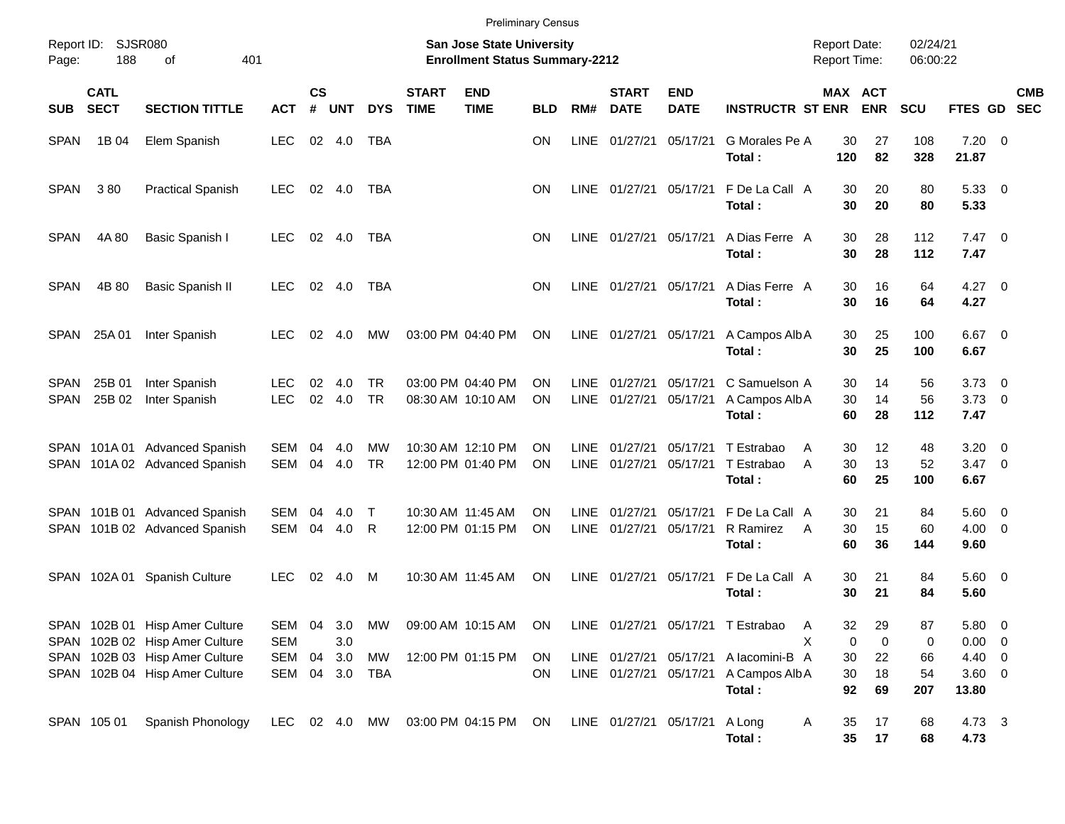Preliminary Census

Report ID: SJSR080
Page: 188 of 401

**San Jose State University**
**Enrollment Status Summary-2212**

Report Date: 02/24/21
Report Time: 06:00:22

| SUB | CATL SECT | SECTION TITTLE | ACT | CS # | UNT | DYS | START TIME | END TIME | BLD | RM# | START DATE | END DATE | INSTRUCTR | ST | MAX ENR | ACT ENR | SCU | FTES | GD | CMB SEC |
|---|---|---|---|---|---|---|---|---|---|---|---|---|---|---|---|---|---|---|---|---|
| SPAN | 1B 04 | Elem Spanish | LEC | 02 | 4.0 | TBA | | | ON | LINE | 01/27/21 | 05/17/21 | G Morales Pe | A | 30 | 27 | 108 | 7.20 | 0 | |
| | | | | | | | | | | | | | **Total :** | | **120** | **82** | **328** | **21.87** | | |
| SPAN | 3 80 | Practical Spanish | LEC | 02 | 4.0 | TBA | | | ON | LINE | 01/27/21 | 05/17/21 | F De La Call | A | 30 | 20 | 80 | 5.33 | 0 | |
| | | | | | | | | | | | | | **Total :** | | **30** | **20** | **80** | **5.33** | | |
| SPAN | 4A 80 | Basic Spanish I | LEC | 02 | 4.0 | TBA | | | ON | LINE | 01/27/21 | 05/17/21 | A Dias Ferre | A | 30 | 28 | 112 | 7.47 | 0 | |
| | | | | | | | | | | | | | **Total :** | | **30** | **28** | **112** | **7.47** | | |
| SPAN | 4B 80 | Basic Spanish II | LEC | 02 | 4.0 | TBA | | | ON | LINE | 01/27/21 | 05/17/21 | A Dias Ferre | A | 30 | 16 | 64 | 4.27 | 0 | |
| | | | | | | | | | | | | | **Total :** | | **30** | **16** | **64** | **4.27** | | |
| SPAN | 25A 01 | Inter Spanish | LEC | 02 | 4.0 | MW | 03:00 PM | 04:40 PM | ON | LINE | 01/27/21 | 05/17/21 | A Campos Alb | A | 30 | 25 | 100 | 6.67 | 0 | |
| | | | | | | | | | | | | | **Total :** | | **30** | **25** | **100** | **6.67** | | |
| SPAN | 25B 01 | Inter Spanish | LEC | 02 | 4.0 | TR | 03:00 PM | 04:40 PM | ON | LINE | 01/27/21 | 05/17/21 | C Samuelson | A | 30 | 14 | 56 | 3.73 | 0 | |
| SPAN | 25B 02 | Inter Spanish | LEC | 02 | 4.0 | TR | 08:30 AM | 10:10 AM | ON | LINE | 01/27/21 | 05/17/21 | A Campos Alb | A | 30 | 14 | 56 | 3.73 | 0 | |
| | | | | | | | | | | | | | **Total :** | | **60** | **28** | **112** | **7.47** | | |
| SPAN | 101A 01 | Advanced Spanish | SEM | 04 | 4.0 | MW | 10:30 AM | 12:10 PM | ON | LINE | 01/27/21 | 05/17/21 | T Estrabao | A | 30 | 12 | 48 | 3.20 | 0 | |
| SPAN | 101A 02 | Advanced Spanish | SEM | 04 | 4.0 | TR | 12:00 PM | 01:40 PM | ON | LINE | 01/27/21 | 05/17/21 | T Estrabao | A | 30 | 13 | 52 | 3.47 | 0 | |
| | | | | | | | | | | | | | **Total :** | | **60** | **25** | **100** | **6.67** | | |
| SPAN | 101B 01 | Advanced Spanish | SEM | 04 | 4.0 | T | 10:30 AM | 11:45 AM | ON | LINE | 01/27/21 | 05/17/21 | F De La Call | A | 30 | 21 | 84 | 5.60 | 0 | |
| SPAN | 101B 02 | Advanced Spanish | SEM | 04 | 4.0 | R | 12:00 PM | 01:15 PM | ON | LINE | 01/27/21 | 05/17/21 | R Ramirez | A | 30 | 15 | 60 | 4.00 | 0 | |
| | | | | | | | | | | | | | **Total :** | | **60** | **36** | **144** | **9.60** | | |
| SPAN | 102A 01 | Spanish Culture | LEC | 02 | 4.0 | M | 10:30 AM | 11:45 AM | ON | LINE | 01/27/21 | 05/17/21 | F De La Call | A | 30 | 21 | 84 | 5.60 | 0 | |
| | | | | | | | | | | | | | **Total :** | | **30** | **21** | **84** | **5.60** | | |
| SPAN | 102B 01 | Hisp Amer Culture | SEM | 04 | 3.0 | MW | 09:00 AM | 10:15 AM | ON | LINE | 01/27/21 | 05/17/21 | T Estrabao | A | 32 | 29 | 87 | 5.80 | 0 | |
| SPAN | 102B 02 | Hisp Amer Culture | SEM | | 3.0 | | | | | | | | | X | 0 | 0 | 0 | 0.00 | 0 | |
| SPAN | 102B 03 | Hisp Amer Culture | SEM | 04 | 3.0 | MW | 12:00 PM | 01:15 PM | ON | LINE | 01/27/21 | 05/17/21 | A Iacomini-B | A | 30 | 22 | 66 | 4.40 | 0 | |
| SPAN | 102B 04 | Hisp Amer Culture | SEM | 04 | 3.0 | TBA | | | ON | LINE | 01/27/21 | 05/17/21 | A Campos Alb | A | 30 | 18 | 54 | 3.60 | 0 | |
| | | | | | | | | | | | | | **Total :** | | **92** | **69** | **207** | **13.80** | | |
| SPAN | 105 01 | Spanish Phonology | LEC | 02 | 4.0 | MW | 03:00 PM | 04:15 PM | ON | LINE | 01/27/21 | 05/17/21 | A Long | A | 35 | 17 | 68 | 4.73 | 3 | |
| | | | | | | | | | | | | | **Total :** | | **35** | **17** | **68** | **4.73** | | |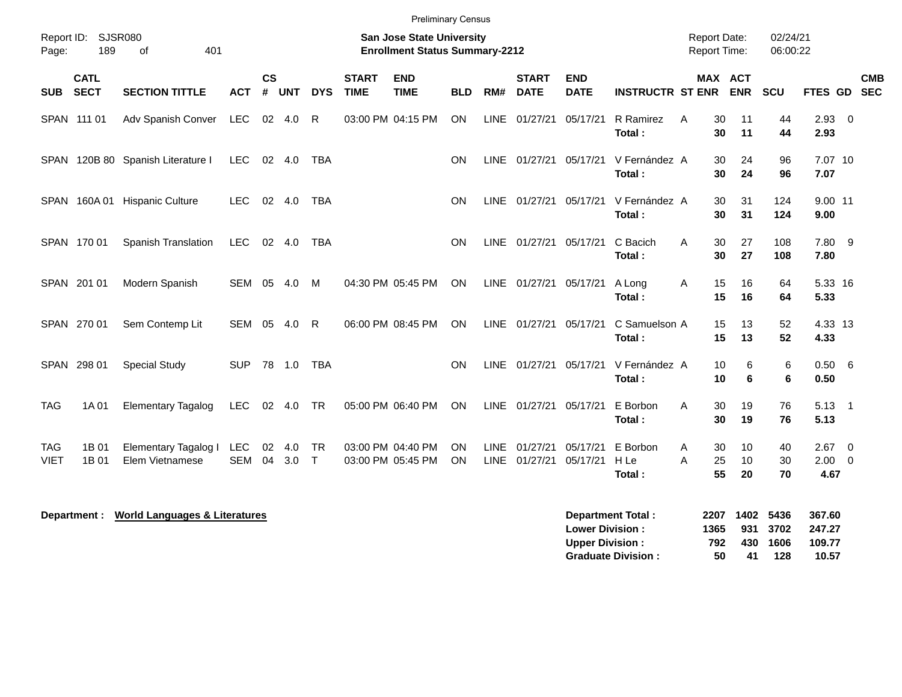Preliminary Census

Report ID: SJSR080
Page: 189 of 401

**San Jose State University**
**Enrollment Status Summary-2212**

Report Date: 02/24/21
Report Time: 06:00:22

| SUB | CATL SECT | SECTION TITTLE | ACT | CS # | UNT | DYS | START TIME | END TIME | BLD | RM# | START DATE | END DATE | INSTRUCTR | ST | MAX ENR | ACT ENR | SCU | FTES | GD | CMB SEC |
|---|---|---|---|---|---|---|---|---|---|---|---|---|---|---|---|---|---|---|---|---|
| SPAN | 111 01 | Adv Spanish Conver | LEC | 02 | 4.0 | R | 03:00 PM | 04:15 PM | ON | LINE | 01/27/21 | 05/17/21 | R Ramirez | A | 30 | 11 | 44 | 2.93 | 0 | |
| | | | | | | | | | | | | | **Total :** | | **30** | **11** | **44** | **2.93** | | |
| SPAN | 120B 80 | Spanish Literature I | LEC | 02 | 4.0 | TBA | | | ON | LINE | 01/27/21 | 05/17/21 | V Fernández | A | 30 | 24 | 96 | 7.07 | 10 | |
| | | | | | | | | | | | | | **Total :** | | **30** | **24** | **96** | **7.07** | | |
| SPAN | 160A 01 | Hispanic Culture | LEC | 02 | 4.0 | TBA | | | ON | LINE | 01/27/21 | 05/17/21 | V Fernández | A | 30 | 31 | 124 | 9.00 | 11 | |
| | | | | | | | | | | | | | **Total :** | | **30** | **31** | **124** | **9.00** | | |
| SPAN | 170 01 | Spanish Translation | LEC | 02 | 4.0 | TBA | | | ON | LINE | 01/27/21 | 05/17/21 | C Bacich | A | 30 | 27 | 108 | 7.80 | 9 | |
| | | | | | | | | | | | | | **Total :** | | **30** | **27** | **108** | **7.80** | | |
| SPAN | 201 01 | Modern Spanish | SEM | 05 | 4.0 | M | 04:30 PM | 05:45 PM | ON | LINE | 01/27/21 | 05/17/21 | A Long | A | 15 | 16 | 64 | 5.33 | 16 | |
| | | | | | | | | | | | | | **Total :** | | **15** | **16** | **64** | **5.33** | | |
| SPAN | 270 01 | Sem Contemp Lit | SEM | 05 | 4.0 | R | 06:00 PM | 08:45 PM | ON | LINE | 01/27/21 | 05/17/21 | C Samuelson | A | 15 | 13 | 52 | 4.33 | 13 | |
| | | | | | | | | | | | | | **Total :** | | **15** | **13** | **52** | **4.33** | | |
| SPAN | 298 01 | Special Study | SUP | 78 | 1.0 | TBA | | | ON | LINE | 01/27/21 | 05/17/21 | V Fernández | A | 10 | 6 | 6 | 0.50 | 6 | |
| | | | | | | | | | | | | | **Total :** | | **10** | **6** | **6** | **0.50** | | |
| TAG | 1A 01 | Elementary Tagalog | LEC | 02 | 4.0 | TR | 05:00 PM | 06:40 PM | ON | LINE | 01/27/21 | 05/17/21 | E Borbon | A | 30 | 19 | 76 | 5.13 | 1 | |
| | | | | | | | | | | | | | **Total :** | | **30** | **19** | **76** | **5.13** | | |
| TAG | 1B 01 | Elementary Tagalog I | LEC | 02 | 4.0 | TR | 03:00 PM | 04:40 PM | ON | LINE | 01/27/21 | 05/17/21 | E Borbon | A | 30 | 10 | 40 | 2.67 | 0 | |
| VIET | 1B 01 | Elem Vietnamese | SEM | 04 | 3.0 | T | 03:00 PM | 05:45 PM | ON | LINE | 01/27/21 | 05/17/21 | H Le | A | 25 | 10 | 30 | 2.00 | 0 | |
| | | | | | | | | | | | | | **Total :** | | **55** | **20** | **70** | **4.67** | | |

**Department :** **World Languages & Literatures**

| | MAX ENR | ACT ENR | SCU | FTES |
|---|---|---|---|---|
| **Department Total :** | **2207** | **1402** | **5436** | **367.60** |
| **Lower Division :** | **1365** | **931** | **3702** | **247.27** |
| **Upper Division :** | **792** | **430** | **1606** | **109.77** |
| **Graduate Division :** | **50** | **41** | **128** | **10.57** |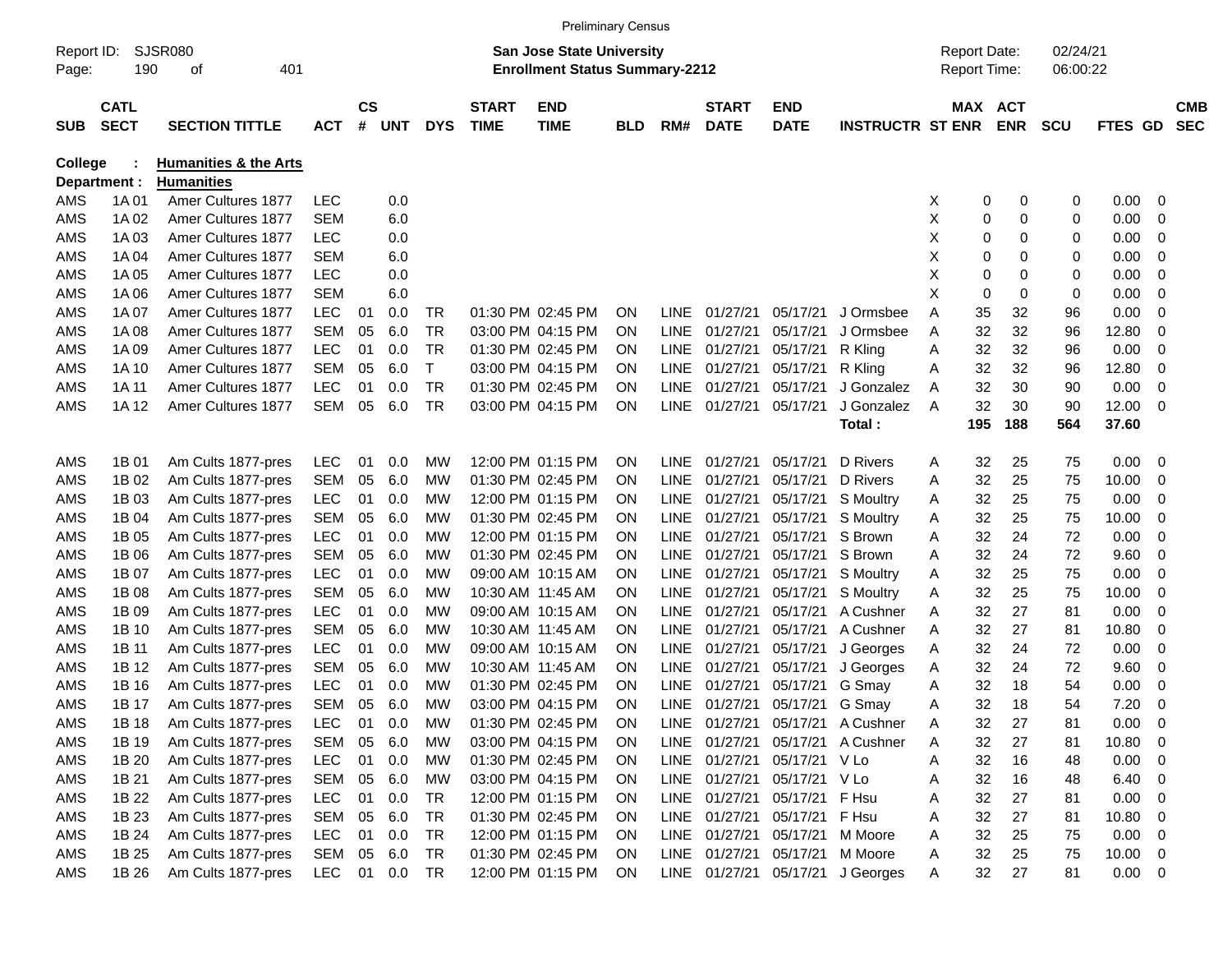Preliminary Census

Report ID: SJSR080
Page: 190 of 401

**San Jose State University**
**Enrollment Status Summary-2212**

Report Date: 02/24/21
Report Time: 06:00:22

**College : Humanities & the Arts**
**Department : Humanities**

| SUB | CATL SECT | SECTION TITTLE | ACT | CS # | UNT | DYS | START TIME | END TIME | BLD | RM# | START DATE | END DATE | INSTRUCTR | ST | MAX ENR | ACT ENR | SCU | FTES | GD | CMB SEC |
|---|---|---|---|---|---|---|---|---|---|---|---|---|---|---|---|---|---|---|---|---|
| AMS | 1A 01 | Amer Cultures 1877 | LEC | | 0.0 | | | | | | | | | X | 0 | 0 | 0 | 0.00 | 0 | |
| AMS | 1A 02 | Amer Cultures 1877 | SEM | | 6.0 | | | | | | | | | X | 0 | 0 | 0 | 0.00 | 0 | |
| AMS | 1A 03 | Amer Cultures 1877 | LEC | | 0.0 | | | | | | | | | X | 0 | 0 | 0 | 0.00 | 0 | |
| AMS | 1A 04 | Amer Cultures 1877 | SEM | | 6.0 | | | | | | | | | X | 0 | 0 | 0 | 0.00 | 0 | |
| AMS | 1A 05 | Amer Cultures 1877 | LEC | | 0.0 | | | | | | | | | X | 0 | 0 | 0 | 0.00 | 0 | |
| AMS | 1A 06 | Amer Cultures 1877 | SEM | | 6.0 | | | | | | | | | X | 0 | 0 | 0 | 0.00 | 0 | |
| AMS | 1A 07 | Amer Cultures 1877 | LEC | 01 | 0.0 | TR | 01:30 PM | 02:45 PM | ON | LINE | 01/27/21 | 05/17/21 | J Ormsbee | A | 35 | 32 | 96 | 0.00 | 0 | |
| AMS | 1A 08 | Amer Cultures 1877 | SEM | 05 | 6.0 | TR | 03:00 PM | 04:15 PM | ON | LINE | 01/27/21 | 05/17/21 | J Ormsbee | A | 32 | 32 | 96 | 12.80 | 0 | |
| AMS | 1A 09 | Amer Cultures 1877 | LEC | 01 | 0.0 | TR | 01:30 PM | 02:45 PM | ON | LINE | 01/27/21 | 05/17/21 | R Kling | A | 32 | 32 | 96 | 0.00 | 0 | |
| AMS | 1A 10 | Amer Cultures 1877 | SEM | 05 | 6.0 | T | 03:00 PM | 04:15 PM | ON | LINE | 01/27/21 | 05/17/21 | R Kling | A | 32 | 32 | 96 | 12.80 | 0 | |
| AMS | 1A 11 | Amer Cultures 1877 | LEC | 01 | 0.0 | TR | 01:30 PM | 02:45 PM | ON | LINE | 01/27/21 | 05/17/21 | J Gonzalez | A | 32 | 30 | 90 | 0.00 | 0 | |
| AMS | 1A 12 | Amer Cultures 1877 | SEM | 05 | 6.0 | TR | 03:00 PM | 04:15 PM | ON | LINE | 01/27/21 | 05/17/21 | J Gonzalez | A | 32 | 30 | 90 | 12.00 | 0 | |
| | | | | | | | | | | | | | **Total :** | | **195** | **188** | **564** | **37.60** | | |
| AMS | 1B 01 | Am Cults 1877-pres | LEC | 01 | 0.0 | MW | 12:00 PM | 01:15 PM | ON | LINE | 01/27/21 | 05/17/21 | D Rivers | A | 32 | 25 | 75 | 0.00 | 0 | |
| AMS | 1B 02 | Am Cults 1877-pres | SEM | 05 | 6.0 | MW | 01:30 PM | 02:45 PM | ON | LINE | 01/27/21 | 05/17/21 | D Rivers | A | 32 | 25 | 75 | 10.00 | 0 | |
| AMS | 1B 03 | Am Cults 1877-pres | LEC | 01 | 0.0 | MW | 12:00 PM | 01:15 PM | ON | LINE | 01/27/21 | 05/17/21 | S Moultry | A | 32 | 25 | 75 | 0.00 | 0 | |
| AMS | 1B 04 | Am Cults 1877-pres | SEM | 05 | 6.0 | MW | 01:30 PM | 02:45 PM | ON | LINE | 01/27/21 | 05/17/21 | S Moultry | A | 32 | 25 | 75 | 10.00 | 0 | |
| AMS | 1B 05 | Am Cults 1877-pres | LEC | 01 | 0.0 | MW | 12:00 PM | 01:15 PM | ON | LINE | 01/27/21 | 05/17/21 | S Brown | A | 32 | 24 | 72 | 0.00 | 0 | |
| AMS | 1B 06 | Am Cults 1877-pres | SEM | 05 | 6.0 | MW | 01:30 PM | 02:45 PM | ON | LINE | 01/27/21 | 05/17/21 | S Brown | A | 32 | 24 | 72 | 9.60 | 0 | |
| AMS | 1B 07 | Am Cults 1877-pres | LEC | 01 | 0.0 | MW | 09:00 AM | 10:15 AM | ON | LINE | 01/27/21 | 05/17/21 | S Moultry | A | 32 | 25 | 75 | 0.00 | 0 | |
| AMS | 1B 08 | Am Cults 1877-pres | SEM | 05 | 6.0 | MW | 10:30 AM | 11:45 AM | ON | LINE | 01/27/21 | 05/17/21 | S Moultry | A | 32 | 25 | 75 | 10.00 | 0 | |
| AMS | 1B 09 | Am Cults 1877-pres | LEC | 01 | 0.0 | MW | 09:00 AM | 10:15 AM | ON | LINE | 01/27/21 | 05/17/21 | A Cushner | A | 32 | 27 | 81 | 0.00 | 0 | |
| AMS | 1B 10 | Am Cults 1877-pres | SEM | 05 | 6.0 | MW | 10:30 AM | 11:45 AM | ON | LINE | 01/27/21 | 05/17/21 | A Cushner | A | 32 | 27 | 81 | 10.80 | 0 | |
| AMS | 1B 11 | Am Cults 1877-pres | LEC | 01 | 0.0 | MW | 09:00 AM | 10:15 AM | ON | LINE | 01/27/21 | 05/17/21 | J Georges | A | 32 | 24 | 72 | 0.00 | 0 | |
| AMS | 1B 12 | Am Cults 1877-pres | SEM | 05 | 6.0 | MW | 10:30 AM | 11:45 AM | ON | LINE | 01/27/21 | 05/17/21 | J Georges | A | 32 | 24 | 72 | 9.60 | 0 | |
| AMS | 1B 16 | Am Cults 1877-pres | LEC | 01 | 0.0 | MW | 01:30 PM | 02:45 PM | ON | LINE | 01/27/21 | 05/17/21 | G Smay | A | 32 | 18 | 54 | 0.00 | 0 | |
| AMS | 1B 17 | Am Cults 1877-pres | SEM | 05 | 6.0 | MW | 03:00 PM | 04:15 PM | ON | LINE | 01/27/21 | 05/17/21 | G Smay | A | 32 | 18 | 54 | 7.20 | 0 | |
| AMS | 1B 18 | Am Cults 1877-pres | LEC | 01 | 0.0 | MW | 01:30 PM | 02:45 PM | ON | LINE | 01/27/21 | 05/17/21 | A Cushner | A | 32 | 27 | 81 | 0.00 | 0 | |
| AMS | 1B 19 | Am Cults 1877-pres | SEM | 05 | 6.0 | MW | 03:00 PM | 04:15 PM | ON | LINE | 01/27/21 | 05/17/21 | A Cushner | A | 32 | 27 | 81 | 10.80 | 0 | |
| AMS | 1B 20 | Am Cults 1877-pres | LEC | 01 | 0.0 | MW | 01:30 PM | 02:45 PM | ON | LINE | 01/27/21 | 05/17/21 | V Lo | A | 32 | 16 | 48 | 0.00 | 0 | |
| AMS | 1B 21 | Am Cults 1877-pres | SEM | 05 | 6.0 | MW | 03:00 PM | 04:15 PM | ON | LINE | 01/27/21 | 05/17/21 | V Lo | A | 32 | 16 | 48 | 6.40 | 0 | |
| AMS | 1B 22 | Am Cults 1877-pres | LEC | 01 | 0.0 | TR | 12:00 PM | 01:15 PM | ON | LINE | 01/27/21 | 05/17/21 | F Hsu | A | 32 | 27 | 81 | 0.00 | 0 | |
| AMS | 1B 23 | Am Cults 1877-pres | SEM | 05 | 6.0 | TR | 01:30 PM | 02:45 PM | ON | LINE | 01/27/21 | 05/17/21 | F Hsu | A | 32 | 27 | 81 | 10.80 | 0 | |
| AMS | 1B 24 | Am Cults 1877-pres | LEC | 01 | 0.0 | TR | 12:00 PM | 01:15 PM | ON | LINE | 01/27/21 | 05/17/21 | M Moore | A | 32 | 25 | 75 | 0.00 | 0 | |
| AMS | 1B 25 | Am Cults 1877-pres | SEM | 05 | 6.0 | TR | 01:30 PM | 02:45 PM | ON | LINE | 01/27/21 | 05/17/21 | M Moore | A | 32 | 25 | 75 | 10.00 | 0 | |
| AMS | 1B 26 | Am Cults 1877-pres | LEC | 01 | 0.0 | TR | 12:00 PM | 01:15 PM | ON | LINE | 01/27/21 | 05/17/21 | J Georges | A | 32 | 27 | 81 | 0.00 | 0 | |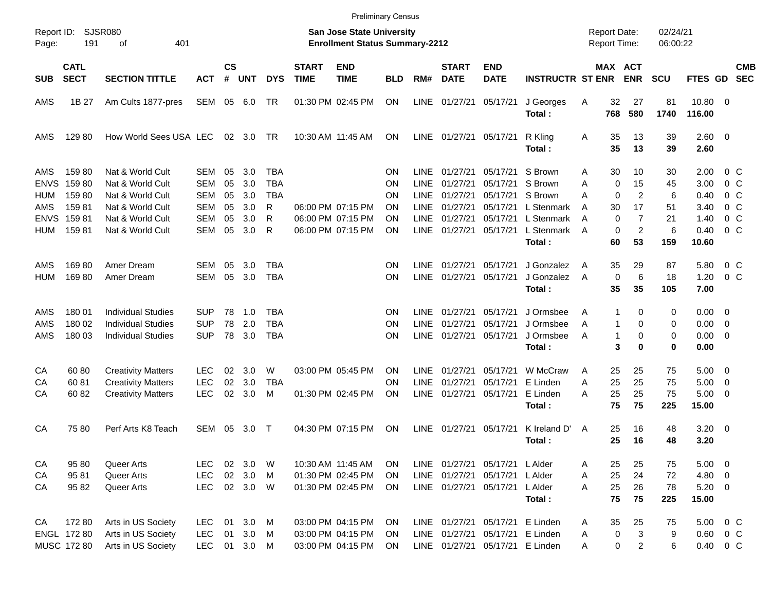Preliminary Census

Report ID: SJSR080
Page: 191 of 401

**San Jose State University**
**Enrollment Status Summary-2212**

Report Date: 02/24/21
Report Time: 06:00:22

| SUB | CATL SECT | SECTION TITTLE | ACT | CS # | UNT | DYS | START TIME | END TIME | BLD | RM# | START DATE | END DATE | INSTRUCTR | ST | MAX ENR | ACT ENR | SCU | FTES | GD | CMB SEC |
|---|---|---|---|---|---|---|---|---|---|---|---|---|---|---|---|---|---|---|---|---|
| AMS | 1B 27 | Am Cults 1877-pres | SEM | 05 | 6.0 | TR | 01:30 PM | 02:45 PM | ON | LINE | 01/27/21 | 05/17/21 | J Georges | A | 32 | 27 | 81 | 10.80 | 0 | |
| | | | | | | | | | | | | | **Total :** | | **768** | **580** | **1740** | **116.00** | | |
| AMS | 129 80 | How World Sees USA | LEC | 02 | 3.0 | TR | 10:30 AM | 11:45 AM | ON | LINE | 01/27/21 | 05/17/21 | R Kling | A | 35 | 13 | 39 | 2.60 | 0 | |
| | | | | | | | | | | | | | **Total :** | | **35** | **13** | **39** | **2.60** | | |
| AMS | 159 80 | Nat & World Cult | SEM | 05 | 3.0 | TBA | | | ON | LINE | 01/27/21 | 05/17/21 | S Brown | A | 30 | 10 | 30 | 2.00 | 0 | C |
| ENVS | 159 80 | Nat & World Cult | SEM | 05 | 3.0 | TBA | | | ON | LINE | 01/27/21 | 05/17/21 | S Brown | A | 0 | 15 | 45 | 3.00 | 0 | C |
| HUM | 159 80 | Nat & World Cult | SEM | 05 | 3.0 | TBA | | | ON | LINE | 01/27/21 | 05/17/21 | S Brown | A | 0 | 2 | 6 | 0.40 | 0 | C |
| AMS | 159 81 | Nat & World Cult | SEM | 05 | 3.0 | R | 06:00 PM | 07:15 PM | ON | LINE | 01/27/21 | 05/17/21 | L Stenmark | A | 30 | 17 | 51 | 3.40 | 0 | C |
| ENVS | 159 81 | Nat & World Cult | SEM | 05 | 3.0 | R | 06:00 PM | 07:15 PM | ON | LINE | 01/27/21 | 05/17/21 | L Stenmark | A | 0 | 7 | 21 | 1.40 | 0 | C |
| HUM | 159 81 | Nat & World Cult | SEM | 05 | 3.0 | R | 06:00 PM | 07:15 PM | ON | LINE | 01/27/21 | 05/17/21 | L Stenmark | A | 0 | 2 | 6 | 0.40 | 0 | C |
| | | | | | | | | | | | | | **Total :** | | **60** | **53** | **159** | **10.60** | | |
| AMS | 169 80 | Amer Dream | SEM | 05 | 3.0 | TBA | | | ON | LINE | 01/27/21 | 05/17/21 | J Gonzalez | A | 35 | 29 | 87 | 5.80 | 0 | C |
| HUM | 169 80 | Amer Dream | SEM | 05 | 3.0 | TBA | | | ON | LINE | 01/27/21 | 05/17/21 | J Gonzalez | A | 0 | 6 | 18 | 1.20 | 0 | C |
| | | | | | | | | | | | | | **Total :** | | **35** | **35** | **105** | **7.00** | | |
| AMS | 180 01 | Individual Studies | SUP | 78 | 1.0 | TBA | | | ON | LINE | 01/27/21 | 05/17/21 | J Ormsbee | A | 1 | 0 | 0 | 0.00 | 0 | |
| AMS | 180 02 | Individual Studies | SUP | 78 | 2.0 | TBA | | | ON | LINE | 01/27/21 | 05/17/21 | J Ormsbee | A | 1 | 0 | 0 | 0.00 | 0 | |
| AMS | 180 03 | Individual Studies | SUP | 78 | 3.0 | TBA | | | ON | LINE | 01/27/21 | 05/17/21 | J Ormsbee | A | 1 | 0 | 0 | 0.00 | 0 | |
| | | | | | | | | | | | | | **Total :** | | **3** | **0** | **0** | **0.00** | | |
| CA | 60 80 | Creativity Matters | LEC | 02 | 3.0 | W | 03:00 PM | 05:45 PM | ON | LINE | 01/27/21 | 05/17/21 | W McCraw | A | 25 | 25 | 75 | 5.00 | 0 | |
| CA | 60 81 | Creativity Matters | LEC | 02 | 3.0 | TBA | | | ON | LINE | 01/27/21 | 05/17/21 | E Linden | A | 25 | 25 | 75 | 5.00 | 0 | |
| CA | 60 82 | Creativity Matters | LEC | 02 | 3.0 | M | 01:30 PM | 02:45 PM | ON | LINE | 01/27/21 | 05/17/21 | E Linden | A | 25 | 25 | 75 | 5.00 | 0 | |
| | | | | | | | | | | | | | **Total :** | | **75** | **75** | **225** | **15.00** | | |
| CA | 75 80 | Perf Arts K8 Teach | SEM | 05 | 3.0 | T | 04:30 PM | 07:15 PM | ON | LINE | 01/27/21 | 05/17/21 | K Ireland D' | A | 25 | 16 | 48 | 3.20 | 0 | |
| | | | | | | | | | | | | | **Total :** | | **25** | **16** | **48** | **3.20** | | |
| CA | 95 80 | Queer Arts | LEC | 02 | 3.0 | W | 10:30 AM | 11:45 AM | ON | LINE | 01/27/21 | 05/17/21 | L Alder | A | 25 | 25 | 75 | 5.00 | 0 | |
| CA | 95 81 | Queer Arts | LEC | 02 | 3.0 | M | 01:30 PM | 02:45 PM | ON | LINE | 01/27/21 | 05/17/21 | L Alder | A | 25 | 24 | 72 | 4.80 | 0 | |
| CA | 95 82 | Queer Arts | LEC | 02 | 3.0 | W | 01:30 PM | 02:45 PM | ON | LINE | 01/27/21 | 05/17/21 | L Alder | A | 25 | 26 | 78 | 5.20 | 0 | |
| | | | | | | | | | | | | | **Total :** | | **75** | **75** | **225** | **15.00** | | |
| CA | 172 80 | Arts in US Society | LEC | 01 | 3.0 | M | 03:00 PM | 04:15 PM | ON | LINE | 01/27/21 | 05/17/21 | E Linden | A | 35 | 25 | 75 | 5.00 | 0 | C |
| ENGL | 172 80 | Arts in US Society | LEC | 01 | 3.0 | M | 03:00 PM | 04:15 PM | ON | LINE | 01/27/21 | 05/17/21 | E Linden | A | 0 | 3 | 9 | 0.60 | 0 | C |
| MUSC | 172 80 | Arts in US Society | LEC | 01 | 3.0 | M | 03:00 PM | 04:15 PM | ON | LINE | 01/27/21 | 05/17/21 | E Linden | A | 0 | 2 | 6 | 0.40 | 0 | C |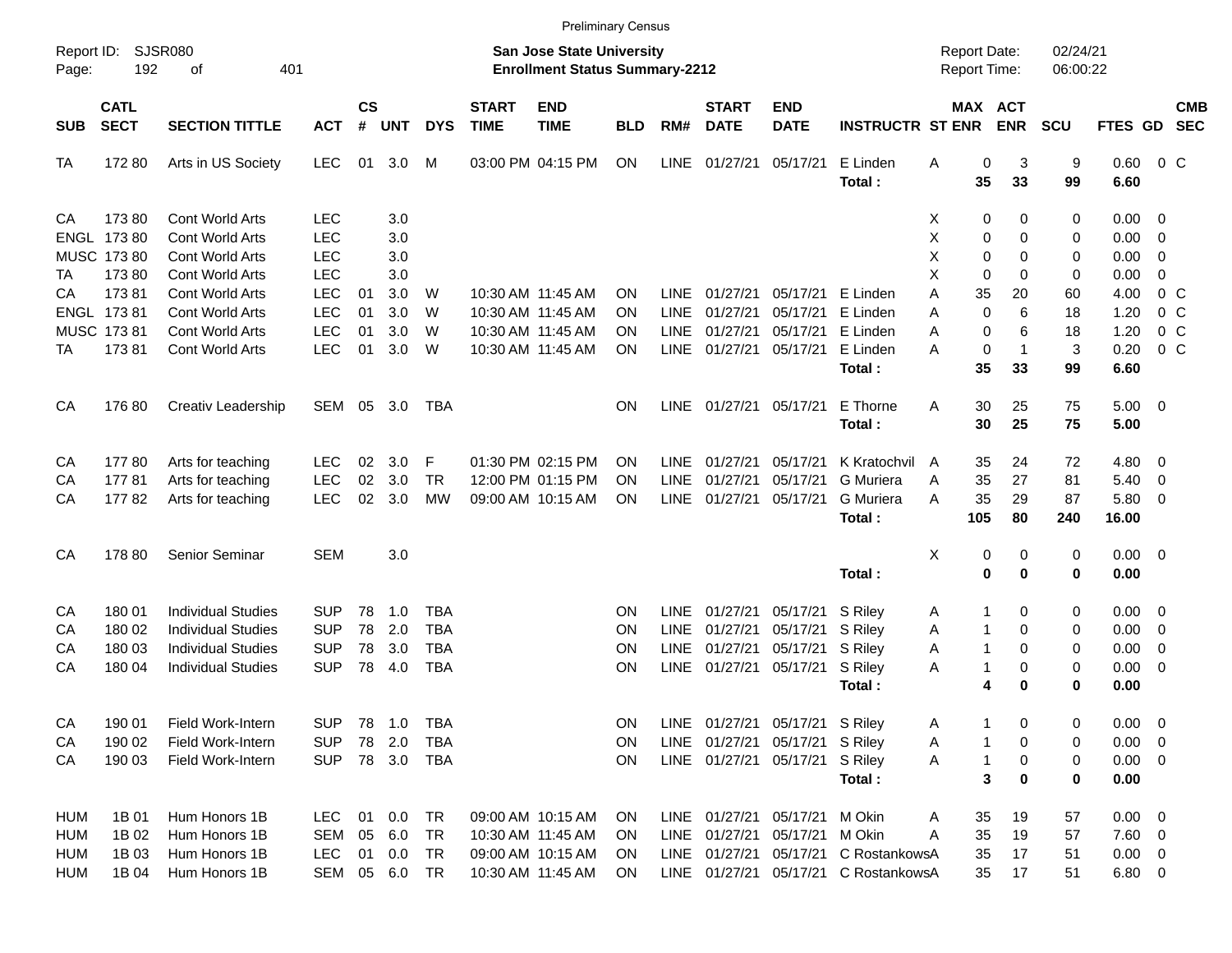Preliminary Census

Report ID: SJSR080
Page: 192 of 401

**San Jose State University**
**Enrollment Status Summary-2212**

Report Date: 02/24/21
Report Time: 06:00:22

| SUB | CATL SECT | SECTION TITTLE | ACT | CS # | UNT | DYS | START TIME | END TIME | BLD | RM# | START DATE | END DATE | INSTRUCTR | ST | MAX ENR | ACT ENR | SCU | FTES | GD | CMB SEC |
|---|---|---|---|---|---|---|---|---|---|---|---|---|---|---|---|---|---|---|---|---|
| TA | 172 80 | Arts in US Society | LEC | 01 | 3.0 | M | 03:00 PM | 04:15 PM | ON | LINE | 01/27/21 | 05/17/21 | E Linden | A | 0 | 3 | 9 | 0.60 | 0 | C |
| | | | | | | | | | | | | | **Total :** | | **35** | **33** | **99** | **6.60** | | |
| CA | 173 80 | Cont World Arts | LEC | | 3.0 | | | | | | | | | X | 0 | 0 | 0 | 0.00 | 0 | |
| ENGL | 173 80 | Cont World Arts | LEC | | 3.0 | | | | | | | | | X | 0 | 0 | 0 | 0.00 | 0 | |
| MUSC | 173 80 | Cont World Arts | LEC | | 3.0 | | | | | | | | | X | 0 | 0 | 0 | 0.00 | 0 | |
| TA | 173 80 | Cont World Arts | LEC | | 3.0 | | | | | | | | | X | 0 | 0 | 0 | 0.00 | 0 | |
| CA | 173 81 | Cont World Arts | LEC | 01 | 3.0 | W | 10:30 AM | 11:45 AM | ON | LINE | 01/27/21 | 05/17/21 | E Linden | A | 35 | 20 | 60 | 4.00 | 0 | C |
| ENGL | 173 81 | Cont World Arts | LEC | 01 | 3.0 | W | 10:30 AM | 11:45 AM | ON | LINE | 01/27/21 | 05/17/21 | E Linden | A | 0 | 6 | 18 | 1.20 | 0 | C |
| MUSC | 173 81 | Cont World Arts | LEC | 01 | 3.0 | W | 10:30 AM | 11:45 AM | ON | LINE | 01/27/21 | 05/17/21 | E Linden | A | 0 | 6 | 18 | 1.20 | 0 | C |
| TA | 173 81 | Cont World Arts | LEC | 01 | 3.0 | W | 10:30 AM | 11:45 AM | ON | LINE | 01/27/21 | 05/17/21 | E Linden | A | 0 | 1 | 3 | 0.20 | 0 | C |
| | | | | | | | | | | | | | **Total :** | | **35** | **33** | **99** | **6.60** | | |
| CA | 176 80 | Creativ Leadership | SEM | 05 | 3.0 | TBA | | | ON | LINE | 01/27/21 | 05/17/21 | E Thorne | A | 30 | 25 | 75 | 5.00 | 0 | |
| | | | | | | | | | | | | | **Total :** | | **30** | **25** | **75** | **5.00** | | |
| CA | 177 80 | Arts for teaching | LEC | 02 | 3.0 | F | 01:30 PM | 02:15 PM | ON | LINE | 01/27/21 | 05/17/21 | K Kratochvil | A | 35 | 24 | 72 | 4.80 | 0 | |
| CA | 177 81 | Arts for teaching | LEC | 02 | 3.0 | TR | 12:00 PM | 01:15 PM | ON | LINE | 01/27/21 | 05/17/21 | G Muriera | A | 35 | 27 | 81 | 5.40 | 0 | |
| CA | 177 82 | Arts for teaching | LEC | 02 | 3.0 | MW | 09:00 AM | 10:15 AM | ON | LINE | 01/27/21 | 05/17/21 | G Muriera | A | 35 | 29 | 87 | 5.80 | 0 | |
| | | | | | | | | | | | | | **Total :** | | **105** | **80** | **240** | **16.00** | | |
| CA | 178 80 | Senior Seminar | SEM | | 3.0 | | | | | | | | | X | 0 | 0 | 0 | 0.00 | 0 | |
| | | | | | | | | | | | | | **Total :** | | **0** | **0** | **0** | **0.00** | | |
| CA | 180 01 | Individual Studies | SUP | 78 | 1.0 | TBA | | | ON | LINE | 01/27/21 | 05/17/21 | S Riley | A | 1 | 0 | 0 | 0.00 | 0 | |
| CA | 180 02 | Individual Studies | SUP | 78 | 2.0 | TBA | | | ON | LINE | 01/27/21 | 05/17/21 | S Riley | A | 1 | 0 | 0 | 0.00 | 0 | |
| CA | 180 03 | Individual Studies | SUP | 78 | 3.0 | TBA | | | ON | LINE | 01/27/21 | 05/17/21 | S Riley | A | 1 | 0 | 0 | 0.00 | 0 | |
| CA | 180 04 | Individual Studies | SUP | 78 | 4.0 | TBA | | | ON | LINE | 01/27/21 | 05/17/21 | S Riley | A | 1 | 0 | 0 | 0.00 | 0 | |
| | | | | | | | | | | | | | **Total :** | | **4** | **0** | **0** | **0.00** | | |
| CA | 190 01 | Field Work-Intern | SUP | 78 | 1.0 | TBA | | | ON | LINE | 01/27/21 | 05/17/21 | S Riley | A | 1 | 0 | 0 | 0.00 | 0 | |
| CA | 190 02 | Field Work-Intern | SUP | 78 | 2.0 | TBA | | | ON | LINE | 01/27/21 | 05/17/21 | S Riley | A | 1 | 0 | 0 | 0.00 | 0 | |
| CA | 190 03 | Field Work-Intern | SUP | 78 | 3.0 | TBA | | | ON | LINE | 01/27/21 | 05/17/21 | S Riley | A | 1 | 0 | 0 | 0.00 | 0 | |
| | | | | | | | | | | | | | **Total :** | | **3** | **0** | **0** | **0.00** | | |
| HUM | 1B 01 | Hum Honors 1B | LEC | 01 | 0.0 | TR | 09:00 AM | 10:15 AM | ON | LINE | 01/27/21 | 05/17/21 | M Okin | A | 35 | 19 | 57 | 0.00 | 0 | |
| HUM | 1B 02 | Hum Honors 1B | SEM | 05 | 6.0 | TR | 10:30 AM | 11:45 AM | ON | LINE | 01/27/21 | 05/17/21 | M Okin | A | 35 | 19 | 57 | 7.60 | 0 | |
| HUM | 1B 03 | Hum Honors 1B | LEC | 01 | 0.0 | TR | 09:00 AM | 10:15 AM | ON | LINE | 01/27/21 | 05/17/21 | C Rostankows | A | 35 | 17 | 51 | 0.00 | 0 | |
| HUM | 1B 04 | Hum Honors 1B | SEM | 05 | 6.0 | TR | 10:30 AM | 11:45 AM | ON | LINE | 01/27/21 | 05/17/21 | C Rostankows | A | 35 | 17 | 51 | 6.80 | 0 | |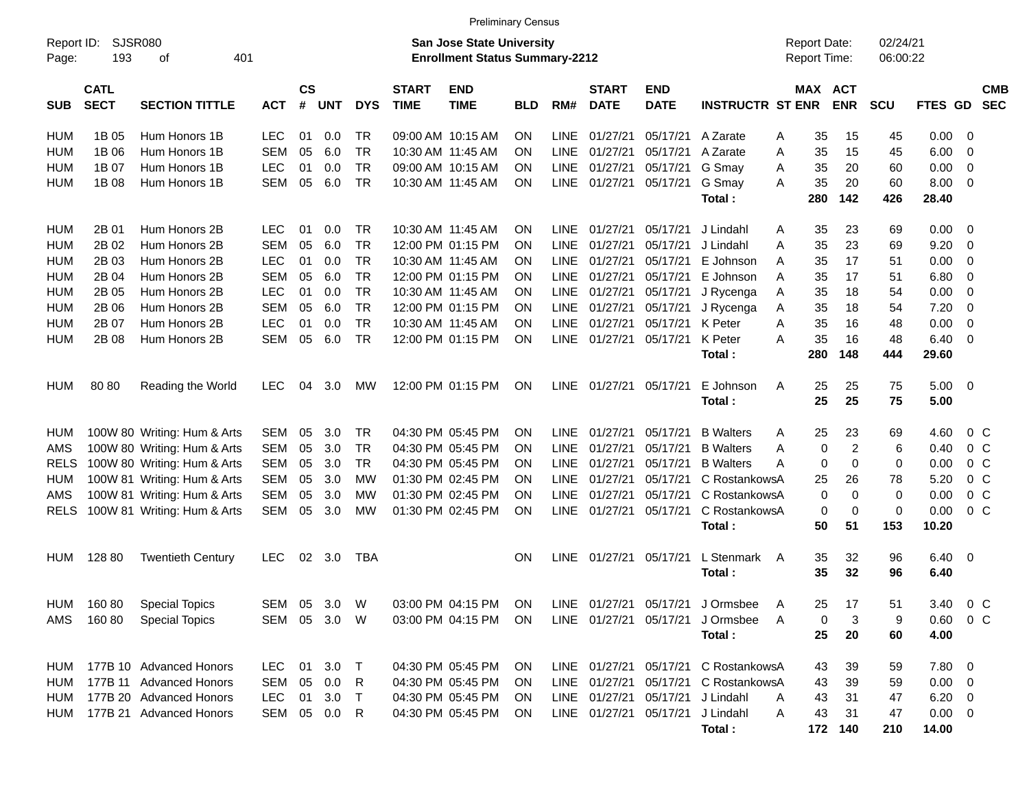Preliminary Census

Report ID: SJSR080
Page: 193 of 401

**San Jose State University**
**Enrollment Status Summary-2212**

Report Date: 02/24/21
Report Time: 06:00:22

| SUB | CATL SECT | SECTION TITTLE | ACT | CS # | UNT | DYS | START TIME | END TIME | BLD | RM# | START DATE | END DATE | INSTRUCTR | ST | MAX ENR | ACT ENR | SCU | FTES | GD | CMB SEC |
|---|---|---|---|---|---|---|---|---|---|---|---|---|---|---|---|---|---|---|---|---|
| HUM | 1B 05 | Hum Honors 1B | LEC | 01 | 0.0 | TR | 09:00 AM | 10:15 AM | ON | LINE | 01/27/21 | 05/17/21 | A Zarate | A | 35 | 15 | 45 | 0.00 | 0 | |
| HUM | 1B 06 | Hum Honors 1B | SEM | 05 | 6.0 | TR | 10:30 AM | 11:45 AM | ON | LINE | 01/27/21 | 05/17/21 | A Zarate | A | 35 | 15 | 45 | 6.00 | 0 | |
| HUM | 1B 07 | Hum Honors 1B | LEC | 01 | 0.0 | TR | 09:00 AM | 10:15 AM | ON | LINE | 01/27/21 | 05/17/21 | G Smay | A | 35 | 20 | 60 | 0.00 | 0 | |
| HUM | 1B 08 | Hum Honors 1B | SEM | 05 | 6.0 | TR | 10:30 AM | 11:45 AM | ON | LINE | 01/27/21 | 05/17/21 | G Smay | A | 35 | 20 | 60 | 8.00 | 0 | |
| | | | | | | | | | | | | | **Total :** | | **280** | **142** | **426** | **28.40** | | |
| HUM | 2B 01 | Hum Honors 2B | LEC | 01 | 0.0 | TR | 10:30 AM | 11:45 AM | ON | LINE | 01/27/21 | 05/17/21 | J Lindahl | A | 35 | 23 | 69 | 0.00 | 0 | |
| HUM | 2B 02 | Hum Honors 2B | SEM | 05 | 6.0 | TR | 12:00 PM | 01:15 PM | ON | LINE | 01/27/21 | 05/17/21 | J Lindahl | A | 35 | 23 | 69 | 9.20 | 0 | |
| HUM | 2B 03 | Hum Honors 2B | LEC | 01 | 0.0 | TR | 10:30 AM | 11:45 AM | ON | LINE | 01/27/21 | 05/17/21 | E Johnson | A | 35 | 17 | 51 | 0.00 | 0 | |
| HUM | 2B 04 | Hum Honors 2B | SEM | 05 | 6.0 | TR | 12:00 PM | 01:15 PM | ON | LINE | 01/27/21 | 05/17/21 | E Johnson | A | 35 | 17 | 51 | 6.80 | 0 | |
| HUM | 2B 05 | Hum Honors 2B | LEC | 01 | 0.0 | TR | 10:30 AM | 11:45 AM | ON | LINE | 01/27/21 | 05/17/21 | J Rycenga | A | 35 | 18 | 54 | 0.00 | 0 | |
| HUM | 2B 06 | Hum Honors 2B | SEM | 05 | 6.0 | TR | 12:00 PM | 01:15 PM | ON | LINE | 01/27/21 | 05/17/21 | J Rycenga | A | 35 | 18 | 54 | 7.20 | 0 | |
| HUM | 2B 07 | Hum Honors 2B | LEC | 01 | 0.0 | TR | 10:30 AM | 11:45 AM | ON | LINE | 01/27/21 | 05/17/21 | K Peter | A | 35 | 16 | 48 | 0.00 | 0 | |
| HUM | 2B 08 | Hum Honors 2B | SEM | 05 | 6.0 | TR | 12:00 PM | 01:15 PM | ON | LINE | 01/27/21 | 05/17/21 | K Peter | A | 35 | 16 | 48 | 6.40 | 0 | |
| | | | | | | | | | | | | | **Total :** | | **280** | **148** | **444** | **29.60** | | |
| HUM | 80 80 | Reading the World | LEC | 04 | 3.0 | MW | 12:00 PM | 01:15 PM | ON | LINE | 01/27/21 | 05/17/21 | E Johnson | A | 25 | 25 | 75 | 5.00 | 0 | |
| | | | | | | | | | | | | | **Total :** | | **25** | **25** | **75** | **5.00** | | |
| HUM | 100W 80 | Writing: Hum & Arts | SEM | 05 | 3.0 | TR | 04:30 PM | 05:45 PM | ON | LINE | 01/27/21 | 05/17/21 | B Walters | A | 25 | 23 | 69 | 4.60 | 0 | C |
| AMS | 100W 80 | Writing: Hum & Arts | SEM | 05 | 3.0 | TR | 04:30 PM | 05:45 PM | ON | LINE | 01/27/21 | 05/17/21 | B Walters | A | 0 | 2 | 6 | 0.40 | 0 | C |
| RELS | 100W 80 | Writing: Hum & Arts | SEM | 05 | 3.0 | TR | 04:30 PM | 05:45 PM | ON | LINE | 01/27/21 | 05/17/21 | B Walters | A | 0 | 0 | 0 | 0.00 | 0 | C |
| HUM | 100W 81 | Writing: Hum & Arts | SEM | 05 | 3.0 | MW | 01:30 PM | 02:45 PM | ON | LINE | 01/27/21 | 05/17/21 | C Rostankows | A | 25 | 26 | 78 | 5.20 | 0 | C |
| AMS | 100W 81 | Writing: Hum & Arts | SEM | 05 | 3.0 | MW | 01:30 PM | 02:45 PM | ON | LINE | 01/27/21 | 05/17/21 | C Rostankows | A | 0 | 0 | 0 | 0.00 | 0 | C |
| RELS | 100W 81 | Writing: Hum & Arts | SEM | 05 | 3.0 | MW | 01:30 PM | 02:45 PM | ON | LINE | 01/27/21 | 05/17/21 | C Rostankows | A | 0 | 0 | 0 | 0.00 | 0 | C |
| | | | | | | | | | | | | | **Total :** | | **50** | **51** | **153** | **10.20** | | |
| HUM | 128 80 | Twentieth Century | LEC | 02 | 3.0 | TBA | | | ON | LINE | 01/27/21 | 05/17/21 | L Stenmark | A | 35 | 32 | 96 | 6.40 | 0 | |
| | | | | | | | | | | | | | **Total :** | | **35** | **32** | **96** | **6.40** | | |
| HUM | 160 80 | Special Topics | SEM | 05 | 3.0 | W | 03:00 PM | 04:15 PM | ON | LINE | 01/27/21 | 05/17/21 | J Ormsbee | A | 25 | 17 | 51 | 3.40 | 0 | C |
| AMS | 160 80 | Special Topics | SEM | 05 | 3.0 | W | 03:00 PM | 04:15 PM | ON | LINE | 01/27/21 | 05/17/21 | J Ormsbee | A | 0 | 3 | 9 | 0.60 | 0 | C |
| | | | | | | | | | | | | | **Total :** | | **25** | **20** | **60** | **4.00** | | |
| HUM | 177B 10 | Advanced Honors | LEC | 01 | 3.0 | T | 04:30 PM | 05:45 PM | ON | LINE | 01/27/21 | 05/17/21 | C Rostankows | A | 43 | 39 | 59 | 7.80 | 0 | |
| HUM | 177B 11 | Advanced Honors | SEM | 05 | 0.0 | R | 04:30 PM | 05:45 PM | ON | LINE | 01/27/21 | 05/17/21 | C Rostankows | A | 43 | 39 | 59 | 0.00 | 0 | |
| HUM | 177B 20 | Advanced Honors | LEC | 01 | 3.0 | T | 04:30 PM | 05:45 PM | ON | LINE | 01/27/21 | 05/17/21 | J Lindahl | A | 43 | 31 | 47 | 6.20 | 0 | |
| HUM | 177B 21 | Advanced Honors | SEM | 05 | 0.0 | R | 04:30 PM | 05:45 PM | ON | LINE | 01/27/21 | 05/17/21 | J Lindahl | A | 43 | 31 | 47 | 0.00 | 0 | |
| | | | | | | | | | | | | | **Total :** | | **172** | **140** | **210** | **14.00** | | |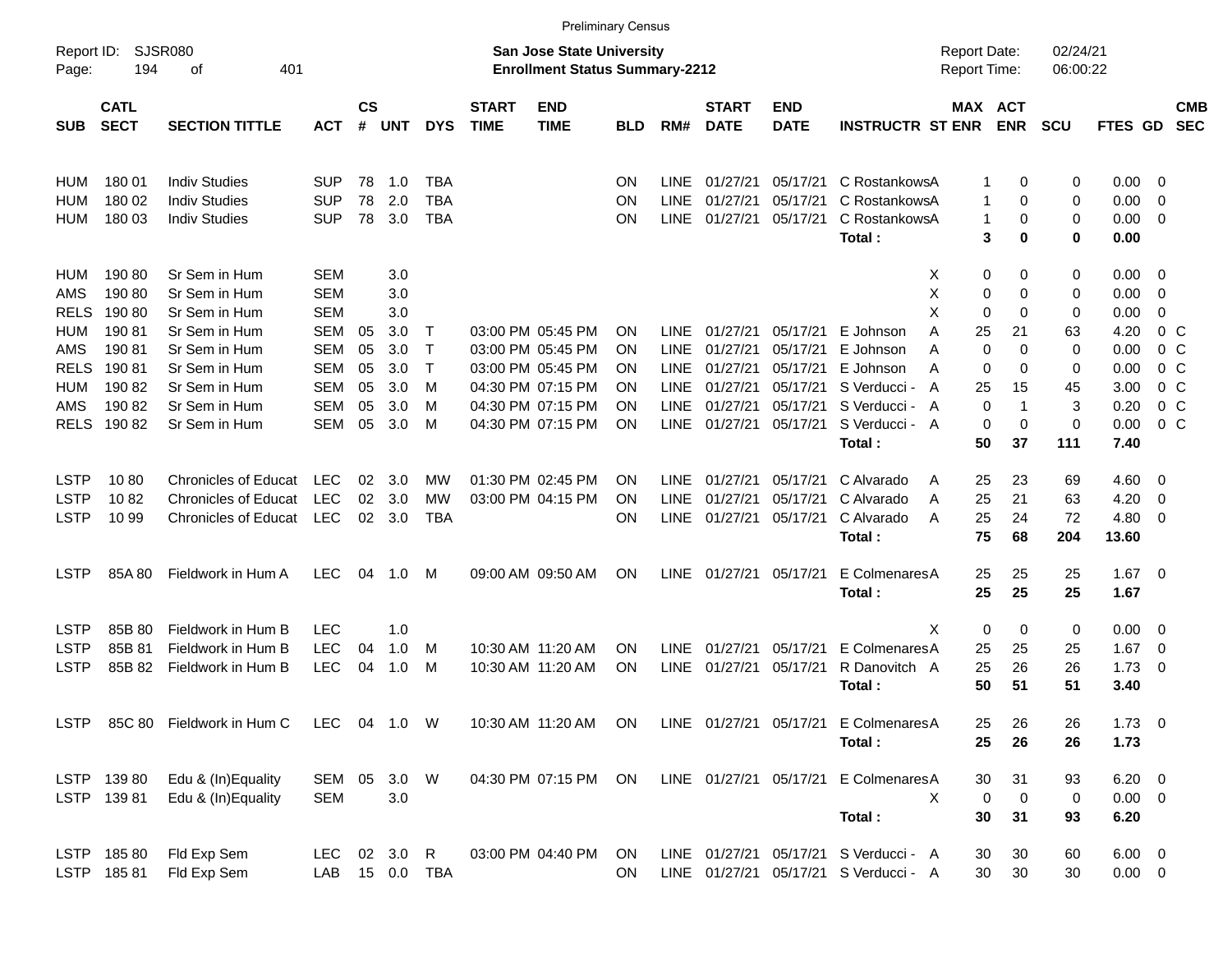Preliminary Census

Report ID: SJSR080
Page: 194 of 401

**San Jose State University**
**Enrollment Status Summary-2212**

Report Date: 02/24/21
Report Time: 06:00:22

| SUB | CATL SECT | SECTION TITTLE | ACT | CS # | UNT | DYS | START TIME | END TIME | BLD | RM# | START DATE | END DATE | INSTRUCTR | ST | MAX ENR | ACT ENR | SCU | FTES | GD | CMB SEC |
|---|---|---|---|---|---|---|---|---|---|---|---|---|---|---|---|---|---|---|---|---|
| HUM | 180 01 | Indiv Studies | SUP | 78 | 1.0 | TBA | | | ON | LINE | 01/27/21 | 05/17/21 | C Rostankows | A | 1 | 0 | 0 | 0.00 | 0 | |
| HUM | 180 02 | Indiv Studies | SUP | 78 | 2.0 | TBA | | | ON | LINE | 01/27/21 | 05/17/21 | C Rostankows | A | 1 | 0 | 0 | 0.00 | 0 | |
| HUM | 180 03 | Indiv Studies | SUP | 78 | 3.0 | TBA | | | ON | LINE | 01/27/21 | 05/17/21 | C Rostankows | A | 1 | 0 | 0 | 0.00 | 0 | |
| | | | | | | | | | | | | | **Total :** | | **3** | **0** | **0** | **0.00** | | |
| HUM | 190 80 | Sr Sem in Hum | SEM | | 3.0 | | | | | | | | | X | 0 | 0 | 0 | 0.00 | 0 | |
| AMS | 190 80 | Sr Sem in Hum | SEM | | 3.0 | | | | | | | | | X | 0 | 0 | 0 | 0.00 | 0 | |
| RELS | 190 80 | Sr Sem in Hum | SEM | | 3.0 | | | | | | | | | X | 0 | 0 | 0 | 0.00 | 0 | |
| HUM | 190 81 | Sr Sem in Hum | SEM | 05 | 3.0 | T | 03:00 PM | 05:45 PM | ON | LINE | 01/27/21 | 05/17/21 | E Johnson | A | 25 | 21 | 63 | 4.20 | 0 | C |
| AMS | 190 81 | Sr Sem in Hum | SEM | 05 | 3.0 | T | 03:00 PM | 05:45 PM | ON | LINE | 01/27/21 | 05/17/21 | E Johnson | A | 0 | 0 | 0 | 0.00 | 0 | C |
| RELS | 190 81 | Sr Sem in Hum | SEM | 05 | 3.0 | T | 03:00 PM | 05:45 PM | ON | LINE | 01/27/21 | 05/17/21 | E Johnson | A | 0 | 0 | 0 | 0.00 | 0 | C |
| HUM | 190 82 | Sr Sem in Hum | SEM | 05 | 3.0 | M | 04:30 PM | 07:15 PM | ON | LINE | 01/27/21 | 05/17/21 | S Verducci - | A | 25 | 15 | 45 | 3.00 | 0 | C |
| AMS | 190 82 | Sr Sem in Hum | SEM | 05 | 3.0 | M | 04:30 PM | 07:15 PM | ON | LINE | 01/27/21 | 05/17/21 | S Verducci - | A | 0 | 1 | 3 | 0.20 | 0 | C |
| RELS | 190 82 | Sr Sem in Hum | SEM | 05 | 3.0 | M | 04:30 PM | 07:15 PM | ON | LINE | 01/27/21 | 05/17/21 | S Verducci - | A | 0 | 0 | 0 | 0.00 | 0 | C |
| | | | | | | | | | | | | | **Total :** | | **50** | **37** | **111** | **7.40** | | |
| LSTP | 10 80 | Chronicles of Educat | LEC | 02 | 3.0 | MW | 01:30 PM | 02:45 PM | ON | LINE | 01/27/21 | 05/17/21 | C Alvarado | A | 25 | 23 | 69 | 4.60 | 0 | |
| LSTP | 10 82 | Chronicles of Educat | LEC | 02 | 3.0 | MW | 03:00 PM | 04:15 PM | ON | LINE | 01/27/21 | 05/17/21 | C Alvarado | A | 25 | 21 | 63 | 4.20 | 0 | |
| LSTP | 10 99 | Chronicles of Educat | LEC | 02 | 3.0 | TBA | | | ON | LINE | 01/27/21 | 05/17/21 | C Alvarado | A | 25 | 24 | 72 | 4.80 | 0 | |
| | | | | | | | | | | | | | **Total :** | | **75** | **68** | **204** | **13.60** | | |
| LSTP | 85A 80 | Fieldwork in Hum A | LEC | 04 | 1.0 | M | 09:00 AM | 09:50 AM | ON | LINE | 01/27/21 | 05/17/21 | E Colmenares | A | 25 | 25 | 25 | 1.67 | 0 | |
| | | | | | | | | | | | | | **Total :** | | **25** | **25** | **25** | **1.67** | | |
| LSTP | 85B 80 | Fieldwork in Hum B | LEC | | 1.0 | | | | | | | | | X | 0 | 0 | 0 | 0.00 | 0 | |
| LSTP | 85B 81 | Fieldwork in Hum B | LEC | 04 | 1.0 | M | 10:30 AM | 11:20 AM | ON | LINE | 01/27/21 | 05/17/21 | E Colmenares | A | 25 | 25 | 25 | 1.67 | 0 | |
| LSTP | 85B 82 | Fieldwork in Hum B | LEC | 04 | 1.0 | M | 10:30 AM | 11:20 AM | ON | LINE | 01/27/21 | 05/17/21 | R Danovitch | A | 25 | 26 | 26 | 1.73 | 0 | |
| | | | | | | | | | | | | | **Total :** | | **50** | **51** | **51** | **3.40** | | |
| LSTP | 85C 80 | Fieldwork in Hum C | LEC | 04 | 1.0 | W | 10:30 AM | 11:20 AM | ON | LINE | 01/27/21 | 05/17/21 | E Colmenares | A | 25 | 26 | 26 | 1.73 | 0 | |
| | | | | | | | | | | | | | **Total :** | | **25** | **26** | **26** | **1.73** | | |
| LSTP | 139 80 | Edu & (In)Equality | SEM | 05 | 3.0 | W | 04:30 PM | 07:15 PM | ON | LINE | 01/27/21 | 05/17/21 | E Colmenares | A | 30 | 31 | 93 | 6.20 | 0 | |
| LSTP | 139 81 | Edu & (In)Equality | SEM | | 3.0 | | | | | | | | | X | 0 | 0 | 0 | 0.00 | 0 | |
| | | | | | | | | | | | | | **Total :** | | **30** | **31** | **93** | **6.20** | | |
| LSTP | 185 80 | Fld Exp Sem | LEC | 02 | 3.0 | R | 03:00 PM | 04:40 PM | ON | LINE | 01/27/21 | 05/17/21 | S Verducci - | A | 30 | 30 | 60 | 6.00 | 0 | |
| LSTP | 185 81 | Fld Exp Sem | LAB | 15 | 0.0 | TBA | | | ON | LINE | 01/27/21 | 05/17/21 | S Verducci - | A | 30 | 30 | 30 | 0.00 | 0 | |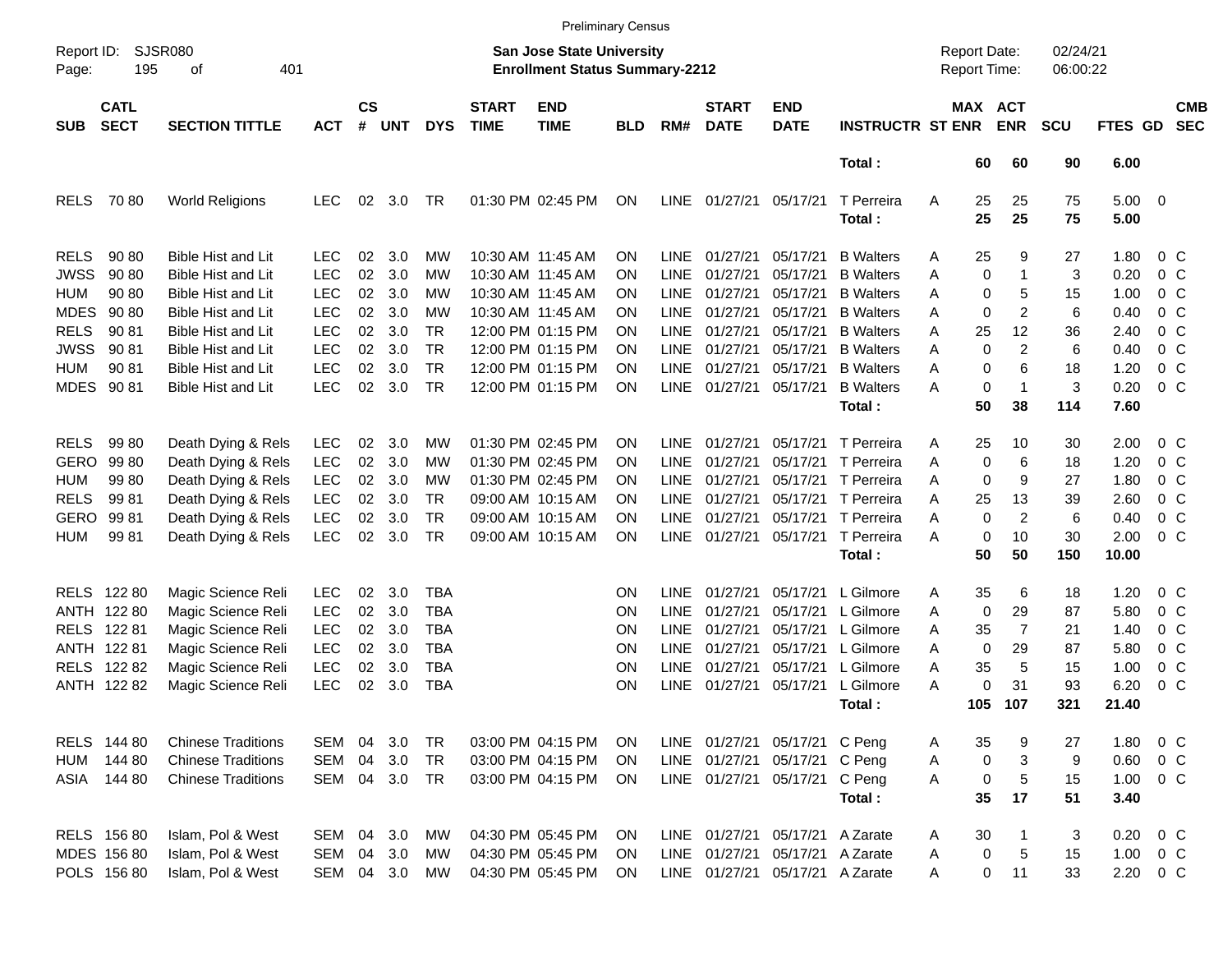Preliminary Census

Report ID: SJSR080

**San Jose State University**
**Enrollment Status Summary-2212**

Report Date: 02/24/21
Report Time: 06:00:22

| SUB | CATL SECT | SECTION TITTLE | ACT | CS # | UNT | DYS | START TIME | END TIME | BLD | RM# | START DATE | END DATE | INSTRUCTR | ST | MAX ENR | ACT ENR | SCU | FTES | GD | CMB SEC |
|---|---|---|---|---|---|---|---|---|---|---|---|---|---|---|---|---|---|---|---|---|
| | | | | | | | | | | | | | **Total :** | | **60** | **60** | **90** | **6.00** | | |
| RELS | 70 80 | World Religions | LEC | 02 | 3.0 | TR | 01:30 PM | 02:45 PM | ON | LINE | 01/27/21 | 05/17/21 | T Perreira | A | 25 | 25 | 75 | 5.00 | 0 | |
| | | | | | | | | | | | | | **Total :** | | **25** | **25** | **75** | **5.00** | | |
| RELS | 90 80 | Bible Hist and Lit | LEC | 02 | 3.0 | MW | 10:30 AM | 11:45 AM | ON | LINE | 01/27/21 | 05/17/21 | B Walters | A | 25 | 9 | 27 | 1.80 | 0 | C |
| JWSS | 90 80 | Bible Hist and Lit | LEC | 02 | 3.0 | MW | 10:30 AM | 11:45 AM | ON | LINE | 01/27/21 | 05/17/21 | B Walters | A | 0 | 1 | 3 | 0.20 | 0 | C |
| HUM | 90 80 | Bible Hist and Lit | LEC | 02 | 3.0 | MW | 10:30 AM | 11:45 AM | ON | LINE | 01/27/21 | 05/17/21 | B Walters | A | 0 | 5 | 15 | 1.00 | 0 | C |
| MDES | 90 80 | Bible Hist and Lit | LEC | 02 | 3.0 | MW | 10:30 AM | 11:45 AM | ON | LINE | 01/27/21 | 05/17/21 | B Walters | A | 0 | 2 | 6 | 0.40 | 0 | C |
| RELS | 90 81 | Bible Hist and Lit | LEC | 02 | 3.0 | TR | 12:00 PM | 01:15 PM | ON | LINE | 01/27/21 | 05/17/21 | B Walters | A | 25 | 12 | 36 | 2.40 | 0 | C |
| JWSS | 90 81 | Bible Hist and Lit | LEC | 02 | 3.0 | TR | 12:00 PM | 01:15 PM | ON | LINE | 01/27/21 | 05/17/21 | B Walters | A | 0 | 2 | 6 | 0.40 | 0 | C |
| HUM | 90 81 | Bible Hist and Lit | LEC | 02 | 3.0 | TR | 12:00 PM | 01:15 PM | ON | LINE | 01/27/21 | 05/17/21 | B Walters | A | 0 | 6 | 18 | 1.20 | 0 | C |
| MDES | 90 81 | Bible Hist and Lit | LEC | 02 | 3.0 | TR | 12:00 PM | 01:15 PM | ON | LINE | 01/27/21 | 05/17/21 | B Walters | A | 0 | 1 | 3 | 0.20 | 0 | C |
| | | | | | | | | | | | | | **Total :** | | **50** | **38** | **114** | **7.60** | | |
| RELS | 99 80 | Death Dying & Rels | LEC | 02 | 3.0 | MW | 01:30 PM | 02:45 PM | ON | LINE | 01/27/21 | 05/17/21 | T Perreira | A | 25 | 10 | 30 | 2.00 | 0 | C |
| GERO | 99 80 | Death Dying & Rels | LEC | 02 | 3.0 | MW | 01:30 PM | 02:45 PM | ON | LINE | 01/27/21 | 05/17/21 | T Perreira | A | 0 | 6 | 18 | 1.20 | 0 | C |
| HUM | 99 80 | Death Dying & Rels | LEC | 02 | 3.0 | MW | 01:30 PM | 02:45 PM | ON | LINE | 01/27/21 | 05/17/21 | T Perreira | A | 0 | 9 | 27 | 1.80 | 0 | C |
| RELS | 99 81 | Death Dying & Rels | LEC | 02 | 3.0 | TR | 09:00 AM | 10:15 AM | ON | LINE | 01/27/21 | 05/17/21 | T Perreira | A | 25 | 13 | 39 | 2.60 | 0 | C |
| GERO | 99 81 | Death Dying & Rels | LEC | 02 | 3.0 | TR | 09:00 AM | 10:15 AM | ON | LINE | 01/27/21 | 05/17/21 | T Perreira | A | 0 | 2 | 6 | 0.40 | 0 | C |
| HUM | 99 81 | Death Dying & Rels | LEC | 02 | 3.0 | TR | 09:00 AM | 10:15 AM | ON | LINE | 01/27/21 | 05/17/21 | T Perreira | A | 0 | 10 | 30 | 2.00 | 0 | C |
| | | | | | | | | | | | | | **Total :** | | **50** | **50** | **150** | **10.00** | | |
| RELS | 122 80 | Magic Science Reli | LEC | 02 | 3.0 | TBA | | | ON | LINE | 01/27/21 | 05/17/21 | L Gilmore | A | 35 | 6 | 18 | 1.20 | 0 | C |
| ANTH | 122 80 | Magic Science Reli | LEC | 02 | 3.0 | TBA | | | ON | LINE | 01/27/21 | 05/17/21 | L Gilmore | A | 0 | 29 | 87 | 5.80 | 0 | C |
| RELS | 122 81 | Magic Science Reli | LEC | 02 | 3.0 | TBA | | | ON | LINE | 01/27/21 | 05/17/21 | L Gilmore | A | 35 | 7 | 21 | 1.40 | 0 | C |
| ANTH | 122 81 | Magic Science Reli | LEC | 02 | 3.0 | TBA | | | ON | LINE | 01/27/21 | 05/17/21 | L Gilmore | A | 0 | 29 | 87 | 5.80 | 0 | C |
| RELS | 122 82 | Magic Science Reli | LEC | 02 | 3.0 | TBA | | | ON | LINE | 01/27/21 | 05/17/21 | L Gilmore | A | 35 | 5 | 15 | 1.00 | 0 | C |
| ANTH | 122 82 | Magic Science Reli | LEC | 02 | 3.0 | TBA | | | ON | LINE | 01/27/21 | 05/17/21 | L Gilmore | A | 0 | 31 | 93 | 6.20 | 0 | C |
| | | | | | | | | | | | | | **Total :** | | **105** | **107** | **321** | **21.40** | | |
| RELS | 144 80 | Chinese Traditions | SEM | 04 | 3.0 | TR | 03:00 PM | 04:15 PM | ON | LINE | 01/27/21 | 05/17/21 | C Peng | A | 35 | 9 | 27 | 1.80 | 0 | C |
| HUM | 144 80 | Chinese Traditions | SEM | 04 | 3.0 | TR | 03:00 PM | 04:15 PM | ON | LINE | 01/27/21 | 05/17/21 | C Peng | A | 0 | 3 | 9 | 0.60 | 0 | C |
| ASIA | 144 80 | Chinese Traditions | SEM | 04 | 3.0 | TR | 03:00 PM | 04:15 PM | ON | LINE | 01/27/21 | 05/17/21 | C Peng | A | 0 | 5 | 15 | 1.00 | 0 | C |
| | | | | | | | | | | | | | **Total :** | | **35** | **17** | **51** | **3.40** | | |
| RELS | 156 80 | Islam, Pol & West | SEM | 04 | 3.0 | MW | 04:30 PM | 05:45 PM | ON | LINE | 01/27/21 | 05/17/21 | A Zarate | A | 30 | 1 | 3 | 0.20 | 0 | C |
| MDES | 156 80 | Islam, Pol & West | SEM | 04 | 3.0 | MW | 04:30 PM | 05:45 PM | ON | LINE | 01/27/21 | 05/17/21 | A Zarate | A | 0 | 5 | 15 | 1.00 | 0 | C |
| POLS | 156 80 | Islam, Pol & West | SEM | 04 | 3.0 | MW | 04:30 PM | 05:45 PM | ON | LINE | 01/27/21 | 05/17/21 | A Zarate | A | 0 | 11 | 33 | 2.20 | 0 | C |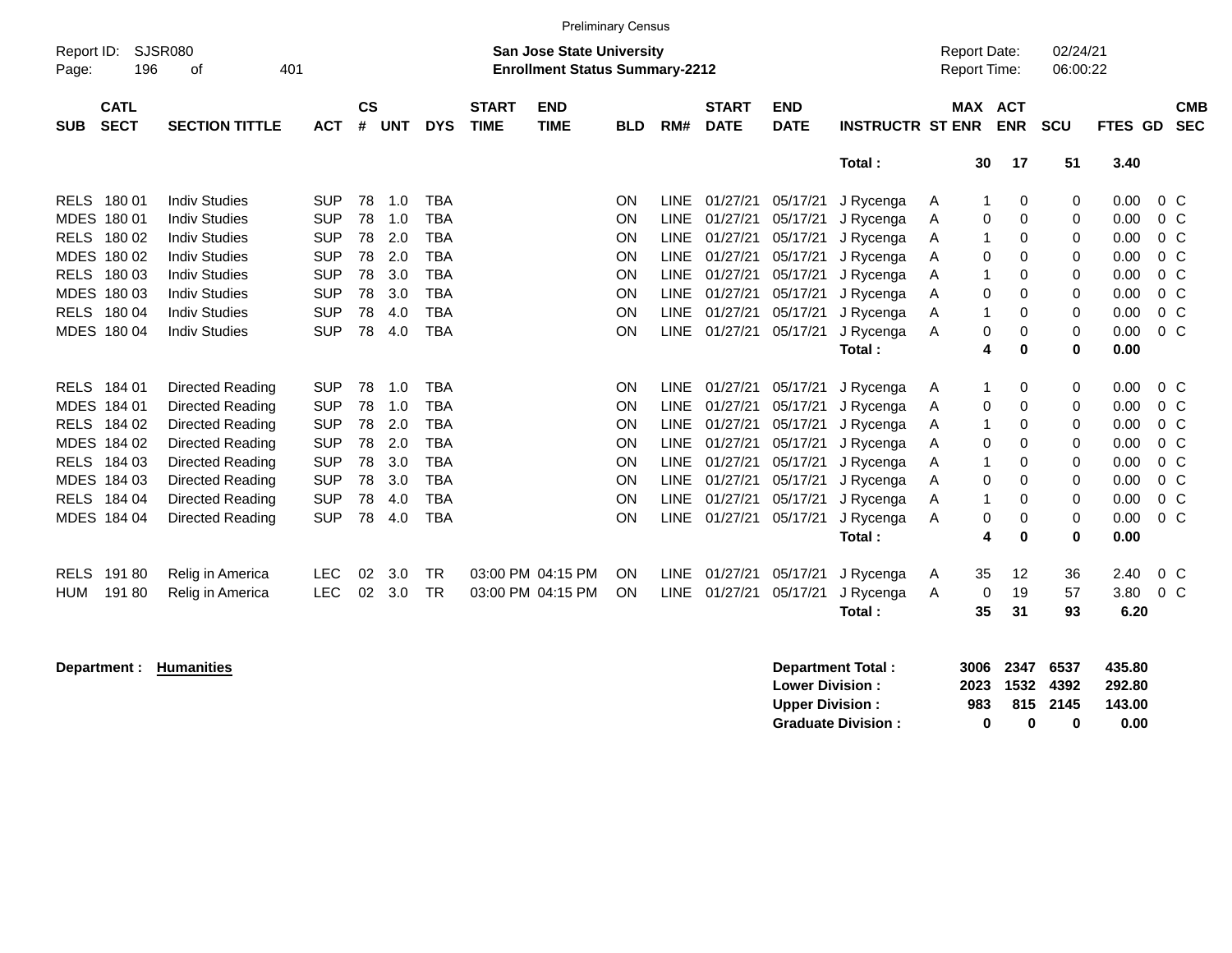Preliminary Census

Report ID: SJSR080
Page: 196 of 401

**San Jose State University**
**Enrollment Status Summary-2212**

Report Date: 02/24/21
Report Time: 06:00:22

| SUB | CATL SECT | SECTION TITTLE | ACT | CS # | UNT | DYS | START TIME | END TIME | BLD | RM# | START DATE | END DATE | INSTRUCTR | ST | MAX ENR | ACT ENR | SCU | FTES | GD | CMB SEC |
|---|---|---|---|---|---|---|---|---|---|---|---|---|---|---|---|---|---|---|---|---|
| | | | | | | | | | | | | | **Total :** | | **30** | **17** | **51** | **3.40** | | |
| RELS | 180 01 | Indiv Studies | SUP | 78 | 1.0 | TBA | | | ON | LINE | 01/27/21 | 05/17/21 | J Rycenga | A | 1 | 0 | 0 | 0.00 | 0 | C |
| MDES | 180 01 | Indiv Studies | SUP | 78 | 1.0 | TBA | | | ON | LINE | 01/27/21 | 05/17/21 | J Rycenga | A | 0 | 0 | 0 | 0.00 | 0 | C |
| RELS | 180 02 | Indiv Studies | SUP | 78 | 2.0 | TBA | | | ON | LINE | 01/27/21 | 05/17/21 | J Rycenga | A | 1 | 0 | 0 | 0.00 | 0 | C |
| MDES | 180 02 | Indiv Studies | SUP | 78 | 2.0 | TBA | | | ON | LINE | 01/27/21 | 05/17/21 | J Rycenga | A | 0 | 0 | 0 | 0.00 | 0 | C |
| RELS | 180 03 | Indiv Studies | SUP | 78 | 3.0 | TBA | | | ON | LINE | 01/27/21 | 05/17/21 | J Rycenga | A | 1 | 0 | 0 | 0.00 | 0 | C |
| MDES | 180 03 | Indiv Studies | SUP | 78 | 3.0 | TBA | | | ON | LINE | 01/27/21 | 05/17/21 | J Rycenga | A | 0 | 0 | 0 | 0.00 | 0 | C |
| RELS | 180 04 | Indiv Studies | SUP | 78 | 4.0 | TBA | | | ON | LINE | 01/27/21 | 05/17/21 | J Rycenga | A | 1 | 0 | 0 | 0.00 | 0 | C |
| MDES | 180 04 | Indiv Studies | SUP | 78 | 4.0 | TBA | | | ON | LINE | 01/27/21 | 05/17/21 | J Rycenga | A | 0 | 0 | 0 | 0.00 | 0 | C |
| | | | | | | | | | | | | | **Total :** | | **4** | **0** | **0** | **0.00** | | |
| RELS | 184 01 | Directed Reading | SUP | 78 | 1.0 | TBA | | | ON | LINE | 01/27/21 | 05/17/21 | J Rycenga | A | 1 | 0 | 0 | 0.00 | 0 | C |
| MDES | 184 01 | Directed Reading | SUP | 78 | 1.0 | TBA | | | ON | LINE | 01/27/21 | 05/17/21 | J Rycenga | A | 0 | 0 | 0 | 0.00 | 0 | C |
| RELS | 184 02 | Directed Reading | SUP | 78 | 2.0 | TBA | | | ON | LINE | 01/27/21 | 05/17/21 | J Rycenga | A | 1 | 0 | 0 | 0.00 | 0 | C |
| MDES | 184 02 | Directed Reading | SUP | 78 | 2.0 | TBA | | | ON | LINE | 01/27/21 | 05/17/21 | J Rycenga | A | 0 | 0 | 0 | 0.00 | 0 | C |
| RELS | 184 03 | Directed Reading | SUP | 78 | 3.0 | TBA | | | ON | LINE | 01/27/21 | 05/17/21 | J Rycenga | A | 1 | 0 | 0 | 0.00 | 0 | C |
| MDES | 184 03 | Directed Reading | SUP | 78 | 3.0 | TBA | | | ON | LINE | 01/27/21 | 05/17/21 | J Rycenga | A | 0 | 0 | 0 | 0.00 | 0 | C |
| RELS | 184 04 | Directed Reading | SUP | 78 | 4.0 | TBA | | | ON | LINE | 01/27/21 | 05/17/21 | J Rycenga | A | 1 | 0 | 0 | 0.00 | 0 | C |
| MDES | 184 04 | Directed Reading | SUP | 78 | 4.0 | TBA | | | ON | LINE | 01/27/21 | 05/17/21 | J Rycenga | A | 0 | 0 | 0 | 0.00 | 0 | C |
| | | | | | | | | | | | | | **Total :** | | **4** | **0** | **0** | **0.00** | | |
| RELS | 191 80 | Relig in America | LEC | 02 | 3.0 | TR | 03:00 PM | 04:15 PM | ON | LINE | 01/27/21 | 05/17/21 | J Rycenga | A | 35 | 12 | 36 | 2.40 | 0 | C |
| HUM | 191 80 | Relig in America | LEC | 02 | 3.0 | TR | 03:00 PM | 04:15 PM | ON | LINE | 01/27/21 | 05/17/21 | J Rycenga | A | 0 | 19 | 57 | 3.80 | 0 | C |
| | | | | | | | | | | | | | **Total :** | | **35** | **31** | **93** | **6.20** | | |

**Department : Humanities**

| | MAX ENR | ACT ENR | SCU | FTES |
|---|---|---|---|---|
| **Department Total :** | **3006** | **2347** | **6537** | **435.80** |
| **Lower Division :** | **2023** | **1532** | **4392** | **292.80** |
| **Upper Division :** | **983** | **815** | **2145** | **143.00** |
| **Graduate Division :** | **0** | **0** | **0** | **0.00** |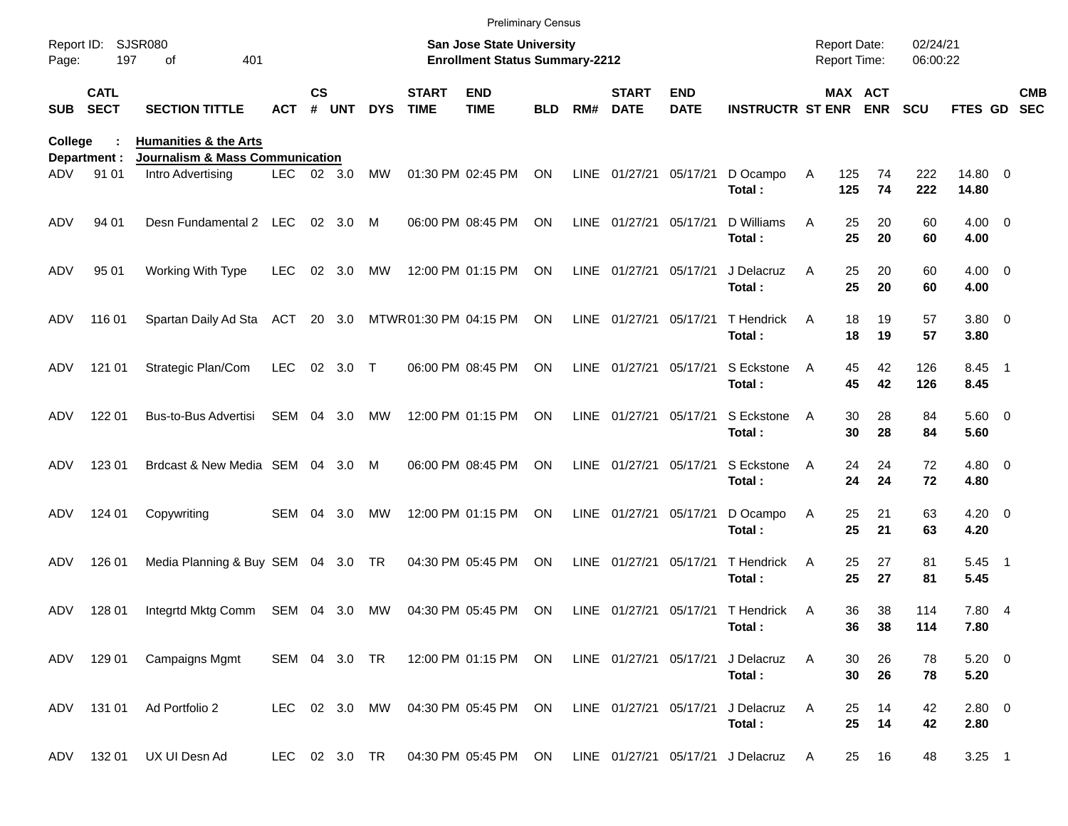Preliminary Census

Report ID: SJSR080 | San Jose State University | Report Date: 02/24/21
Page: 197 of 401 | Enrollment Status Summary-2212 | Report Time: 06:00:22

**College : Humanities & the Arts**
**Department : Journalism & Mass Communication**

| SUB | CATL SECT | SECTION TITTLE | ACT | CS # | UNT | DYS | START TIME | END TIME | BLD | RM# | START DATE | END DATE | INSTRUCTR | ST | MAX ENR | ACT ENR | SCU | FTES | GD | CMB SEC |
|---|---|---|---|---|---|---|---|---|---|---|---|---|---|---|---|---|---|---|---|---|
| ADV | 91 01 | Intro Advertising | LEC | 02 | 3.0 | MW | 01:30 PM | 02:45 PM | ON | LINE | 01/27/21 | 05/17/21 | D Ocampo | A | 125 | 74 | 222 | 14.80 | 0 | |
| | | | | | | | | | | | | | **Total :** | | **125** | **74** | **222** | **14.80** | | |
| ADV | 94 01 | Desn Fundamental 2 | LEC | 02 | 3.0 | M | 06:00 PM | 08:45 PM | ON | LINE | 01/27/21 | 05/17/21 | D Williams | A | 25 | 20 | 60 | 4.00 | 0 | |
| | | | | | | | | | | | | | **Total :** | | **25** | **20** | **60** | **4.00** | | |
| ADV | 95 01 | Working With Type | LEC | 02 | 3.0 | MW | 12:00 PM | 01:15 PM | ON | LINE | 01/27/21 | 05/17/21 | J Delacruz | A | 25 | 20 | 60 | 4.00 | 0 | |
| | | | | | | | | | | | | | **Total :** | | **25** | **20** | **60** | **4.00** | | |
| ADV | 116 01 | Spartan Daily Ad Sta | ACT | 20 | 3.0 | MTWR | 01:30 PM | 04:15 PM | ON | LINE | 01/27/21 | 05/17/21 | T Hendrick | A | 18 | 19 | 57 | 3.80 | 0 | |
| | | | | | | | | | | | | | **Total :** | | **18** | **19** | **57** | **3.80** | | |
| ADV | 121 01 | Strategic Plan/Com | LEC | 02 | 3.0 | T | 06:00 PM | 08:45 PM | ON | LINE | 01/27/21 | 05/17/21 | S Eckstone | A | 45 | 42 | 126 | 8.45 | 1 | |
| | | | | | | | | | | | | | **Total :** | | **45** | **42** | **126** | **8.45** | | |
| ADV | 122 01 | Bus-to-Bus Advertisi | SEM | 04 | 3.0 | MW | 12:00 PM | 01:15 PM | ON | LINE | 01/27/21 | 05/17/21 | S Eckstone | A | 30 | 28 | 84 | 5.60 | 0 | |
| | | | | | | | | | | | | | **Total :** | | **30** | **28** | **84** | **5.60** | | |
| ADV | 123 01 | Brdcast & New Media | SEM | 04 | 3.0 | M | 06:00 PM | 08:45 PM | ON | LINE | 01/27/21 | 05/17/21 | S Eckstone | A | 24 | 24 | 72 | 4.80 | 0 | |
| | | | | | | | | | | | | | **Total :** | | **24** | **24** | **72** | **4.80** | | |
| ADV | 124 01 | Copywriting | SEM | 04 | 3.0 | MW | 12:00 PM | 01:15 PM | ON | LINE | 01/27/21 | 05/17/21 | D Ocampo | A | 25 | 21 | 63 | 4.20 | 0 | |
| | | | | | | | | | | | | | **Total :** | | **25** | **21** | **63** | **4.20** | | |
| ADV | 126 01 | Media Planning & Buy | SEM | 04 | 3.0 | TR | 04:30 PM | 05:45 PM | ON | LINE | 01/27/21 | 05/17/21 | T Hendrick | A | 25 | 27 | 81 | 5.45 | 1 | |
| | | | | | | | | | | | | | **Total :** | | **25** | **27** | **81** | **5.45** | | |
| ADV | 128 01 | Integrtd Mktg Comm | SEM | 04 | 3.0 | MW | 04:30 PM | 05:45 PM | ON | LINE | 01/27/21 | 05/17/21 | T Hendrick | A | 36 | 38 | 114 | 7.80 | 4 | |
| | | | | | | | | | | | | | **Total :** | | **36** | **38** | **114** | **7.80** | | |
| ADV | 129 01 | Campaigns Mgmt | SEM | 04 | 3.0 | TR | 12:00 PM | 01:15 PM | ON | LINE | 01/27/21 | 05/17/21 | J Delacruz | A | 30 | 26 | 78 | 5.20 | 0 | |
| | | | | | | | | | | | | | **Total :** | | **30** | **26** | **78** | **5.20** | | |
| ADV | 131 01 | Ad Portfolio 2 | LEC | 02 | 3.0 | MW | 04:30 PM | 05:45 PM | ON | LINE | 01/27/21 | 05/17/21 | J Delacruz | A | 25 | 14 | 42 | 2.80 | 0 | |
| | | | | | | | | | | | | | **Total :** | | **25** | **14** | **42** | **2.80** | | |
| ADV | 132 01 | UX UI Desn Ad | LEC | 02 | 3.0 | TR | 04:30 PM | 05:45 PM | ON | LINE | 01/27/21 | 05/17/21 | J Delacruz | A | 25 | 16 | 48 | 3.25 | 1 | |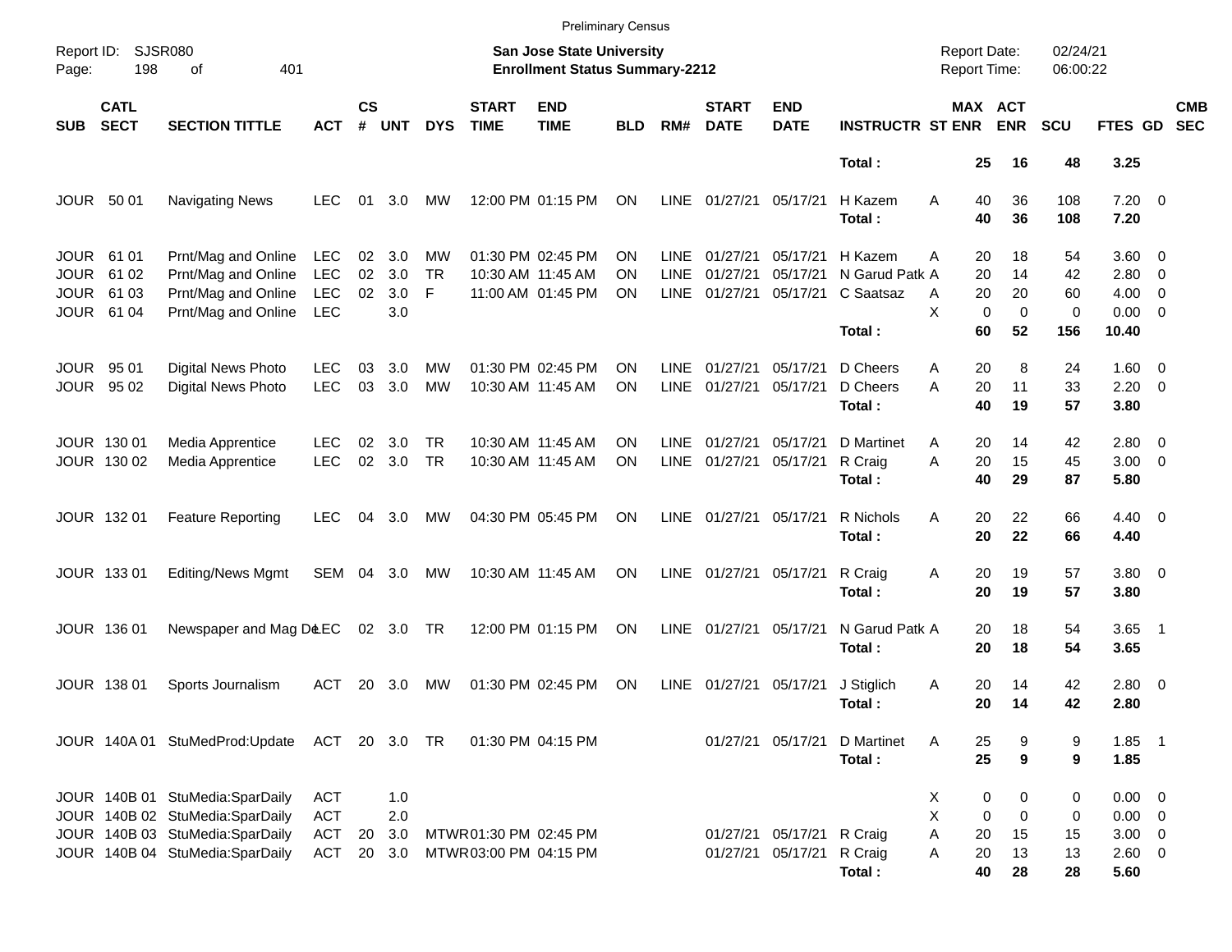Preliminary Census

Report ID: SJSR080

**San Jose State University**
**Enrollment Status Summary-2212**

Report Date: 02/24/21
Report Time: 06:00:22

| SUB | CATL SECT | SECTION TITTLE | ACT | CS # | UNT | DYS | START TIME | END TIME | BLD | RM# | START DATE | END DATE | INSTRUCTR | ST | MAX ENR | ACT ENR | SCU | FTES | GD | CMB SEC |
|---|---|---|---|---|---|---|---|---|---|---|---|---|---|---|---|---|---|---|---|---|
| | | | | | | | | | | | | | **Total :** | | **25** | **16** | **48** | **3.25** | | |
| JOUR | 50 01 | Navigating News | LEC | 01 | 3.0 | MW | 12:00 PM | 01:15 PM | ON | LINE | 01/27/21 | 05/17/21 | H Kazem | A | 40 | 36 | 108 | 7.20 | 0 | |
| | | | | | | | | | | | | | **Total :** | | **40** | **36** | **108** | **7.20** | | |
| JOUR | 61 01 | Prnt/Mag and Online | LEC | 02 | 3.0 | MW | 01:30 PM | 02:45 PM | ON | LINE | 01/27/21 | 05/17/21 | H Kazem | A | 20 | 18 | 54 | 3.60 | 0 | |
| JOUR | 61 02 | Prnt/Mag and Online | LEC | 02 | 3.0 | TR | 10:30 AM | 11:45 AM | ON | LINE | 01/27/21 | 05/17/21 | N Garud Patk | A | 20 | 14 | 42 | 2.80 | 0 | |
| JOUR | 61 03 | Prnt/Mag and Online | LEC | 02 | 3.0 | F | 11:00 AM | 01:45 PM | ON | LINE | 01/27/21 | 05/17/21 | C Saatsaz | A | 20 | 20 | 60 | 4.00 | 0 | |
| JOUR | 61 04 | Prnt/Mag and Online | LEC | | 3.0 | | | | | | | | | X | 0 | 0 | 0 | 0.00 | 0 | |
| | | | | | | | | | | | | | **Total :** | | **60** | **52** | **156** | **10.40** | | |
| JOUR | 95 01 | Digital News Photo | LEC | 03 | 3.0 | MW | 01:30 PM | 02:45 PM | ON | LINE | 01/27/21 | 05/17/21 | D Cheers | A | 20 | 8 | 24 | 1.60 | 0 | |
| JOUR | 95 02 | Digital News Photo | LEC | 03 | 3.0 | MW | 10:30 AM | 11:45 AM | ON | LINE | 01/27/21 | 05/17/21 | D Cheers | A | 20 | 11 | 33 | 2.20 | 0 | |
| | | | | | | | | | | | | | **Total :** | | **40** | **19** | **57** | **3.80** | | |
| JOUR | 130 01 | Media Apprentice | LEC | 02 | 3.0 | TR | 10:30 AM | 11:45 AM | ON | LINE | 01/27/21 | 05/17/21 | D Martinet | A | 20 | 14 | 42 | 2.80 | 0 | |
| JOUR | 130 02 | Media Apprentice | LEC | 02 | 3.0 | TR | 10:30 AM | 11:45 AM | ON | LINE | 01/27/21 | 05/17/21 | R Craig | A | 20 | 15 | 45 | 3.00 | 0 | |
| | | | | | | | | | | | | | **Total :** | | **40** | **29** | **87** | **5.80** | | |
| JOUR | 132 01 | Feature Reporting | LEC | 04 | 3.0 | MW | 04:30 PM | 05:45 PM | ON | LINE | 01/27/21 | 05/17/21 | R Nichols | A | 20 | 22 | 66 | 4.40 | 0 | |
| | | | | | | | | | | | | | **Total :** | | **20** | **22** | **66** | **4.40** | | |
| JOUR | 133 01 | Editing/News Mgmt | SEM | 04 | 3.0 | MW | 10:30 AM | 11:45 AM | ON | LINE | 01/27/21 | 05/17/21 | R Craig | A | 20 | 19 | 57 | 3.80 | 0 | |
| | | | | | | | | | | | | | **Total :** | | **20** | **19** | **57** | **3.80** | | |
| JOUR | 136 01 | Newspaper and Mag De | LEC | 02 | 3.0 | TR | 12:00 PM | 01:15 PM | ON | LINE | 01/27/21 | 05/17/21 | N Garud Patk | A | 20 | 18 | 54 | 3.65 | 1 | |
| | | | | | | | | | | | | | **Total :** | | **20** | **18** | **54** | **3.65** | | |
| JOUR | 138 01 | Sports Journalism | ACT | 20 | 3.0 | MW | 01:30 PM | 02:45 PM | ON | LINE | 01/27/21 | 05/17/21 | J Stiglich | A | 20 | 14 | 42 | 2.80 | 0 | |
| | | | | | | | | | | | | | **Total :** | | **20** | **14** | **42** | **2.80** | | |
| JOUR | 140A 01 | StuMedProd:Update | ACT | 20 | 3.0 | TR | 01:30 PM | 04:15 PM | | | 01/27/21 | 05/17/21 | D Martinet | A | 25 | 9 | 9 | 1.85 | 1 | |
| | | | | | | | | | | | | | **Total :** | | **25** | **9** | **9** | **1.85** | | |
| JOUR | 140B 01 | StuMedia:SparDaily | ACT | | 1.0 | | | | | | | | | X | 0 | 0 | 0 | 0.00 | 0 | |
| JOUR | 140B 02 | StuMedia:SparDaily | ACT | | 2.0 | | | | | | | | | X | 0 | 0 | 0 | 0.00 | 0 | |
| JOUR | 140B 03 | StuMedia:SparDaily | ACT | 20 | 3.0 | MTWR | 01:30 PM | 02:45 PM | | | 01/27/21 | 05/17/21 | R Craig | A | 20 | 15 | 15 | 3.00 | 0 | |
| JOUR | 140B 04 | StuMedia:SparDaily | ACT | 20 | 3.0 | MTWR | 03:00 PM | 04:15 PM | | | 01/27/21 | 05/17/21 | R Craig | A | 20 | 13 | 13 | 2.60 | 0 | |
| | | | | | | | | | | | | | **Total :** | | **40** | **28** | **28** | **5.60** | | |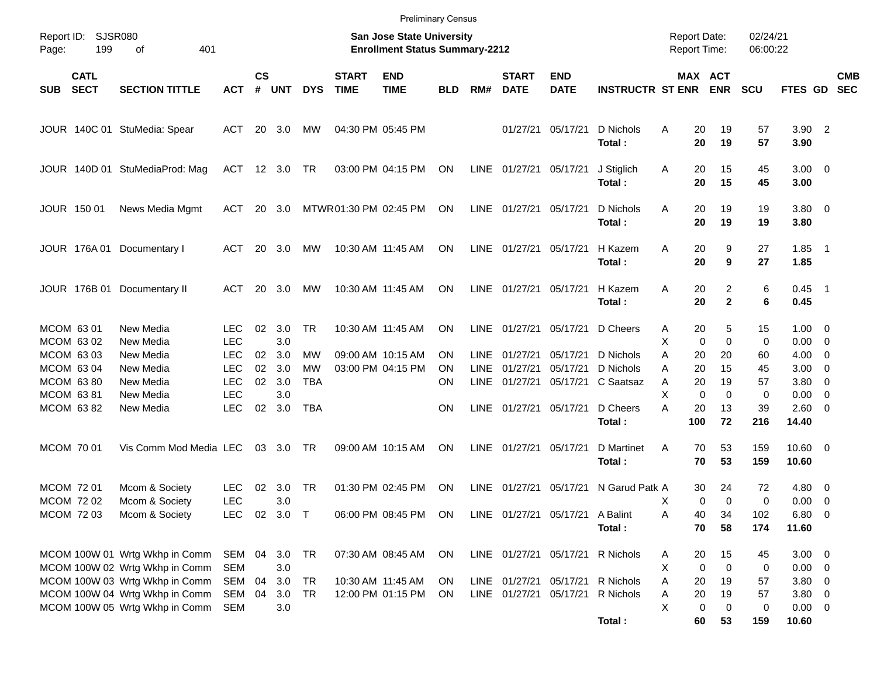Preliminary Census

Report ID: SJSR080
Page: 199 of 401

**San Jose State University**
**Enrollment Status Summary-2212**

Report Date: 02/24/21
Report Time: 06:00:22

| SUB | CATL SECT | SECTION TITTLE | ACT | CS # | UNT | DYS | START TIME | END TIME | BLD | RM# | START DATE | END DATE | INSTRUCTR | ST | MAX ENR | ACT ENR | SCU | FTES | GD | CMB SEC |
|---|---|---|---|---|---|---|---|---|---|---|---|---|---|---|---|---|---|---|---|---|
| JOUR | 140C 01 | StuMedia: Spear | ACT | 20 | 3.0 | MW | 04:30 PM | 05:45 PM | | | 01/27/21 | 05/17/21 | D Nichols | A | 20 | 19 | 57 | 3.90 | 2 | |
| | | | | | | | | | | | | | **Total :** | | **20** | **19** | **57** | **3.90** | | |
| JOUR | 140D 01 | StuMediaProd: Mag | ACT | 12 | 3.0 | TR | 03:00 PM | 04:15 PM | ON | LINE | 01/27/21 | 05/17/21 | J Stiglich | A | 20 | 15 | 45 | 3.00 | 0 | |
| | | | | | | | | | | | | | **Total :** | | **20** | **15** | **45** | **3.00** | | |
| JOUR | 150 01 | News Media Mgmt | ACT | 20 | 3.0 | MTWR | 01:30 PM | 02:45 PM | ON | LINE | 01/27/21 | 05/17/21 | D Nichols | A | 20 | 19 | 19 | 3.80 | 0 | |
| | | | | | | | | | | | | | **Total :** | | **20** | **19** | **19** | **3.80** | | |
| JOUR | 176A 01 | Documentary I | ACT | 20 | 3.0 | MW | 10:30 AM | 11:45 AM | ON | LINE | 01/27/21 | 05/17/21 | H Kazem | A | 20 | 9 | 27 | 1.85 | 1 | |
| | | | | | | | | | | | | | **Total :** | | **20** | **9** | **27** | **1.85** | | |
| JOUR | 176B 01 | Documentary II | ACT | 20 | 3.0 | MW | 10:30 AM | 11:45 AM | ON | LINE | 01/27/21 | 05/17/21 | H Kazem | A | 20 | 2 | 6 | 0.45 | 1 | |
| | | | | | | | | | | | | | **Total :** | | **20** | **2** | **6** | **0.45** | | |
| MCOM | 63 01 | New Media | LEC | 02 | 3.0 | TR | 10:30 AM | 11:45 AM | ON | LINE | 01/27/21 | 05/17/21 | D Cheers | A | 20 | 5 | 15 | 1.00 | 0 | |
| MCOM | 63 02 | New Media | LEC | | 3.0 | | | | | | | | | X | 0 | 0 | 0 | 0.00 | 0 | |
| MCOM | 63 03 | New Media | LEC | 02 | 3.0 | MW | 09:00 AM | 10:15 AM | ON | LINE | 01/27/21 | 05/17/21 | D Nichols | A | 20 | 20 | 60 | 4.00 | 0 | |
| MCOM | 63 04 | New Media | LEC | 02 | 3.0 | MW | 03:00 PM | 04:15 PM | ON | LINE | 01/27/21 | 05/17/21 | D Nichols | A | 20 | 15 | 45 | 3.00 | 0 | |
| MCOM | 63 80 | New Media | LEC | 02 | 3.0 | TBA | | | ON | LINE | 01/27/21 | 05/17/21 | C Saatsaz | A | 20 | 19 | 57 | 3.80 | 0 | |
| MCOM | 63 81 | New Media | LEC | | 3.0 | | | | | | | | | X | 0 | 0 | 0 | 0.00 | 0 | |
| MCOM | 63 82 | New Media | LEC | 02 | 3.0 | TBA | | | ON | LINE | 01/27/21 | 05/17/21 | D Cheers | A | 20 | 13 | 39 | 2.60 | 0 | |
| | | | | | | | | | | | | | **Total :** | | **100** | **72** | **216** | **14.40** | | |
| MCOM | 70 01 | Vis Comm Mod Media | LEC | 03 | 3.0 | TR | 09:00 AM | 10:15 AM | ON | LINE | 01/27/21 | 05/17/21 | D Martinet | A | 70 | 53 | 159 | 10.60 | 0 | |
| | | | | | | | | | | | | | **Total :** | | **70** | **53** | **159** | **10.60** | | |
| MCOM | 72 01 | Mcom & Society | LEC | 02 | 3.0 | TR | 01:30 PM | 02:45 PM | ON | LINE | 01/27/21 | 05/17/21 | N Garud Patk | A | 30 | 24 | 72 | 4.80 | 0 | |
| MCOM | 72 02 | Mcom & Society | LEC | | 3.0 | | | | | | | | | X | 0 | 0 | 0 | 0.00 | 0 | |
| MCOM | 72 03 | Mcom & Society | LEC | 02 | 3.0 | T | 06:00 PM | 08:45 PM | ON | LINE | 01/27/21 | 05/17/21 | A Balint | A | 40 | 34 | 102 | 6.80 | 0 | |
| | | | | | | | | | | | | | **Total :** | | **70** | **58** | **174** | **11.60** | | |
| MCOM | 100W 01 | Wrtg Wkhp in Comm | SEM | 04 | 3.0 | TR | 07:30 AM | 08:45 AM | ON | LINE | 01/27/21 | 05/17/21 | R Nichols | A | 20 | 15 | 45 | 3.00 | 0 | |
| MCOM | 100W 02 | Wrtg Wkhp in Comm | SEM | | 3.0 | | | | | | | | | X | 0 | 0 | 0 | 0.00 | 0 | |
| MCOM | 100W 03 | Wrtg Wkhp in Comm | SEM | 04 | 3.0 | TR | 10:30 AM | 11:45 AM | ON | LINE | 01/27/21 | 05/17/21 | R Nichols | A | 20 | 19 | 57 | 3.80 | 0 | |
| MCOM | 100W 04 | Wrtg Wkhp in Comm | SEM | 04 | 3.0 | TR | 12:00 PM | 01:15 PM | ON | LINE | 01/27/21 | 05/17/21 | R Nichols | A | 20 | 19 | 57 | 3.80 | 0 | |
| MCOM | 100W 05 | Wrtg Wkhp in Comm | SEM | | 3.0 | | | | | | | | | X | 0 | 0 | 0 | 0.00 | 0 | |
| | | | | | | | | | | | | | **Total :** | | **60** | **53** | **159** | **10.60** | | |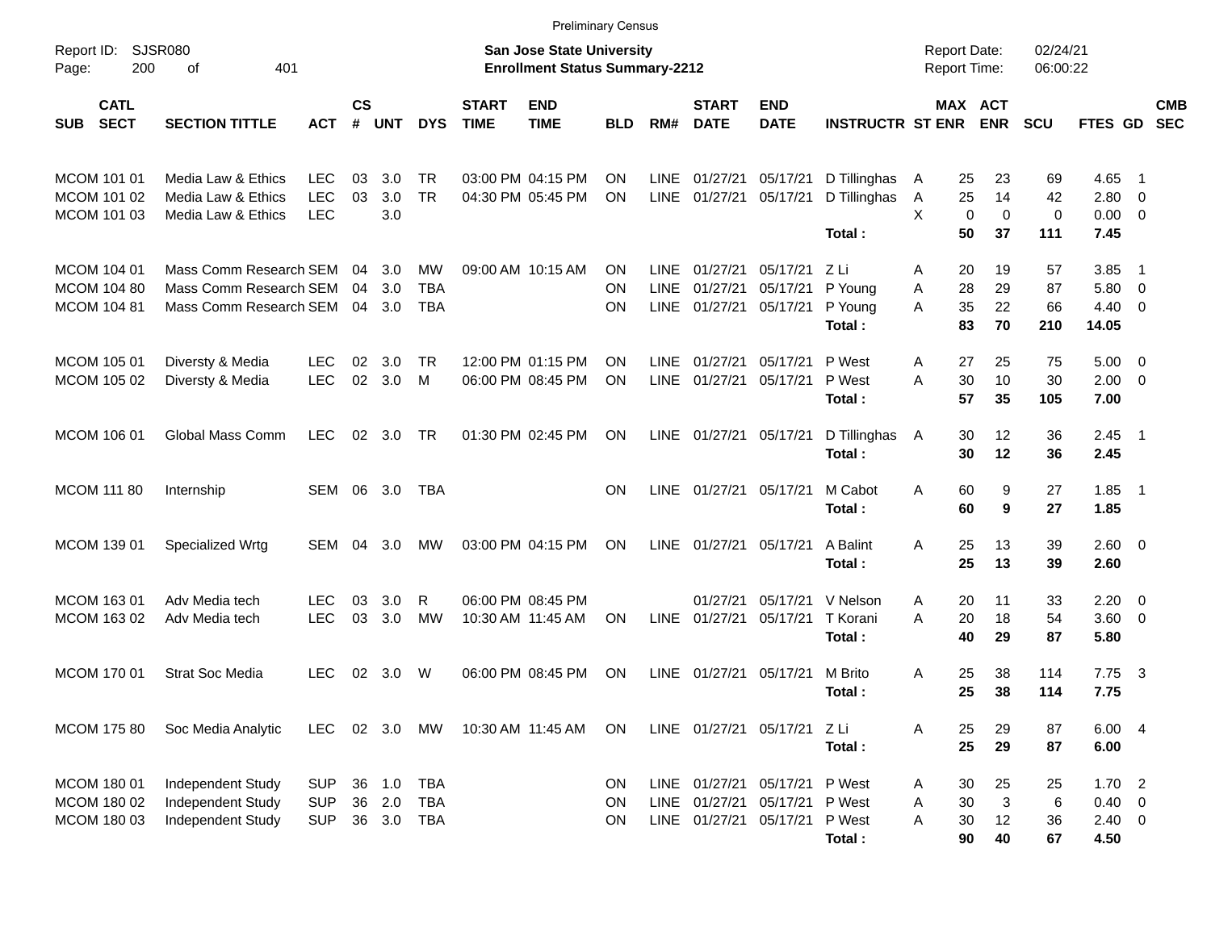Preliminary Census

Report ID: SJSR080

**San Jose State University**
**Enrollment Status Summary-2212**

Report Date: 02/24/21
Report Time: 06:00:22

| SUB | CATL SECT | SECTION TITTLE | ACT | CS # | UNT | DYS | START TIME | END TIME | BLD | RM# | START DATE | END DATE | INSTRUCTR | ST | MAX ENR | ACT ENR | SCU | FTES | GD | CMB SEC |
|---|---|---|---|---|---|---|---|---|---|---|---|---|---|---|---|---|---|---|---|---|
| MCOM | 101 01 | Media Law & Ethics | LEC | 03 | 3.0 | TR | 03:00 PM | 04:15 PM | ON | LINE | 01/27/21 | 05/17/21 | D Tillinghas | A | 25 | 23 | 69 | 4.65 | 1 | |
| MCOM | 101 02 | Media Law & Ethics | LEC | 03 | 3.0 | TR | 04:30 PM | 05:45 PM | ON | LINE | 01/27/21 | 05/17/21 | D Tillinghas | A | 25 | 14 | 42 | 2.80 | 0 | |
| MCOM | 101 03 | Media Law & Ethics | LEC | | 3.0 | | | | | | | | | X | 0 | 0 | 0 | 0.00 | 0 | |
| | | | | | | | | | | | | | **Total :** | | **50** | **37** | **111** | **7.45** | | |
| MCOM | 104 01 | Mass Comm Research | SEM | 04 | 3.0 | MW | 09:00 AM | 10:15 AM | ON | LINE | 01/27/21 | 05/17/21 | Z Li | A | 20 | 19 | 57 | 3.85 | 1 | |
| MCOM | 104 80 | Mass Comm Research | SEM | 04 | 3.0 | TBA | | | ON | LINE | 01/27/21 | 05/17/21 | P Young | A | 28 | 29 | 87 | 5.80 | 0 | |
| MCOM | 104 81 | Mass Comm Research | SEM | 04 | 3.0 | TBA | | | ON | LINE | 01/27/21 | 05/17/21 | P Young | A | 35 | 22 | 66 | 4.40 | 0 | |
| | | | | | | | | | | | | | **Total :** | | **83** | **70** | **210** | **14.05** | | |
| MCOM | 105 01 | Diversty & Media | LEC | 02 | 3.0 | TR | 12:00 PM | 01:15 PM | ON | LINE | 01/27/21 | 05/17/21 | P West | A | 27 | 25 | 75 | 5.00 | 0 | |
| MCOM | 105 02 | Diversty & Media | LEC | 02 | 3.0 | M | 06:00 PM | 08:45 PM | ON | LINE | 01/27/21 | 05/17/21 | P West | A | 30 | 10 | 30 | 2.00 | 0 | |
| | | | | | | | | | | | | | **Total :** | | **57** | **35** | **105** | **7.00** | | |
| MCOM | 106 01 | Global Mass Comm | LEC | 02 | 3.0 | TR | 01:30 PM | 02:45 PM | ON | LINE | 01/27/21 | 05/17/21 | D Tillinghas | A | 30 | 12 | 36 | 2.45 | 1 | |
| | | | | | | | | | | | | | **Total :** | | **30** | **12** | **36** | **2.45** | | |
| MCOM | 111 80 | Internship | SEM | 06 | 3.0 | TBA | | | ON | LINE | 01/27/21 | 05/17/21 | M Cabot | A | 60 | 9 | 27 | 1.85 | 1 | |
| | | | | | | | | | | | | | **Total :** | | **60** | **9** | **27** | **1.85** | | |
| MCOM | 139 01 | Specialized Wrtg | SEM | 04 | 3.0 | MW | 03:00 PM | 04:15 PM | ON | LINE | 01/27/21 | 05/17/21 | A Balint | A | 25 | 13 | 39 | 2.60 | 0 | |
| | | | | | | | | | | | | | **Total :** | | **25** | **13** | **39** | **2.60** | | |
| MCOM | 163 01 | Adv Media tech | LEC | 03 | 3.0 | R | 06:00 PM | 08:45 PM | | | 01/27/21 | 05/17/21 | V Nelson | A | 20 | 11 | 33 | 2.20 | 0 | |
| MCOM | 163 02 | Adv Media tech | LEC | 03 | 3.0 | MW | 10:30 AM | 11:45 AM | ON | LINE | 01/27/21 | 05/17/21 | T Korani | A | 20 | 18 | 54 | 3.60 | 0 | |
| | | | | | | | | | | | | | **Total :** | | **40** | **29** | **87** | **5.80** | | |
| MCOM | 170 01 | Strat Soc Media | LEC | 02 | 3.0 | W | 06:00 PM | 08:45 PM | ON | LINE | 01/27/21 | 05/17/21 | M Brito | A | 25 | 38 | 114 | 7.75 | 3 | |
| | | | | | | | | | | | | | **Total :** | | **25** | **38** | **114** | **7.75** | | |
| MCOM | 175 80 | Soc Media Analytic | LEC | 02 | 3.0 | MW | 10:30 AM | 11:45 AM | ON | LINE | 01/27/21 | 05/17/21 | Z Li | A | 25 | 29 | 87 | 6.00 | 4 | |
| | | | | | | | | | | | | | **Total :** | | **25** | **29** | **87** | **6.00** | | |
| MCOM | 180 01 | Independent Study | SUP | 36 | 1.0 | TBA | | | ON | LINE | 01/27/21 | 05/17/21 | P West | A | 30 | 25 | 25 | 1.70 | 2 | |
| MCOM | 180 02 | Independent Study | SUP | 36 | 2.0 | TBA | | | ON | LINE | 01/27/21 | 05/17/21 | P West | A | 30 | 3 | 6 | 0.40 | 0 | |
| MCOM | 180 03 | Independent Study | SUP | 36 | 3.0 | TBA | | | ON | LINE | 01/27/21 | 05/17/21 | P West | A | 30 | 12 | 36 | 2.40 | 0 | |
| | | | | | | | | | | | | | **Total :** | | **90** | **40** | **67** | **4.50** | | |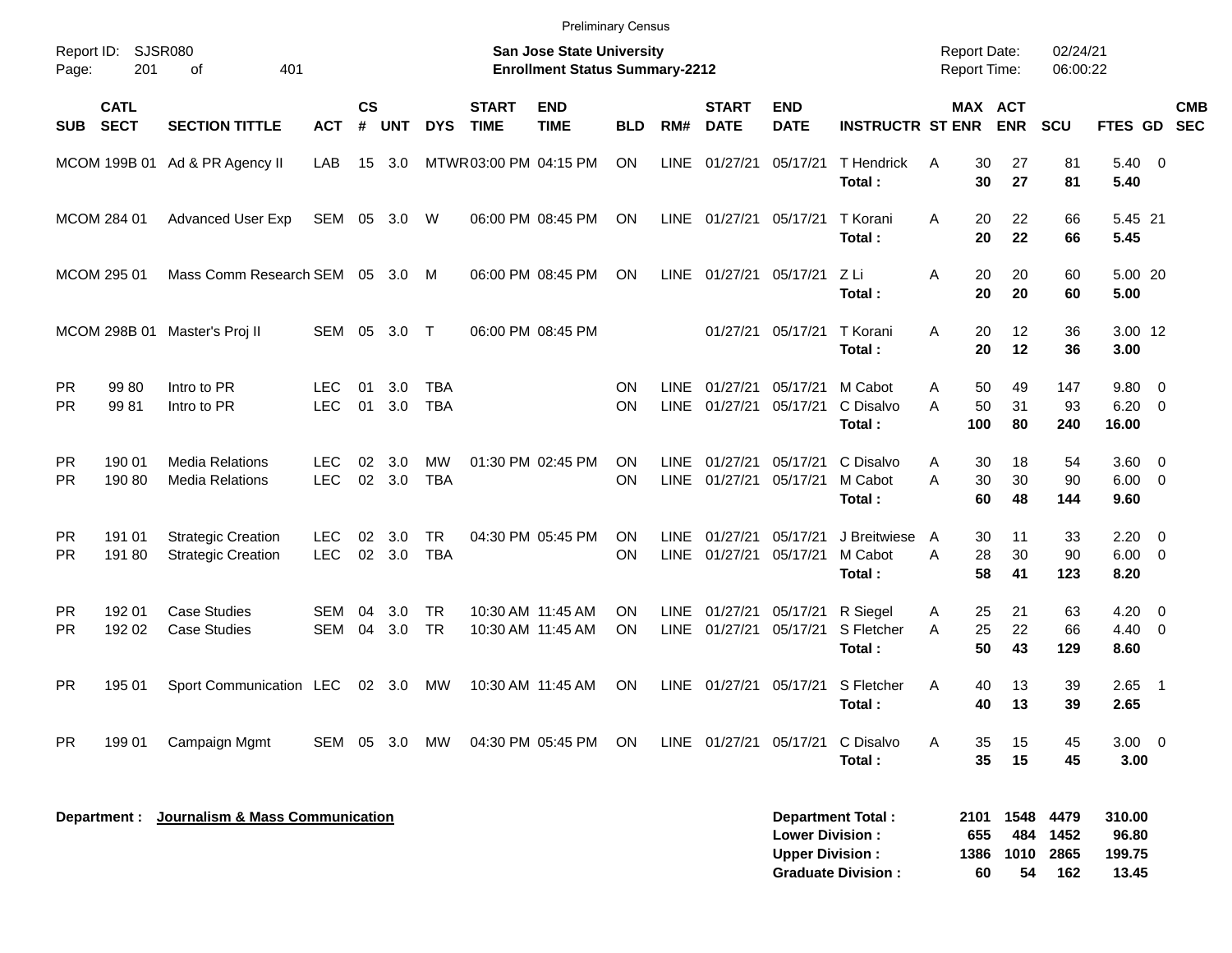Preliminary Census

Report ID: SJSR080

**San Jose State University**
**Enrollment Status Summary-2212**

Report Date: 02/24/21
Report Time: 06:00:22

| SUB | CATL SECT | SECTION TITTLE | ACT | CS # | UNT | DYS | START TIME | END TIME | BLD | RM# | START DATE | END DATE | INSTRUCTR | ST | MAX ENR | ACT ENR | SCU | FTES | GD | CMB SEC |
|---|---|---|---|---|---|---|---|---|---|---|---|---|---|---|---|---|---|---|---|---|
| MCOM | 199B 01 | Ad & PR Agency II | LAB | 15 | 3.0 | MTWR | 03:00 PM | 04:15 PM | ON | LINE | 01/27/21 | 05/17/21 | T Hendrick | A | 30 | 27 | 81 | 5.40 | 0 | |
| | | | | | | | | | | | | | **Total :** | | **30** | **27** | **81** | **5.40** | | |
| MCOM | 284 01 | Advanced User Exp | SEM | 05 | 3.0 | W | 06:00 PM | 08:45 PM | ON | LINE | 01/27/21 | 05/17/21 | T Korani | A | 20 | 22 | 66 | 5.45 | 21 | |
| | | | | | | | | | | | | | **Total :** | | **20** | **22** | **66** | **5.45** | | |
| MCOM | 295 01 | Mass Comm Research | SEM | 05 | 3.0 | M | 06:00 PM | 08:45 PM | ON | LINE | 01/27/21 | 05/17/21 | Z Li | A | 20 | 20 | 60 | 5.00 | 20 | |
| | | | | | | | | | | | | | **Total :** | | **20** | **20** | **60** | **5.00** | | |
| MCOM | 298B 01 | Master's Proj II | SEM | 05 | 3.0 | T | 06:00 PM | 08:45 PM | | | 01/27/21 | 05/17/21 | T Korani | A | 20 | 12 | 36 | 3.00 | 12 | |
| | | | | | | | | | | | | | **Total :** | | **20** | **12** | **36** | **3.00** | | |
| PR | 99 80 | Intro to PR | LEC | 01 | 3.0 | TBA | | | ON | LINE | 01/27/21 | 05/17/21 | M Cabot | A | 50 | 49 | 147 | 9.80 | 0 | |
| PR | 99 81 | Intro to PR | LEC | 01 | 3.0 | TBA | | | ON | LINE | 01/27/21 | 05/17/21 | C Disalvo | A | 50 | 31 | 93 | 6.20 | 0 | |
| | | | | | | | | | | | | | **Total :** | | **100** | **80** | **240** | **16.00** | | |
| PR | 190 01 | Media Relations | LEC | 02 | 3.0 | MW | 01:30 PM | 02:45 PM | ON | LINE | 01/27/21 | 05/17/21 | C Disalvo | A | 30 | 18 | 54 | 3.60 | 0 | |
| PR | 190 80 | Media Relations | LEC | 02 | 3.0 | TBA | | | ON | LINE | 01/27/21 | 05/17/21 | M Cabot | A | 30 | 30 | 90 | 6.00 | 0 | |
| | | | | | | | | | | | | | **Total :** | | **60** | **48** | **144** | **9.60** | | |
| PR | 191 01 | Strategic Creation | LEC | 02 | 3.0 | TR | 04:30 PM | 05:45 PM | ON | LINE | 01/27/21 | 05/17/21 | J Breitwiese | A | 30 | 11 | 33 | 2.20 | 0 | |
| PR | 191 80 | Strategic Creation | LEC | 02 | 3.0 | TBA | | | ON | LINE | 01/27/21 | 05/17/21 | M Cabot | A | 28 | 30 | 90 | 6.00 | 0 | |
| | | | | | | | | | | | | | **Total :** | | **58** | **41** | **123** | **8.20** | | |
| PR | 192 01 | Case Studies | SEM | 04 | 3.0 | TR | 10:30 AM | 11:45 AM | ON | LINE | 01/27/21 | 05/17/21 | R Siegel | A | 25 | 21 | 63 | 4.20 | 0 | |
| PR | 192 02 | Case Studies | SEM | 04 | 3.0 | TR | 10:30 AM | 11:45 AM | ON | LINE | 01/27/21 | 05/17/21 | S Fletcher | A | 25 | 22 | 66 | 4.40 | 0 | |
| | | | | | | | | | | | | | **Total :** | | **50** | **43** | **129** | **8.60** | | |
| PR | 195 01 | Sport Communication | LEC | 02 | 3.0 | MW | 10:30 AM | 11:45 AM | ON | LINE | 01/27/21 | 05/17/21 | S Fletcher | A | 40 | 13 | 39 | 2.65 | 1 | |
| | | | | | | | | | | | | | **Total :** | | **40** | **13** | **39** | **2.65** | | |
| PR | 199 01 | Campaign Mgmt | SEM | 05 | 3.0 | MW | 04:30 PM | 05:45 PM | ON | LINE | 01/27/21 | 05/17/21 | C Disalvo | A | 35 | 15 | 45 | 3.00 | 0 | |
| | | | | | | | | | | | | | **Total :** | | **35** | **15** | **45** | **3.00** | | |

**Department :** **Journalism & Mass Communication**

| | MAX ENR | ACT ENR | SCU | FTES |
|---|---|---|---|---|
| **Department Total :** | **2101** | **1548** | **4479** | **310.00** |
| **Lower Division :** | **655** | **484** | **1452** | **96.80** |
| **Upper Division :** | **1386** | **1010** | **2865** | **199.75** |
| **Graduate Division :** | **60** | **54** | **162** | **13.45** |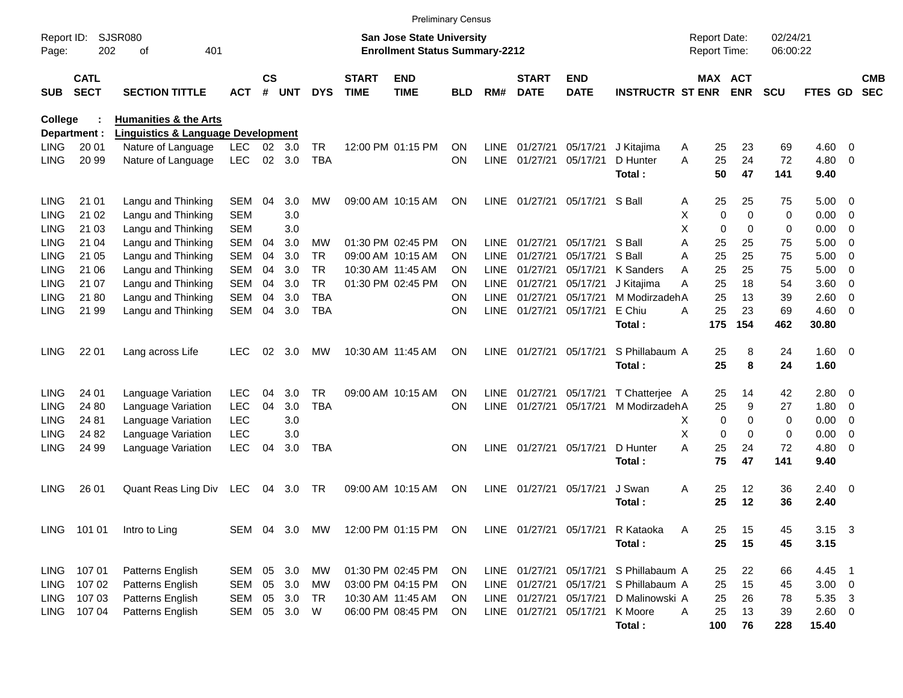Preliminary Census

Report ID: SJSR080
Page: 202 of 401

**San Jose State University**
**Enrollment Status Summary-2212**

Report Date: 02/24/21
Report Time: 06:00:22

**College : Humanities & the Arts**
**Department : Linguistics & Language Development**

| SUB | CATL SECT | SECTION TITTLE | ACT | CS # | UNT | DYS | START TIME | END TIME | BLD | RM# | START DATE | END DATE | INSTRUCTR | ST | MAX ENR | ACT ENR | SCU | FTES | GD | CMB SEC |
|---|---|---|---|---|---|---|---|---|---|---|---|---|---|---|---|---|---|---|---|---|
| LING | 20 01 | Nature of Language | LEC | 02 | 3.0 | TR | 12:00 PM | 01:15 PM | ON | LINE | 01/27/21 | 05/17/21 | J Kitajima | A | 25 | 23 | 69 | 4.60 | 0 | |
| LING | 20 99 | Nature of Language | LEC | 02 | 3.0 | TBA | | | ON | LINE | 01/27/21 | 05/17/21 | D Hunter | A | 25 | 24 | 72 | 4.80 | 0 | |
| | | | | | | | | | | | | | **Total :** | | **50** | **47** | **141** | **9.40** | | |
| LING | 21 01 | Langu and Thinking | SEM | 04 | 3.0 | MW | 09:00 AM | 10:15 AM | ON | LINE | 01/27/21 | 05/17/21 | S Ball | A | 25 | 25 | 75 | 5.00 | 0 | |
| LING | 21 02 | Langu and Thinking | SEM | | 3.0 | | | | | | | | | X | 0 | 0 | 0 | 0.00 | 0 | |
| LING | 21 03 | Langu and Thinking | SEM | | 3.0 | | | | | | | | | X | 0 | 0 | 0 | 0.00 | 0 | |
| LING | 21 04 | Langu and Thinking | SEM | 04 | 3.0 | MW | 01:30 PM | 02:45 PM | ON | LINE | 01/27/21 | 05/17/21 | S Ball | A | 25 | 25 | 75 | 5.00 | 0 | |
| LING | 21 05 | Langu and Thinking | SEM | 04 | 3.0 | TR | 09:00 AM | 10:15 AM | ON | LINE | 01/27/21 | 05/17/21 | S Ball | A | 25 | 25 | 75 | 5.00 | 0 | |
| LING | 21 06 | Langu and Thinking | SEM | 04 | 3.0 | TR | 10:30 AM | 11:45 AM | ON | LINE | 01/27/21 | 05/17/21 | K Sanders | A | 25 | 25 | 75 | 5.00 | 0 | |
| LING | 21 07 | Langu and Thinking | SEM | 04 | 3.0 | TR | 01:30 PM | 02:45 PM | ON | LINE | 01/27/21 | 05/17/21 | J Kitajima | A | 25 | 18 | 54 | 3.60 | 0 | |
| LING | 21 80 | Langu and Thinking | SEM | 04 | 3.0 | TBA | | | ON | LINE | 01/27/21 | 05/17/21 | M Modirzadeh | A | 25 | 13 | 39 | 2.60 | 0 | |
| LING | 21 99 | Langu and Thinking | SEM | 04 | 3.0 | TBA | | | ON | LINE | 01/27/21 | 05/17/21 | E Chiu | A | 25 | 23 | 69 | 4.60 | 0 | |
| | | | | | | | | | | | | | **Total :** | | **175** | **154** | **462** | **30.80** | | |
| LING | 22 01 | Lang across Life | LEC | 02 | 3.0 | MW | 10:30 AM | 11:45 AM | ON | LINE | 01/27/21 | 05/17/21 | S Phillabaum | A | 25 | 8 | 24 | 1.60 | 0 | |
| | | | | | | | | | | | | | **Total :** | | **25** | **8** | **24** | **1.60** | | |
| LING | 24 01 | Language Variation | LEC | 04 | 3.0 | TR | 09:00 AM | 10:15 AM | ON | LINE | 01/27/21 | 05/17/21 | T Chatterjee | A | 25 | 14 | 42 | 2.80 | 0 | |
| LING | 24 80 | Language Variation | LEC | 04 | 3.0 | TBA | | | ON | LINE | 01/27/21 | 05/17/21 | M Modirzadeh | A | 25 | 9 | 27 | 1.80 | 0 | |
| LING | 24 81 | Language Variation | LEC | | 3.0 | | | | | | | | | X | 0 | 0 | 0 | 0.00 | 0 | |
| LING | 24 82 | Language Variation | LEC | | 3.0 | | | | | | | | | X | 0 | 0 | 0 | 0.00 | 0 | |
| LING | 24 99 | Language Variation | LEC | 04 | 3.0 | TBA | | | ON | LINE | 01/27/21 | 05/17/21 | D Hunter | A | 25 | 24 | 72 | 4.80 | 0 | |
| | | | | | | | | | | | | | **Total :** | | **75** | **47** | **141** | **9.40** | | |
| LING | 26 01 | Quant Reas Ling Div | LEC | 04 | 3.0 | TR | 09:00 AM | 10:15 AM | ON | LINE | 01/27/21 | 05/17/21 | J Swan | A | 25 | 12 | 36 | 2.40 | 0 | |
| | | | | | | | | | | | | | **Total :** | | **25** | **12** | **36** | **2.40** | | |
| LING | 101 01 | Intro to Ling | SEM | 04 | 3.0 | MW | 12:00 PM | 01:15 PM | ON | LINE | 01/27/21 | 05/17/21 | R Kataoka | A | 25 | 15 | 45 | 3.15 | 3 | |
| | | | | | | | | | | | | | **Total :** | | **25** | **15** | **45** | **3.15** | | |
| LING | 107 01 | Patterns English | SEM | 05 | 3.0 | MW | 01:30 PM | 02:45 PM | ON | LINE | 01/27/21 | 05/17/21 | S Phillabaum | A | 25 | 22 | 66 | 4.45 | 1 | |
| LING | 107 02 | Patterns English | SEM | 05 | 3.0 | MW | 03:00 PM | 04:15 PM | ON | LINE | 01/27/21 | 05/17/21 | S Phillabaum | A | 25 | 15 | 45 | 3.00 | 0 | |
| LING | 107 03 | Patterns English | SEM | 05 | 3.0 | TR | 10:30 AM | 11:45 AM | ON | LINE | 01/27/21 | 05/17/21 | D Malinowski | A | 25 | 26 | 78 | 5.35 | 3 | |
| LING | 107 04 | Patterns English | SEM | 05 | 3.0 | W | 06:00 PM | 08:45 PM | ON | LINE | 01/27/21 | 05/17/21 | K Moore | A | 25 | 13 | 39 | 2.60 | 0 | |
| | | | | | | | | | | | | | **Total :** | | **100** | **76** | **228** | **15.40** | | |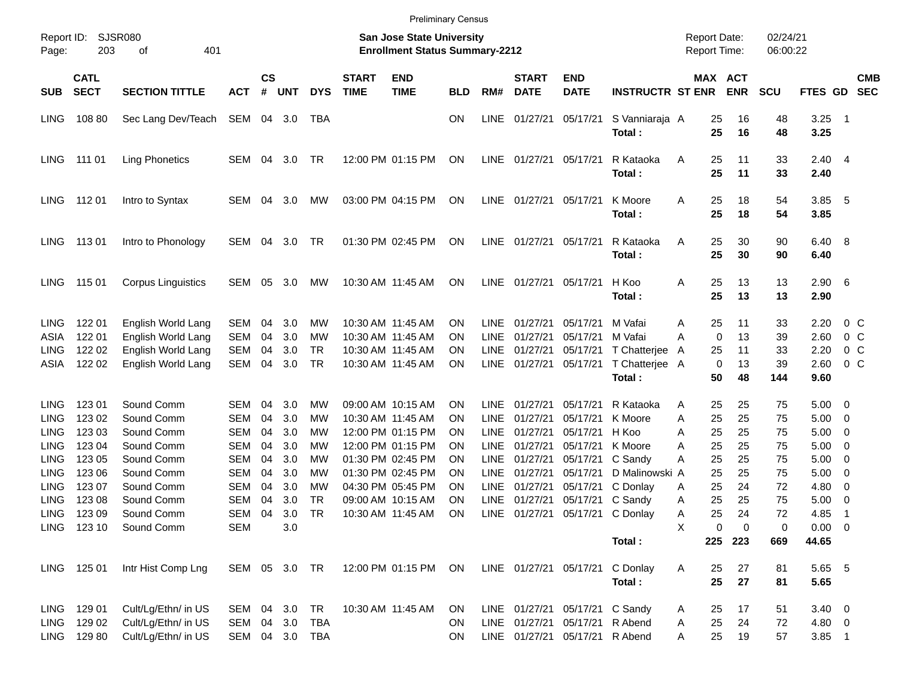Preliminary Census

Report ID: SJSR080

**San Jose State University**
**Enrollment Status Summary-2212**

Report Date: 02/24/21
Report Time: 06:00:22

| SUB | CATL SECT | SECTION TITTLE | ACT | CS # | UNT | DYS | START TIME | END TIME | BLD | RM# | START DATE | END DATE | INSTRUCTR | ST | MAX ENR | ACT ENR | SCU | FTES | GD | CMB SEC |
|---|---|---|---|---|---|---|---|---|---|---|---|---|---|---|---|---|---|---|---|---|
| LING | 108 80 | Sec Lang Dev/Teach | SEM | 04 | 3.0 | TBA | | | ON | LINE | 01/27/21 | 05/17/21 | S Vanniaraja | A | 25 | 16 | 48 | 3.25 | 1 | |
| | | | | | | | | | | | | | **Total :** | | **25** | **16** | **48** | **3.25** | | |
| LING | 111 01 | Ling Phonetics | SEM | 04 | 3.0 | TR | 12:00 PM | 01:15 PM | ON | LINE | 01/27/21 | 05/17/21 | R Kataoka | A | 25 | 11 | 33 | 2.40 | 4 | |
| | | | | | | | | | | | | | **Total :** | | **25** | **11** | **33** | **2.40** | | |
| LING | 112 01 | Intro to Syntax | SEM | 04 | 3.0 | MW | 03:00 PM | 04:15 PM | ON | LINE | 01/27/21 | 05/17/21 | K Moore | A | 25 | 18 | 54 | 3.85 | 5 | |
| | | | | | | | | | | | | | **Total :** | | **25** | **18** | **54** | **3.85** | | |
| LING | 113 01 | Intro to Phonology | SEM | 04 | 3.0 | TR | 01:30 PM | 02:45 PM | ON | LINE | 01/27/21 | 05/17/21 | R Kataoka | A | 25 | 30 | 90 | 6.40 | 8 | |
| | | | | | | | | | | | | | **Total :** | | **25** | **30** | **90** | **6.40** | | |
| LING | 115 01 | Corpus Linguistics | SEM | 05 | 3.0 | MW | 10:30 AM | 11:45 AM | ON | LINE | 01/27/21 | 05/17/21 | H Koo | A | 25 | 13 | 13 | 2.90 | 6 | |
| | | | | | | | | | | | | | **Total :** | | **25** | **13** | **13** | **2.90** | | |
| LING | 122 01 | English World Lang | SEM | 04 | 3.0 | MW | 10:30 AM | 11:45 AM | ON | LINE | 01/27/21 | 05/17/21 | M Vafai | A | 25 | 11 | 33 | 2.20 | 0 | C |
| ASIA | 122 01 | English World Lang | SEM | 04 | 3.0 | MW | 10:30 AM | 11:45 AM | ON | LINE | 01/27/21 | 05/17/21 | M Vafai | A | 0 | 13 | 39 | 2.60 | 0 | C |
| LING | 122 02 | English World Lang | SEM | 04 | 3.0 | TR | 10:30 AM | 11:45 AM | ON | LINE | 01/27/21 | 05/17/21 | T Chatterjee | A | 25 | 11 | 33 | 2.20 | 0 | C |
| ASIA | 122 02 | English World Lang | SEM | 04 | 3.0 | TR | 10:30 AM | 11:45 AM | ON | LINE | 01/27/21 | 05/17/21 | T Chatterjee | A | 0 | 13 | 39 | 2.60 | 0 | C |
| | | | | | | | | | | | | | **Total :** | | **50** | **48** | **144** | **9.60** | | |
| LING | 123 01 | Sound Comm | SEM | 04 | 3.0 | MW | 09:00 AM | 10:15 AM | ON | LINE | 01/27/21 | 05/17/21 | R Kataoka | A | 25 | 25 | 75 | 5.00 | 0 | |
| LING | 123 02 | Sound Comm | SEM | 04 | 3.0 | MW | 10:30 AM | 11:45 AM | ON | LINE | 01/27/21 | 05/17/21 | K Moore | A | 25 | 25 | 75 | 5.00 | 0 | |
| LING | 123 03 | Sound Comm | SEM | 04 | 3.0 | MW | 12:00 PM | 01:15 PM | ON | LINE | 01/27/21 | 05/17/21 | H Koo | A | 25 | 25 | 75 | 5.00 | 0 | |
| LING | 123 04 | Sound Comm | SEM | 04 | 3.0 | MW | 12:00 PM | 01:15 PM | ON | LINE | 01/27/21 | 05/17/21 | K Moore | A | 25 | 25 | 75 | 5.00 | 0 | |
| LING | 123 05 | Sound Comm | SEM | 04 | 3.0 | MW | 01:30 PM | 02:45 PM | ON | LINE | 01/27/21 | 05/17/21 | C Sandy | A | 25 | 25 | 75 | 5.00 | 0 | |
| LING | 123 06 | Sound Comm | SEM | 04 | 3.0 | MW | 01:30 PM | 02:45 PM | ON | LINE | 01/27/21 | 05/17/21 | D Malinowski | A | 25 | 25 | 75 | 5.00 | 0 | |
| LING | 123 07 | Sound Comm | SEM | 04 | 3.0 | MW | 04:30 PM | 05:45 PM | ON | LINE | 01/27/21 | 05/17/21 | C Donlay | A | 25 | 24 | 72 | 4.80 | 0 | |
| LING | 123 08 | Sound Comm | SEM | 04 | 3.0 | TR | 09:00 AM | 10:15 AM | ON | LINE | 01/27/21 | 05/17/21 | C Sandy | A | 25 | 25 | 75 | 5.00 | 0 | |
| LING | 123 09 | Sound Comm | SEM | 04 | 3.0 | TR | 10:30 AM | 11:45 AM | ON | LINE | 01/27/21 | 05/17/21 | C Donlay | A | 25 | 24 | 72 | 4.85 | 1 | |
| LING | 123 10 | Sound Comm | SEM | | 3.0 | | | | | | | | | X | 0 | 0 | 0 | 0.00 | 0 | |
| | | | | | | | | | | | | | **Total :** | | **225** | **223** | **669** | **44.65** | | |
| LING | 125 01 | Intr Hist Comp Lng | SEM | 05 | 3.0 | TR | 12:00 PM | 01:15 PM | ON | LINE | 01/27/21 | 05/17/21 | C Donlay | A | 25 | 27 | 81 | 5.65 | 5 | |
| | | | | | | | | | | | | | **Total :** | | **25** | **27** | **81** | **5.65** | | |
| LING | 129 01 | Cult/Lg/Ethn/ in US | SEM | 04 | 3.0 | TR | 10:30 AM | 11:45 AM | ON | LINE | 01/27/21 | 05/17/21 | C Sandy | A | 25 | 17 | 51 | 3.40 | 0 | |
| LING | 129 02 | Cult/Lg/Ethn/ in US | SEM | 04 | 3.0 | TBA | | | ON | LINE | 01/27/21 | 05/17/21 | R Abend | A | 25 | 24 | 72 | 4.80 | 0 | |
| LING | 129 80 | Cult/Lg/Ethn/ in US | SEM | 04 | 3.0 | TBA | | | ON | LINE | 01/27/21 | 05/17/21 | R Abend | A | 25 | 19 | 57 | 3.85 | 1 | |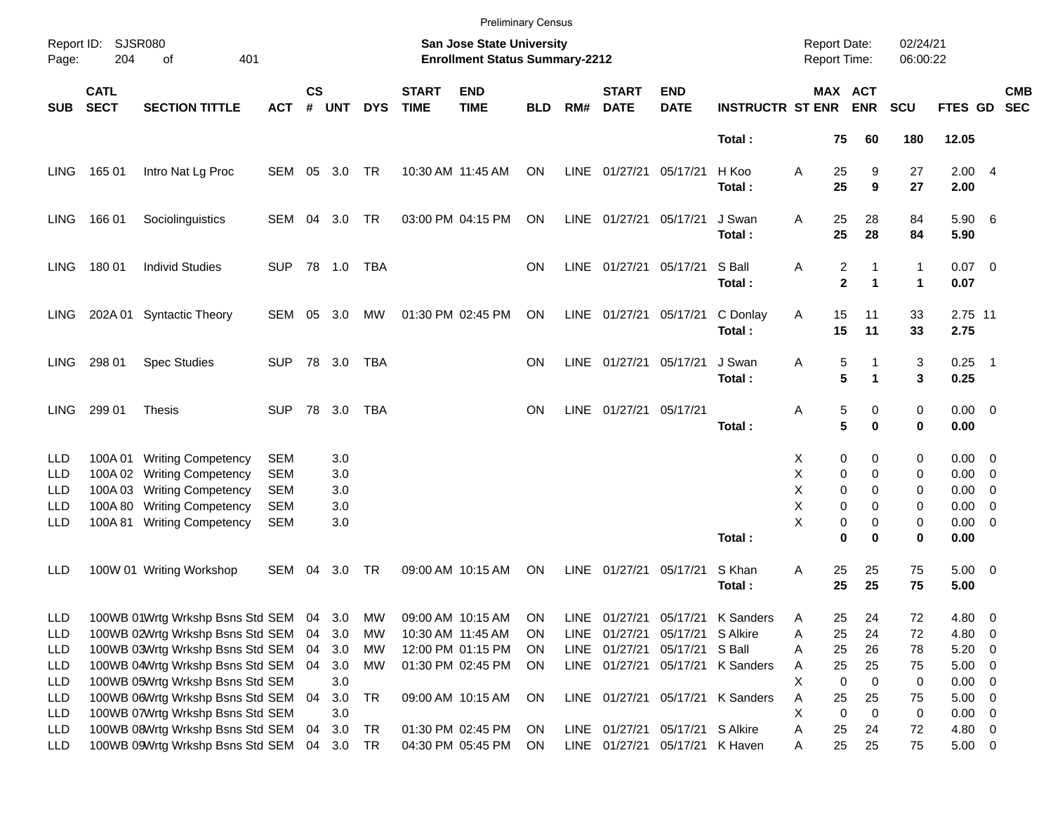Preliminary Census

Report ID: SJSR080
Page: 204 of 401

**San Jose State University**
**Enrollment Status Summary-2212**

Report Date: 02/24/21
Report Time: 06:00:22

| SUB | CATL SECT | SECTION TITTLE | ACT | CS # | UNT | DYS | START TIME | END TIME | BLD | RM# | START DATE | END DATE | INSTRUCTR | ST | MAX ENR | ACT ENR | SCU | FTES | GD | CMB SEC |
|---|---|---|---|---|---|---|---|---|---|---|---|---|---|---|---|---|---|---|---|---|
| | | | | | | | | | | | | | **Total :** | | **75** | **60** | **180** | **12.05** | | |
| LING | 165 01 | Intro Nat Lg Proc | SEM | 05 | 3.0 | TR | 10:30 AM | 11:45 AM | ON | LINE | 01/27/21 | 05/17/21 | H Koo | A | 25 | 9 | 27 | 2.00 | 4 | |
| | | | | | | | | | | | | | **Total :** | | **25** | **9** | **27** | **2.00** | | |
| LING | 166 01 | Sociolinguistics | SEM | 04 | 3.0 | TR | 03:00 PM | 04:15 PM | ON | LINE | 01/27/21 | 05/17/21 | J Swan | A | 25 | 28 | 84 | 5.90 | 6 | |
| | | | | | | | | | | | | | **Total :** | | **25** | **28** | **84** | **5.90** | | |
| LING | 180 01 | Individ Studies | SUP | 78 | 1.0 | TBA | | | ON | LINE | 01/27/21 | 05/17/21 | S Ball | A | 2 | 1 | 1 | 0.07 | 0 | |
| | | | | | | | | | | | | | **Total :** | | **2** | **1** | **1** | **0.07** | | |
| LING | 202A 01 | Syntactic Theory | SEM | 05 | 3.0 | MW | 01:30 PM | 02:45 PM | ON | LINE | 01/27/21 | 05/17/21 | C Donlay | A | 15 | 11 | 33 | 2.75 | 11 | |
| | | | | | | | | | | | | | **Total :** | | **15** | **11** | **33** | **2.75** | | |
| LING | 298 01 | Spec Studies | SUP | 78 | 3.0 | TBA | | | ON | LINE | 01/27/21 | 05/17/21 | J Swan | A | 5 | 1 | 3 | 0.25 | 1 | |
| | | | | | | | | | | | | | **Total :** | | **5** | **1** | **3** | **0.25** | | |
| LING | 299 01 | Thesis | SUP | 78 | 3.0 | TBA | | | ON | LINE | 01/27/21 | 05/17/21 | | A | 5 | 0 | 0 | 0.00 | 0 | |
| | | | | | | | | | | | | | **Total :** | | **5** | **0** | **0** | **0.00** | | |
| LLD | 100A 01 | Writing Competency | SEM | | 3.0 | | | | | | | | | X | 0 | 0 | 0 | 0.00 | 0 | |
| LLD | 100A 02 | Writing Competency | SEM | | 3.0 | | | | | | | | | X | 0 | 0 | 0 | 0.00 | 0 | |
| LLD | 100A 03 | Writing Competency | SEM | | 3.0 | | | | | | | | | X | 0 | 0 | 0 | 0.00 | 0 | |
| LLD | 100A 80 | Writing Competency | SEM | | 3.0 | | | | | | | | | X | 0 | 0 | 0 | 0.00 | 0 | |
| LLD | 100A 81 | Writing Competency | SEM | | 3.0 | | | | | | | | | X | 0 | 0 | 0 | 0.00 | 0 | |
| | | | | | | | | | | | | | **Total :** | | **0** | **0** | **0** | **0.00** | | |
| LLD | 100W 01 | Writing Workshop | SEM | 04 | 3.0 | TR | 09:00 AM | 10:15 AM | ON | LINE | 01/27/21 | 05/17/21 | S Khan | A | 25 | 25 | 75 | 5.00 | 0 | |
| | | | | | | | | | | | | | **Total :** | | **25** | **25** | **75** | **5.00** | | |
| LLD | 100WB 01 | Wrtg Wrkshp Bsns Std | SEM | 04 | 3.0 | MW | 09:00 AM | 10:15 AM | ON | LINE | 01/27/21 | 05/17/21 | K Sanders | A | 25 | 24 | 72 | 4.80 | 0 | |
| LLD | 100WB 02 | Wrtg Wrkshp Bsns Std | SEM | 04 | 3.0 | MW | 10:30 AM | 11:45 AM | ON | LINE | 01/27/21 | 05/17/21 | S Alkire | A | 25 | 24 | 72 | 4.80 | 0 | |
| LLD | 100WB 03 | Wrtg Wrkshp Bsns Std | SEM | 04 | 3.0 | MW | 12:00 PM | 01:15 PM | ON | LINE | 01/27/21 | 05/17/21 | S Ball | A | 25 | 26 | 78 | 5.20 | 0 | |
| LLD | 100WB 04 | Wrtg Wrkshp Bsns Std | SEM | 04 | 3.0 | MW | 01:30 PM | 02:45 PM | ON | LINE | 01/27/21 | 05/17/21 | K Sanders | A | 25 | 25 | 75 | 5.00 | 0 | |
| LLD | 100WB 05 | Wrtg Wrkshp Bsns Std | SEM | | 3.0 | | | | | | | | | X | 0 | 0 | 0 | 0.00 | 0 | |
| LLD | 100WB 06 | Wrtg Wrkshp Bsns Std | SEM | 04 | 3.0 | TR | 09:00 AM | 10:15 AM | ON | LINE | 01/27/21 | 05/17/21 | K Sanders | A | 25 | 25 | 75 | 5.00 | 0 | |
| LLD | 100WB 07 | Wrtg Wrkshp Bsns Std | SEM | | 3.0 | | | | | | | | | X | 0 | 0 | 0 | 0.00 | 0 | |
| LLD | 100WB 08 | Wrtg Wrkshp Bsns Std | SEM | 04 | 3.0 | TR | 01:30 PM | 02:45 PM | ON | LINE | 01/27/21 | 05/17/21 | S Alkire | A | 25 | 24 | 72 | 4.80 | 0 | |
| LLD | 100WB 09 | Wrtg Wrkshp Bsns Std | SEM | 04 | 3.0 | TR | 04:30 PM | 05:45 PM | ON | LINE | 01/27/21 | 05/17/21 | K Haven | A | 25 | 25 | 75 | 5.00 | 0 | |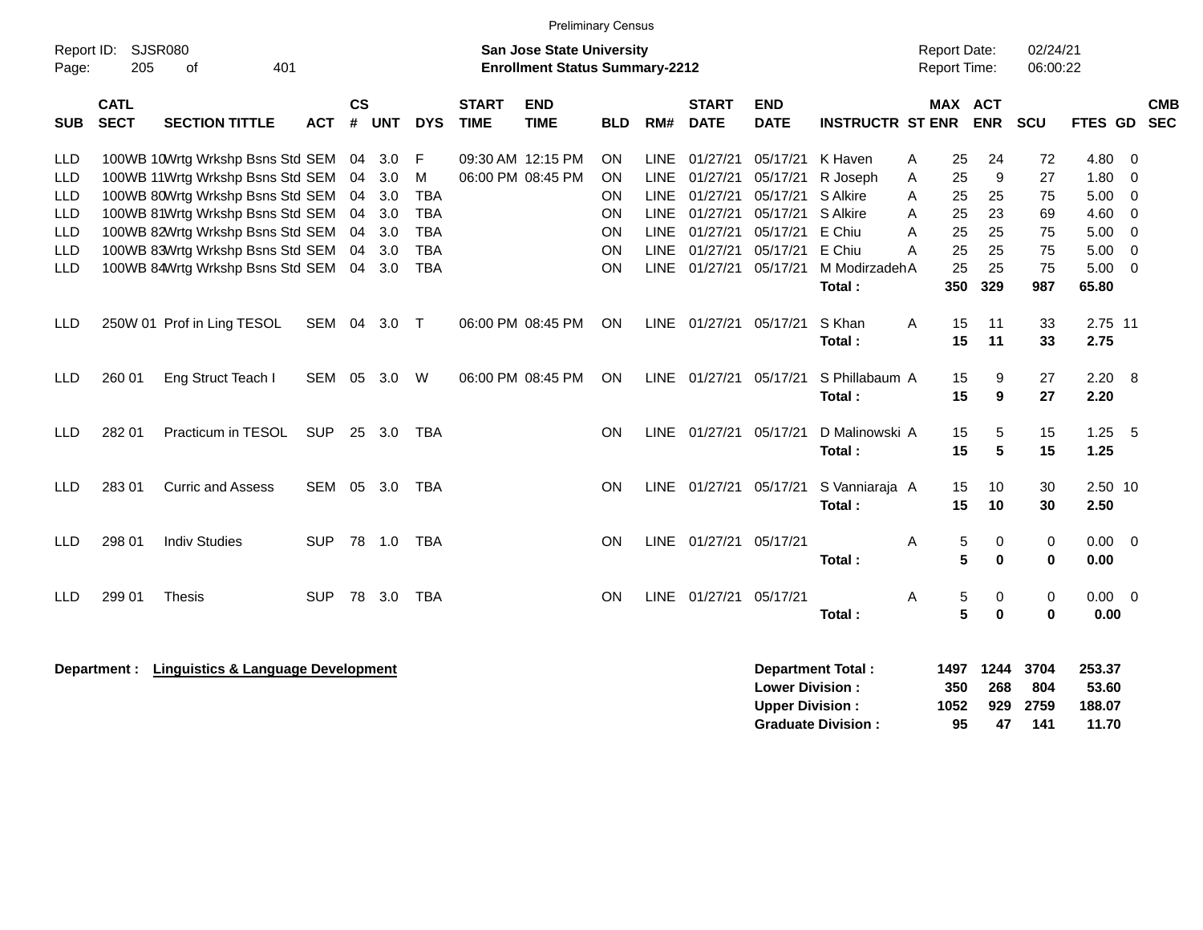Preliminary Census

Report ID: SJSR080

**San Jose State University**
**Enrollment Status Summary-2212**

Report Date: 02/24/21
Report Time: 06:00:22

| SUB | CATL SECT | SECTION TITTLE | ACT | CS # | UNT | DYS | START TIME | END TIME | BLD | RM# | START DATE | END DATE | INSTRUCTR | ST | MAX ENR | ACT ENR | SCU | FTES | GD | CMB SEC |
|---|---|---|---|---|---|---|---|---|---|---|---|---|---|---|---|---|---|---|---|---|
| LLD | 100WB 10 | Wrtg Wrkshp Bsns Std | SEM | 04 | 3.0 | F | 09:30 AM | 12:15 PM | ON | LINE | 01/27/21 | 05/17/21 | K Haven | A | 25 | 24 | 72 | 4.80 | 0 | |
| LLD | 100WB 11 | Wrtg Wrkshp Bsns Std | SEM | 04 | 3.0 | M | 06:00 PM | 08:45 PM | ON | LINE | 01/27/21 | 05/17/21 | R Joseph | A | 25 | 9 | 27 | 1.80 | 0 | |
| LLD | 100WB 80 | Wrtg Wrkshp Bsns Std | SEM | 04 | 3.0 | TBA | | | ON | LINE | 01/27/21 | 05/17/21 | S Alkire | A | 25 | 25 | 75 | 5.00 | 0 | |
| LLD | 100WB 81 | Wrtg Wrkshp Bsns Std | SEM | 04 | 3.0 | TBA | | | ON | LINE | 01/27/21 | 05/17/21 | S Alkire | A | 25 | 23 | 69 | 4.60 | 0 | |
| LLD | 100WB 82 | Wrtg Wrkshp Bsns Std | SEM | 04 | 3.0 | TBA | | | ON | LINE | 01/27/21 | 05/17/21 | E Chiu | A | 25 | 25 | 75 | 5.00 | 0 | |
| LLD | 100WB 83 | Wrtg Wrkshp Bsns Std | SEM | 04 | 3.0 | TBA | | | ON | LINE | 01/27/21 | 05/17/21 | E Chiu | A | 25 | 25 | 75 | 5.00 | 0 | |
| LLD | 100WB 84 | Wrtg Wrkshp Bsns Std | SEM | 04 | 3.0 | TBA | | | ON | LINE | 01/27/21 | 05/17/21 | M Modirzadeh | A | 25 | 25 | 75 | 5.00 | 0 | |
| | | | | | | | | | | | | | **Total :** | | **350** | **329** | **987** | **65.80** | | |
| LLD | 250W 01 | Prof in Ling TESOL | SEM | 04 | 3.0 | T | 06:00 PM | 08:45 PM | ON | LINE | 01/27/21 | 05/17/21 | S Khan | A | 15 | 11 | 33 | 2.75 | 11 | |
| | | | | | | | | | | | | | **Total :** | | **15** | **11** | **33** | **2.75** | | |
| LLD | 260 01 | Eng Struct Teach I | SEM | 05 | 3.0 | W | 06:00 PM | 08:45 PM | ON | LINE | 01/27/21 | 05/17/21 | S Phillabaum | A | 15 | 9 | 27 | 2.20 | 8 | |
| | | | | | | | | | | | | | **Total :** | | **15** | **9** | **27** | **2.20** | | |
| LLD | 282 01 | Practicum in TESOL | SUP | 25 | 3.0 | TBA | | | ON | LINE | 01/27/21 | 05/17/21 | D Malinowski | A | 15 | 5 | 15 | 1.25 | 5 | |
| | | | | | | | | | | | | | **Total :** | | **15** | **5** | **15** | **1.25** | | |
| LLD | 283 01 | Curric and Assess | SEM | 05 | 3.0 | TBA | | | ON | LINE | 01/27/21 | 05/17/21 | S Vanniaraja | A | 15 | 10 | 30 | 2.50 | 10 | |
| | | | | | | | | | | | | | **Total :** | | **15** | **10** | **30** | **2.50** | | |
| LLD | 298 01 | Indiv Studies | SUP | 78 | 1.0 | TBA | | | ON | LINE | 01/27/21 | 05/17/21 | | A | 5 | 0 | 0 | 0.00 | 0 | |
| | | | | | | | | | | | | | **Total :** | | **5** | **0** | **0** | **0.00** | | |
| LLD | 299 01 | Thesis | SUP | 78 | 3.0 | TBA | | | ON | LINE | 01/27/21 | 05/17/21 | | A | 5 | 0 | 0 | 0.00 | 0 | |
| | | | | | | | | | | | | | **Total :** | | **5** | **0** | **0** | **0.00** | | |

**Department : Linguistics & Language Development**

| | MAX ENR | ACT ENR | SCU | FTES |
|---|---|---|---|---|
| **Department Total :** | **1497** | **1244** | **3704** | **253.37** |
| **Lower Division :** | **350** | **268** | **804** | **53.60** |
| **Upper Division :** | **1052** | **929** | **2759** | **188.07** |
| **Graduate Division :** | **95** | **47** | **141** | **11.70** |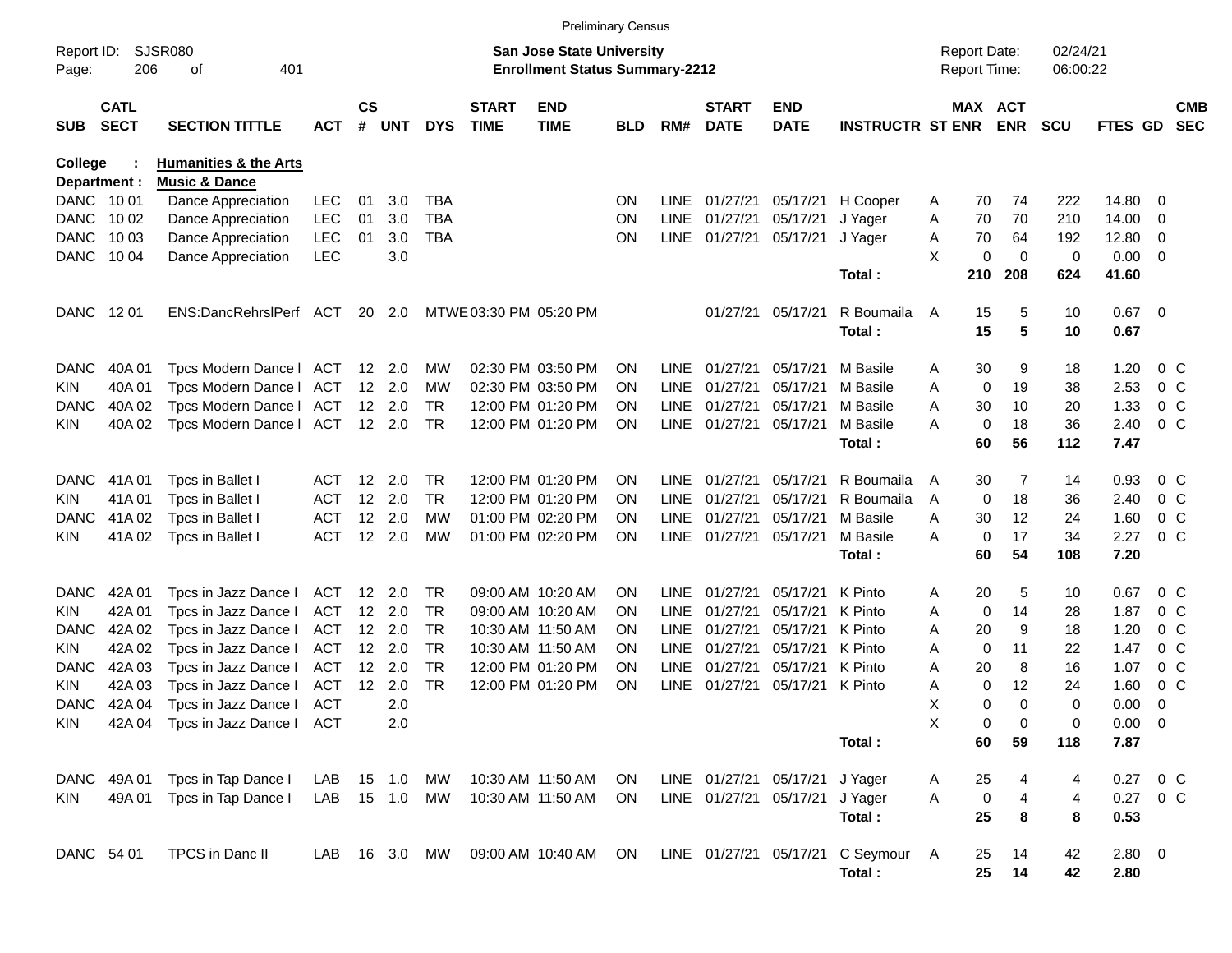Preliminary Census

Report ID: SJSR080

**San Jose State University**
**Enrollment Status Summary-2212**

Report Date: 02/24/21
Report Time: 06:00:22

**College : Humanities & the Arts**
**Department : Music & Dance**

| SUB | CATL SECT | SECTION TITTLE | ACT | CS # | UNT | DYS | START TIME | END TIME | BLD | RM# | START DATE | END DATE | INSTRUCTR | ST | MAX ENR | ACT ENR | SCU | FTES | GD | CMB SEC |
|---|---|---|---|---|---|---|---|---|---|---|---|---|---|---|---|---|---|---|---|---|
| DANC | 10 01 | Dance Appreciation | LEC | 01 | 3.0 | TBA | | | ON | LINE | 01/27/21 | 05/17/21 | H Cooper | A | 70 | 74 | 222 | 14.80 | 0 | |
| DANC | 10 02 | Dance Appreciation | LEC | 01 | 3.0 | TBA | | | ON | LINE | 01/27/21 | 05/17/21 | J Yager | A | 70 | 70 | 210 | 14.00 | 0 | |
| DANC | 10 03 | Dance Appreciation | LEC | 01 | 3.0 | TBA | | | ON | LINE | 01/27/21 | 05/17/21 | J Yager | A | 70 | 64 | 192 | 12.80 | 0 | |
| DANC | 10 04 | Dance Appreciation | LEC | | 3.0 | | | | | | | | | X | 0 | 0 | 0 | 0.00 | 0 | |
| | | | | | | | | | | | | | **Total :** | | **210** | **208** | **624** | **41.60** | | |
| DANC | 12 01 | ENS:DancRehrslPerf | ACT | 20 | 2.0 | MTWE | 03:30 PM | 05:20 PM | | | 01/27/21 | 05/17/21 | R Boumaila | A | 15 | 5 | 10 | 0.67 | 0 | |
| | | | | | | | | | | | | | **Total :** | | **15** | **5** | **10** | **0.67** | | |
| DANC | 40A 01 | Tpcs Modern Dance I | ACT | 12 | 2.0 | MW | 02:30 PM | 03:50 PM | ON | LINE | 01/27/21 | 05/17/21 | M Basile | A | 30 | 9 | 18 | 1.20 | 0 | C |
| KIN | 40A 01 | Tpcs Modern Dance I | ACT | 12 | 2.0 | MW | 02:30 PM | 03:50 PM | ON | LINE | 01/27/21 | 05/17/21 | M Basile | A | 0 | 19 | 38 | 2.53 | 0 | C |
| DANC | 40A 02 | Tpcs Modern Dance I | ACT | 12 | 2.0 | TR | 12:00 PM | 01:20 PM | ON | LINE | 01/27/21 | 05/17/21 | M Basile | A | 30 | 10 | 20 | 1.33 | 0 | C |
| KIN | 40A 02 | Tpcs Modern Dance I | ACT | 12 | 2.0 | TR | 12:00 PM | 01:20 PM | ON | LINE | 01/27/21 | 05/17/21 | M Basile | A | 0 | 18 | 36 | 2.40 | 0 | C |
| | | | | | | | | | | | | | **Total :** | | **60** | **56** | **112** | **7.47** | | |
| DANC | 41A 01 | Tpcs in Ballet I | ACT | 12 | 2.0 | TR | 12:00 PM | 01:20 PM | ON | LINE | 01/27/21 | 05/17/21 | R Boumaila | A | 30 | 7 | 14 | 0.93 | 0 | C |
| KIN | 41A 01 | Tpcs in Ballet I | ACT | 12 | 2.0 | TR | 12:00 PM | 01:20 PM | ON | LINE | 01/27/21 | 05/17/21 | R Boumaila | A | 0 | 18 | 36 | 2.40 | 0 | C |
| DANC | 41A 02 | Tpcs in Ballet I | ACT | 12 | 2.0 | MW | 01:00 PM | 02:20 PM | ON | LINE | 01/27/21 | 05/17/21 | M Basile | A | 30 | 12 | 24 | 1.60 | 0 | C |
| KIN | 41A 02 | Tpcs in Ballet I | ACT | 12 | 2.0 | MW | 01:00 PM | 02:20 PM | ON | LINE | 01/27/21 | 05/17/21 | M Basile | A | 0 | 17 | 34 | 2.27 | 0 | C |
| | | | | | | | | | | | | | **Total :** | | **60** | **54** | **108** | **7.20** | | |
| DANC | 42A 01 | Tpcs in Jazz Dance I | ACT | 12 | 2.0 | TR | 09:00 AM | 10:20 AM | ON | LINE | 01/27/21 | 05/17/21 | K Pinto | A | 20 | 5 | 10 | 0.67 | 0 | C |
| KIN | 42A 01 | Tpcs in Jazz Dance I | ACT | 12 | 2.0 | TR | 09:00 AM | 10:20 AM | ON | LINE | 01/27/21 | 05/17/21 | K Pinto | A | 0 | 14 | 28 | 1.87 | 0 | C |
| DANC | 42A 02 | Tpcs in Jazz Dance I | ACT | 12 | 2.0 | TR | 10:30 AM | 11:50 AM | ON | LINE | 01/27/21 | 05/17/21 | K Pinto | A | 20 | 9 | 18 | 1.20 | 0 | C |
| KIN | 42A 02 | Tpcs in Jazz Dance I | ACT | 12 | 2.0 | TR | 10:30 AM | 11:50 AM | ON | LINE | 01/27/21 | 05/17/21 | K Pinto | A | 0 | 11 | 22 | 1.47 | 0 | C |
| DANC | 42A 03 | Tpcs in Jazz Dance I | ACT | 12 | 2.0 | TR | 12:00 PM | 01:20 PM | ON | LINE | 01/27/21 | 05/17/21 | K Pinto | A | 20 | 8 | 16 | 1.07 | 0 | C |
| KIN | 42A 03 | Tpcs in Jazz Dance I | ACT | 12 | 2.0 | TR | 12:00 PM | 01:20 PM | ON | LINE | 01/27/21 | 05/17/21 | K Pinto | A | 0 | 12 | 24 | 1.60 | 0 | C |
| DANC | 42A 04 | Tpcs in Jazz Dance I | ACT | | 2.0 | | | | | | | | | X | 0 | 0 | 0 | 0.00 | 0 | |
| KIN | 42A 04 | Tpcs in Jazz Dance I | ACT | | 2.0 | | | | | | | | | X | 0 | 0 | 0 | 0.00 | 0 | |
| | | | | | | | | | | | | | **Total :** | | **60** | **59** | **118** | **7.87** | | |
| DANC | 49A 01 | Tpcs in Tap Dance I | LAB | 15 | 1.0 | MW | 10:30 AM | 11:50 AM | ON | LINE | 01/27/21 | 05/17/21 | J Yager | A | 25 | 4 | 4 | 0.27 | 0 | C |
| KIN | 49A 01 | Tpcs in Tap Dance I | LAB | 15 | 1.0 | MW | 10:30 AM | 11:50 AM | ON | LINE | 01/27/21 | 05/17/21 | J Yager | A | 0 | 4 | 4 | 0.27 | 0 | C |
| | | | | | | | | | | | | | **Total :** | | **25** | **8** | **8** | **0.53** | | |
| DANC | 54 01 | TPCS in Danc II | LAB | 16 | 3.0 | MW | 09:00 AM | 10:40 AM | ON | LINE | 01/27/21 | 05/17/21 | C Seymour | A | 25 | 14 | 42 | 2.80 | 0 | |
| | | | | | | | | | | | | | **Total :** | | **25** | **14** | **42** | **2.80** | | |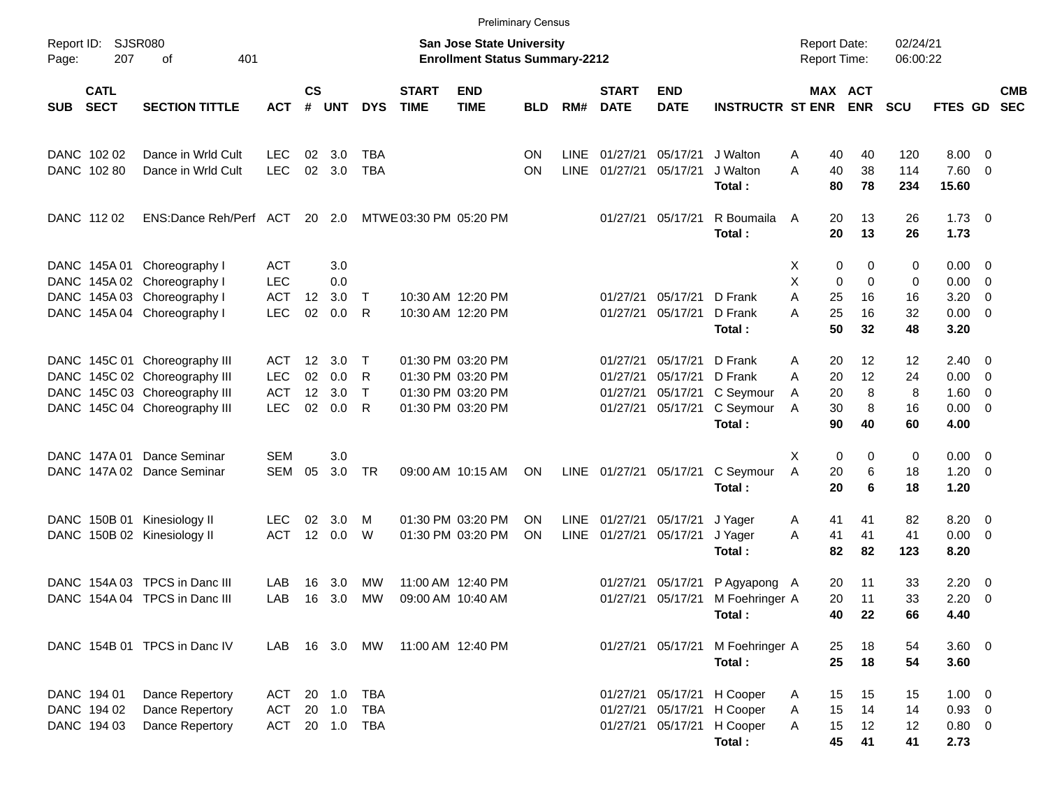Preliminary Census

Report ID: SJSR080

**San Jose State University**
**Enrollment Status Summary-2212**

Report Date: 02/24/21
Report Time: 06:00:22

| SUB | CATL SECT | SECTION TITTLE | ACT | CS # | UNT | DYS | START TIME | END TIME | BLD | RM# | START DATE | END DATE | INSTRUCTR | ST | MAX ENR | ACT ENR | SCU | FTES | GD | CMB SEC |
|---|---|---|---|---|---|---|---|---|---|---|---|---|---|---|---|---|---|---|---|---|
| DANC | 102 02 | Dance in Wrld Cult | LEC | 02 | 3.0 | TBA | | | ON | LINE | 01/27/21 | 05/17/21 | J Walton | A | 40 | 40 | 120 | 8.00 | 0 | |
| DANC | 102 80 | Dance in Wrld Cult | LEC | 02 | 3.0 | TBA | | | ON | LINE | 01/27/21 | 05/17/21 | J Walton | A | 40 | 38 | 114 | 7.60 | 0 | |
| | | | | | | | | | | | | | **Total :** | | **80** | **78** | **234** | **15.60** | | |
| DANC | 112 02 | ENS:Dance Reh/Perf | ACT | 20 | 2.0 | MTWE | 03:30 PM | 05:20 PM | | | 01/27/21 | 05/17/21 | R Boumaila | A | 20 | 13 | 26 | 1.73 | 0 | |
| | | | | | | | | | | | | | **Total :** | | **20** | **13** | **26** | **1.73** | | |
| DANC | 145A 01 | Choreography I | ACT | | 3.0 | | | | | | | | | X | 0 | 0 | 0 | 0.00 | 0 | |
| DANC | 145A 02 | Choreography I | LEC | | 0.0 | | | | | | | | | X | 0 | 0 | 0 | 0.00 | 0 | |
| DANC | 145A 03 | Choreography I | ACT | 12 | 3.0 | T | 10:30 AM | 12:20 PM | | | 01/27/21 | 05/17/21 | D Frank | A | 25 | 16 | 16 | 3.20 | 0 | |
| DANC | 145A 04 | Choreography I | LEC | 02 | 0.0 | R | 10:30 AM | 12:20 PM | | | 01/27/21 | 05/17/21 | D Frank | A | 25 | 16 | 32 | 0.00 | 0 | |
| | | | | | | | | | | | | | **Total :** | | **50** | **32** | **48** | **3.20** | | |
| DANC | 145C 01 | Choreography III | ACT | 12 | 3.0 | T | 01:30 PM | 03:20 PM | | | 01/27/21 | 05/17/21 | D Frank | A | 20 | 12 | 12 | 2.40 | 0 | |
| DANC | 145C 02 | Choreography III | LEC | 02 | 0.0 | R | 01:30 PM | 03:20 PM | | | 01/27/21 | 05/17/21 | D Frank | A | 20 | 12 | 24 | 0.00 | 0 | |
| DANC | 145C 03 | Choreography III | ACT | 12 | 3.0 | T | 01:30 PM | 03:20 PM | | | 01/27/21 | 05/17/21 | C Seymour | A | 20 | 8 | 8 | 1.60 | 0 | |
| DANC | 145C 04 | Choreography III | LEC | 02 | 0.0 | R | 01:30 PM | 03:20 PM | | | 01/27/21 | 05/17/21 | C Seymour | A | 30 | 8 | 16 | 0.00 | 0 | |
| | | | | | | | | | | | | | **Total :** | | **90** | **40** | **60** | **4.00** | | |
| DANC | 147A 01 | Dance Seminar | SEM | | 3.0 | | | | | | | | | X | 0 | 0 | 0 | 0.00 | 0 | |
| DANC | 147A 02 | Dance Seminar | SEM | 05 | 3.0 | TR | 09:00 AM | 10:15 AM | ON | LINE | 01/27/21 | 05/17/21 | C Seymour | A | 20 | 6 | 18 | 1.20 | 0 | |
| | | | | | | | | | | | | | **Total :** | | **20** | **6** | **18** | **1.20** | | |
| DANC | 150B 01 | Kinesiology II | LEC | 02 | 3.0 | M | 01:30 PM | 03:20 PM | ON | LINE | 01/27/21 | 05/17/21 | J Yager | A | 41 | 41 | 82 | 8.20 | 0 | |
| DANC | 150B 02 | Kinesiology II | ACT | 12 | 0.0 | W | 01:30 PM | 03:20 PM | ON | LINE | 01/27/21 | 05/17/21 | J Yager | A | 41 | 41 | 41 | 0.00 | 0 | |
| | | | | | | | | | | | | | **Total :** | | **82** | **82** | **123** | **8.20** | | |
| DANC | 154A 03 | TPCS in Danc III | LAB | 16 | 3.0 | MW | 11:00 AM | 12:40 PM | | | 01/27/21 | 05/17/21 | P Agyapong | A | 20 | 11 | 33 | 2.20 | 0 | |
| DANC | 154A 04 | TPCS in Danc III | LAB | 16 | 3.0 | MW | 09:00 AM | 10:40 AM | | | 01/27/21 | 05/17/21 | M Foehringer | A | 20 | 11 | 33 | 2.20 | 0 | |
| | | | | | | | | | | | | | **Total :** | | **40** | **22** | **66** | **4.40** | | |
| DANC | 154B 01 | TPCS in Danc IV | LAB | 16 | 3.0 | MW | 11:00 AM | 12:40 PM | | | 01/27/21 | 05/17/21 | M Foehringer | A | 25 | 18 | 54 | 3.60 | 0 | |
| | | | | | | | | | | | | | **Total :** | | **25** | **18** | **54** | **3.60** | | |
| DANC | 194 01 | Dance Repertory | ACT | 20 | 1.0 | TBA | | | | | 01/27/21 | 05/17/21 | H Cooper | A | 15 | 15 | 15 | 1.00 | 0 | |
| DANC | 194 02 | Dance Repertory | ACT | 20 | 1.0 | TBA | | | | | 01/27/21 | 05/17/21 | H Cooper | A | 15 | 14 | 14 | 0.93 | 0 | |
| DANC | 194 03 | Dance Repertory | ACT | 20 | 1.0 | TBA | | | | | 01/27/21 | 05/17/21 | H Cooper | A | 15 | 12 | 12 | 0.80 | 0 | |
| | | | | | | | | | | | | | **Total :** | | **45** | **41** | **41** | **2.73** | | |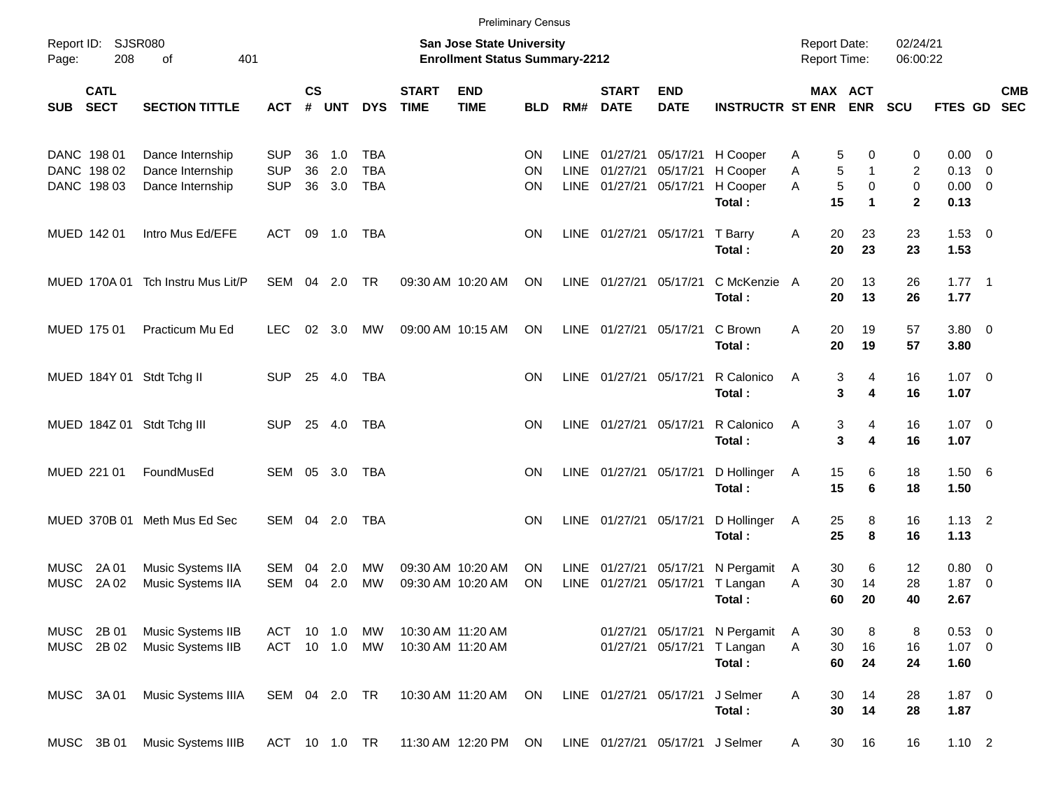Preliminary Census

Report ID: SJSR080

**San Jose State University**
**Enrollment Status Summary-2212**

Report Date: 02/24/21
Report Time: 06:00:22

| SUB | CATL SECT | SECTION TITTLE | ACT | CS # | UNT | DYS | START TIME | END TIME | BLD | RM# | START DATE | END DATE | INSTRUCTR | ST | MAX ENR | ACT ENR | SCU | FTES | GD | CMB SEC |
|---|---|---|---|---|---|---|---|---|---|---|---|---|---|---|---|---|---|---|---|---|
| DANC | 198 01 | Dance Internship | SUP | 36 | 1.0 | TBA | | | ON | LINE | 01/27/21 | 05/17/21 | H Cooper | A | 5 | 0 | 0 | 0.00 | 0 | |
| DANC | 198 02 | Dance Internship | SUP | 36 | 2.0 | TBA | | | ON | LINE | 01/27/21 | 05/17/21 | H Cooper | A | 5 | 1 | 2 | 0.13 | 0 | |
| DANC | 198 03 | Dance Internship | SUP | 36 | 3.0 | TBA | | | ON | LINE | 01/27/21 | 05/17/21 | H Cooper | A | 5 | 0 | 0 | 0.00 | 0 | |
| | | | | | | | | | | | | | **Total :** | | **15** | **1** | **2** | **0.13** | | |
| MUED | 142 01 | Intro Mus Ed/EFE | ACT | 09 | 1.0 | TBA | | | ON | LINE | 01/27/21 | 05/17/21 | T Barry | A | 20 | 23 | 23 | 1.53 | 0 | |
| | | | | | | | | | | | | | **Total :** | | **20** | **23** | **23** | **1.53** | | |
| MUED | 170A 01 | Tch Instru Mus Lit/P | SEM | 04 | 2.0 | TR | 09:30 AM | 10:20 AM | ON | LINE | 01/27/21 | 05/17/21 | C McKenzie | A | 20 | 13 | 26 | 1.77 | 1 | |
| | | | | | | | | | | | | | **Total :** | | **20** | **13** | **26** | **1.77** | | |
| MUED | 175 01 | Practicum Mu Ed | LEC | 02 | 3.0 | MW | 09:00 AM | 10:15 AM | ON | LINE | 01/27/21 | 05/17/21 | C Brown | A | 20 | 19 | 57 | 3.80 | 0 | |
| | | | | | | | | | | | | | **Total :** | | **20** | **19** | **57** | **3.80** | | |
| MUED | 184Y 01 | Stdt Tchg II | SUP | 25 | 4.0 | TBA | | | ON | LINE | 01/27/21 | 05/17/21 | R Calonico | A | 3 | 4 | 16 | 1.07 | 0 | |
| | | | | | | | | | | | | | **Total :** | | **3** | **4** | **16** | **1.07** | | |
| MUED | 184Z 01 | Stdt Tchg III | SUP | 25 | 4.0 | TBA | | | ON | LINE | 01/27/21 | 05/17/21 | R Calonico | A | 3 | 4 | 16 | 1.07 | 0 | |
| | | | | | | | | | | | | | **Total :** | | **3** | **4** | **16** | **1.07** | | |
| MUED | 221 01 | FoundMusEd | SEM | 05 | 3.0 | TBA | | | ON | LINE | 01/27/21 | 05/17/21 | D Hollinger | A | 15 | 6 | 18 | 1.50 | 6 | |
| | | | | | | | | | | | | | **Total :** | | **15** | **6** | **18** | **1.50** | | |
| MUED | 370B 01 | Meth Mus Ed Sec | SEM | 04 | 2.0 | TBA | | | ON | LINE | 01/27/21 | 05/17/21 | D Hollinger | A | 25 | 8 | 16 | 1.13 | 2 | |
| | | | | | | | | | | | | | **Total :** | | **25** | **8** | **16** | **1.13** | | |
| MUSC | 2A 01 | Music Systems IIA | SEM | 04 | 2.0 | MW | 09:30 AM | 10:20 AM | ON | LINE | 01/27/21 | 05/17/21 | N Pergamit | A | 30 | 6 | 12 | 0.80 | 0 | |
| MUSC | 2A 02 | Music Systems IIA | SEM | 04 | 2.0 | MW | 09:30 AM | 10:20 AM | ON | LINE | 01/27/21 | 05/17/21 | T Langan | A | 30 | 14 | 28 | 1.87 | 0 | |
| | | | | | | | | | | | | | **Total :** | | **60** | **20** | **40** | **2.67** | | |
| MUSC | 2B 01 | Music Systems IIB | ACT | 10 | 1.0 | MW | 10:30 AM | 11:20 AM | | | 01/27/21 | 05/17/21 | N Pergamit | A | 30 | 8 | 8 | 0.53 | 0 | |
| MUSC | 2B 02 | Music Systems IIB | ACT | 10 | 1.0 | MW | 10:30 AM | 11:20 AM | | | 01/27/21 | 05/17/21 | T Langan | A | 30 | 16 | 16 | 1.07 | 0 | |
| | | | | | | | | | | | | | **Total :** | | **60** | **24** | **24** | **1.60** | | |
| MUSC | 3A 01 | Music Systems IIIA | SEM | 04 | 2.0 | TR | 10:30 AM | 11:20 AM | ON | LINE | 01/27/21 | 05/17/21 | J Selmer | A | 30 | 14 | 28 | 1.87 | 0 | |
| | | | | | | | | | | | | | **Total :** | | **30** | **14** | **28** | **1.87** | | |
| MUSC | 3B 01 | Music Systems IIIB | ACT | 10 | 1.0 | TR | 11:30 AM | 12:20 PM | ON | LINE | 01/27/21 | 05/17/21 | J Selmer | A | 30 | 16 | 16 | 1.10 | 2 | |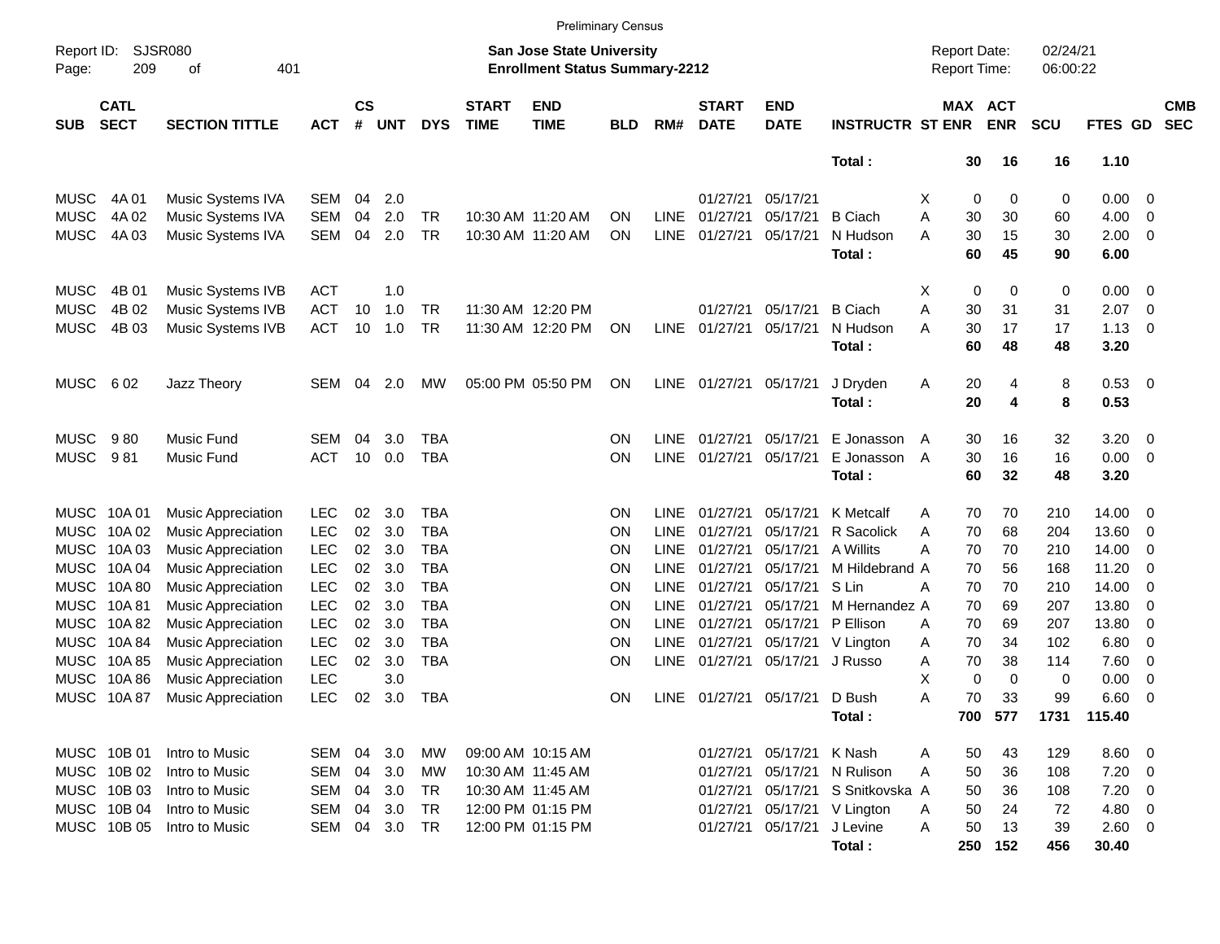Preliminary Census

Report ID: SJSR080

**San Jose State University**
**Enrollment Status Summary-2212**

Report Date: 02/24/21
Report Time: 06:00:22

| SUB | CATL SECT | SECTION TITTLE | ACT | CS # | UNT | DYS | START TIME | END TIME | BLD | RM# | START DATE | END DATE | INSTRUCTR | ST | MAX ENR | ACT ENR | SCU | FTES | GD | CMB SEC |
|---|---|---|---|---|---|---|---|---|---|---|---|---|---|---|---|---|---|---|---|---|
| | | | | | | | | | | | | | **Total :** | | **30** | **16** | **16** | **1.10** | | |
| MUSC | 4A 01 | Music Systems IVA | SEM | 04 | 2.0 | | | | | | 01/27/21 | 05/17/21 | | X | 0 | 0 | 0 | 0.00 | 0 | |
| MUSC | 4A 02 | Music Systems IVA | SEM | 04 | 2.0 | TR | 10:30 AM | 11:20 AM | ON | LINE | 01/27/21 | 05/17/21 | B Ciach | A | 30 | 30 | 60 | 4.00 | 0 | |
| MUSC | 4A 03 | Music Systems IVA | SEM | 04 | 2.0 | TR | 10:30 AM | 11:20 AM | ON | LINE | 01/27/21 | 05/17/21 | N Hudson | A | 30 | 15 | 30 | 2.00 | 0 | |
| | | | | | | | | | | | | | **Total :** | | **60** | **45** | **90** | **6.00** | | |
| MUSC | 4B 01 | Music Systems IVB | ACT | | 1.0 | | | | | | | | | X | 0 | 0 | 0 | 0.00 | 0 | |
| MUSC | 4B 02 | Music Systems IVB | ACT | 10 | 1.0 | TR | 11:30 AM | 12:20 PM | | | 01/27/21 | 05/17/21 | B Ciach | A | 30 | 31 | 31 | 2.07 | 0 | |
| MUSC | 4B 03 | Music Systems IVB | ACT | 10 | 1.0 | TR | 11:30 AM | 12:20 PM | ON | LINE | 01/27/21 | 05/17/21 | N Hudson | A | 30 | 17 | 17 | 1.13 | 0 | |
| | | | | | | | | | | | | | **Total :** | | **60** | **48** | **48** | **3.20** | | |
| MUSC | 6 02 | Jazz Theory | SEM | 04 | 2.0 | MW | 05:00 PM | 05:50 PM | ON | LINE | 01/27/21 | 05/17/21 | J Dryden | A | 20 | 4 | 8 | 0.53 | 0 | |
| | | | | | | | | | | | | | **Total :** | | **20** | **4** | **8** | **0.53** | | |
| MUSC | 9 80 | Music Fund | SEM | 04 | 3.0 | TBA | | | ON | LINE | 01/27/21 | 05/17/21 | E Jonasson | A | 30 | 16 | 32 | 3.20 | 0 | |
| MUSC | 9 81 | Music Fund | ACT | 10 | 0.0 | TBA | | | ON | LINE | 01/27/21 | 05/17/21 | E Jonasson | A | 30 | 16 | 16 | 0.00 | 0 | |
| | | | | | | | | | | | | | **Total :** | | **60** | **32** | **48** | **3.20** | | |
| MUSC | 10A 01 | Music Appreciation | LEC | 02 | 3.0 | TBA | | | ON | LINE | 01/27/21 | 05/17/21 | K Metcalf | A | 70 | 70 | 210 | 14.00 | 0 | |
| MUSC | 10A 02 | Music Appreciation | LEC | 02 | 3.0 | TBA | | | ON | LINE | 01/27/21 | 05/17/21 | R Sacolick | A | 70 | 68 | 204 | 13.60 | 0 | |
| MUSC | 10A 03 | Music Appreciation | LEC | 02 | 3.0 | TBA | | | ON | LINE | 01/27/21 | 05/17/21 | A Willits | A | 70 | 70 | 210 | 14.00 | 0 | |
| MUSC | 10A 04 | Music Appreciation | LEC | 02 | 3.0 | TBA | | | ON | LINE | 01/27/21 | 05/17/21 | M Hildebrand | A | 70 | 56 | 168 | 11.20 | 0 | |
| MUSC | 10A 80 | Music Appreciation | LEC | 02 | 3.0 | TBA | | | ON | LINE | 01/27/21 | 05/17/21 | S Lin | A | 70 | 70 | 210 | 14.00 | 0 | |
| MUSC | 10A 81 | Music Appreciation | LEC | 02 | 3.0 | TBA | | | ON | LINE | 01/27/21 | 05/17/21 | M Hernandez | A | 70 | 69 | 207 | 13.80 | 0 | |
| MUSC | 10A 82 | Music Appreciation | LEC | 02 | 3.0 | TBA | | | ON | LINE | 01/27/21 | 05/17/21 | P Ellison | A | 70 | 69 | 207 | 13.80 | 0 | |
| MUSC | 10A 84 | Music Appreciation | LEC | 02 | 3.0 | TBA | | | ON | LINE | 01/27/21 | 05/17/21 | V Lington | A | 70 | 34 | 102 | 6.80 | 0 | |
| MUSC | 10A 85 | Music Appreciation | LEC | 02 | 3.0 | TBA | | | ON | LINE | 01/27/21 | 05/17/21 | J Russo | A | 70 | 38 | 114 | 7.60 | 0 | |
| MUSC | 10A 86 | Music Appreciation | LEC | | 3.0 | | | | | | | | | X | 0 | 0 | 0 | 0.00 | 0 | |
| MUSC | 10A 87 | Music Appreciation | LEC | 02 | 3.0 | TBA | | | ON | LINE | 01/27/21 | 05/17/21 | D Bush | A | 70 | 33 | 99 | 6.60 | 0 | |
| | | | | | | | | | | | | | **Total :** | | **700** | **577** | **1731** | **115.40** | | |
| MUSC | 10B 01 | Intro to Music | SEM | 04 | 3.0 | MW | 09:00 AM | 10:15 AM | | | 01/27/21 | 05/17/21 | K Nash | A | 50 | 43 | 129 | 8.60 | 0 | |
| MUSC | 10B 02 | Intro to Music | SEM | 04 | 3.0 | MW | 10:30 AM | 11:45 AM | | | 01/27/21 | 05/17/21 | N Rulison | A | 50 | 36 | 108 | 7.20 | 0 | |
| MUSC | 10B 03 | Intro to Music | SEM | 04 | 3.0 | TR | 10:30 AM | 11:45 AM | | | 01/27/21 | 05/17/21 | S Snitkovska | A | 50 | 36 | 108 | 7.20 | 0 | |
| MUSC | 10B 04 | Intro to Music | SEM | 04 | 3.0 | TR | 12:00 PM | 01:15 PM | | | 01/27/21 | 05/17/21 | V Lington | A | 50 | 24 | 72 | 4.80 | 0 | |
| MUSC | 10B 05 | Intro to Music | SEM | 04 | 3.0 | TR | 12:00 PM | 01:15 PM | | | 01/27/21 | 05/17/21 | J Levine | A | 50 | 13 | 39 | 2.60 | 0 | |
| | | | | | | | | | | | | | **Total :** | | **250** | **152** | **456** | **30.40** | | |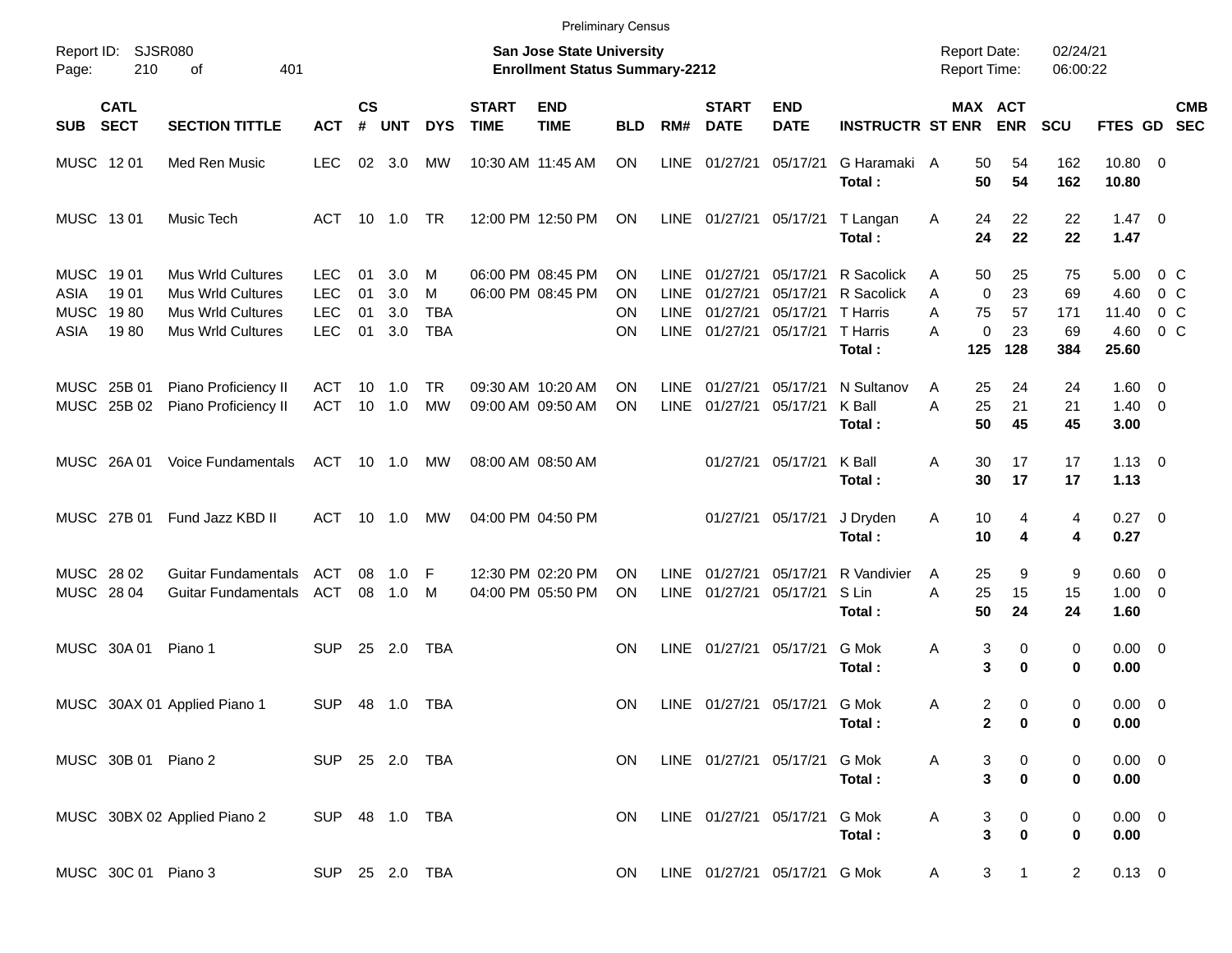Preliminary Census

Report ID: SJSR080
Page: 210 of 401

**San Jose State University**
**Enrollment Status Summary-2212**

Report Date: 02/24/21
Report Time: 06:00:22

| SUB | CATL SECT | SECTION TITTLE | ACT | CS # | UNT | DYS | START TIME | END TIME | BLD | RM# | START DATE | END DATE | INSTRUCTR | ST | MAX ENR | ACT ENR | SCU | FTES | GD | CMB SEC |
|---|---|---|---|---|---|---|---|---|---|---|---|---|---|---|---|---|---|---|---|---|
| MUSC | 12 01 | Med Ren Music | LEC | 02 | 3.0 | MW | 10:30 AM | 11:45 AM | ON | LINE | 01/27/21 | 05/17/21 | G Haramaki | A | 50 | 54 | 162 | 10.80 | 0 | |
| | | | | | | | | | | | | | **Total :** | | **50** | **54** | **162** | **10.80** | | |
| MUSC | 13 01 | Music Tech | ACT | 10 | 1.0 | TR | 12:00 PM | 12:50 PM | ON | LINE | 01/27/21 | 05/17/21 | T Langan | A | 24 | 22 | 22 | 1.47 | 0 | |
| | | | | | | | | | | | | | **Total :** | | **24** | **22** | **22** | **1.47** | | |
| MUSC | 19 01 | Mus Wrld Cultures | LEC | 01 | 3.0 | M | 06:00 PM | 08:45 PM | ON | LINE | 01/27/21 | 05/17/21 | R Sacolick | A | 50 | 25 | 75 | 5.00 | 0 | C |
| ASIA | 19 01 | Mus Wrld Cultures | LEC | 01 | 3.0 | M | 06:00 PM | 08:45 PM | ON | LINE | 01/27/21 | 05/17/21 | R Sacolick | A | 0 | 23 | 69 | 4.60 | 0 | C |
| MUSC | 19 80 | Mus Wrld Cultures | LEC | 01 | 3.0 | TBA | | | ON | LINE | 01/27/21 | 05/17/21 | T Harris | A | 75 | 57 | 171 | 11.40 | 0 | C |
| ASIA | 19 80 | Mus Wrld Cultures | LEC | 01 | 3.0 | TBA | | | ON | LINE | 01/27/21 | 05/17/21 | T Harris | A | 0 | 23 | 69 | 4.60 | 0 | C |
| | | | | | | | | | | | | | **Total :** | | **125** | **128** | **384** | **25.60** | | |
| MUSC | 25B 01 | Piano Proficiency II | ACT | 10 | 1.0 | TR | 09:30 AM | 10:20 AM | ON | LINE | 01/27/21 | 05/17/21 | N Sultanov | A | 25 | 24 | 24 | 1.60 | 0 | |
| MUSC | 25B 02 | Piano Proficiency II | ACT | 10 | 1.0 | MW | 09:00 AM | 09:50 AM | ON | LINE | 01/27/21 | 05/17/21 | K Ball | A | 25 | 21 | 21 | 1.40 | 0 | |
| | | | | | | | | | | | | | **Total :** | | **50** | **45** | **45** | **3.00** | | |
| MUSC | 26A 01 | Voice Fundamentals | ACT | 10 | 1.0 | MW | 08:00 AM | 08:50 AM | | | 01/27/21 | 05/17/21 | K Ball | A | 30 | 17 | 17 | 1.13 | 0 | |
| | | | | | | | | | | | | | **Total :** | | **30** | **17** | **17** | **1.13** | | |
| MUSC | 27B 01 | Fund Jazz KBD II | ACT | 10 | 1.0 | MW | 04:00 PM | 04:50 PM | | | 01/27/21 | 05/17/21 | J Dryden | A | 10 | 4 | 4 | 0.27 | 0 | |
| | | | | | | | | | | | | | **Total :** | | **10** | **4** | **4** | **0.27** | | |
| MUSC | 28 02 | Guitar Fundamentals | ACT | 08 | 1.0 | F | 12:30 PM | 02:20 PM | ON | LINE | 01/27/21 | 05/17/21 | R Vandivier | A | 25 | 9 | 9 | 0.60 | 0 | |
| MUSC | 28 04 | Guitar Fundamentals | ACT | 08 | 1.0 | M | 04:00 PM | 05:50 PM | ON | LINE | 01/27/21 | 05/17/21 | S Lin | A | 25 | 15 | 15 | 1.00 | 0 | |
| | | | | | | | | | | | | | **Total :** | | **50** | **24** | **24** | **1.60** | | |
| MUSC | 30A 01 | Piano 1 | SUP | 25 | 2.0 | TBA | | | ON | LINE | 01/27/21 | 05/17/21 | G Mok | A | 3 | 0 | 0 | 0.00 | 0 | |
| | | | | | | | | | | | | | **Total :** | | **3** | **0** | **0** | **0.00** | | |
| MUSC | 30AX 01 | Applied Piano 1 | SUP | 48 | 1.0 | TBA | | | ON | LINE | 01/27/21 | 05/17/21 | G Mok | A | 2 | 0 | 0 | 0.00 | 0 | |
| | | | | | | | | | | | | | **Total :** | | **2** | **0** | **0** | **0.00** | | |
| MUSC | 30B 01 | Piano 2 | SUP | 25 | 2.0 | TBA | | | ON | LINE | 01/27/21 | 05/17/21 | G Mok | A | 3 | 0 | 0 | 0.00 | 0 | |
| | | | | | | | | | | | | | **Total :** | | **3** | **0** | **0** | **0.00** | | |
| MUSC | 30BX 02 | Applied Piano 2 | SUP | 48 | 1.0 | TBA | | | ON | LINE | 01/27/21 | 05/17/21 | G Mok | A | 3 | 0 | 0 | 0.00 | 0 | |
| | | | | | | | | | | | | | **Total :** | | **3** | **0** | **0** | **0.00** | | |
| MUSC | 30C 01 | Piano 3 | SUP | 25 | 2.0 | TBA | | | ON | LINE | 01/27/21 | 05/17/21 | G Mok | A | 3 | 1 | 2 | 0.13 | 0 | |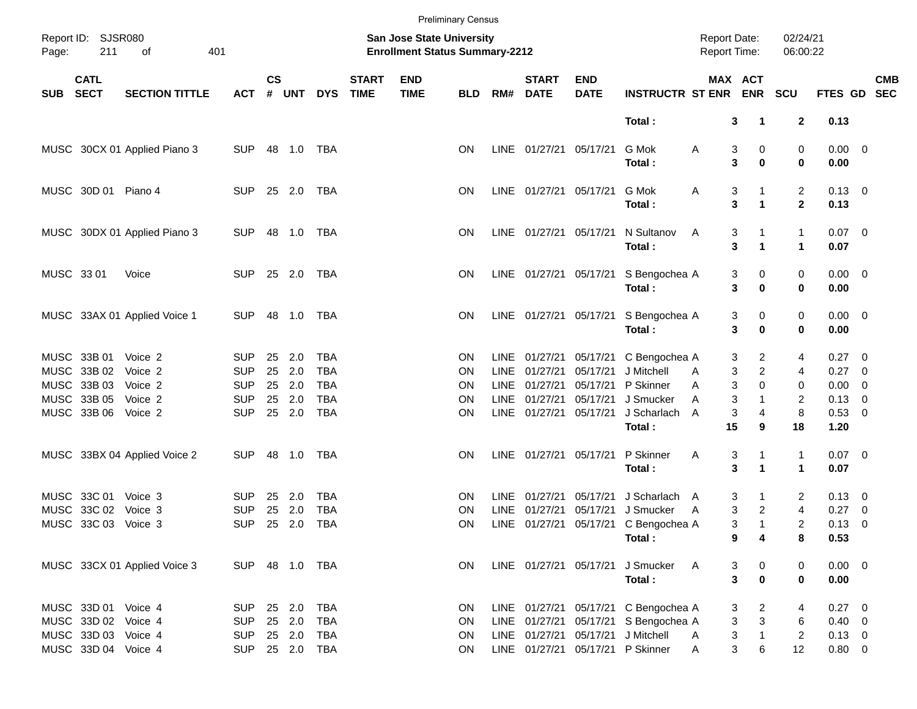Preliminary Census

Report ID: SJSR080
Page: 211 of 401

**San Jose State University**
**Enrollment Status Summary-2212**

Report Date: 02/24/21
Report Time: 06:00:22

| SUB | CATL SECT | SECTION TITTLE | ACT | CS # | UNT | DYS | START TIME | END TIME | BLD | RM# | START DATE | END DATE | INSTRUCTR | ST | MAX ENR | ACT ENR | SCU | FTES | GD | CMB SEC |
|---|---|---|---|---|---|---|---|---|---|---|---|---|---|---|---|---|---|---|---|---|
| | | | | | | | | | | | | | **Total :** | | **3** | **1** | **2** | **0.13** | | |
| MUSC | 30CX 01 | Applied Piano 3 | SUP | 48 | 1.0 | TBA | | | ON | LINE | 01/27/21 | 05/17/21 | G Mok | A | 3 | 0 | 0 | 0.00 | 0 | |
| | | | | | | | | | | | | | **Total :** | | **3** | **0** | **0** | **0.00** | | |
| MUSC | 30D 01 | Piano 4 | SUP | 25 | 2.0 | TBA | | | ON | LINE | 01/27/21 | 05/17/21 | G Mok | A | 3 | 1 | 2 | 0.13 | 0 | |
| | | | | | | | | | | | | | **Total :** | | **3** | **1** | **2** | **0.13** | | |
| MUSC | 30DX 01 | Applied Piano 3 | SUP | 48 | 1.0 | TBA | | | ON | LINE | 01/27/21 | 05/17/21 | N Sultanov | A | 3 | 1 | 1 | 0.07 | 0 | |
| | | | | | | | | | | | | | **Total :** | | **3** | **1** | **1** | **0.07** | | |
| MUSC | 33 01 | Voice | SUP | 25 | 2.0 | TBA | | | ON | LINE | 01/27/21 | 05/17/21 | S Bengochea | A | 3 | 0 | 0 | 0.00 | 0 | |
| | | | | | | | | | | | | | **Total :** | | **3** | **0** | **0** | **0.00** | | |
| MUSC | 33AX 01 | Applied Voice 1 | SUP | 48 | 1.0 | TBA | | | ON | LINE | 01/27/21 | 05/17/21 | S Bengochea | A | 3 | 0 | 0 | 0.00 | 0 | |
| | | | | | | | | | | | | | **Total :** | | **3** | **0** | **0** | **0.00** | | |
| MUSC | 33B 01 | Voice 2 | SUP | 25 | 2.0 | TBA | | | ON | LINE | 01/27/21 | 05/17/21 | C Bengochea | A | 3 | 2 | 4 | 0.27 | 0 | |
| MUSC | 33B 02 | Voice 2 | SUP | 25 | 2.0 | TBA | | | ON | LINE | 01/27/21 | 05/17/21 | J Mitchell | A | 3 | 2 | 4 | 0.27 | 0 | |
| MUSC | 33B 03 | Voice 2 | SUP | 25 | 2.0 | TBA | | | ON | LINE | 01/27/21 | 05/17/21 | P Skinner | A | 3 | 0 | 0 | 0.00 | 0 | |
| MUSC | 33B 05 | Voice 2 | SUP | 25 | 2.0 | TBA | | | ON | LINE | 01/27/21 | 05/17/21 | J Smucker | A | 3 | 1 | 2 | 0.13 | 0 | |
| MUSC | 33B 06 | Voice 2 | SUP | 25 | 2.0 | TBA | | | ON | LINE | 01/27/21 | 05/17/21 | J Scharlach | A | 3 | 4 | 8 | 0.53 | 0 | |
| | | | | | | | | | | | | | **Total :** | | **15** | **9** | **18** | **1.20** | | |
| MUSC | 33BX 04 | Applied Voice 2 | SUP | 48 | 1.0 | TBA | | | ON | LINE | 01/27/21 | 05/17/21 | P Skinner | A | 3 | 1 | 1 | 0.07 | 0 | |
| | | | | | | | | | | | | | **Total :** | | **3** | **1** | **1** | **0.07** | | |
| MUSC | 33C 01 | Voice 3 | SUP | 25 | 2.0 | TBA | | | ON | LINE | 01/27/21 | 05/17/21 | J Scharlach | A | 3 | 1 | 2 | 0.13 | 0 | |
| MUSC | 33C 02 | Voice 3 | SUP | 25 | 2.0 | TBA | | | ON | LINE | 01/27/21 | 05/17/21 | J Smucker | A | 3 | 2 | 4 | 0.27 | 0 | |
| MUSC | 33C 03 | Voice 3 | SUP | 25 | 2.0 | TBA | | | ON | LINE | 01/27/21 | 05/17/21 | C Bengochea | A | 3 | 1 | 2 | 0.13 | 0 | |
| | | | | | | | | | | | | | **Total :** | | **9** | **4** | **8** | **0.53** | | |
| MUSC | 33CX 01 | Applied Voice 3 | SUP | 48 | 1.0 | TBA | | | ON | LINE | 01/27/21 | 05/17/21 | J Smucker | A | 3 | 0 | 0 | 0.00 | 0 | |
| | | | | | | | | | | | | | **Total :** | | **3** | **0** | **0** | **0.00** | | |
| MUSC | 33D 01 | Voice 4 | SUP | 25 | 2.0 | TBA | | | ON | LINE | 01/27/21 | 05/17/21 | C Bengochea | A | 3 | 2 | 4 | 0.27 | 0 | |
| MUSC | 33D 02 | Voice 4 | SUP | 25 | 2.0 | TBA | | | ON | LINE | 01/27/21 | 05/17/21 | S Bengochea | A | 3 | 3 | 6 | 0.40 | 0 | |
| MUSC | 33D 03 | Voice 4 | SUP | 25 | 2.0 | TBA | | | ON | LINE | 01/27/21 | 05/17/21 | J Mitchell | A | 3 | 1 | 2 | 0.13 | 0 | |
| MUSC | 33D 04 | Voice 4 | SUP | 25 | 2.0 | TBA | | | ON | LINE | 01/27/21 | 05/17/21 | P Skinner | A | 3 | 6 | 12 | 0.80 | 0 | |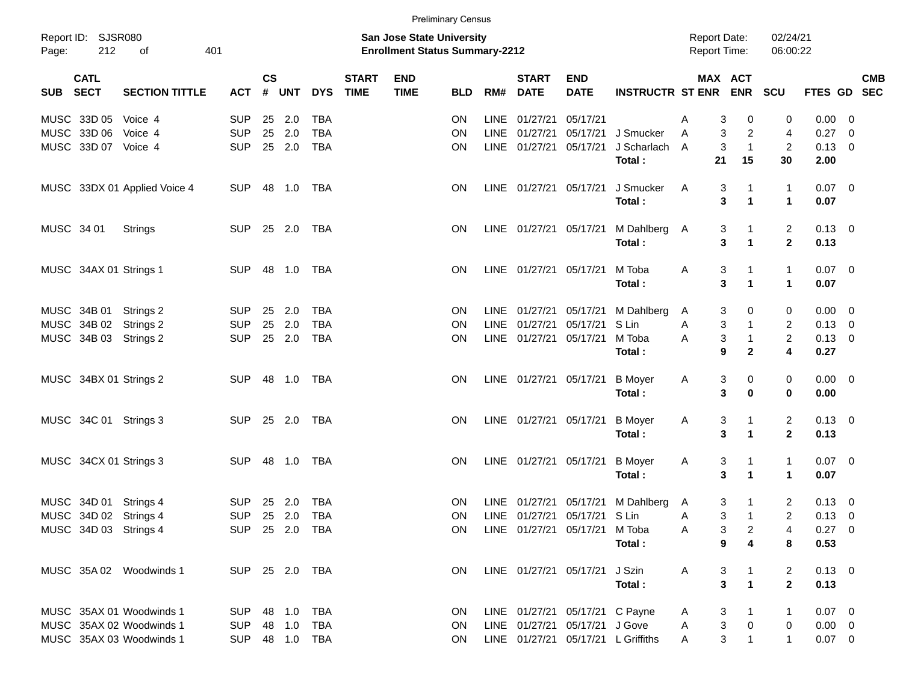Preliminary Census

Report ID: SJSR080
Page: 212 of 401

**San Jose State University**
**Enrollment Status Summary-2212**

Report Date: 02/24/21
Report Time: 06:00:22

| SUB | CATL SECT | SECTION TITTLE | ACT | CS # | UNT | DYS | START TIME | END TIME | BLD | RM# | START DATE | END DATE | INSTRUCTR | ST | MAX ENR | ACT ENR | SCU | FTES | GD | CMB SEC |
|---|---|---|---|---|---|---|---|---|---|---|---|---|---|---|---|---|---|---|---|---|
| MUSC | 33D 05 | Voice 4 | SUP | 25 | 2.0 | TBA | | | ON | LINE | 01/27/21 | 05/17/21 | | A | 3 | 0 | 0 | 0.00 | 0 | |
| MUSC | 33D 06 | Voice 4 | SUP | 25 | 2.0 | TBA | | | ON | LINE | 01/27/21 | 05/17/21 | J Smucker | A | 3 | 2 | 4 | 0.27 | 0 | |
| MUSC | 33D 07 | Voice 4 | SUP | 25 | 2.0 | TBA | | | ON | LINE | 01/27/21 | 05/17/21 | J Scharlach | A | 3 | 1 | 2 | 0.13 | 0 | |
| | | | | | | | | | | | | | **Total :** | | **21** | **15** | **30** | **2.00** | | |
| MUSC | 33DX 01 | Applied Voice 4 | SUP | 48 | 1.0 | TBA | | | ON | LINE | 01/27/21 | 05/17/21 | J Smucker | A | 3 | 1 | 1 | 0.07 | 0 | |
| | | | | | | | | | | | | | **Total :** | | **3** | **1** | **1** | **0.07** | | |
| MUSC | 34 01 | Strings | SUP | 25 | 2.0 | TBA | | | ON | LINE | 01/27/21 | 05/17/21 | M Dahlberg | A | 3 | 1 | 2 | 0.13 | 0 | |
| | | | | | | | | | | | | | **Total :** | | **3** | **1** | **2** | **0.13** | | |
| MUSC | 34AX 01 | Strings 1 | SUP | 48 | 1.0 | TBA | | | ON | LINE | 01/27/21 | 05/17/21 | M Toba | A | 3 | 1 | 1 | 0.07 | 0 | |
| | | | | | | | | | | | | | **Total :** | | **3** | **1** | **1** | **0.07** | | |
| MUSC | 34B 01 | Strings 2 | SUP | 25 | 2.0 | TBA | | | ON | LINE | 01/27/21 | 05/17/21 | M Dahlberg | A | 3 | 0 | 0 | 0.00 | 0 | |
| MUSC | 34B 02 | Strings 2 | SUP | 25 | 2.0 | TBA | | | ON | LINE | 01/27/21 | 05/17/21 | S Lin | A | 3 | 1 | 2 | 0.13 | 0 | |
| MUSC | 34B 03 | Strings 2 | SUP | 25 | 2.0 | TBA | | | ON | LINE | 01/27/21 | 05/17/21 | M Toba | A | 3 | 1 | 2 | 0.13 | 0 | |
| | | | | | | | | | | | | | **Total :** | | **9** | **2** | **4** | **0.27** | | |
| MUSC | 34BX 01 | Strings 2 | SUP | 48 | 1.0 | TBA | | | ON | LINE | 01/27/21 | 05/17/21 | B Moyer | A | 3 | 0 | 0 | 0.00 | 0 | |
| | | | | | | | | | | | | | **Total :** | | **3** | **0** | **0** | **0.00** | | |
| MUSC | 34C 01 | Strings 3 | SUP | 25 | 2.0 | TBA | | | ON | LINE | 01/27/21 | 05/17/21 | B Moyer | A | 3 | 1 | 2 | 0.13 | 0 | |
| | | | | | | | | | | | | | **Total :** | | **3** | **1** | **2** | **0.13** | | |
| MUSC | 34CX 01 | Strings 3 | SUP | 48 | 1.0 | TBA | | | ON | LINE | 01/27/21 | 05/17/21 | B Moyer | A | 3 | 1 | 1 | 0.07 | 0 | |
| | | | | | | | | | | | | | **Total :** | | **3** | **1** | **1** | **0.07** | | |
| MUSC | 34D 01 | Strings 4 | SUP | 25 | 2.0 | TBA | | | ON | LINE | 01/27/21 | 05/17/21 | M Dahlberg | A | 3 | 1 | 2 | 0.13 | 0 | |
| MUSC | 34D 02 | Strings 4 | SUP | 25 | 2.0 | TBA | | | ON | LINE | 01/27/21 | 05/17/21 | S Lin | A | 3 | 1 | 2 | 0.13 | 0 | |
| MUSC | 34D 03 | Strings 4 | SUP | 25 | 2.0 | TBA | | | ON | LINE | 01/27/21 | 05/17/21 | M Toba | A | 3 | 2 | 4 | 0.27 | 0 | |
| | | | | | | | | | | | | | **Total :** | | **9** | **4** | **8** | **0.53** | | |
| MUSC | 35A 02 | Woodwinds 1 | SUP | 25 | 2.0 | TBA | | | ON | LINE | 01/27/21 | 05/17/21 | J Szin | A | 3 | 1 | 2 | 0.13 | 0 | |
| | | | | | | | | | | | | | **Total :** | | **3** | **1** | **2** | **0.13** | | |
| MUSC | 35AX 01 | Woodwinds 1 | SUP | 48 | 1.0 | TBA | | | ON | LINE | 01/27/21 | 05/17/21 | C Payne | A | 3 | 1 | 1 | 0.07 | 0 | |
| MUSC | 35AX 02 | Woodwinds 1 | SUP | 48 | 1.0 | TBA | | | ON | LINE | 01/27/21 | 05/17/21 | J Gove | A | 3 | 0 | 0 | 0.00 | 0 | |
| MUSC | 35AX 03 | Woodwinds 1 | SUP | 48 | 1.0 | TBA | | | ON | LINE | 01/27/21 | 05/17/21 | L Griffiths | A | 3 | 1 | 1 | 0.07 | 0 | |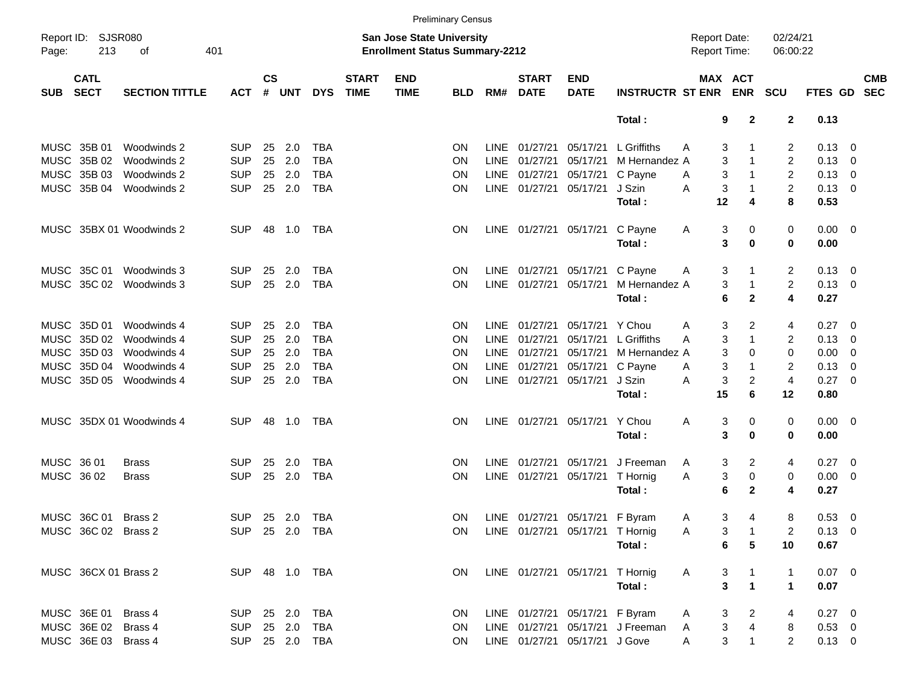Preliminary Census

Report ID: SJSR080
**San Jose State University**
**Enrollment Status Summary-2212**
Report Date: 02/24/21
Report Time: 06:00:22

| SUB | CATL SECT | SECTION TITTLE | ACT | CS # | UNT | DYS | START TIME | END TIME | BLD | RM# | START DATE | END DATE | INSTRUCTR | ST | MAX ENR | ACT ENR | SCU | FTES | GD | CMB SEC |
|---|---|---|---|---|---|---|---|---|---|---|---|---|---|---|---|---|---|---|---|---|
| | | | | | | | | | | | | | **Total :** | | **9** | **2** | **2** | **0.13** | | |
| MUSC | 35B 01 | Woodwinds 2 | SUP | 25 | 2.0 | TBA | | | ON | LINE | 01/27/21 | 05/17/21 | L Griffiths | A | 3 | 1 | 2 | 0.13 | 0 | |
| MUSC | 35B 02 | Woodwinds 2 | SUP | 25 | 2.0 | TBA | | | ON | LINE | 01/27/21 | 05/17/21 | M Hernandez | A | 3 | 1 | 2 | 0.13 | 0 | |
| MUSC | 35B 03 | Woodwinds 2 | SUP | 25 | 2.0 | TBA | | | ON | LINE | 01/27/21 | 05/17/21 | C Payne | A | 3 | 1 | 2 | 0.13 | 0 | |
| MUSC | 35B 04 | Woodwinds 2 | SUP | 25 | 2.0 | TBA | | | ON | LINE | 01/27/21 | 05/17/21 | J Szin | A | 3 | 1 | 2 | 0.13 | 0 | |
| | | | | | | | | | | | | | **Total :** | | **12** | **4** | **8** | **0.53** | | |
| MUSC | 35BX 01 | Woodwinds 2 | SUP | 48 | 1.0 | TBA | | | ON | LINE | 01/27/21 | 05/17/21 | C Payne | A | 3 | 0 | 0 | 0.00 | 0 | |
| | | | | | | | | | | | | | **Total :** | | **3** | **0** | **0** | **0.00** | | |
| MUSC | 35C 01 | Woodwinds 3 | SUP | 25 | 2.0 | TBA | | | ON | LINE | 01/27/21 | 05/17/21 | C Payne | A | 3 | 1 | 2 | 0.13 | 0 | |
| MUSC | 35C 02 | Woodwinds 3 | SUP | 25 | 2.0 | TBA | | | ON | LINE | 01/27/21 | 05/17/21 | M Hernandez | A | 3 | 1 | 2 | 0.13 | 0 | |
| | | | | | | | | | | | | | **Total :** | | **6** | **2** | **4** | **0.27** | | |
| MUSC | 35D 01 | Woodwinds 4 | SUP | 25 | 2.0 | TBA | | | ON | LINE | 01/27/21 | 05/17/21 | Y Chou | A | 3 | 2 | 4 | 0.27 | 0 | |
| MUSC | 35D 02 | Woodwinds 4 | SUP | 25 | 2.0 | TBA | | | ON | LINE | 01/27/21 | 05/17/21 | L Griffiths | A | 3 | 1 | 2 | 0.13 | 0 | |
| MUSC | 35D 03 | Woodwinds 4 | SUP | 25 | 2.0 | TBA | | | ON | LINE | 01/27/21 | 05/17/21 | M Hernandez | A | 3 | 0 | 0 | 0.00 | 0 | |
| MUSC | 35D 04 | Woodwinds 4 | SUP | 25 | 2.0 | TBA | | | ON | LINE | 01/27/21 | 05/17/21 | C Payne | A | 3 | 1 | 2 | 0.13 | 0 | |
| MUSC | 35D 05 | Woodwinds 4 | SUP | 25 | 2.0 | TBA | | | ON | LINE | 01/27/21 | 05/17/21 | J Szin | A | 3 | 2 | 4 | 0.27 | 0 | |
| | | | | | | | | | | | | | **Total :** | | **15** | **6** | **12** | **0.80** | | |
| MUSC | 35DX 01 | Woodwinds 4 | SUP | 48 | 1.0 | TBA | | | ON | LINE | 01/27/21 | 05/17/21 | Y Chou | A | 3 | 0 | 0 | 0.00 | 0 | |
| | | | | | | | | | | | | | **Total :** | | **3** | **0** | **0** | **0.00** | | |
| MUSC | 36 01 | Brass | SUP | 25 | 2.0 | TBA | | | ON | LINE | 01/27/21 | 05/17/21 | J Freeman | A | 3 | 2 | 4 | 0.27 | 0 | |
| MUSC | 36 02 | Brass | SUP | 25 | 2.0 | TBA | | | ON | LINE | 01/27/21 | 05/17/21 | T Hornig | A | 3 | 0 | 0 | 0.00 | 0 | |
| | | | | | | | | | | | | | **Total :** | | **6** | **2** | **4** | **0.27** | | |
| MUSC | 36C 01 | Brass 2 | SUP | 25 | 2.0 | TBA | | | ON | LINE | 01/27/21 | 05/17/21 | F Byram | A | 3 | 4 | 8 | 0.53 | 0 | |
| MUSC | 36C 02 | Brass 2 | SUP | 25 | 2.0 | TBA | | | ON | LINE | 01/27/21 | 05/17/21 | T Hornig | A | 3 | 1 | 2 | 0.13 | 0 | |
| | | | | | | | | | | | | | **Total :** | | **6** | **5** | **10** | **0.67** | | |
| MUSC | 36CX 01 | Brass 2 | SUP | 48 | 1.0 | TBA | | | ON | LINE | 01/27/21 | 05/17/21 | T Hornig | A | 3 | 1 | 1 | 0.07 | 0 | |
| | | | | | | | | | | | | | **Total :** | | **3** | **1** | **1** | **0.07** | | |
| MUSC | 36E 01 | Brass 4 | SUP | 25 | 2.0 | TBA | | | ON | LINE | 01/27/21 | 05/17/21 | F Byram | A | 3 | 2 | 4 | 0.27 | 0 | |
| MUSC | 36E 02 | Brass 4 | SUP | 25 | 2.0 | TBA | | | ON | LINE | 01/27/21 | 05/17/21 | J Freeman | A | 3 | 4 | 8 | 0.53 | 0 | |
| MUSC | 36E 03 | Brass 4 | SUP | 25 | 2.0 | TBA | | | ON | LINE | 01/27/21 | 05/17/21 | J Gove | A | 3 | 1 | 2 | 0.13 | 0 | |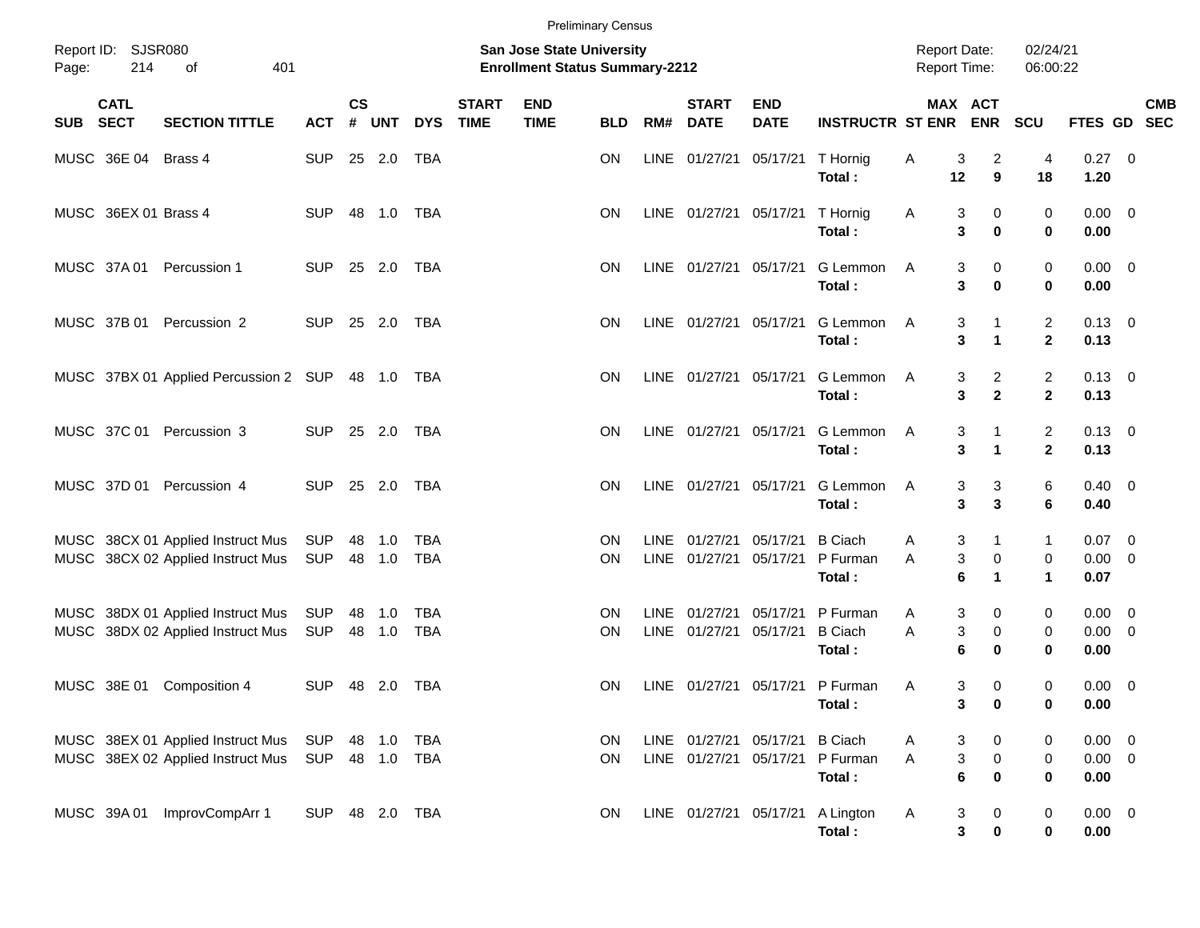Preliminary Census

Report ID: SJSR080

**San Jose State University**
**Enrollment Status Summary-2212**

Report Date: 02/24/21
Report Time: 06:00:22

| SUB | CATL SECT | SECTION TITTLE | ACT | CS # | UNT | DYS | START TIME | END TIME | BLD | RM# | START DATE | END DATE | INSTRUCTR | ST | MAX ENR | ACT ENR | SCU | FTES | GD | CMB SEC |
|---|---|---|---|---|---|---|---|---|---|---|---|---|---|---|---|---|---|---|---|---|
| MUSC | 36E 04 | Brass 4 | SUP | 25 | 2.0 | TBA | | | ON | LINE | 01/27/21 | 05/17/21 | T Hornig | A | 3 | 2 | 4 | 0.27 | 0 | |
| | | | | | | | | | | | | | **Total :** | | **12** | **9** | **18** | **1.20** | | |
| MUSC | 36EX 01 | Brass 4 | SUP | 48 | 1.0 | TBA | | | ON | LINE | 01/27/21 | 05/17/21 | T Hornig | A | 3 | 0 | 0 | 0.00 | 0 | |
| | | | | | | | | | | | | | **Total :** | | **3** | **0** | **0** | **0.00** | | |
| MUSC | 37A 01 | Percussion 1 | SUP | 25 | 2.0 | TBA | | | ON | LINE | 01/27/21 | 05/17/21 | G Lemmon | A | 3 | 0 | 0 | 0.00 | 0 | |
| | | | | | | | | | | | | | **Total :** | | **3** | **0** | **0** | **0.00** | | |
| MUSC | 37B 01 | Percussion 2 | SUP | 25 | 2.0 | TBA | | | ON | LINE | 01/27/21 | 05/17/21 | G Lemmon | A | 3 | 1 | 2 | 0.13 | 0 | |
| | | | | | | | | | | | | | **Total :** | | **3** | **1** | **2** | **0.13** | | |
| MUSC | 37BX 01 | Applied Percussion 2 | SUP | 48 | 1.0 | TBA | | | ON | LINE | 01/27/21 | 05/17/21 | G Lemmon | A | 3 | 2 | 2 | 0.13 | 0 | |
| | | | | | | | | | | | | | **Total :** | | **3** | **2** | **2** | **0.13** | | |
| MUSC | 37C 01 | Percussion 3 | SUP | 25 | 2.0 | TBA | | | ON | LINE | 01/27/21 | 05/17/21 | G Lemmon | A | 3 | 1 | 2 | 0.13 | 0 | |
| | | | | | | | | | | | | | **Total :** | | **3** | **1** | **2** | **0.13** | | |
| MUSC | 37D 01 | Percussion 4 | SUP | 25 | 2.0 | TBA | | | ON | LINE | 01/27/21 | 05/17/21 | G Lemmon | A | 3 | 3 | 6 | 0.40 | 0 | |
| | | | | | | | | | | | | | **Total :** | | **3** | **3** | **6** | **0.40** | | |
| MUSC | 38CX 01 | Applied Instruct Mus | SUP | 48 | 1.0 | TBA | | | ON | LINE | 01/27/21 | 05/17/21 | B Ciach | A | 3 | 1 | 1 | 0.07 | 0 | |
| MUSC | 38CX 02 | Applied Instruct Mus | SUP | 48 | 1.0 | TBA | | | ON | LINE | 01/27/21 | 05/17/21 | P Furman | A | 3 | 0 | 0 | 0.00 | 0 | |
| | | | | | | | | | | | | | **Total :** | | **6** | **1** | **1** | **0.07** | | |
| MUSC | 38DX 01 | Applied Instruct Mus | SUP | 48 | 1.0 | TBA | | | ON | LINE | 01/27/21 | 05/17/21 | P Furman | A | 3 | 0 | 0 | 0.00 | 0 | |
| MUSC | 38DX 02 | Applied Instruct Mus | SUP | 48 | 1.0 | TBA | | | ON | LINE | 01/27/21 | 05/17/21 | B Ciach | A | 3 | 0 | 0 | 0.00 | 0 | |
| | | | | | | | | | | | | | **Total :** | | **6** | **0** | **0** | **0.00** | | |
| MUSC | 38E 01 | Composition 4 | SUP | 48 | 2.0 | TBA | | | ON | LINE | 01/27/21 | 05/17/21 | P Furman | A | 3 | 0 | 0 | 0.00 | 0 | |
| | | | | | | | | | | | | | **Total :** | | **3** | **0** | **0** | **0.00** | | |
| MUSC | 38EX 01 | Applied Instruct Mus | SUP | 48 | 1.0 | TBA | | | ON | LINE | 01/27/21 | 05/17/21 | B Ciach | A | 3 | 0 | 0 | 0.00 | 0 | |
| MUSC | 38EX 02 | Applied Instruct Mus | SUP | 48 | 1.0 | TBA | | | ON | LINE | 01/27/21 | 05/17/21 | P Furman | A | 3 | 0 | 0 | 0.00 | 0 | |
| | | | | | | | | | | | | | **Total :** | | **6** | **0** | **0** | **0.00** | | |
| MUSC | 39A 01 | ImprovCompArr 1 | SUP | 48 | 2.0 | TBA | | | ON | LINE | 01/27/21 | 05/17/21 | A Lington | A | 3 | 0 | 0 | 0.00 | 0 | |
| | | | | | | | | | | | | | **Total :** | | **3** | **0** | **0** | **0.00** | | |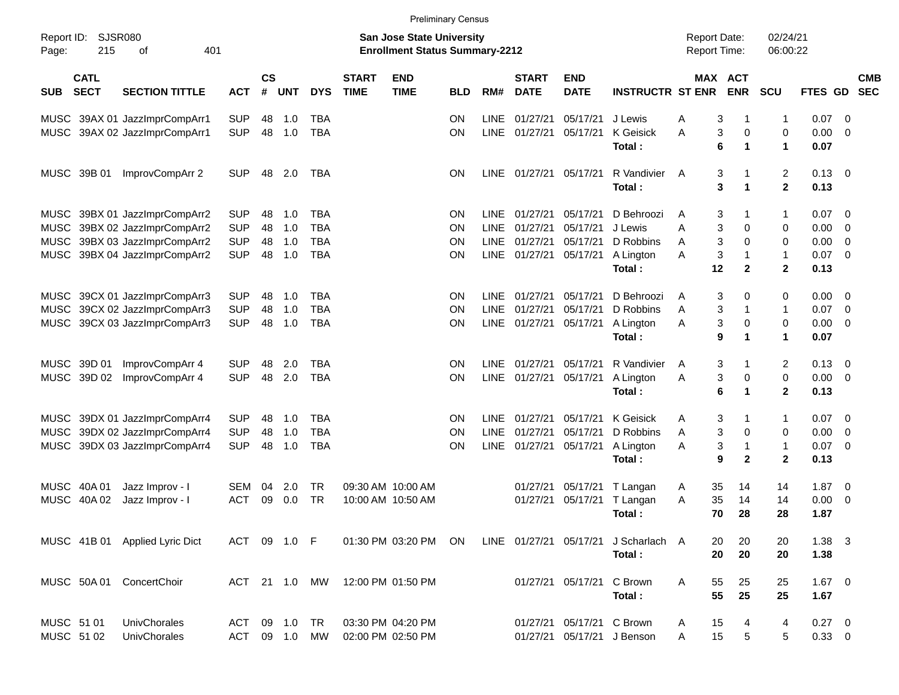Preliminary Census

Report ID: SJSR080
**San Jose State University**
**Enrollment Status Summary-2212**
Report Date: 02/24/21
Report Time: 06:00:22

| SUB | CATL SECT | SECTION TITTLE | ACT | CS # | UNT | DYS | START TIME | END TIME | BLD | RM# | START DATE | END DATE | INSTRUCTR | ST | MAX ENR | ACT ENR | SCU | FTES | GD | CMB SEC |
|---|---|---|---|---|---|---|---|---|---|---|---|---|---|---|---|---|---|---|---|---|
| MUSC | 39AX 01 | JazzImprCompArr1 | SUP | 48 | 1.0 | TBA | | | ON | LINE | 01/27/21 | 05/17/21 | J Lewis | A | 3 | 1 | 1 | 0.07 | 0 | |
| MUSC | 39AX 02 | JazzImprCompArr1 | SUP | 48 | 1.0 | TBA | | | ON | LINE | 01/27/21 | 05/17/21 | K Geisick | A | 3 | 0 | 0 | 0.00 | 0 | |
| | | | | | | | | | | | | | **Total :** | | **6** | **1** | **1** | **0.07** | | |
| MUSC | 39B 01 | ImprovCompArr 2 | SUP | 48 | 2.0 | TBA | | | ON | LINE | 01/27/21 | 05/17/21 | R Vandivier | A | 3 | 1 | 2 | 0.13 | 0 | |
| | | | | | | | | | | | | | **Total :** | | **3** | **1** | **2** | **0.13** | | |
| MUSC | 39BX 01 | JazzImprCompArr2 | SUP | 48 | 1.0 | TBA | | | ON | LINE | 01/27/21 | 05/17/21 | D Behroozi | A | 3 | 1 | 1 | 0.07 | 0 | |
| MUSC | 39BX 02 | JazzImprCompArr2 | SUP | 48 | 1.0 | TBA | | | ON | LINE | 01/27/21 | 05/17/21 | J Lewis | A | 3 | 0 | 0 | 0.00 | 0 | |
| MUSC | 39BX 03 | JazzImprCompArr2 | SUP | 48 | 1.0 | TBA | | | ON | LINE | 01/27/21 | 05/17/21 | D Robbins | A | 3 | 0 | 0 | 0.00 | 0 | |
| MUSC | 39BX 04 | JazzImprCompArr2 | SUP | 48 | 1.0 | TBA | | | ON | LINE | 01/27/21 | 05/17/21 | A Lington | A | 3 | 1 | 1 | 0.07 | 0 | |
| | | | | | | | | | | | | | **Total :** | | **12** | **2** | **2** | **0.13** | | |
| MUSC | 39CX 01 | JazzImprCompArr3 | SUP | 48 | 1.0 | TBA | | | ON | LINE | 01/27/21 | 05/17/21 | D Behroozi | A | 3 | 0 | 0 | 0.00 | 0 | |
| MUSC | 39CX 02 | JazzImprCompArr3 | SUP | 48 | 1.0 | TBA | | | ON | LINE | 01/27/21 | 05/17/21 | D Robbins | A | 3 | 1 | 1 | 0.07 | 0 | |
| MUSC | 39CX 03 | JazzImprCompArr3 | SUP | 48 | 1.0 | TBA | | | ON | LINE | 01/27/21 | 05/17/21 | A Lington | A | 3 | 0 | 0 | 0.00 | 0 | |
| | | | | | | | | | | | | | **Total :** | | **9** | **1** | **1** | **0.07** | | |
| MUSC | 39D 01 | ImprovCompArr 4 | SUP | 48 | 2.0 | TBA | | | ON | LINE | 01/27/21 | 05/17/21 | R Vandivier | A | 3 | 1 | 2 | 0.13 | 0 | |
| MUSC | 39D 02 | ImprovCompArr 4 | SUP | 48 | 2.0 | TBA | | | ON | LINE | 01/27/21 | 05/17/21 | A Lington | A | 3 | 0 | 0 | 0.00 | 0 | |
| | | | | | | | | | | | | | **Total :** | | **6** | **1** | **2** | **0.13** | | |
| MUSC | 39DX 01 | JazzImprCompArr4 | SUP | 48 | 1.0 | TBA | | | ON | LINE | 01/27/21 | 05/17/21 | K Geisick | A | 3 | 1 | 1 | 0.07 | 0 | |
| MUSC | 39DX 02 | JazzImprCompArr4 | SUP | 48 | 1.0 | TBA | | | ON | LINE | 01/27/21 | 05/17/21 | D Robbins | A | 3 | 0 | 0 | 0.00 | 0 | |
| MUSC | 39DX 03 | JazzImprCompArr4 | SUP | 48 | 1.0 | TBA | | | ON | LINE | 01/27/21 | 05/17/21 | A Lington | A | 3 | 1 | 1 | 0.07 | 0 | |
| | | | | | | | | | | | | | **Total :** | | **9** | **2** | **2** | **0.13** | | |
| MUSC | 40A 01 | Jazz Improv - I | SEM | 04 | 2.0 | TR | 09:30 AM | 10:00 AM | | | 01/27/21 | 05/17/21 | T Langan | A | 35 | 14 | 14 | 1.87 | 0 | |
| MUSC | 40A 02 | Jazz Improv - I | ACT | 09 | 0.0 | TR | 10:00 AM | 10:50 AM | | | 01/27/21 | 05/17/21 | T Langan | A | 35 | 14 | 14 | 0.00 | 0 | |
| | | | | | | | | | | | | | **Total :** | | **70** | **28** | **28** | **1.87** | | |
| MUSC | 41B 01 | Applied Lyric Dict | ACT | 09 | 1.0 | F | 01:30 PM | 03:20 PM | ON | LINE | 01/27/21 | 05/17/21 | J Scharlach | A | 20 | 20 | 20 | 1.38 | 3 | |
| | | | | | | | | | | | | | **Total :** | | **20** | **20** | **20** | **1.38** | | |
| MUSC | 50A 01 | ConcertChoir | ACT | 21 | 1.0 | MW | 12:00 PM | 01:50 PM | | | 01/27/21 | 05/17/21 | C Brown | A | 55 | 25 | 25 | 1.67 | 0 | |
| | | | | | | | | | | | | | **Total :** | | **55** | **25** | **25** | **1.67** | | |
| MUSC | 51 01 | UnivChorales | ACT | 09 | 1.0 | TR | 03:30 PM | 04:20 PM | | | 01/27/21 | 05/17/21 | C Brown | A | 15 | 4 | 4 | 0.27 | 0 | |
| MUSC | 51 02 | UnivChorales | ACT | 09 | 1.0 | MW | 02:00 PM | 02:50 PM | | | 01/27/21 | 05/17/21 | J Benson | A | 15 | 5 | 5 | 0.33 | 0 | |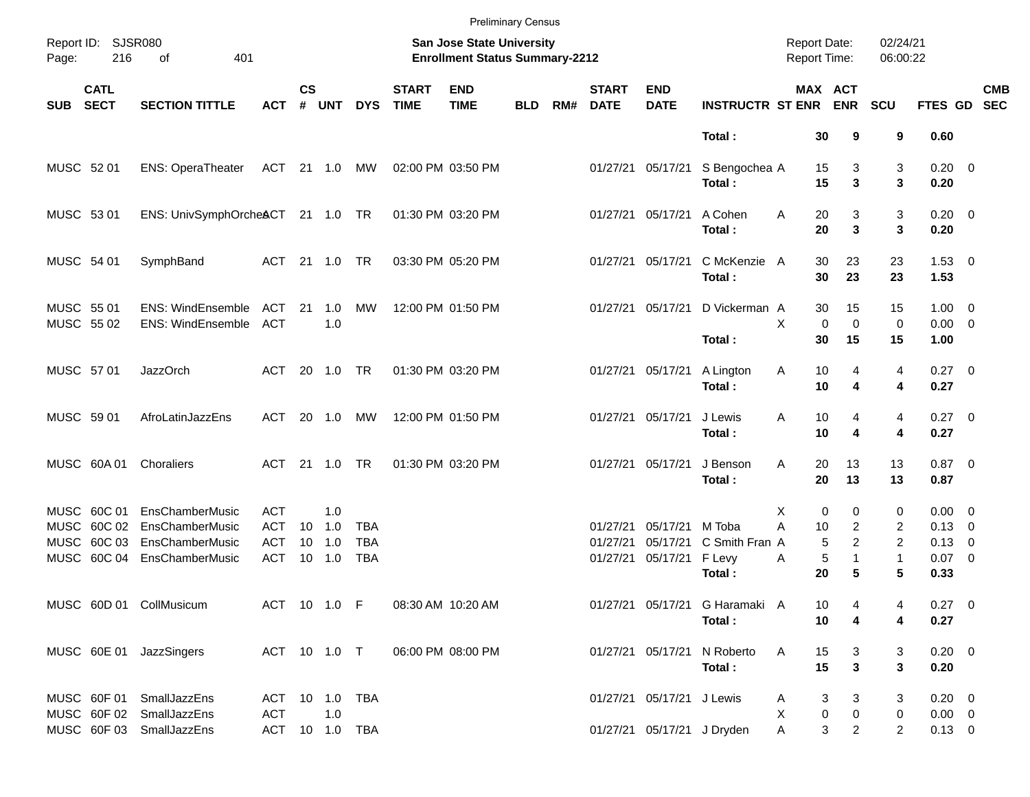Preliminary Census

Report ID: SJSR080

**San Jose State University**
**Enrollment Status Summary-2212**

Report Date: 02/24/21
Report Time: 06:00:22

| SUB | CATL SECT | SECTION TITTLE | ACT | CS # | UNT | DYS | START TIME | END TIME | BLD | RM# | START DATE | END DATE | INSTRUCTR | ST | MAX ENR | ACT ENR | SCU | FTES | GD | CMB SEC |
|---|---|---|---|---|---|---|---|---|---|---|---|---|---|---|---|---|---|---|---|---|
| | | | | | | | | | | | | | **Total :** | | **30** | **9** | **9** | **0.60** | | |
| MUSC | 52 01 | ENS: OperaTheater | ACT | 21 | 1.0 | MW | 02:00 PM | 03:50 PM | | | 01/27/21 | 05/17/21 | S Bengochea | A | 15 | 3 | 3 | 0.20 | 0 | |
| | | | | | | | | | | | | | **Total :** | | **15** | **3** | **3** | **0.20** | | |
| MUSC | 53 01 | ENS: UnivSymphOrches | ACT | 21 | 1.0 | TR | 01:30 PM | 03:20 PM | | | 01/27/21 | 05/17/21 | A Cohen | A | 20 | 3 | 3 | 0.20 | 0 | |
| | | | | | | | | | | | | | **Total :** | | **20** | **3** | **3** | **0.20** | | |
| MUSC | 54 01 | SymphBand | ACT | 21 | 1.0 | TR | 03:30 PM | 05:20 PM | | | 01/27/21 | 05/17/21 | C McKenzie | A | 30 | 23 | 23 | 1.53 | 0 | |
| | | | | | | | | | | | | | **Total :** | | **30** | **23** | **23** | **1.53** | | |
| MUSC | 55 01 | ENS: WindEnsemble | ACT | 21 | 1.0 | MW | 12:00 PM | 01:50 PM | | | 01/27/21 | 05/17/21 | D Vickerman | A | 30 | 15 | 15 | 1.00 | 0 | |
| MUSC | 55 02 | ENS: WindEnsemble | ACT | | 1.0 | | | | | | | | | X | 0 | 0 | 0 | 0.00 | 0 | |
| | | | | | | | | | | | | | **Total :** | | **30** | **15** | **15** | **1.00** | | |
| MUSC | 57 01 | JazzOrch | ACT | 20 | 1.0 | TR | 01:30 PM | 03:20 PM | | | 01/27/21 | 05/17/21 | A Lington | A | 10 | 4 | 4 | 0.27 | 0 | |
| | | | | | | | | | | | | | **Total :** | | **10** | **4** | **4** | **0.27** | | |
| MUSC | 59 01 | AfroLatinJazzEns | ACT | 20 | 1.0 | MW | 12:00 PM | 01:50 PM | | | 01/27/21 | 05/17/21 | J Lewis | A | 10 | 4 | 4 | 0.27 | 0 | |
| | | | | | | | | | | | | | **Total :** | | **10** | **4** | **4** | **0.27** | | |
| MUSC | 60A 01 | Choraliers | ACT | 21 | 1.0 | TR | 01:30 PM | 03:20 PM | | | 01/27/21 | 05/17/21 | J Benson | A | 20 | 13 | 13 | 0.87 | 0 | |
| | | | | | | | | | | | | | **Total :** | | **20** | **13** | **13** | **0.87** | | |
| MUSC | 60C 01 | EnsChamberMusic | ACT | | 1.0 | | | | | | | | | X | 0 | 0 | 0 | 0.00 | 0 | |
| MUSC | 60C 02 | EnsChamberMusic | ACT | 10 | 1.0 | TBA | | | | | 01/27/21 | 05/17/21 | M Toba | A | 10 | 2 | 2 | 0.13 | 0 | |
| MUSC | 60C 03 | EnsChamberMusic | ACT | 10 | 1.0 | TBA | | | | | 01/27/21 | 05/17/21 | C Smith Fran | A | 5 | 2 | 2 | 0.13 | 0 | |
| MUSC | 60C 04 | EnsChamberMusic | ACT | 10 | 1.0 | TBA | | | | | 01/27/21 | 05/17/21 | F Levy | A | 5 | 1 | 1 | 0.07 | 0 | |
| | | | | | | | | | | | | | **Total :** | | **20** | **5** | **5** | **0.33** | | |
| MUSC | 60D 01 | CollMusicum | ACT | 10 | 1.0 | F | 08:30 AM | 10:20 AM | | | 01/27/21 | 05/17/21 | G Haramaki | A | 10 | 4 | 4 | 0.27 | 0 | |
| | | | | | | | | | | | | | **Total :** | | **10** | **4** | **4** | **0.27** | | |
| MUSC | 60E 01 | JazzSingers | ACT | 10 | 1.0 | T | 06:00 PM | 08:00 PM | | | 01/27/21 | 05/17/21 | N Roberto | A | 15 | 3 | 3 | 0.20 | 0 | |
| | | | | | | | | | | | | | **Total :** | | **15** | **3** | **3** | **0.20** | | |
| MUSC | 60F 01 | SmallJazzEns | ACT | 10 | 1.0 | TBA | | | | | 01/27/21 | 05/17/21 | J Lewis | A | 3 | 3 | 3 | 0.20 | 0 | |
| MUSC | 60F 02 | SmallJazzEns | ACT | | 1.0 | | | | | | | | | X | 0 | 0 | 0 | 0.00 | 0 | |
| MUSC | 60F 03 | SmallJazzEns | ACT | 10 | 1.0 | TBA | | | | | 01/27/21 | 05/17/21 | J Dryden | A | 3 | 2 | 2 | 0.13 | 0 | |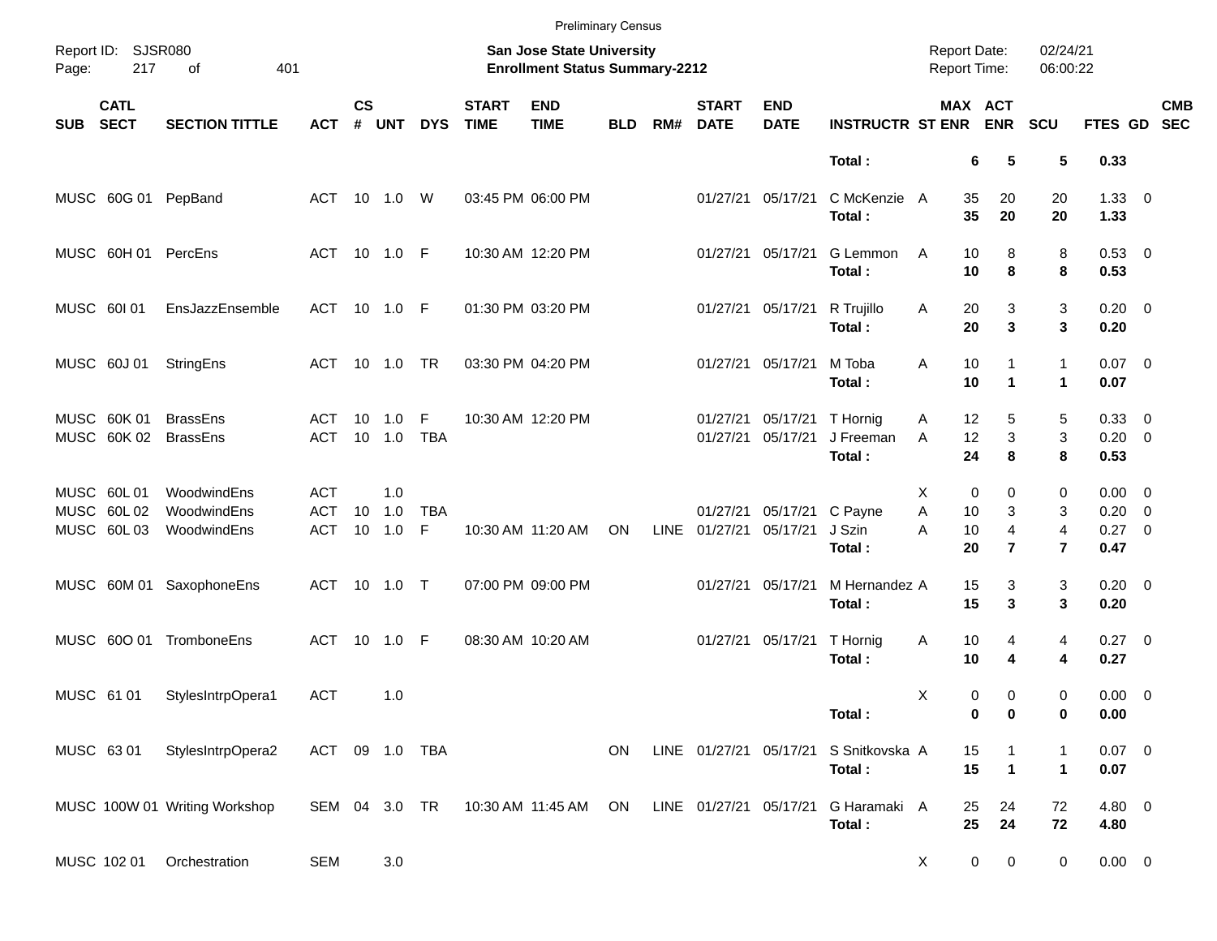Preliminary Census

Report ID: SJSR080

**San Jose State University**
**Enrollment Status Summary-2212**

Report Date: 02/24/21
Report Time: 06:00:22

| SUB | CATL SECT | SECTION TITTLE | ACT | CS # | UNT | DYS | START TIME | END TIME | BLD | RM# | START DATE | END DATE | INSTRUCTR | ST | MAX ENR | ACT ENR | SCU | FTES | GD | CMB SEC |
|---|---|---|---|---|---|---|---|---|---|---|---|---|---|---|---|---|---|---|---|---|
| | | | | | | | | | | | | | **Total :** | | **6** | **5** | **5** | **0.33** | | |
| MUSC | 60G 01 | PepBand | ACT | 10 | 1.0 | W | 03:45 PM | 06:00 PM | | | 01/27/21 | 05/17/21 | C McKenzie | A | 35 | 20 | 20 | 1.33 | 0 | |
| | | | | | | | | | | | | | **Total :** | | **35** | **20** | **20** | **1.33** | | |
| MUSC | 60H 01 | PercEns | ACT | 10 | 1.0 | F | 10:30 AM | 12:20 PM | | | 01/27/21 | 05/17/21 | G Lemmon | A | 10 | 8 | 8 | 0.53 | 0 | |
| | | | | | | | | | | | | | **Total :** | | **10** | **8** | **8** | **0.53** | | |
| MUSC | 60I 01 | EnsJazzEnsemble | ACT | 10 | 1.0 | F | 01:30 PM | 03:20 PM | | | 01/27/21 | 05/17/21 | R Trujillo | A | 20 | 3 | 3 | 0.20 | 0 | |
| | | | | | | | | | | | | | **Total :** | | **20** | **3** | **3** | **0.20** | | |
| MUSC | 60J 01 | StringEns | ACT | 10 | 1.0 | TR | 03:30 PM | 04:20 PM | | | 01/27/21 | 05/17/21 | M Toba | A | 10 | 1 | 1 | 0.07 | 0 | |
| | | | | | | | | | | | | | **Total :** | | **10** | **1** | **1** | **0.07** | | |
| MUSC | 60K 01 | BrassEns | ACT | 10 | 1.0 | F | 10:30 AM | 12:20 PM | | | 01/27/21 | 05/17/21 | T Hornig | A | 12 | 5 | 5 | 0.33 | 0 | |
| MUSC | 60K 02 | BrassEns | ACT | 10 | 1.0 | TBA | | | | | 01/27/21 | 05/17/21 | J Freeman | A | 12 | 3 | 3 | 0.20 | 0 | |
| | | | | | | | | | | | | | **Total :** | | **24** | **8** | **8** | **0.53** | | |
| MUSC | 60L 01 | WoodwindEns | ACT | | 1.0 | | | | | | | | | X | 0 | 0 | 0 | 0.00 | 0 | |
| MUSC | 60L 02 | WoodwindEns | ACT | 10 | 1.0 | TBA | | | | | 01/27/21 | 05/17/21 | C Payne | A | 10 | 3 | 3 | 0.20 | 0 | |
| MUSC | 60L 03 | WoodwindEns | ACT | 10 | 1.0 | F | 10:30 AM | 11:20 AM | ON | LINE | 01/27/21 | 05/17/21 | J Szin | A | 10 | 4 | 4 | 0.27 | 0 | |
| | | | | | | | | | | | | | **Total :** | | **20** | **7** | **7** | **0.47** | | |
| MUSC | 60M 01 | SaxophoneEns | ACT | 10 | 1.0 | T | 07:00 PM | 09:00 PM | | | 01/27/21 | 05/17/21 | M Hernandez | A | 15 | 3 | 3 | 0.20 | 0 | |
| | | | | | | | | | | | | | **Total :** | | **15** | **3** | **3** | **0.20** | | |
| MUSC | 60O 01 | TromboneEns | ACT | 10 | 1.0 | F | 08:30 AM | 10:20 AM | | | 01/27/21 | 05/17/21 | T Hornig | A | 10 | 4 | 4 | 0.27 | 0 | |
| | | | | | | | | | | | | | **Total :** | | **10** | **4** | **4** | **0.27** | | |
| MUSC | 61 01 | StylesIntrpOpera1 | ACT | | 1.0 | | | | | | | | | X | 0 | 0 | 0 | 0.00 | 0 | |
| | | | | | | | | | | | | | **Total :** | | **0** | **0** | **0** | **0.00** | | |
| MUSC | 63 01 | StylesIntrpOpera2 | ACT | 09 | 1.0 | TBA | | | ON | LINE | 01/27/21 | 05/17/21 | S Snitkovska | A | 15 | 1 | 1 | 0.07 | 0 | |
| | | | | | | | | | | | | | **Total :** | | **15** | **1** | **1** | **0.07** | | |
| MUSC | 100W 01 | Writing Workshop | SEM | 04 | 3.0 | TR | 10:30 AM | 11:45 AM | ON | LINE | 01/27/21 | 05/17/21 | G Haramaki | A | 25 | 24 | 72 | 4.80 | 0 | |
| | | | | | | | | | | | | | **Total :** | | **25** | **24** | **72** | **4.80** | | |
| MUSC | 102 01 | Orchestration | SEM | | 3.0 | | | | | | | | | X | 0 | 0 | 0 | 0.00 | 0 | |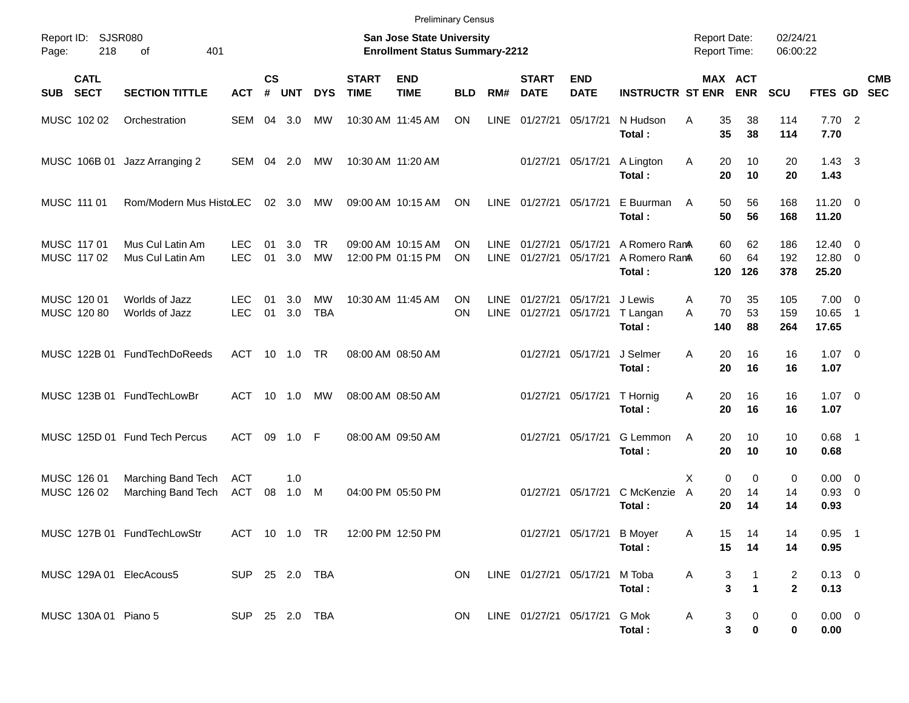Preliminary Census

Report ID: SJSR080

**San Jose State University**
**Enrollment Status Summary-2212**

Report Date: 02/24/21
Report Time: 06:00:22

| SUB | CATL SECT | SECTION TITTLE | ACT | CS # | UNT | DYS | START TIME | END TIME | BLD | RM# | START DATE | END DATE | INSTRUCTR | ST | MAX ENR | ACT ENR | SCU | FTES | GD | CMB SEC |
|---|---|---|---|---|---|---|---|---|---|---|---|---|---|---|---|---|---|---|---|---|
| MUSC | 102 02 | Orchestration | SEM | 04 | 3.0 | MW | 10:30 AM | 11:45 AM | ON | LINE | 01/27/21 | 05/17/21 | N Hudson | A | 35 | 38 | 114 | 7.70 | 2 | |
| | | | | | | | | | | | | | **Total :** | | **35** | **38** | **114** | **7.70** | | |
| MUSC | 106B 01 | Jazz Arranging 2 | SEM | 04 | 2.0 | MW | 10:30 AM | 11:20 AM | | | 01/27/21 | 05/17/21 | A Lington | A | 20 | 10 | 20 | 1.43 | 3 | |
| | | | | | | | | | | | | | **Total :** | | **20** | **10** | **20** | **1.43** | | |
| MUSC | 111 01 | Rom/Modern Mus Histo | LEC | 02 | 3.0 | MW | 09:00 AM | 10:15 AM | ON | LINE | 01/27/21 | 05/17/21 | E Buurman | A | 50 | 56 | 168 | 11.20 | 0 | |
| | | | | | | | | | | | | | **Total :** | | **50** | **56** | **168** | **11.20** | | |
| MUSC | 117 01 | Mus Cul Latin Am | LEC | 01 | 3.0 | TR | 09:00 AM | 10:15 AM | ON | LINE | 01/27/21 | 05/17/21 | A Romero Ram | A | 60 | 62 | 186 | 12.40 | 0 | |
| MUSC | 117 02 | Mus Cul Latin Am | LEC | 01 | 3.0 | MW | 12:00 PM | 01:15 PM | ON | LINE | 01/27/21 | 05/17/21 | A Romero Ram | A | 60 | 64 | 192 | 12.80 | 0 | |
| | | | | | | | | | | | | | **Total :** | | **120** | **126** | **378** | **25.20** | | |
| MUSC | 120 01 | Worlds of Jazz | LEC | 01 | 3.0 | MW | 10:30 AM | 11:45 AM | ON | LINE | 01/27/21 | 05/17/21 | J Lewis | A | 70 | 35 | 105 | 7.00 | 0 | |
| MUSC | 120 80 | Worlds of Jazz | LEC | 01 | 3.0 | TBA | | | ON | LINE | 01/27/21 | 05/17/21 | T Langan | A | 70 | 53 | 159 | 10.65 | 1 | |
| | | | | | | | | | | | | | **Total :** | | **140** | **88** | **264** | **17.65** | | |
| MUSC | 122B 01 | FundTechDoReeds | ACT | 10 | 1.0 | TR | 08:00 AM | 08:50 AM | | | 01/27/21 | 05/17/21 | J Selmer | A | 20 | 16 | 16 | 1.07 | 0 | |
| | | | | | | | | | | | | | **Total :** | | **20** | **16** | **16** | **1.07** | | |
| MUSC | 123B 01 | FundTechLowBr | ACT | 10 | 1.0 | MW | 08:00 AM | 08:50 AM | | | 01/27/21 | 05/17/21 | T Hornig | A | 20 | 16 | 16 | 1.07 | 0 | |
| | | | | | | | | | | | | | **Total :** | | **20** | **16** | **16** | **1.07** | | |
| MUSC | 125D 01 | Fund Tech Percus | ACT | 09 | 1.0 | F | 08:00 AM | 09:50 AM | | | 01/27/21 | 05/17/21 | G Lemmon | A | 20 | 10 | 10 | 0.68 | 1 | |
| | | | | | | | | | | | | | **Total :** | | **20** | **10** | **10** | **0.68** | | |
| MUSC | 126 01 | Marching Band Tech | ACT | | 1.0 | | | | | | | | | X | 0 | 0 | 0 | 0.00 | 0 | |
| MUSC | 126 02 | Marching Band Tech | ACT | 08 | 1.0 | M | 04:00 PM | 05:50 PM | | | 01/27/21 | 05/17/21 | C McKenzie | A | 20 | 14 | 14 | 0.93 | 0 | |
| | | | | | | | | | | | | | **Total :** | | **20** | **14** | **14** | **0.93** | | |
| MUSC | 127B 01 | FundTechLowStr | ACT | 10 | 1.0 | TR | 12:00 PM | 12:50 PM | | | 01/27/21 | 05/17/21 | B Moyer | A | 15 | 14 | 14 | 0.95 | 1 | |
| | | | | | | | | | | | | | **Total :** | | **15** | **14** | **14** | **0.95** | | |
| MUSC | 129A 01 | ElecAcous5 | SUP | 25 | 2.0 | TBA | | | ON | LINE | 01/27/21 | 05/17/21 | M Toba | A | 3 | 1 | 2 | 0.13 | 0 | |
| | | | | | | | | | | | | | **Total :** | | **3** | **1** | **2** | **0.13** | | |
| MUSC | 130A 01 | Piano 5 | SUP | 25 | 2.0 | TBA | | | ON | LINE | 01/27/21 | 05/17/21 | G Mok | A | 3 | 0 | 0 | 0.00 | 0 | |
| | | | | | | | | | | | | | **Total :** | | **3** | **0** | **0** | **0.00** | | |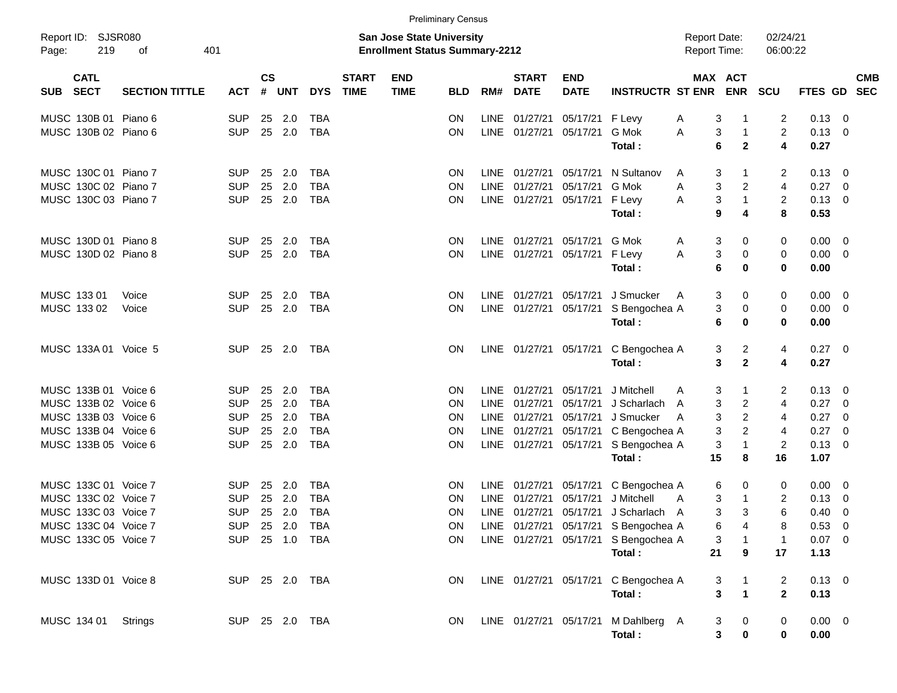Preliminary Census

Report ID: SJSR080
Page: 219 of 401

**San Jose State University**
**Enrollment Status Summary-2212**

Report Date: 02/24/21
Report Time: 06:00:22

| SUB | CATL SECT | SECTION TITTLE | ACT | CS # | UNT | DYS | START TIME | END TIME | BLD | RM# | START DATE | END DATE | INSTRUCTR | ST | MAX ENR | ACT ENR | SCU | FTES | GD | CMB SEC |
|---|---|---|---|---|---|---|---|---|---|---|---|---|---|---|---|---|---|---|---|---|
| MUSC | 130B 01 | Piano 6 | SUP | 25 | 2.0 | TBA | | | ON | LINE | 01/27/21 | 05/17/21 | F Levy | A | 3 | 1 | 2 | 0.13 | 0 | |
| MUSC | 130B 02 | Piano 6 | SUP | 25 | 2.0 | TBA | | | ON | LINE | 01/27/21 | 05/17/21 | G Mok | A | 3 | 1 | 2 | 0.13 | 0 | |
| | | | | | | | | | | | | | **Total :** | | **6** | **2** | **4** | **0.27** | | |
| MUSC | 130C 01 | Piano 7 | SUP | 25 | 2.0 | TBA | | | ON | LINE | 01/27/21 | 05/17/21 | N Sultanov | A | 3 | 1 | 2 | 0.13 | 0 | |
| MUSC | 130C 02 | Piano 7 | SUP | 25 | 2.0 | TBA | | | ON | LINE | 01/27/21 | 05/17/21 | G Mok | A | 3 | 2 | 4 | 0.27 | 0 | |
| MUSC | 130C 03 | Piano 7 | SUP | 25 | 2.0 | TBA | | | ON | LINE | 01/27/21 | 05/17/21 | F Levy | A | 3 | 1 | 2 | 0.13 | 0 | |
| | | | | | | | | | | | | | **Total :** | | **9** | **4** | **8** | **0.53** | | |
| MUSC | 130D 01 | Piano 8 | SUP | 25 | 2.0 | TBA | | | ON | LINE | 01/27/21 | 05/17/21 | G Mok | A | 3 | 0 | 0 | 0.00 | 0 | |
| MUSC | 130D 02 | Piano 8 | SUP | 25 | 2.0 | TBA | | | ON | LINE | 01/27/21 | 05/17/21 | F Levy | A | 3 | 0 | 0 | 0.00 | 0 | |
| | | | | | | | | | | | | | **Total :** | | **6** | **0** | **0** | **0.00** | | |
| MUSC | 133 01 | Voice | SUP | 25 | 2.0 | TBA | | | ON | LINE | 01/27/21 | 05/17/21 | J Smucker | A | 3 | 0 | 0 | 0.00 | 0 | |
| MUSC | 133 02 | Voice | SUP | 25 | 2.0 | TBA | | | ON | LINE | 01/27/21 | 05/17/21 | S Bengochea | A | 3 | 0 | 0 | 0.00 | 0 | |
| | | | | | | | | | | | | | **Total :** | | **6** | **0** | **0** | **0.00** | | |
| MUSC | 133A 01 | Voice 5 | SUP | 25 | 2.0 | TBA | | | ON | LINE | 01/27/21 | 05/17/21 | C Bengochea | A | 3 | 2 | 4 | 0.27 | 0 | |
| | | | | | | | | | | | | | **Total :** | | **3** | **2** | **4** | **0.27** | | |
| MUSC | 133B 01 | Voice 6 | SUP | 25 | 2.0 | TBA | | | ON | LINE | 01/27/21 | 05/17/21 | J Mitchell | A | 3 | 1 | 2 | 0.13 | 0 | |
| MUSC | 133B 02 | Voice 6 | SUP | 25 | 2.0 | TBA | | | ON | LINE | 01/27/21 | 05/17/21 | J Scharlach | A | 3 | 2 | 4 | 0.27 | 0 | |
| MUSC | 133B 03 | Voice 6 | SUP | 25 | 2.0 | TBA | | | ON | LINE | 01/27/21 | 05/17/21 | J Smucker | A | 3 | 2 | 4 | 0.27 | 0 | |
| MUSC | 133B 04 | Voice 6 | SUP | 25 | 2.0 | TBA | | | ON | LINE | 01/27/21 | 05/17/21 | C Bengochea | A | 3 | 2 | 4 | 0.27 | 0 | |
| MUSC | 133B 05 | Voice 6 | SUP | 25 | 2.0 | TBA | | | ON | LINE | 01/27/21 | 05/17/21 | S Bengochea | A | 3 | 1 | 2 | 0.13 | 0 | |
| | | | | | | | | | | | | | **Total :** | | **15** | **8** | **16** | **1.07** | | |
| MUSC | 133C 01 | Voice 7 | SUP | 25 | 2.0 | TBA | | | ON | LINE | 01/27/21 | 05/17/21 | C Bengochea | A | 6 | 0 | 0 | 0.00 | 0 | |
| MUSC | 133C 02 | Voice 7 | SUP | 25 | 2.0 | TBA | | | ON | LINE | 01/27/21 | 05/17/21 | J Mitchell | A | 3 | 1 | 2 | 0.13 | 0 | |
| MUSC | 133C 03 | Voice 7 | SUP | 25 | 2.0 | TBA | | | ON | LINE | 01/27/21 | 05/17/21 | J Scharlach | A | 3 | 3 | 6 | 0.40 | 0 | |
| MUSC | 133C 04 | Voice 7 | SUP | 25 | 2.0 | TBA | | | ON | LINE | 01/27/21 | 05/17/21 | S Bengochea | A | 6 | 4 | 8 | 0.53 | 0 | |
| MUSC | 133C 05 | Voice 7 | SUP | 25 | 1.0 | TBA | | | ON | LINE | 01/27/21 | 05/17/21 | S Bengochea | A | 3 | 1 | 1 | 0.07 | 0 | |
| | | | | | | | | | | | | | **Total :** | | **21** | **9** | **17** | **1.13** | | |
| MUSC | 133D 01 | Voice 8 | SUP | 25 | 2.0 | TBA | | | ON | LINE | 01/27/21 | 05/17/21 | C Bengochea | A | 3 | 1 | 2 | 0.13 | 0 | |
| | | | | | | | | | | | | | **Total :** | | **3** | **1** | **2** | **0.13** | | |
| MUSC | 134 01 | Strings | SUP | 25 | 2.0 | TBA | | | ON | LINE | 01/27/21 | 05/17/21 | M Dahlberg | A | 3 | 0 | 0 | 0.00 | 0 | |
| | | | | | | | | | | | | | **Total :** | | **3** | **0** | **0** | **0.00** | | |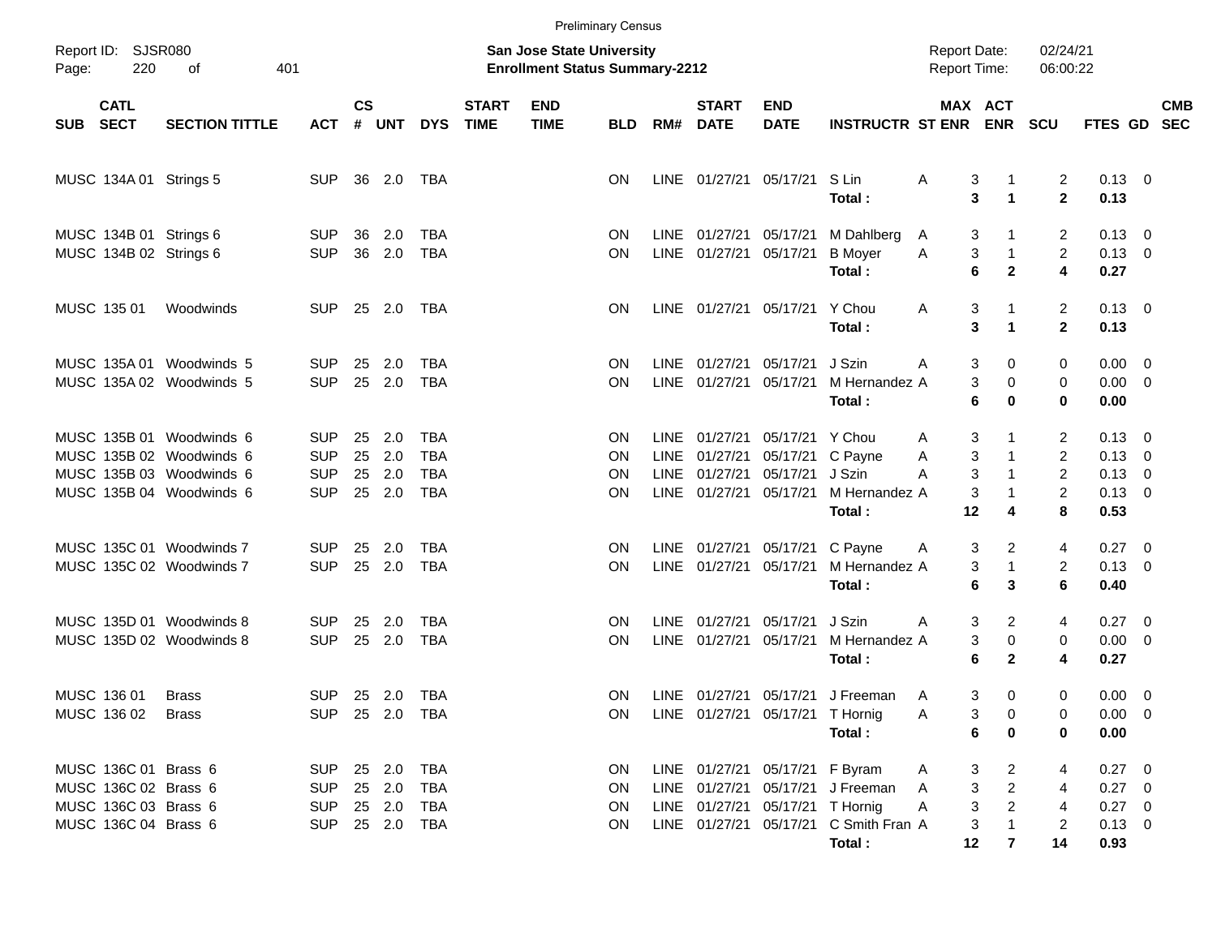Preliminary Census

Report ID: SJSR080

**San Jose State University**
**Enrollment Status Summary-2212**

Report Date: 02/24/21
Report Time: 06:00:22

| SUB | CATL SECT | SECTION TITTLE | ACT | CS # | UNT | DYS | START TIME | END TIME | BLD | RM# | START DATE | END DATE | INSTRUCTR | ST | MAX ENR | ACT ENR | SCU | FTES | GD | CMB SEC |
|---|---|---|---|---|---|---|---|---|---|---|---|---|---|---|---|---|---|---|---|---|
| MUSC | 134A 01 | Strings 5 | SUP | 36 | 2.0 | TBA | | | ON | LINE | 01/27/21 | 05/17/21 | S Lin | A | 3 | 1 | 2 | 0.13 | 0 | |
| | | | | | | | | | | | | | **Total :** | | **3** | **1** | **2** | **0.13** | | |
| MUSC | 134B 01 | Strings 6 | SUP | 36 | 2.0 | TBA | | | ON | LINE | 01/27/21 | 05/17/21 | M Dahlberg | A | 3 | 1 | 2 | 0.13 | 0 | |
| MUSC | 134B 02 | Strings 6 | SUP | 36 | 2.0 | TBA | | | ON | LINE | 01/27/21 | 05/17/21 | B Moyer | A | 3 | 1 | 2 | 0.13 | 0 | |
| | | | | | | | | | | | | | **Total :** | | **6** | **2** | **4** | **0.27** | | |
| MUSC | 135 01 | Woodwinds | SUP | 25 | 2.0 | TBA | | | ON | LINE | 01/27/21 | 05/17/21 | Y Chou | A | 3 | 1 | 2 | 0.13 | 0 | |
| | | | | | | | | | | | | | **Total :** | | **3** | **1** | **2** | **0.13** | | |
| MUSC | 135A 01 | Woodwinds 5 | SUP | 25 | 2.0 | TBA | | | ON | LINE | 01/27/21 | 05/17/21 | J Szin | A | 3 | 0 | 0 | 0.00 | 0 | |
| MUSC | 135A 02 | Woodwinds 5 | SUP | 25 | 2.0 | TBA | | | ON | LINE | 01/27/21 | 05/17/21 | M Hernandez | A | 3 | 0 | 0 | 0.00 | 0 | |
| | | | | | | | | | | | | | **Total :** | | **6** | **0** | **0** | **0.00** | | |
| MUSC | 135B 01 | Woodwinds 6 | SUP | 25 | 2.0 | TBA | | | ON | LINE | 01/27/21 | 05/17/21 | Y Chou | A | 3 | 1 | 2 | 0.13 | 0 | |
| MUSC | 135B 02 | Woodwinds 6 | SUP | 25 | 2.0 | TBA | | | ON | LINE | 01/27/21 | 05/17/21 | C Payne | A | 3 | 1 | 2 | 0.13 | 0 | |
| MUSC | 135B 03 | Woodwinds 6 | SUP | 25 | 2.0 | TBA | | | ON | LINE | 01/27/21 | 05/17/21 | J Szin | A | 3 | 1 | 2 | 0.13 | 0 | |
| MUSC | 135B 04 | Woodwinds 6 | SUP | 25 | 2.0 | TBA | | | ON | LINE | 01/27/21 | 05/17/21 | M Hernandez | A | 3 | 1 | 2 | 0.13 | 0 | |
| | | | | | | | | | | | | | **Total :** | | **12** | **4** | **8** | **0.53** | | |
| MUSC | 135C 01 | Woodwinds 7 | SUP | 25 | 2.0 | TBA | | | ON | LINE | 01/27/21 | 05/17/21 | C Payne | A | 3 | 2 | 4 | 0.27 | 0 | |
| MUSC | 135C 02 | Woodwinds 7 | SUP | 25 | 2.0 | TBA | | | ON | LINE | 01/27/21 | 05/17/21 | M Hernandez | A | 3 | 1 | 2 | 0.13 | 0 | |
| | | | | | | | | | | | | | **Total :** | | **6** | **3** | **6** | **0.40** | | |
| MUSC | 135D 01 | Woodwinds 8 | SUP | 25 | 2.0 | TBA | | | ON | LINE | 01/27/21 | 05/17/21 | J Szin | A | 3 | 2 | 4 | 0.27 | 0 | |
| MUSC | 135D 02 | Woodwinds 8 | SUP | 25 | 2.0 | TBA | | | ON | LINE | 01/27/21 | 05/17/21 | M Hernandez | A | 3 | 0 | 0 | 0.00 | 0 | |
| | | | | | | | | | | | | | **Total :** | | **6** | **2** | **4** | **0.27** | | |
| MUSC | 136 01 | Brass | SUP | 25 | 2.0 | TBA | | | ON | LINE | 01/27/21 | 05/17/21 | J Freeman | A | 3 | 0 | 0 | 0.00 | 0 | |
| MUSC | 136 02 | Brass | SUP | 25 | 2.0 | TBA | | | ON | LINE | 01/27/21 | 05/17/21 | T Hornig | A | 3 | 0 | 0 | 0.00 | 0 | |
| | | | | | | | | | | | | | **Total :** | | **6** | **0** | **0** | **0.00** | | |
| MUSC | 136C 01 | Brass 6 | SUP | 25 | 2.0 | TBA | | | ON | LINE | 01/27/21 | 05/17/21 | F Byram | A | 3 | 2 | 4 | 0.27 | 0 | |
| MUSC | 136C 02 | Brass 6 | SUP | 25 | 2.0 | TBA | | | ON | LINE | 01/27/21 | 05/17/21 | J Freeman | A | 3 | 2 | 4 | 0.27 | 0 | |
| MUSC | 136C 03 | Brass 6 | SUP | 25 | 2.0 | TBA | | | ON | LINE | 01/27/21 | 05/17/21 | T Hornig | A | 3 | 2 | 4 | 0.27 | 0 | |
| MUSC | 136C 04 | Brass 6 | SUP | 25 | 2.0 | TBA | | | ON | LINE | 01/27/21 | 05/17/21 | C Smith Fran | A | 3 | 1 | 2 | 0.13 | 0 | |
| | | | | | | | | | | | | | **Total :** | | **12** | **7** | **14** | **0.93** | | |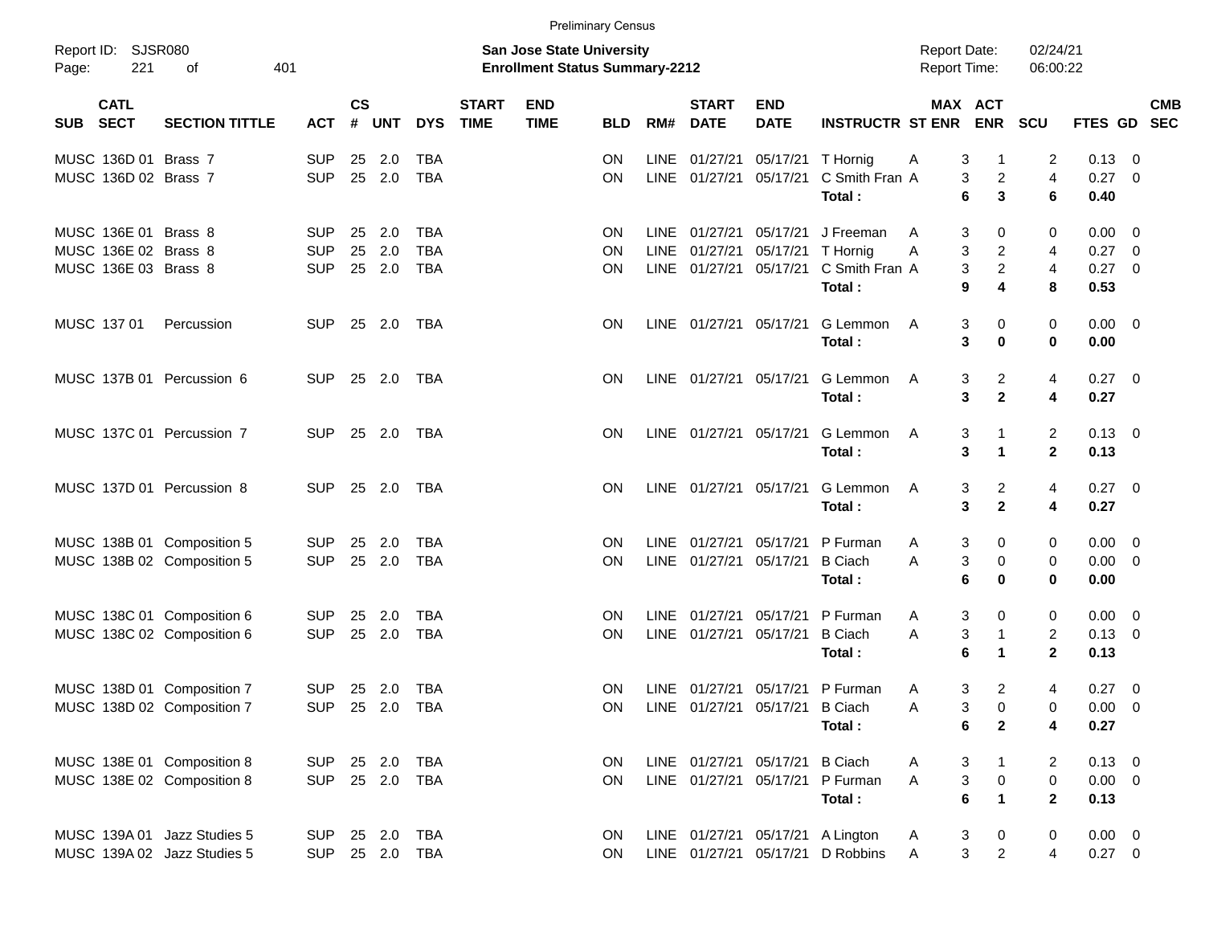Preliminary Census

Report ID: SJSR080

**San Jose State University**
**Enrollment Status Summary-2212**

Report Date: 02/24/21
Report Time: 06:00:22

| SUB | CATL SECT | SECTION TITTLE | ACT | CS # | UNT | DYS | START TIME | END TIME | BLD | RM# | START DATE | END DATE | INSTRUCTR | ST | MAX ENR | ACT ENR | SCU | FTES | GD | CMB SEC |
|---|---|---|---|---|---|---|---|---|---|---|---|---|---|---|---|---|---|---|---|---|
| MUSC | 136D 01 | Brass 7 | SUP | 25 | 2.0 | TBA | | | ON | LINE | 01/27/21 | 05/17/21 | T Hornig | A | 3 | 1 | 2 | 0.13 | 0 | |
| MUSC | 136D 02 | Brass 7 | SUP | 25 | 2.0 | TBA | | | ON | LINE | 01/27/21 | 05/17/21 | C Smith Fran | A | 3 | 2 | 4 | 0.27 | 0 | |
| | | | | | | | | | | | | | **Total :** | | **6** | **3** | **6** | **0.40** | | |
| MUSC | 136E 01 | Brass 8 | SUP | 25 | 2.0 | TBA | | | ON | LINE | 01/27/21 | 05/17/21 | J Freeman | A | 3 | 0 | 0 | 0.00 | 0 | |
| MUSC | 136E 02 | Brass 8 | SUP | 25 | 2.0 | TBA | | | ON | LINE | 01/27/21 | 05/17/21 | T Hornig | A | 3 | 2 | 4 | 0.27 | 0 | |
| MUSC | 136E 03 | Brass 8 | SUP | 25 | 2.0 | TBA | | | ON | LINE | 01/27/21 | 05/17/21 | C Smith Fran | A | 3 | 2 | 4 | 0.27 | 0 | |
| | | | | | | | | | | | | | **Total :** | | **9** | **4** | **8** | **0.53** | | |
| MUSC | 137 01 | Percussion | SUP | 25 | 2.0 | TBA | | | ON | LINE | 01/27/21 | 05/17/21 | G Lemmon | A | 3 | 0 | 0 | 0.00 | 0 | |
| | | | | | | | | | | | | | **Total :** | | **3** | **0** | **0** | **0.00** | | |
| MUSC | 137B 01 | Percussion 6 | SUP | 25 | 2.0 | TBA | | | ON | LINE | 01/27/21 | 05/17/21 | G Lemmon | A | 3 | 2 | 4 | 0.27 | 0 | |
| | | | | | | | | | | | | | **Total :** | | **3** | **2** | **4** | **0.27** | | |
| MUSC | 137C 01 | Percussion 7 | SUP | 25 | 2.0 | TBA | | | ON | LINE | 01/27/21 | 05/17/21 | G Lemmon | A | 3 | 1 | 2 | 0.13 | 0 | |
| | | | | | | | | | | | | | **Total :** | | **3** | **1** | **2** | **0.13** | | |
| MUSC | 137D 01 | Percussion 8 | SUP | 25 | 2.0 | TBA | | | ON | LINE | 01/27/21 | 05/17/21 | G Lemmon | A | 3 | 2 | 4 | 0.27 | 0 | |
| | | | | | | | | | | | | | **Total :** | | **3** | **2** | **4** | **0.27** | | |
| MUSC | 138B 01 | Composition 5 | SUP | 25 | 2.0 | TBA | | | ON | LINE | 01/27/21 | 05/17/21 | P Furman | A | 3 | 0 | 0 | 0.00 | 0 | |
| MUSC | 138B 02 | Composition 5 | SUP | 25 | 2.0 | TBA | | | ON | LINE | 01/27/21 | 05/17/21 | B Ciach | A | 3 | 0 | 0 | 0.00 | 0 | |
| | | | | | | | | | | | | | **Total :** | | **6** | **0** | **0** | **0.00** | | |
| MUSC | 138C 01 | Composition 6 | SUP | 25 | 2.0 | TBA | | | ON | LINE | 01/27/21 | 05/17/21 | P Furman | A | 3 | 0 | 0 | 0.00 | 0 | |
| MUSC | 138C 02 | Composition 6 | SUP | 25 | 2.0 | TBA | | | ON | LINE | 01/27/21 | 05/17/21 | B Ciach | A | 3 | 1 | 2 | 0.13 | 0 | |
| | | | | | | | | | | | | | **Total :** | | **6** | **1** | **2** | **0.13** | | |
| MUSC | 138D 01 | Composition 7 | SUP | 25 | 2.0 | TBA | | | ON | LINE | 01/27/21 | 05/17/21 | P Furman | A | 3 | 2 | 4 | 0.27 | 0 | |
| MUSC | 138D 02 | Composition 7 | SUP | 25 | 2.0 | TBA | | | ON | LINE | 01/27/21 | 05/17/21 | B Ciach | A | 3 | 0 | 0 | 0.00 | 0 | |
| | | | | | | | | | | | | | **Total :** | | **6** | **2** | **4** | **0.27** | | |
| MUSC | 138E 01 | Composition 8 | SUP | 25 | 2.0 | TBA | | | ON | LINE | 01/27/21 | 05/17/21 | B Ciach | A | 3 | 1 | 2 | 0.13 | 0 | |
| MUSC | 138E 02 | Composition 8 | SUP | 25 | 2.0 | TBA | | | ON | LINE | 01/27/21 | 05/17/21 | P Furman | A | 3 | 0 | 0 | 0.00 | 0 | |
| | | | | | | | | | | | | | **Total :** | | **6** | **1** | **2** | **0.13** | | |
| MUSC | 139A 01 | Jazz Studies 5 | SUP | 25 | 2.0 | TBA | | | ON | LINE | 01/27/21 | 05/17/21 | A Lington | A | 3 | 0 | 0 | 0.00 | 0 | |
| MUSC | 139A 02 | Jazz Studies 5 | SUP | 25 | 2.0 | TBA | | | ON | LINE | 01/27/21 | 05/17/21 | D Robbins | A | 3 | 2 | 4 | 0.27 | 0 | |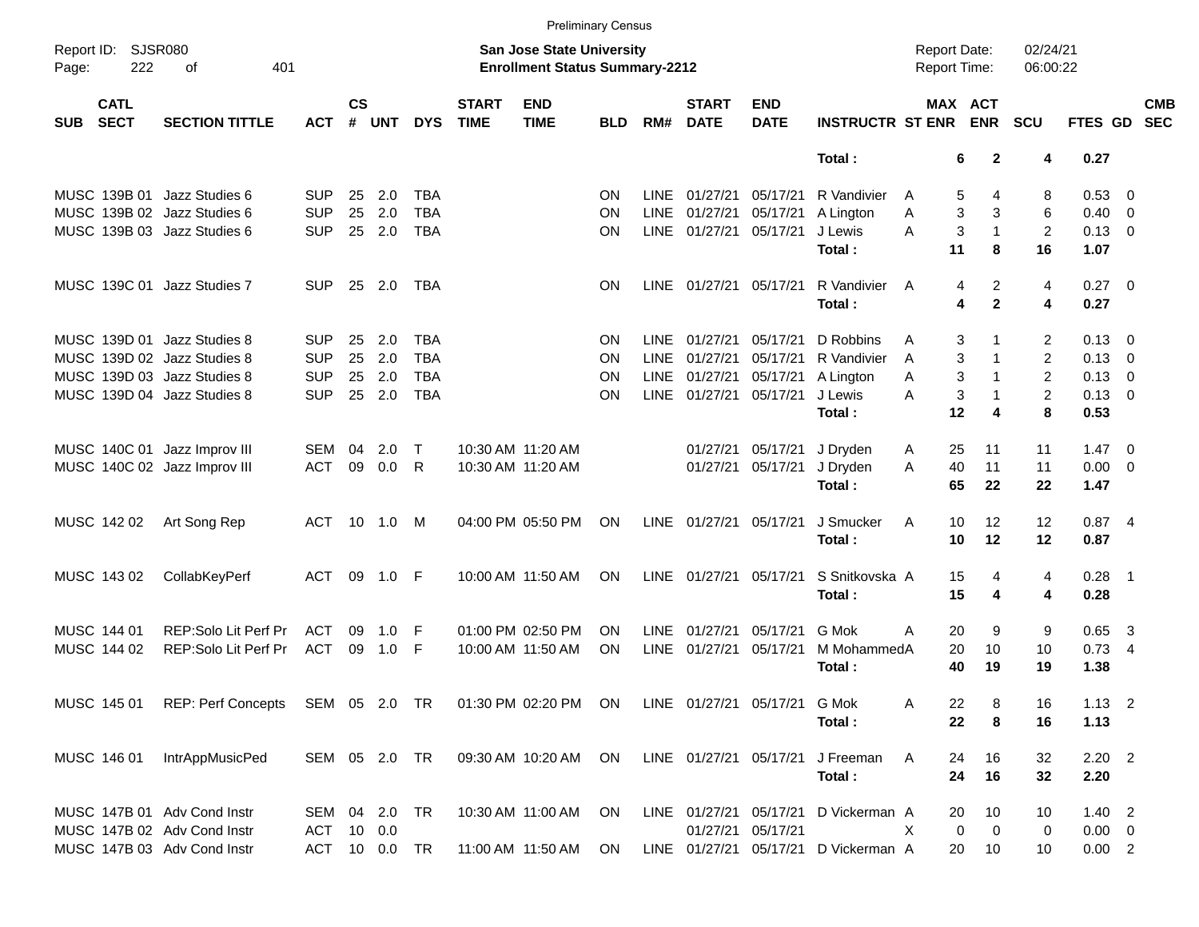Preliminary Census

Report ID: SJSR080

**San Jose State University**
**Enrollment Status Summary-2212**

Report Date: 02/24/21
Report Time: 06:00:22

| SUB | CATL SECT | SECTION TITTLE | ACT | CS # | UNT | DYS | START TIME | END TIME | BLD | RM# | START DATE | END DATE | INSTRUCTR | ST | MAX ENR | ACT ENR | SCU | FTES | GD | CMB SEC |
|---|---|---|---|---|---|---|---|---|---|---|---|---|---|---|---|---|---|---|---|---|
| | | | | | | | | | | | | | **Total :** | | **6** | **2** | **4** | **0.27** | | |
| MUSC | 139B 01 | Jazz Studies 6 | SUP | 25 | 2.0 | TBA | | | ON | LINE | 01/27/21 | 05/17/21 | R Vandivier | A | 5 | 4 | 8 | 0.53 | 0 | |
| MUSC | 139B 02 | Jazz Studies 6 | SUP | 25 | 2.0 | TBA | | | ON | LINE | 01/27/21 | 05/17/21 | A Lington | A | 3 | 3 | 6 | 0.40 | 0 | |
| MUSC | 139B 03 | Jazz Studies 6 | SUP | 25 | 2.0 | TBA | | | ON | LINE | 01/27/21 | 05/17/21 | J Lewis | A | 3 | 1 | 2 | 0.13 | 0 | |
| | | | | | | | | | | | | | **Total :** | | **11** | **8** | **16** | **1.07** | | |
| MUSC | 139C 01 | Jazz Studies 7 | SUP | 25 | 2.0 | TBA | | | ON | LINE | 01/27/21 | 05/17/21 | R Vandivier | A | 4 | 2 | 4 | 0.27 | 0 | |
| | | | | | | | | | | | | | **Total :** | | **4** | **2** | **4** | **0.27** | | |
| MUSC | 139D 01 | Jazz Studies 8 | SUP | 25 | 2.0 | TBA | | | ON | LINE | 01/27/21 | 05/17/21 | D Robbins | A | 3 | 1 | 2 | 0.13 | 0 | |
| MUSC | 139D 02 | Jazz Studies 8 | SUP | 25 | 2.0 | TBA | | | ON | LINE | 01/27/21 | 05/17/21 | R Vandivier | A | 3 | 1 | 2 | 0.13 | 0 | |
| MUSC | 139D 03 | Jazz Studies 8 | SUP | 25 | 2.0 | TBA | | | ON | LINE | 01/27/21 | 05/17/21 | A Lington | A | 3 | 1 | 2 | 0.13 | 0 | |
| MUSC | 139D 04 | Jazz Studies 8 | SUP | 25 | 2.0 | TBA | | | ON | LINE | 01/27/21 | 05/17/21 | J Lewis | A | 3 | 1 | 2 | 0.13 | 0 | |
| | | | | | | | | | | | | | **Total :** | | **12** | **4** | **8** | **0.53** | | |
| MUSC | 140C 01 | Jazz Improv III | SEM | 04 | 2.0 | T | 10:30 AM | 11:20 AM | | | 01/27/21 | 05/17/21 | J Dryden | A | 25 | 11 | 11 | 1.47 | 0 | |
| MUSC | 140C 02 | Jazz Improv III | ACT | 09 | 0.0 | R | 10:30 AM | 11:20 AM | | | 01/27/21 | 05/17/21 | J Dryden | A | 40 | 11 | 11 | 0.00 | 0 | |
| | | | | | | | | | | | | | **Total :** | | **65** | **22** | **22** | **1.47** | | |
| MUSC | 142 02 | Art Song Rep | ACT | 10 | 1.0 | M | 04:00 PM | 05:50 PM | ON | LINE | 01/27/21 | 05/17/21 | J Smucker | A | 10 | 12 | 12 | 0.87 | 4 | |
| | | | | | | | | | | | | | **Total :** | | **10** | **12** | **12** | **0.87** | | |
| MUSC | 143 02 | CollabKeyPerf | ACT | 09 | 1.0 | F | 10:00 AM | 11:50 AM | ON | LINE | 01/27/21 | 05/17/21 | S Snitkovska | A | 15 | 4 | 4 | 0.28 | 1 | |
| | | | | | | | | | | | | | **Total :** | | **15** | **4** | **4** | **0.28** | | |
| MUSC | 144 01 | REP:Solo Lit Perf Pr | ACT | 09 | 1.0 | F | 01:00 PM | 02:50 PM | ON | LINE | 01/27/21 | 05/17/21 | G Mok | A | 20 | 9 | 9 | 0.65 | 3 | |
| MUSC | 144 02 | REP:Solo Lit Perf Pr | ACT | 09 | 1.0 | F | 10:00 AM | 11:50 AM | ON | LINE | 01/27/21 | 05/17/21 | M Mohammed | A | 20 | 10 | 10 | 0.73 | 4 | |
| | | | | | | | | | | | | | **Total :** | | **40** | **19** | **19** | **1.38** | | |
| MUSC | 145 01 | REP: Perf Concepts | SEM | 05 | 2.0 | TR | 01:30 PM | 02:20 PM | ON | LINE | 01/27/21 | 05/17/21 | G Mok | A | 22 | 8 | 16 | 1.13 | 2 | |
| | | | | | | | | | | | | | **Total :** | | **22** | **8** | **16** | **1.13** | | |
| MUSC | 146 01 | IntrAppMusicPed | SEM | 05 | 2.0 | TR | 09:30 AM | 10:20 AM | ON | LINE | 01/27/21 | 05/17/21 | J Freeman | A | 24 | 16 | 32 | 2.20 | 2 | |
| | | | | | | | | | | | | | **Total :** | | **24** | **16** | **32** | **2.20** | | |
| MUSC | 147B 01 | Adv Cond Instr | SEM | 04 | 2.0 | TR | 10:30 AM | 11:00 AM | ON | LINE | 01/27/21 | 05/17/21 | D Vickerman | A | 20 | 10 | 10 | 1.40 | 2 | |
| MUSC | 147B 02 | Adv Cond Instr | ACT | 10 | 0.0 | | | | | | 01/27/21 | 05/17/21 | | X | 0 | 0 | 0 | 0.00 | 0 | |
| MUSC | 147B 03 | Adv Cond Instr | ACT | 10 | 0.0 | TR | 11:00 AM | 11:50 AM | ON | LINE | 01/27/21 | 05/17/21 | D Vickerman | A | 20 | 10 | 10 | 0.00 | 2 | |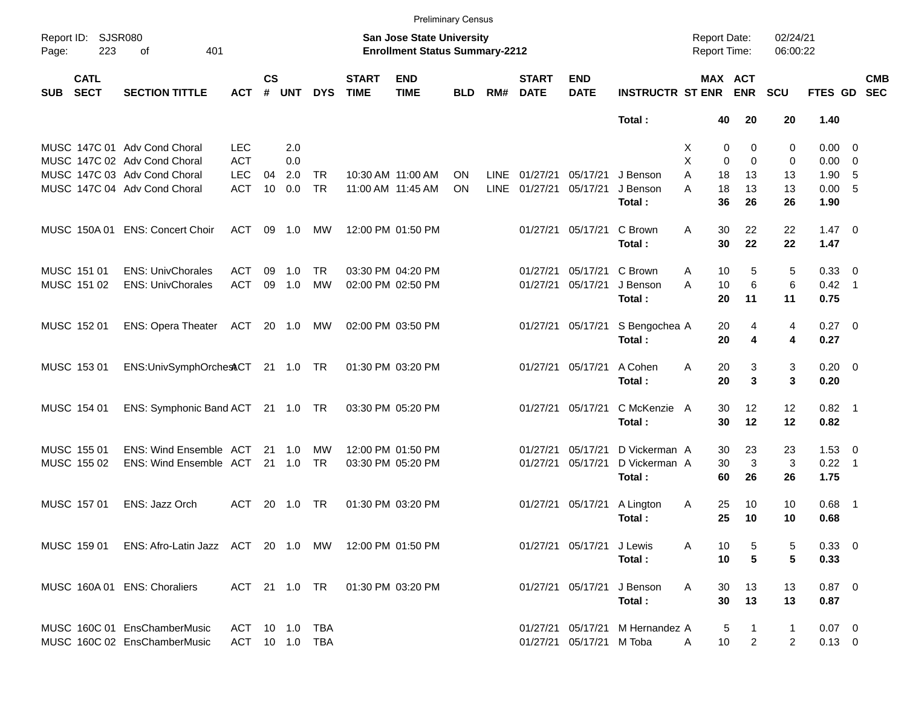Preliminary Census

Report ID: SJSR080 | San Jose State University | Report Date: 02/24/21
Page: 223 of 401 | Enrollment Status Summary-2212 | Report Time: 06:00:22

| SUB | CATL SECT | SECTION TITTLE | ACT | CS # | UNT | DYS | START TIME | END TIME | BLD | RM# | START DATE | END DATE | INSTRUCTR | ST | MAX ENR | ACT ENR | SCU | FTES | GD | CMB SEC |
|---|---|---|---|---|---|---|---|---|---|---|---|---|---|---|---|---|---|---|---|---|
| | | | | | | | | | | | | | **Total :** | | **40** | **20** | **20** | **1.40** | | |
| MUSC | 147C 01 | Adv Cond Choral | LEC | | 2.0 | | | | | | | | | X | 0 | 0 | 0 | 0.00 | 0 | |
| MUSC | 147C 02 | Adv Cond Choral | ACT | | 0.0 | | | | | | | | | X | 0 | 0 | 0 | 0.00 | 0 | |
| MUSC | 147C 03 | Adv Cond Choral | LEC | 04 | 2.0 | TR | 10:30 AM | 11:00 AM | ON | LINE | 01/27/21 | 05/17/21 | J Benson | A | 18 | 13 | 13 | 1.90 | 5 | |
| MUSC | 147C 04 | Adv Cond Choral | ACT | 10 | 0.0 | TR | 11:00 AM | 11:45 AM | ON | LINE | 01/27/21 | 05/17/21 | J Benson | A | 18 | 13 | 13 | 0.00 | 5 | |
| | | | | | | | | | | | | | **Total :** | | **36** | **26** | **26** | **1.90** | | |
| MUSC | 150A 01 | ENS: Concert Choir | ACT | 09 | 1.0 | MW | 12:00 PM | 01:50 PM | | | 01/27/21 | 05/17/21 | C Brown | A | 30 | 22 | 22 | 1.47 | 0 | |
| | | | | | | | | | | | | | **Total :** | | **30** | **22** | **22** | **1.47** | | |
| MUSC | 151 01 | ENS: UnivChorales | ACT | 09 | 1.0 | TR | 03:30 PM | 04:20 PM | | | 01/27/21 | 05/17/21 | C Brown | A | 10 | 5 | 5 | 0.33 | 0 | |
| MUSC | 151 02 | ENS: UnivChorales | ACT | 09 | 1.0 | MW | 02:00 PM | 02:50 PM | | | 01/27/21 | 05/17/21 | J Benson | A | 10 | 6 | 6 | 0.42 | 1 | |
| | | | | | | | | | | | | | **Total :** | | **20** | **11** | **11** | **0.75** | | |
| MUSC | 152 01 | ENS: Opera Theater | ACT | 20 | 1.0 | MW | 02:00 PM | 03:50 PM | | | 01/27/21 | 05/17/21 | S Bengochea | A | 20 | 4 | 4 | 0.27 | 0 | |
| | | | | | | | | | | | | | **Total :** | | **20** | **4** | **4** | **0.27** | | |
| MUSC | 153 01 | ENS:UnivSymphOrchest | ACT | 21 | 1.0 | TR | 01:30 PM | 03:20 PM | | | 01/27/21 | 05/17/21 | A Cohen | A | 20 | 3 | 3 | 0.20 | 0 | |
| | | | | | | | | | | | | | **Total :** | | **20** | **3** | **3** | **0.20** | | |
| MUSC | 154 01 | ENS: Symphonic Band | ACT | 21 | 1.0 | TR | 03:30 PM | 05:20 PM | | | 01/27/21 | 05/17/21 | C McKenzie | A | 30 | 12 | 12 | 0.82 | 1 | |
| | | | | | | | | | | | | | **Total :** | | **30** | **12** | **12** | **0.82** | | |
| MUSC | 155 01 | ENS: Wind Ensemble | ACT | 21 | 1.0 | MW | 12:00 PM | 01:50 PM | | | 01/27/21 | 05/17/21 | D Vickerman | A | 30 | 23 | 23 | 1.53 | 0 | |
| MUSC | 155 02 | ENS: Wind Ensemble | ACT | 21 | 1.0 | TR | 03:30 PM | 05:20 PM | | | 01/27/21 | 05/17/21 | D Vickerman | A | 30 | 3 | 3 | 0.22 | 1 | |
| | | | | | | | | | | | | | **Total :** | | **60** | **26** | **26** | **1.75** | | |
| MUSC | 157 01 | ENS: Jazz Orch | ACT | 20 | 1.0 | TR | 01:30 PM | 03:20 PM | | | 01/27/21 | 05/17/21 | A Lington | A | 25 | 10 | 10 | 0.68 | 1 | |
| | | | | | | | | | | | | | **Total :** | | **25** | **10** | **10** | **0.68** | | |
| MUSC | 159 01 | ENS: Afro-Latin Jazz | ACT | 20 | 1.0 | MW | 12:00 PM | 01:50 PM | | | 01/27/21 | 05/17/21 | J Lewis | A | 10 | 5 | 5 | 0.33 | 0 | |
| | | | | | | | | | | | | | **Total :** | | **10** | **5** | **5** | **0.33** | | |
| MUSC | 160A 01 | ENS: Choraliers | ACT | 21 | 1.0 | TR | 01:30 PM | 03:20 PM | | | 01/27/21 | 05/17/21 | J Benson | A | 30 | 13 | 13 | 0.87 | 0 | |
| | | | | | | | | | | | | | **Total :** | | **30** | **13** | **13** | **0.87** | | |
| MUSC | 160C 01 | EnsChamberMusic | ACT | 10 | 1.0 | TBA | | | | | 01/27/21 | 05/17/21 | M Hernandez | A | 5 | 1 | 1 | 0.07 | 0 | |
| MUSC | 160C 02 | EnsChamberMusic | ACT | 10 | 1.0 | TBA | | | | | 01/27/21 | 05/17/21 | M Toba | A | 10 | 2 | 2 | 0.13 | 0 | |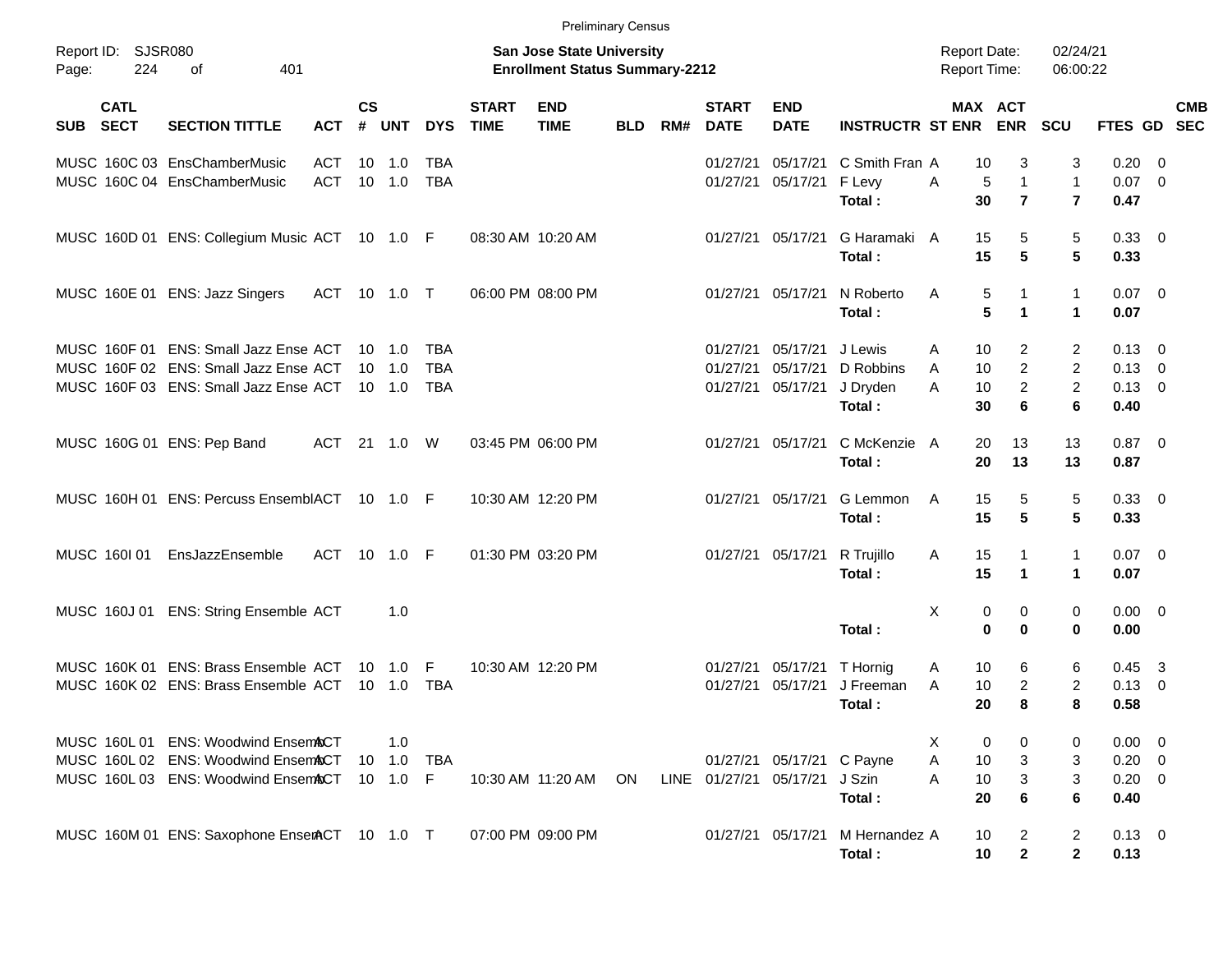Preliminary Census

Report ID: SJSR080
Page: 224 of 401

**San Jose State University**
**Enrollment Status Summary-2212**

Report Date: 02/24/21
Report Time: 06:00:22

| SUB | CATL SECT | SECTION TITTLE | ACT | CS # | UNT | DYS | START TIME | END TIME | BLD | RM# | START DATE | END DATE | INSTRUCTR | ST | MAX ENR | ACT ENR | SCU | FTES | GD | CMB SEC |
|---|---|---|---|---|---|---|---|---|---|---|---|---|---|---|---|---|---|---|---|---|
| MUSC | 160C 03 | EnsChamberMusic | ACT | 10 | 1.0 | TBA | | | | | 01/27/21 | 05/17/21 | C Smith Fran | A | 10 | 3 | 3 | 0.20 | 0 | |
| MUSC | 160C 04 | EnsChamberMusic | ACT | 10 | 1.0 | TBA | | | | | 01/27/21 | 05/17/21 | F Levy | A | 5 | 1 | 1 | 0.07 | 0 | |
| | | | | | | | | | | | | | **Total :** | | **30** | **7** | **7** | **0.47** | | |
| MUSC | 160D 01 | ENS: Collegium Music | ACT | 10 | 1.0 | F | 08:30 AM | 10:20 AM | | | 01/27/21 | 05/17/21 | G Haramaki | A | 15 | 5 | 5 | 0.33 | 0 | |
| | | | | | | | | | | | | | **Total :** | | **15** | **5** | **5** | **0.33** | | |
| MUSC | 160E 01 | ENS: Jazz Singers | ACT | 10 | 1.0 | T | 06:00 PM | 08:00 PM | | | 01/27/21 | 05/17/21 | N Roberto | A | 5 | 1 | 1 | 0.07 | 0 | |
| | | | | | | | | | | | | | **Total :** | | **5** | **1** | **1** | **0.07** | | |
| MUSC | 160F 01 | ENS: Small Jazz Ense | ACT | 10 | 1.0 | TBA | | | | | 01/27/21 | 05/17/21 | J Lewis | A | 10 | 2 | 2 | 0.13 | 0 | |
| MUSC | 160F 02 | ENS: Small Jazz Ense | ACT | 10 | 1.0 | TBA | | | | | 01/27/21 | 05/17/21 | D Robbins | A | 10 | 2 | 2 | 0.13 | 0 | |
| MUSC | 160F 03 | ENS: Small Jazz Ense | ACT | 10 | 1.0 | TBA | | | | | 01/27/21 | 05/17/21 | J Dryden | A | 10 | 2 | 2 | 0.13 | 0 | |
| | | | | | | | | | | | | | **Total :** | | **30** | **6** | **6** | **0.40** | | |
| MUSC | 160G 01 | ENS: Pep Band | ACT | 21 | 1.0 | W | 03:45 PM | 06:00 PM | | | 01/27/21 | 05/17/21 | C McKenzie | A | 20 | 13 | 13 | 0.87 | 0 | |
| | | | | | | | | | | | | | **Total :** | | **20** | **13** | **13** | **0.87** | | |
| MUSC | 160H 01 | ENS: Percuss Ensembl | ACT | 10 | 1.0 | F | 10:30 AM | 12:20 PM | | | 01/27/21 | 05/17/21 | G Lemmon | A | 15 | 5 | 5 | 0.33 | 0 | |
| | | | | | | | | | | | | | **Total :** | | **15** | **5** | **5** | **0.33** | | |
| MUSC | 160I 01 | EnsJazzEnsemble | ACT | 10 | 1.0 | F | 01:30 PM | 03:20 PM | | | 01/27/21 | 05/17/21 | R Trujillo | A | 15 | 1 | 1 | 0.07 | 0 | |
| | | | | | | | | | | | | | **Total :** | | **15** | **1** | **1** | **0.07** | | |
| MUSC | 160J 01 | ENS: String Ensemble | ACT | | 1.0 | | | | | | | | | X | 0 | 0 | 0 | 0.00 | 0 | |
| | | | | | | | | | | | | | **Total :** | | **0** | **0** | **0** | **0.00** | | |
| MUSC | 160K 01 | ENS: Brass Ensemble | ACT | 10 | 1.0 | F | 10:30 AM | 12:20 PM | | | 01/27/21 | 05/17/21 | T Hornig | A | 10 | 6 | 6 | 0.45 | 3 | |
| MUSC | 160K 02 | ENS: Brass Ensemble | ACT | 10 | 1.0 | TBA | | | | | 01/27/21 | 05/17/21 | J Freeman | A | 10 | 2 | 2 | 0.13 | 0 | |
| | | | | | | | | | | | | | **Total :** | | **20** | **8** | **8** | **0.58** | | |
| MUSC | 160L 01 | ENS: Woodwind Ensem | ACT | | 1.0 | | | | | | | | | X | 0 | 0 | 0 | 0.00 | 0 | |
| MUSC | 160L 02 | ENS: Woodwind Ensem | ACT | 10 | 1.0 | TBA | | | | | 01/27/21 | 05/17/21 | C Payne | A | 10 | 3 | 3 | 0.20 | 0 | |
| MUSC | 160L 03 | ENS: Woodwind Ensem | ACT | 10 | 1.0 | F | 10:30 AM | 11:20 AM | ON | LINE | 01/27/21 | 05/17/21 | J Szin | A | 10 | 3 | 3 | 0.20 | 0 | |
| | | | | | | | | | | | | | **Total :** | | **20** | **6** | **6** | **0.40** | | |
| MUSC | 160M 01 | ENS: Saxophone Ensem | ACT | 10 | 1.0 | T | 07:00 PM | 09:00 PM | | | 01/27/21 | 05/17/21 | M Hernandez | A | 10 | 2 | 2 | 0.13 | 0 | |
| | | | | | | | | | | | | | **Total :** | | **10** | **2** | **2** | **0.13** | | |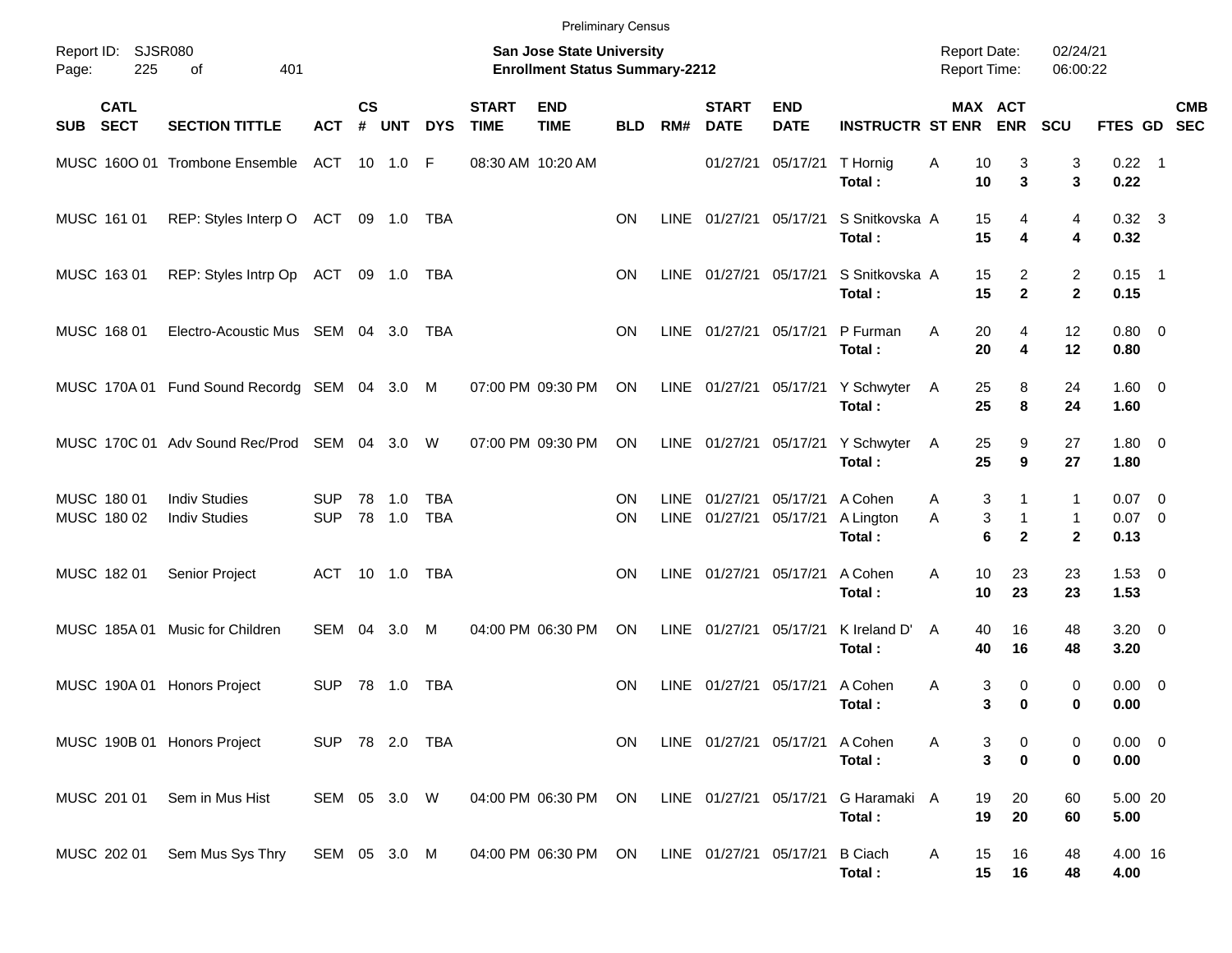Preliminary Census

Report ID: SJSR080

**San Jose State University**
**Enrollment Status Summary-2212**

Report Date: 02/24/21
Report Time: 06:00:22

| SUB | CATL SECT | SECTION TITTLE | ACT | CS # | UNT | DYS | START TIME | END TIME | BLD | RM# | START DATE | END DATE | INSTRUCTR | ST | MAX ENR | ACT ENR | SCU | FTES | GD | CMB SEC |
|---|---|---|---|---|---|---|---|---|---|---|---|---|---|---|---|---|---|---|---|---|
| MUSC | 160O 01 | Trombone Ensemble | ACT | 10 | 1.0 | F | 08:30 AM | 10:20 AM | | | 01/27/21 | 05/17/21 | T Hornig | A | 10 | 3 | 3 | 0.22 | 1 | |
| | | | | | | | | | | | | | **Total :** | | **10** | **3** | **3** | **0.22** | | |
| MUSC | 161 01 | REP: Styles Interp O | ACT | 09 | 1.0 | TBA | | | ON | LINE | 01/27/21 | 05/17/21 | S Snitkovska | A | 15 | 4 | 4 | 0.32 | 3 | |
| | | | | | | | | | | | | | **Total :** | | **15** | **4** | **4** | **0.32** | | |
| MUSC | 163 01 | REP: Styles Intrp Op | ACT | 09 | 1.0 | TBA | | | ON | LINE | 01/27/21 | 05/17/21 | S Snitkovska | A | 15 | 2 | 2 | 0.15 | 1 | |
| | | | | | | | | | | | | | **Total :** | | **15** | **2** | **2** | **0.15** | | |
| MUSC | 168 01 | Electro-Acoustic Mus | SEM | 04 | 3.0 | TBA | | | ON | LINE | 01/27/21 | 05/17/21 | P Furman | A | 20 | 4 | 12 | 0.80 | 0 | |
| | | | | | | | | | | | | | **Total :** | | **20** | **4** | **12** | **0.80** | | |
| MUSC | 170A 01 | Fund Sound Recordg | SEM | 04 | 3.0 | M | 07:00 PM | 09:30 PM | ON | LINE | 01/27/21 | 05/17/21 | Y Schwyter | A | 25 | 8 | 24 | 1.60 | 0 | |
| | | | | | | | | | | | | | **Total :** | | **25** | **8** | **24** | **1.60** | | |
| MUSC | 170C 01 | Adv Sound Rec/Prod | SEM | 04 | 3.0 | W | 07:00 PM | 09:30 PM | ON | LINE | 01/27/21 | 05/17/21 | Y Schwyter | A | 25 | 9 | 27 | 1.80 | 0 | |
| | | | | | | | | | | | | | **Total :** | | **25** | **9** | **27** | **1.80** | | |
| MUSC | 180 01 | Indiv Studies | SUP | 78 | 1.0 | TBA | | | ON | LINE | 01/27/21 | 05/17/21 | A Cohen | A | 3 | 1 | 1 | 0.07 | 0 | |
| MUSC | 180 02 | Indiv Studies | SUP | 78 | 1.0 | TBA | | | ON | LINE | 01/27/21 | 05/17/21 | A Lington | A | 3 | 1 | 1 | 0.07 | 0 | |
| | | | | | | | | | | | | | **Total :** | | **6** | **2** | **2** | **0.13** | | |
| MUSC | 182 01 | Senior Project | ACT | 10 | 1.0 | TBA | | | ON | LINE | 01/27/21 | 05/17/21 | A Cohen | A | 10 | 23 | 23 | 1.53 | 0 | |
| | | | | | | | | | | | | | **Total :** | | **10** | **23** | **23** | **1.53** | | |
| MUSC | 185A 01 | Music for Children | SEM | 04 | 3.0 | M | 04:00 PM | 06:30 PM | ON | LINE | 01/27/21 | 05/17/21 | K Ireland D' | A | 40 | 16 | 48 | 3.20 | 0 | |
| | | | | | | | | | | | | | **Total :** | | **40** | **16** | **48** | **3.20** | | |
| MUSC | 190A 01 | Honors Project | SUP | 78 | 1.0 | TBA | | | ON | LINE | 01/27/21 | 05/17/21 | A Cohen | A | 3 | 0 | 0 | 0.00 | 0 | |
| | | | | | | | | | | | | | **Total :** | | **3** | **0** | **0** | **0.00** | | |
| MUSC | 190B 01 | Honors Project | SUP | 78 | 2.0 | TBA | | | ON | LINE | 01/27/21 | 05/17/21 | A Cohen | A | 3 | 0 | 0 | 0.00 | 0 | |
| | | | | | | | | | | | | | **Total :** | | **3** | **0** | **0** | **0.00** | | |
| MUSC | 201 01 | Sem in Mus Hist | SEM | 05 | 3.0 | W | 04:00 PM | 06:30 PM | ON | LINE | 01/27/21 | 05/17/21 | G Haramaki | A | 19 | 20 | 60 | 5.00 | 20 | |
| | | | | | | | | | | | | | **Total :** | | **19** | **20** | **60** | **5.00** | | |
| MUSC | 202 01 | Sem Mus Sys Thry | SEM | 05 | 3.0 | M | 04:00 PM | 06:30 PM | ON | LINE | 01/27/21 | 05/17/21 | B Ciach | A | 15 | 16 | 48 | 4.00 | 16 | |
| | | | | | | | | | | | | | **Total :** | | **15** | **16** | **48** | **4.00** | | |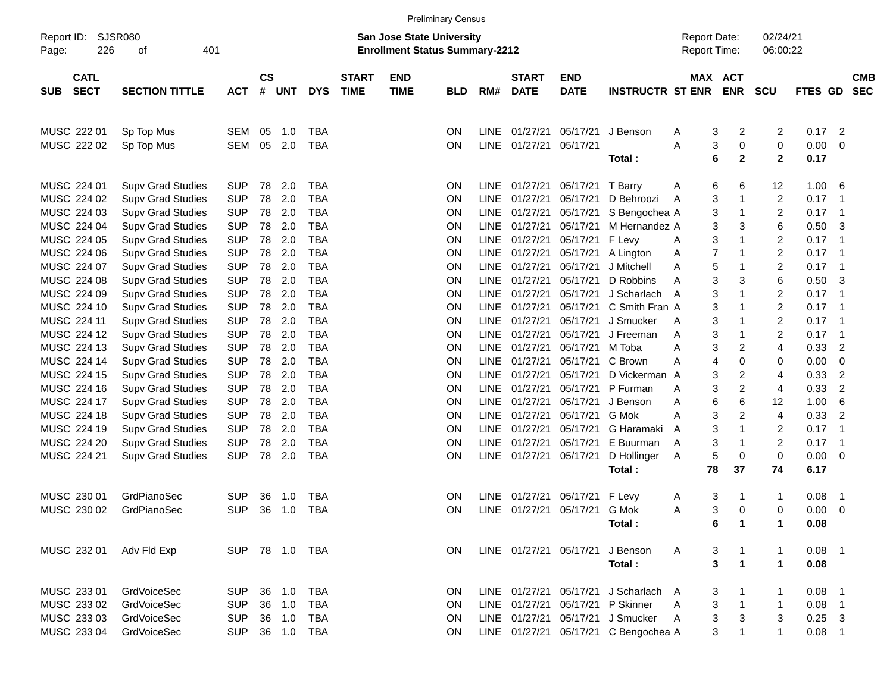Preliminary Census

Report ID: SJSR080

**San Jose State University**
**Enrollment Status Summary-2212**

Report Date: 02/24/21
Report Time: 06:00:22

| SUB | CATL SECT | SECTION TITTLE | ACT | CS # | UNT | DYS | START TIME | END TIME | BLD | RM# | START DATE | END DATE | INSTRUCTR | ST | MAX ENR | ACT ENR | SCU | FTES | GD | CMB SEC |
|---|---|---|---|---|---|---|---|---|---|---|---|---|---|---|---|---|---|---|---|---|
| MUSC | 222 01 | Sp Top Mus | SEM | 05 | 1.0 | TBA | | | ON | LINE | 01/27/21 | 05/17/21 | J Benson | A | 3 | 2 | 2 | 0.17 | 2 | |
| MUSC | 222 02 | Sp Top Mus | SEM | 05 | 2.0 | TBA | | | ON | LINE | 01/27/21 | 05/17/21 | | A | 3 | 0 | 0 | 0.00 | 0 | |
| | | | | | | | | | | | | | **Total :** | | **6** | **2** | **2** | **0.17** | | |
| MUSC | 224 01 | Supv Grad Studies | SUP | 78 | 2.0 | TBA | | | ON | LINE | 01/27/21 | 05/17/21 | T Barry | A | 6 | 6 | 12 | 1.00 | 6 | |
| MUSC | 224 02 | Supv Grad Studies | SUP | 78 | 2.0 | TBA | | | ON | LINE | 01/27/21 | 05/17/21 | D Behroozi | A | 3 | 1 | 2 | 0.17 | 1 | |
| MUSC | 224 03 | Supv Grad Studies | SUP | 78 | 2.0 | TBA | | | ON | LINE | 01/27/21 | 05/17/21 | S Bengochea | A | 3 | 1 | 2 | 0.17 | 1 | |
| MUSC | 224 04 | Supv Grad Studies | SUP | 78 | 2.0 | TBA | | | ON | LINE | 01/27/21 | 05/17/21 | M Hernandez | A | 3 | 3 | 6 | 0.50 | 3 | |
| MUSC | 224 05 | Supv Grad Studies | SUP | 78 | 2.0 | TBA | | | ON | LINE | 01/27/21 | 05/17/21 | F Levy | A | 3 | 1 | 2 | 0.17 | 1 | |
| MUSC | 224 06 | Supv Grad Studies | SUP | 78 | 2.0 | TBA | | | ON | LINE | 01/27/21 | 05/17/21 | A Lington | A | 7 | 1 | 2 | 0.17 | 1 | |
| MUSC | 224 07 | Supv Grad Studies | SUP | 78 | 2.0 | TBA | | | ON | LINE | 01/27/21 | 05/17/21 | J Mitchell | A | 5 | 1 | 2 | 0.17 | 1 | |
| MUSC | 224 08 | Supv Grad Studies | SUP | 78 | 2.0 | TBA | | | ON | LINE | 01/27/21 | 05/17/21 | D Robbins | A | 3 | 3 | 6 | 0.50 | 3 | |
| MUSC | 224 09 | Supv Grad Studies | SUP | 78 | 2.0 | TBA | | | ON | LINE | 01/27/21 | 05/17/21 | J Scharlach | A | 3 | 1 | 2 | 0.17 | 1 | |
| MUSC | 224 10 | Supv Grad Studies | SUP | 78 | 2.0 | TBA | | | ON | LINE | 01/27/21 | 05/17/21 | C Smith Fran | A | 3 | 1 | 2 | 0.17 | 1 | |
| MUSC | 224 11 | Supv Grad Studies | SUP | 78 | 2.0 | TBA | | | ON | LINE | 01/27/21 | 05/17/21 | J Smucker | A | 3 | 1 | 2 | 0.17 | 1 | |
| MUSC | 224 12 | Supv Grad Studies | SUP | 78 | 2.0 | TBA | | | ON | LINE | 01/27/21 | 05/17/21 | J Freeman | A | 3 | 1 | 2 | 0.17 | 1 | |
| MUSC | 224 13 | Supv Grad Studies | SUP | 78 | 2.0 | TBA | | | ON | LINE | 01/27/21 | 05/17/21 | M Toba | A | 3 | 2 | 4 | 0.33 | 2 | |
| MUSC | 224 14 | Supv Grad Studies | SUP | 78 | 2.0 | TBA | | | ON | LINE | 01/27/21 | 05/17/21 | C Brown | A | 4 | 0 | 0 | 0.00 | 0 | |
| MUSC | 224 15 | Supv Grad Studies | SUP | 78 | 2.0 | TBA | | | ON | LINE | 01/27/21 | 05/17/21 | D Vickerman | A | 3 | 2 | 4 | 0.33 | 2 | |
| MUSC | 224 16 | Supv Grad Studies | SUP | 78 | 2.0 | TBA | | | ON | LINE | 01/27/21 | 05/17/21 | P Furman | A | 3 | 2 | 4 | 0.33 | 2 | |
| MUSC | 224 17 | Supv Grad Studies | SUP | 78 | 2.0 | TBA | | | ON | LINE | 01/27/21 | 05/17/21 | J Benson | A | 6 | 6 | 12 | 1.00 | 6 | |
| MUSC | 224 18 | Supv Grad Studies | SUP | 78 | 2.0 | TBA | | | ON | LINE | 01/27/21 | 05/17/21 | G Mok | A | 3 | 2 | 4 | 0.33 | 2 | |
| MUSC | 224 19 | Supv Grad Studies | SUP | 78 | 2.0 | TBA | | | ON | LINE | 01/27/21 | 05/17/21 | G Haramaki | A | 3 | 1 | 2 | 0.17 | 1 | |
| MUSC | 224 20 | Supv Grad Studies | SUP | 78 | 2.0 | TBA | | | ON | LINE | 01/27/21 | 05/17/21 | E Buurman | A | 3 | 1 | 2 | 0.17 | 1 | |
| MUSC | 224 21 | Supv Grad Studies | SUP | 78 | 2.0 | TBA | | | ON | LINE | 01/27/21 | 05/17/21 | D Hollinger | A | 5 | 0 | 0 | 0.00 | 0 | |
| | | | | | | | | | | | | | **Total :** | | **78** | **37** | **74** | **6.17** | | |
| MUSC | 230 01 | GrdPianoSec | SUP | 36 | 1.0 | TBA | | | ON | LINE | 01/27/21 | 05/17/21 | F Levy | A | 3 | 1 | 1 | 0.08 | 1 | |
| MUSC | 230 02 | GrdPianoSec | SUP | 36 | 1.0 | TBA | | | ON | LINE | 01/27/21 | 05/17/21 | G Mok | A | 3 | 0 | 0 | 0.00 | 0 | |
| | | | | | | | | | | | | | **Total :** | | **6** | **1** | **1** | **0.08** | | |
| MUSC | 232 01 | Adv Fld Exp | SUP | 78 | 1.0 | TBA | | | ON | LINE | 01/27/21 | 05/17/21 | J Benson | A | 3 | 1 | 1 | 0.08 | 1 | |
| | | | | | | | | | | | | | **Total :** | | **3** | **1** | **1** | **0.08** | | |
| MUSC | 233 01 | GrdVoiceSec | SUP | 36 | 1.0 | TBA | | | ON | LINE | 01/27/21 | 05/17/21 | J Scharlach | A | 3 | 1 | 1 | 0.08 | 1 | |
| MUSC | 233 02 | GrdVoiceSec | SUP | 36 | 1.0 | TBA | | | ON | LINE | 01/27/21 | 05/17/21 | P Skinner | A | 3 | 1 | 1 | 0.08 | 1 | |
| MUSC | 233 03 | GrdVoiceSec | SUP | 36 | 1.0 | TBA | | | ON | LINE | 01/27/21 | 05/17/21 | J Smucker | A | 3 | 3 | 3 | 0.25 | 3 | |
| MUSC | 233 04 | GrdVoiceSec | SUP | 36 | 1.0 | TBA | | | ON | LINE | 01/27/21 | 05/17/21 | C Bengochea | A | 3 | 1 | 1 | 0.08 | 1 | |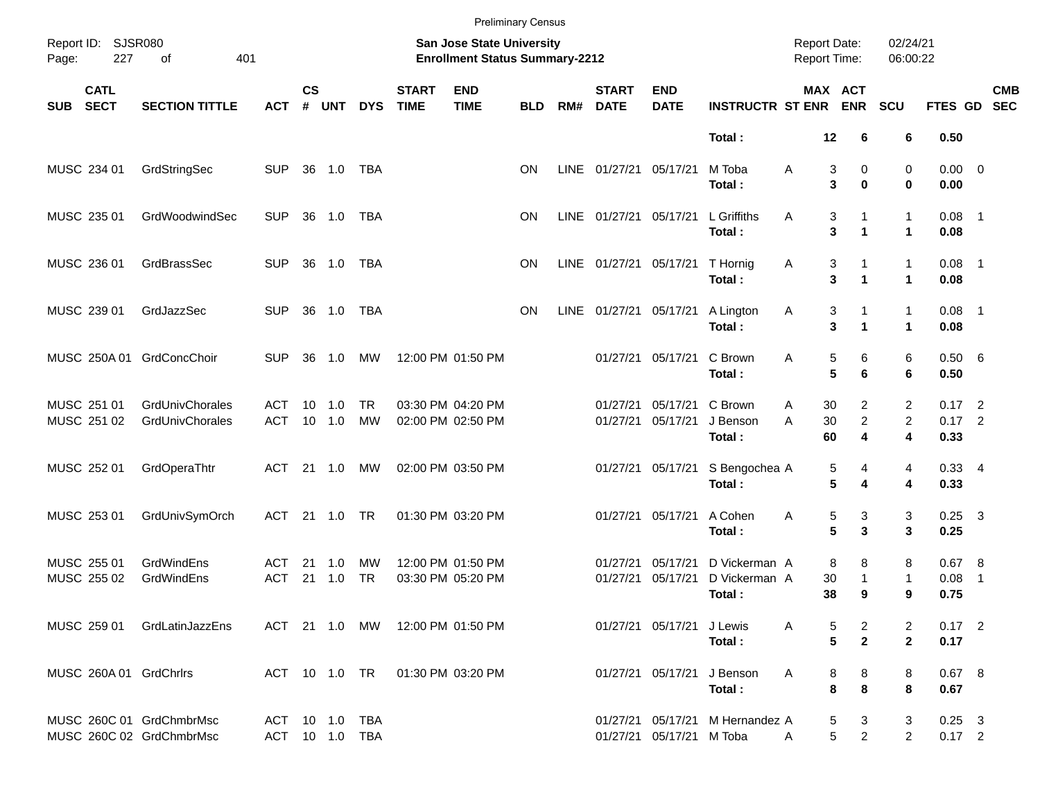Preliminary Census

Report ID: SJSR080

**San Jose State University**
**Enrollment Status Summary-2212**

Report Date: 02/24/21
Report Time: 06:00:22

| SUB | CATL SECT | SECTION TITTLE | ACT | CS # | UNT | DYS | START TIME | END TIME | BLD | RM# | START DATE | END DATE | INSTRUCTR | ST | MAX ENR | ACT ENR | SCU | FTES | GD | CMB SEC |
|---|---|---|---|---|---|---|---|---|---|---|---|---|---|---|---|---|---|---|---|---|
| | | | | | | | | | | | | | **Total :** | | **12** | **6** | **6** | **0.50** | | |
| MUSC | 234 01 | GrdStringSec | SUP | 36 | 1.0 | TBA | | | ON | LINE | 01/27/21 | 05/17/21 | M Toba | A | 3 | 0 | 0 | 0.00 | 0 | |
| | | | | | | | | | | | | | **Total :** | | **3** | **0** | **0** | **0.00** | | |
| MUSC | 235 01 | GrdWoodwindSec | SUP | 36 | 1.0 | TBA | | | ON | LINE | 01/27/21 | 05/17/21 | L Griffiths | A | 3 | 1 | 1 | 0.08 | 1 | |
| | | | | | | | | | | | | | **Total :** | | **3** | **1** | **1** | **0.08** | | |
| MUSC | 236 01 | GrdBrassSec | SUP | 36 | 1.0 | TBA | | | ON | LINE | 01/27/21 | 05/17/21 | T Hornig | A | 3 | 1 | 1 | 0.08 | 1 | |
| | | | | | | | | | | | | | **Total :** | | **3** | **1** | **1** | **0.08** | | |
| MUSC | 239 01 | GrdJazzSec | SUP | 36 | 1.0 | TBA | | | ON | LINE | 01/27/21 | 05/17/21 | A Lington | A | 3 | 1 | 1 | 0.08 | 1 | |
| | | | | | | | | | | | | | **Total :** | | **3** | **1** | **1** | **0.08** | | |
| MUSC | 250A 01 | GrdConcChoir | SUP | 36 | 1.0 | MW | 12:00 PM | 01:50 PM | | | 01/27/21 | 05/17/21 | C Brown | A | 5 | 6 | 6 | 0.50 | 6 | |
| | | | | | | | | | | | | | **Total :** | | **5** | **6** | **6** | **0.50** | | |
| MUSC | 251 01 | GrdUnivChorales | ACT | 10 | 1.0 | TR | 03:30 PM | 04:20 PM | | | 01/27/21 | 05/17/21 | C Brown | A | 30 | 2 | 2 | 0.17 | 2 | |
| MUSC | 251 02 | GrdUnivChorales | ACT | 10 | 1.0 | MW | 02:00 PM | 02:50 PM | | | 01/27/21 | 05/17/21 | J Benson | A | 30 | 2 | 2 | 0.17 | 2 | |
| | | | | | | | | | | | | | **Total :** | | **60** | **4** | **4** | **0.33** | | |
| MUSC | 252 01 | GrdOperaThtr | ACT | 21 | 1.0 | MW | 02:00 PM | 03:50 PM | | | 01/27/21 | 05/17/21 | S Bengochea | A | 5 | 4 | 4 | 0.33 | 4 | |
| | | | | | | | | | | | | | **Total :** | | **5** | **4** | **4** | **0.33** | | |
| MUSC | 253 01 | GrdUnivSymOrch | ACT | 21 | 1.0 | TR | 01:30 PM | 03:20 PM | | | 01/27/21 | 05/17/21 | A Cohen | A | 5 | 3 | 3 | 0.25 | 3 | |
| | | | | | | | | | | | | | **Total :** | | **5** | **3** | **3** | **0.25** | | |
| MUSC | 255 01 | GrdWindEns | ACT | 21 | 1.0 | MW | 12:00 PM | 01:50 PM | | | 01/27/21 | 05/17/21 | D Vickerman | A | 8 | 8 | 8 | 0.67 | 8 | |
| MUSC | 255 02 | GrdWindEns | ACT | 21 | 1.0 | TR | 03:30 PM | 05:20 PM | | | 01/27/21 | 05/17/21 | D Vickerman | A | 30 | 1 | 1 | 0.08 | 1 | |
| | | | | | | | | | | | | | **Total :** | | **38** | **9** | **9** | **0.75** | | |
| MUSC | 259 01 | GrdLatinJazzEns | ACT | 21 | 1.0 | MW | 12:00 PM | 01:50 PM | | | 01/27/21 | 05/17/21 | J Lewis | A | 5 | 2 | 2 | 0.17 | 2 | |
| | | | | | | | | | | | | | **Total :** | | **5** | **2** | **2** | **0.17** | | |
| MUSC | 260A 01 | GrdChrlrs | ACT | 10 | 1.0 | TR | 01:30 PM | 03:20 PM | | | 01/27/21 | 05/17/21 | J Benson | A | 8 | 8 | 8 | 0.67 | 8 | |
| | | | | | | | | | | | | | **Total :** | | **8** | **8** | **8** | **0.67** | | |
| MUSC | 260C 01 | GrdChmbrMsc | ACT | 10 | 1.0 | TBA | | | | | 01/27/21 | 05/17/21 | M Hernandez | A | 5 | 3 | 3 | 0.25 | 3 | |
| MUSC | 260C 02 | GrdChmbrMsc | ACT | 10 | 1.0 | TBA | | | | | 01/27/21 | 05/17/21 | M Toba | A | 5 | 2 | 2 | 0.17 | 2 | |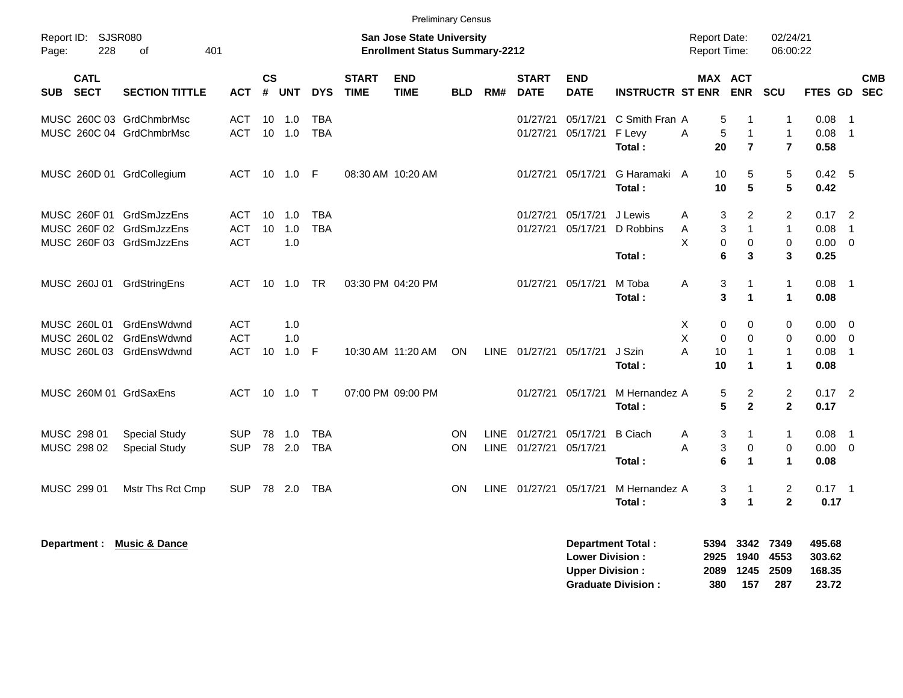Preliminary Census

Report ID: SJSR080

**San Jose State University**
**Enrollment Status Summary-2212**

Report Date: 02/24/21
Report Time: 06:00:22

| SUB | CATL SECT | SECTION TITTLE | ACT | CS # | UNT | DYS | START TIME | END TIME | BLD | RM# | START DATE | END DATE | INSTRUCTR | ST | MAX ENR | ACT ENR | SCU | FTES | GD | CMB SEC |
|---|---|---|---|---|---|---|---|---|---|---|---|---|---|---|---|---|---|---|---|---|
| MUSC | 260C 03 | GrdChmbrMsc | ACT | 10 | 1.0 | TBA | | | | | 01/27/21 | 05/17/21 | C Smith Fran | A | 5 | 1 | 1 | 0.08 | 1 | |
| MUSC | 260C 04 | GrdChmbrMsc | ACT | 10 | 1.0 | TBA | | | | | 01/27/21 | 05/17/21 | F Levy | A | 5 | 1 | 1 | 0.08 | 1 | |
| | | | | | | | | | | | | | **Total :** | | **20** | **7** | **7** | **0.58** | | |
| MUSC | 260D 01 | GrdCollegium | ACT | 10 | 1.0 | F | 08:30 AM | 10:20 AM | | | 01/27/21 | 05/17/21 | G Haramaki | A | 10 | 5 | 5 | 0.42 | 5 | |
| | | | | | | | | | | | | | **Total :** | | **10** | **5** | **5** | **0.42** | | |
| MUSC | 260F 01 | GrdSmJzzEns | ACT | 10 | 1.0 | TBA | | | | | 01/27/21 | 05/17/21 | J Lewis | A | 3 | 2 | 2 | 0.17 | 2 | |
| MUSC | 260F 02 | GrdSmJzzEns | ACT | 10 | 1.0 | TBA | | | | | 01/27/21 | 05/17/21 | D Robbins | A | 3 | 1 | 1 | 0.08 | 1 | |
| MUSC | 260F 03 | GrdSmJzzEns | ACT | | 1.0 | | | | | | | | | X | 0 | 0 | 0 | 0.00 | 0 | |
| | | | | | | | | | | | | | **Total :** | | **6** | **3** | **3** | **0.25** | | |
| MUSC | 260J 01 | GrdStringEns | ACT | 10 | 1.0 | TR | 03:30 PM | 04:20 PM | | | 01/27/21 | 05/17/21 | M Toba | A | 3 | 1 | 1 | 0.08 | 1 | |
| | | | | | | | | | | | | | **Total :** | | **3** | **1** | **1** | **0.08** | | |
| MUSC | 260L 01 | GrdEnsWdwnd | ACT | | 1.0 | | | | | | | | | X | 0 | 0 | 0 | 0.00 | 0 | |
| MUSC | 260L 02 | GrdEnsWdwnd | ACT | | 1.0 | | | | | | | | | X | 0 | 0 | 0 | 0.00 | 0 | |
| MUSC | 260L 03 | GrdEnsWdwnd | ACT | 10 | 1.0 | F | 10:30 AM | 11:20 AM | ON | LINE | 01/27/21 | 05/17/21 | J Szin | A | 10 | 1 | 1 | 0.08 | 1 | |
| | | | | | | | | | | | | | **Total :** | | **10** | **1** | **1** | **0.08** | | |
| MUSC | 260M 01 | GrdSaxEns | ACT | 10 | 1.0 | T | 07:00 PM | 09:00 PM | | | 01/27/21 | 05/17/21 | M Hernandez | A | 5 | 2 | 2 | 0.17 | 2 | |
| | | | | | | | | | | | | | **Total :** | | **5** | **2** | **2** | **0.17** | | |
| MUSC | 298 01 | Special Study | SUP | 78 | 1.0 | TBA | | | ON | LINE | 01/27/21 | 05/17/21 | B Ciach | A | 3 | 1 | 1 | 0.08 | 1 | |
| MUSC | 298 02 | Special Study | SUP | 78 | 2.0 | TBA | | | ON | LINE | 01/27/21 | 05/17/21 | | A | 3 | 0 | 0 | 0.00 | 0 | |
| | | | | | | | | | | | | | **Total :** | | **6** | **1** | **1** | **0.08** | | |
| MUSC | 299 01 | Mstr Ths Rct Cmp | SUP | 78 | 2.0 | TBA | | | ON | LINE | 01/27/21 | 05/17/21 | M Hernandez | A | 3 | 1 | 2 | 0.17 | 1 | |
| | | | | | | | | | | | | | **Total :** | | **3** | **1** | **2** | **0.17** | | |

**Department : Music & Dance**

| | MAX ENR | ACT ENR | SCU | FTES |
|---|---|---|---|---|
| **Department Total :** | **5394** | **3342** | **7349** | **495.68** |
| **Lower Division :** | **2925** | **1940** | **4553** | **303.62** |
| **Upper Division :** | **2089** | **1245** | **2509** | **168.35** |
| **Graduate Division :** | **380** | **157** | **287** | **23.72** |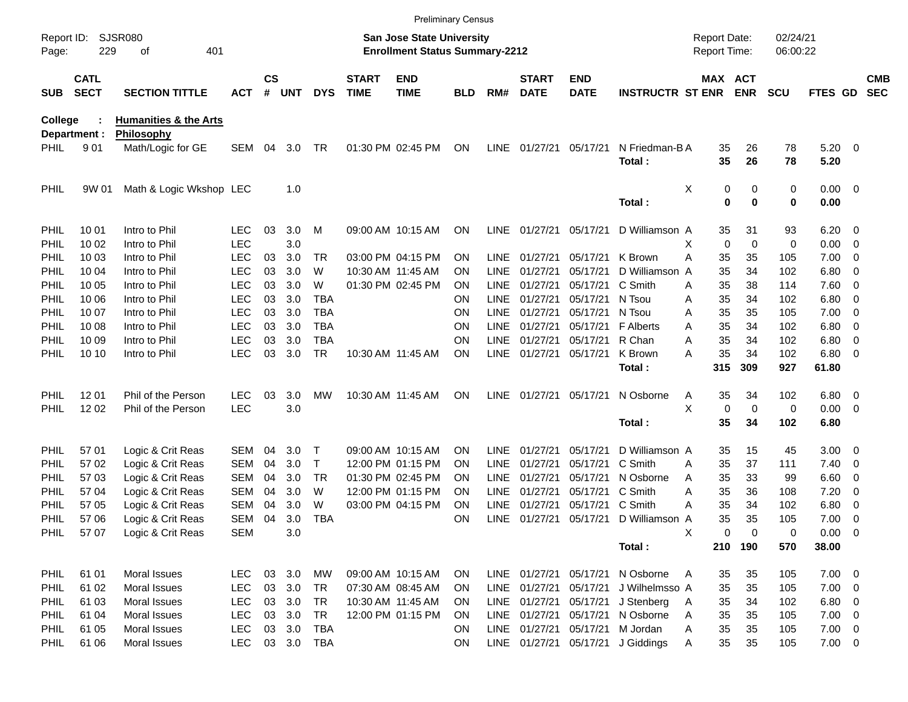Preliminary Census

Report ID: SJSR080
Page: 229 of 401

**San Jose State University**
**Enrollment Status Summary-2212**

Report Date: 02/24/21
Report Time: 06:00:22

College : Humanities & the Arts
Department : Philosophy

| SUB | CATL SECT | SECTION TITTLE | ACT | CS # | UNT | DYS | START TIME | END TIME | BLD | RM# | START DATE | END DATE | INSTRUCTR | ST | MAX ENR | ACT ENR | SCU | FTES | GD | CMB SEC |
|---|---|---|---|---|---|---|---|---|---|---|---|---|---|---|---|---|---|---|---|---|
| PHIL | 9 01 | Math/Logic for GE | SEM | 04 | 3.0 | TR | 01:30 PM | 02:45 PM | ON | LINE | 01/27/21 | 05/17/21 | N Friedman-B | A | 35 | 26 | 78 | 5.20 | 0 | |
| | | | | | | | | | | | | | **Total :** | | **35** | **26** | **78** | **5.20** | | |
| PHIL | 9W 01 | Math & Logic Wkshop | LEC | | 1.0 | | | | | | | | | X | 0 | 0 | 0 | 0.00 | 0 | |
| | | | | | | | | | | | | | **Total :** | | **0** | **0** | **0** | **0.00** | | |
| PHIL | 10 01 | Intro to Phil | LEC | 03 | 3.0 | M | 09:00 AM | 10:15 AM | ON | LINE | 01/27/21 | 05/17/21 | D Williamson | A | 35 | 31 | 93 | 6.20 | 0 | |
| PHIL | 10 02 | Intro to Phil | LEC | | 3.0 | | | | | | | | | X | 0 | 0 | 0 | 0.00 | 0 | |
| PHIL | 10 03 | Intro to Phil | LEC | 03 | 3.0 | TR | 03:00 PM | 04:15 PM | ON | LINE | 01/27/21 | 05/17/21 | K Brown | A | 35 | 35 | 105 | 7.00 | 0 | |
| PHIL | 10 04 | Intro to Phil | LEC | 03 | 3.0 | W | 10:30 AM | 11:45 AM | ON | LINE | 01/27/21 | 05/17/21 | D Williamson | A | 35 | 34 | 102 | 6.80 | 0 | |
| PHIL | 10 05 | Intro to Phil | LEC | 03 | 3.0 | W | 01:30 PM | 02:45 PM | ON | LINE | 01/27/21 | 05/17/21 | C Smith | A | 35 | 38 | 114 | 7.60 | 0 | |
| PHIL | 10 06 | Intro to Phil | LEC | 03 | 3.0 | TBA | | | ON | LINE | 01/27/21 | 05/17/21 | N Tsou | A | 35 | 34 | 102 | 6.80 | 0 | |
| PHIL | 10 07 | Intro to Phil | LEC | 03 | 3.0 | TBA | | | ON | LINE | 01/27/21 | 05/17/21 | N Tsou | A | 35 | 35 | 105 | 7.00 | 0 | |
| PHIL | 10 08 | Intro to Phil | LEC | 03 | 3.0 | TBA | | | ON | LINE | 01/27/21 | 05/17/21 | F Alberts | A | 35 | 34 | 102 | 6.80 | 0 | |
| PHIL | 10 09 | Intro to Phil | LEC | 03 | 3.0 | TBA | | | ON | LINE | 01/27/21 | 05/17/21 | R Chan | A | 35 | 34 | 102 | 6.80 | 0 | |
| PHIL | 10 10 | Intro to Phil | LEC | 03 | 3.0 | TR | 10:30 AM | 11:45 AM | ON | LINE | 01/27/21 | 05/17/21 | K Brown | A | 35 | 34 | 102 | 6.80 | 0 | |
| | | | | | | | | | | | | | **Total :** | | **315** | **309** | **927** | **61.80** | | |
| PHIL | 12 01 | Phil of the Person | LEC | 03 | 3.0 | MW | 10:30 AM | 11:45 AM | ON | LINE | 01/27/21 | 05/17/21 | N Osborne | A | 35 | 34 | 102 | 6.80 | 0 | |
| PHIL | 12 02 | Phil of the Person | LEC | | 3.0 | | | | | | | | | X | 0 | 0 | 0 | 0.00 | 0 | |
| | | | | | | | | | | | | | **Total :** | | **35** | **34** | **102** | **6.80** | | |
| PHIL | 57 01 | Logic & Crit Reas | SEM | 04 | 3.0 | T | 09:00 AM | 10:15 AM | ON | LINE | 01/27/21 | 05/17/21 | D Williamson | A | 35 | 15 | 45 | 3.00 | 0 | |
| PHIL | 57 02 | Logic & Crit Reas | SEM | 04 | 3.0 | T | 12:00 PM | 01:15 PM | ON | LINE | 01/27/21 | 05/17/21 | C Smith | A | 35 | 37 | 111 | 7.40 | 0 | |
| PHIL | 57 03 | Logic & Crit Reas | SEM | 04 | 3.0 | TR | 01:30 PM | 02:45 PM | ON | LINE | 01/27/21 | 05/17/21 | N Osborne | A | 35 | 33 | 99 | 6.60 | 0 | |
| PHIL | 57 04 | Logic & Crit Reas | SEM | 04 | 3.0 | W | 12:00 PM | 01:15 PM | ON | LINE | 01/27/21 | 05/17/21 | C Smith | A | 35 | 36 | 108 | 7.20 | 0 | |
| PHIL | 57 05 | Logic & Crit Reas | SEM | 04 | 3.0 | W | 03:00 PM | 04:15 PM | ON | LINE | 01/27/21 | 05/17/21 | C Smith | A | 35 | 34 | 102 | 6.80 | 0 | |
| PHIL | 57 06 | Logic & Crit Reas | SEM | 04 | 3.0 | TBA | | | ON | LINE | 01/27/21 | 05/17/21 | D Williamson | A | 35 | 35 | 105 | 7.00 | 0 | |
| PHIL | 57 07 | Logic & Crit Reas | SEM | | 3.0 | | | | | | | | | X | 0 | 0 | 0 | 0.00 | 0 | |
| | | | | | | | | | | | | | **Total :** | | **210** | **190** | **570** | **38.00** | | |
| PHIL | 61 01 | Moral Issues | LEC | 03 | 3.0 | MW | 09:00 AM | 10:15 AM | ON | LINE | 01/27/21 | 05/17/21 | N Osborne | A | 35 | 35 | 105 | 7.00 | 0 | |
| PHIL | 61 02 | Moral Issues | LEC | 03 | 3.0 | TR | 07:30 AM | 08:45 AM | ON | LINE | 01/27/21 | 05/17/21 | J Wilhelmsso | A | 35 | 35 | 105 | 7.00 | 0 | |
| PHIL | 61 03 | Moral Issues | LEC | 03 | 3.0 | TR | 10:30 AM | 11:45 AM | ON | LINE | 01/27/21 | 05/17/21 | J Stenberg | A | 35 | 34 | 102 | 6.80 | 0 | |
| PHIL | 61 04 | Moral Issues | LEC | 03 | 3.0 | TR | 12:00 PM | 01:15 PM | ON | LINE | 01/27/21 | 05/17/21 | N Osborne | A | 35 | 35 | 105 | 7.00 | 0 | |
| PHIL | 61 05 | Moral Issues | LEC | 03 | 3.0 | TBA | | | ON | LINE | 01/27/21 | 05/17/21 | M Jordan | A | 35 | 35 | 105 | 7.00 | 0 | |
| PHIL | 61 06 | Moral Issues | LEC | 03 | 3.0 | TBA | | | ON | LINE | 01/27/21 | 05/17/21 | J Giddings | A | 35 | 35 | 105 | 7.00 | 0 | |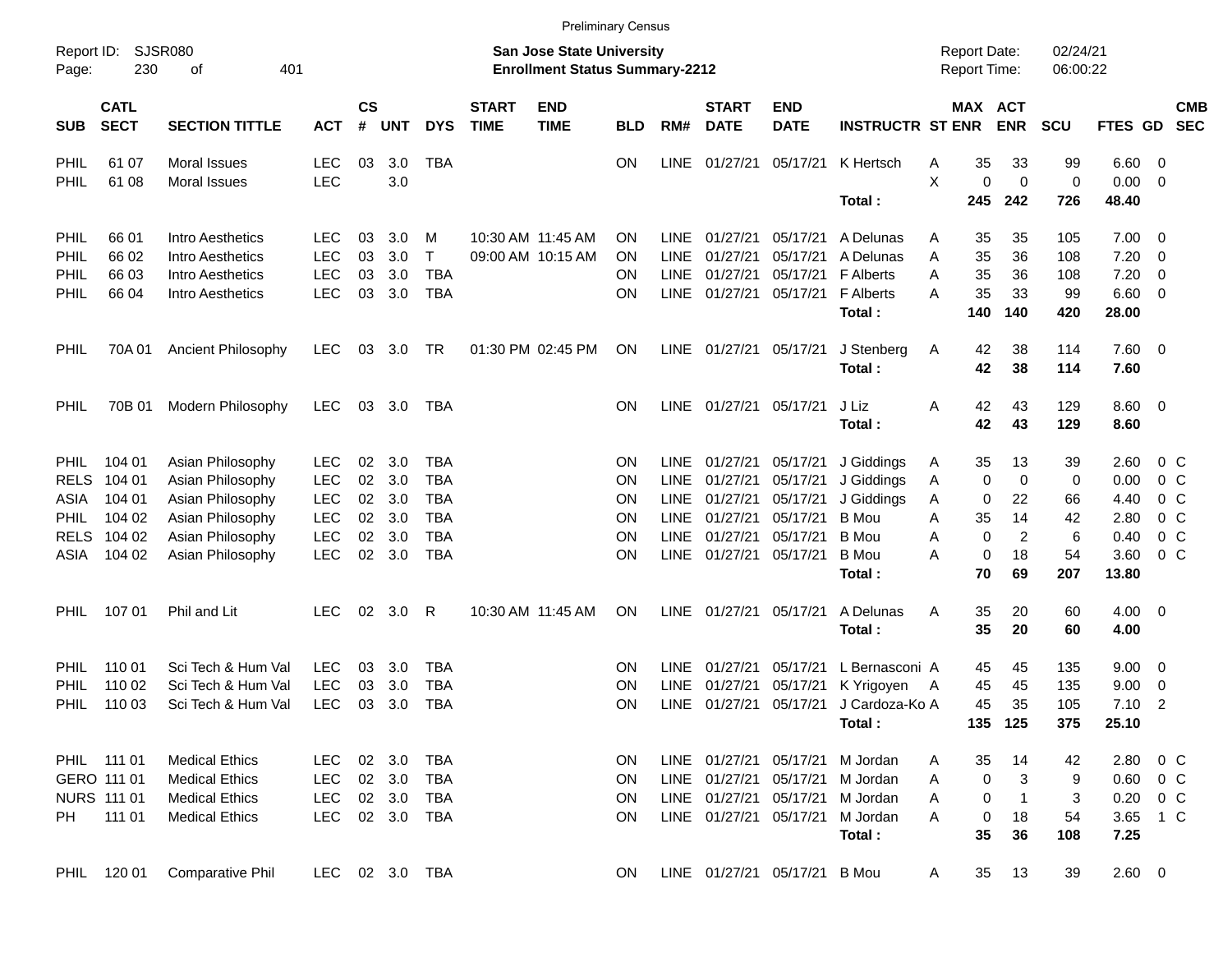Preliminary Census

Report ID: SJSR080

**San Jose State University**
**Enrollment Status Summary-2212**

Report Date: 02/24/21
Report Time: 06:00:22

| SUB | CATL SECT | SECTION TITTLE | ACT | CS # | UNT | DYS | START TIME | END TIME | BLD | RM# | START DATE | END DATE | INSTRUCTR | ST | MAX ENR | ACT ENR | SCU | FTES | GD | CMB SEC |
|---|---|---|---|---|---|---|---|---|---|---|---|---|---|---|---|---|---|---|---|---|
| PHIL | 61 07 | Moral Issues | LEC | 03 | 3.0 | TBA | | | ON | LINE | 01/27/21 | 05/17/21 | K Hertsch | A | 35 | 33 | 99 | 6.60 | 0 | |
| PHIL | 61 08 | Moral Issues | LEC | | 3.0 | | | | | | | | | X | 0 | 0 | 0 | 0.00 | 0 | |
| | | | | | | | | | | | | | **Total :** | | **245** | **242** | **726** | **48.40** | | |
| PHIL | 66 01 | Intro Aesthetics | LEC | 03 | 3.0 | M | 10:30 AM | 11:45 AM | ON | LINE | 01/27/21 | 05/17/21 | A Delunas | A | 35 | 35 | 105 | 7.00 | 0 | |
| PHIL | 66 02 | Intro Aesthetics | LEC | 03 | 3.0 | T | 09:00 AM | 10:15 AM | ON | LINE | 01/27/21 | 05/17/21 | A Delunas | A | 35 | 36 | 108 | 7.20 | 0 | |
| PHIL | 66 03 | Intro Aesthetics | LEC | 03 | 3.0 | TBA | | | ON | LINE | 01/27/21 | 05/17/21 | F Alberts | A | 35 | 36 | 108 | 7.20 | 0 | |
| PHIL | 66 04 | Intro Aesthetics | LEC | 03 | 3.0 | TBA | | | ON | LINE | 01/27/21 | 05/17/21 | F Alberts | A | 35 | 33 | 99 | 6.60 | 0 | |
| | | | | | | | | | | | | | **Total :** | | **140** | **140** | **420** | **28.00** | | |
| PHIL | 70A 01 | Ancient Philosophy | LEC | 03 | 3.0 | TR | 01:30 PM | 02:45 PM | ON | LINE | 01/27/21 | 05/17/21 | J Stenberg | A | 42 | 38 | 114 | 7.60 | 0 | |
| | | | | | | | | | | | | | **Total :** | | **42** | **38** | **114** | **7.60** | | |
| PHIL | 70B 01 | Modern Philosophy | LEC | 03 | 3.0 | TBA | | | ON | LINE | 01/27/21 | 05/17/21 | J Liz | A | 42 | 43 | 129 | 8.60 | 0 | |
| | | | | | | | | | | | | | **Total :** | | **42** | **43** | **129** | **8.60** | | |
| PHIL | 104 01 | Asian Philosophy | LEC | 02 | 3.0 | TBA | | | ON | LINE | 01/27/21 | 05/17/21 | J Giddings | A | 35 | 13 | 39 | 2.60 | 0 | C |
| RELS | 104 01 | Asian Philosophy | LEC | 02 | 3.0 | TBA | | | ON | LINE | 01/27/21 | 05/17/21 | J Giddings | A | 0 | 0 | 0 | 0.00 | 0 | C |
| ASIA | 104 01 | Asian Philosophy | LEC | 02 | 3.0 | TBA | | | ON | LINE | 01/27/21 | 05/17/21 | J Giddings | A | 0 | 22 | 66 | 4.40 | 0 | C |
| PHIL | 104 02 | Asian Philosophy | LEC | 02 | 3.0 | TBA | | | ON | LINE | 01/27/21 | 05/17/21 | B Mou | A | 35 | 14 | 42 | 2.80 | 0 | C |
| RELS | 104 02 | Asian Philosophy | LEC | 02 | 3.0 | TBA | | | ON | LINE | 01/27/21 | 05/17/21 | B Mou | A | 0 | 2 | 6 | 0.40 | 0 | C |
| ASIA | 104 02 | Asian Philosophy | LEC | 02 | 3.0 | TBA | | | ON | LINE | 01/27/21 | 05/17/21 | B Mou | A | 0 | 18 | 54 | 3.60 | 0 | C |
| | | | | | | | | | | | | | **Total :** | | **70** | **69** | **207** | **13.80** | | |
| PHIL | 107 01 | Phil and Lit | LEC | 02 | 3.0 | R | 10:30 AM | 11:45 AM | ON | LINE | 01/27/21 | 05/17/21 | A Delunas | A | 35 | 20 | 60 | 4.00 | 0 | |
| | | | | | | | | | | | | | **Total :** | | **35** | **20** | **60** | **4.00** | | |
| PHIL | 110 01 | Sci Tech & Hum Val | LEC | 03 | 3.0 | TBA | | | ON | LINE | 01/27/21 | 05/17/21 | L Bernasconi | A | 45 | 45 | 135 | 9.00 | 0 | |
| PHIL | 110 02 | Sci Tech & Hum Val | LEC | 03 | 3.0 | TBA | | | ON | LINE | 01/27/21 | 05/17/21 | K Yrigoyen | A | 45 | 45 | 135 | 9.00 | 0 | |
| PHIL | 110 03 | Sci Tech & Hum Val | LEC | 03 | 3.0 | TBA | | | ON | LINE | 01/27/21 | 05/17/21 | J Cardoza-Ko | A | 45 | 35 | 105 | 7.10 | 2 | |
| | | | | | | | | | | | | | **Total :** | | **135** | **125** | **375** | **25.10** | | |
| PHIL | 111 01 | Medical Ethics | LEC | 02 | 3.0 | TBA | | | ON | LINE | 01/27/21 | 05/17/21 | M Jordan | A | 35 | 14 | 42 | 2.80 | 0 | C |
| GERO | 111 01 | Medical Ethics | LEC | 02 | 3.0 | TBA | | | ON | LINE | 01/27/21 | 05/17/21 | M Jordan | A | 0 | 3 | 9 | 0.60 | 0 | C |
| NURS | 111 01 | Medical Ethics | LEC | 02 | 3.0 | TBA | | | ON | LINE | 01/27/21 | 05/17/21 | M Jordan | A | 0 | 1 | 3 | 0.20 | 0 | C |
| PH | 111 01 | Medical Ethics | LEC | 02 | 3.0 | TBA | | | ON | LINE | 01/27/21 | 05/17/21 | M Jordan | A | 0 | 18 | 54 | 3.65 | 1 | C |
| | | | | | | | | | | | | | **Total :** | | **35** | **36** | **108** | **7.25** | | |
| PHIL | 120 01 | Comparative Phil | LEC | 02 | 3.0 | TBA | | | ON | LINE | 01/27/21 | 05/17/21 | B Mou | A | 35 | 13 | 39 | 2.60 | 0 | |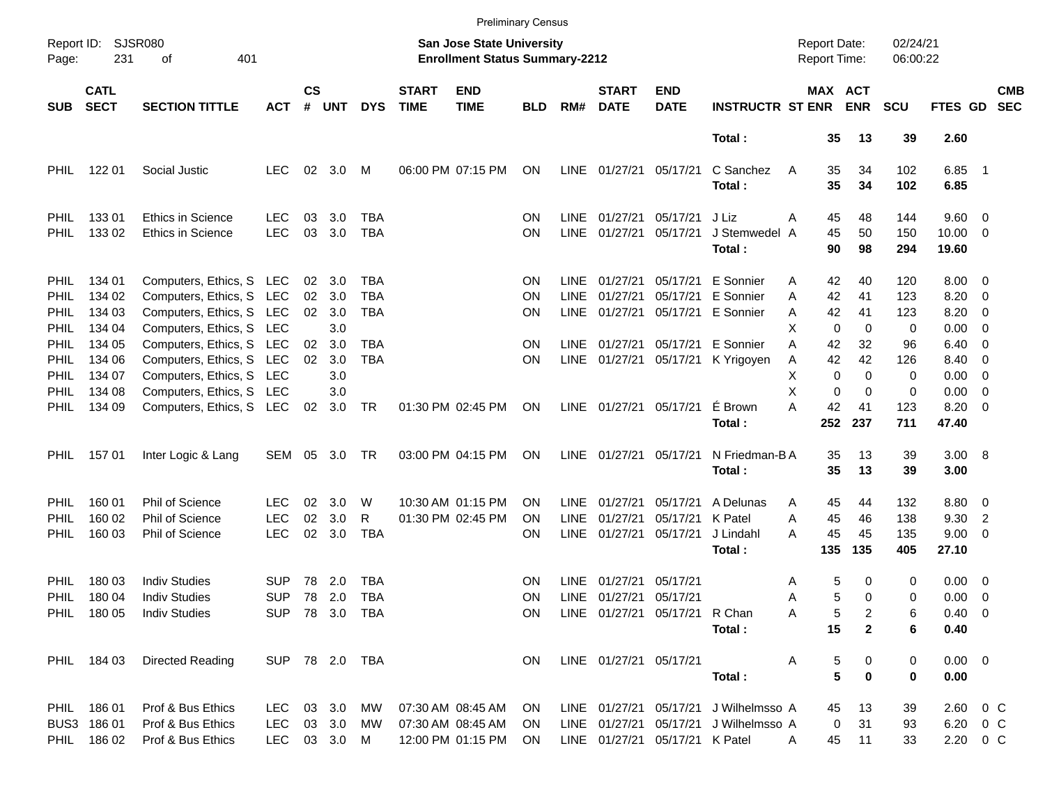Preliminary Census

Report ID: SJSR080

**San Jose State University**
**Enrollment Status Summary-2212**

Report Date: 02/24/21
Report Time: 06:00:22

| SUB | CATL SECT | SECTION TITTLE | ACT | CS # | UNT | DYS | START TIME | END TIME | BLD | RM# | START DATE | END DATE | INSTRUCTR | ST | MAX ENR | ACT ENR | SCU | FTES | GD | CMB SEC |
|---|---|---|---|---|---|---|---|---|---|---|---|---|---|---|---|---|---|---|---|---|
| | | | | | | | | | | | | | **Total :** | | **35** | **13** | **39** | **2.60** | | |
| PHIL | 122 01 | Social Justic | LEC | 02 | 3.0 | M | 06:00 PM | 07:15 PM | ON | LINE | 01/27/21 | 05/17/21 | C Sanchez | A | 35 | 34 | 102 | 6.85 | 1 | |
| | | | | | | | | | | | | | **Total :** | | **35** | **34** | **102** | **6.85** | | |
| PHIL | 133 01 | Ethics in Science | LEC | 03 | 3.0 | TBA | | | ON | LINE | 01/27/21 | 05/17/21 | J Liz | A | 45 | 48 | 144 | 9.60 | 0 | |
| PHIL | 133 02 | Ethics in Science | LEC | 03 | 3.0 | TBA | | | ON | LINE | 01/27/21 | 05/17/21 | J Stemwedel | A | 45 | 50 | 150 | 10.00 | 0 | |
| | | | | | | | | | | | | | **Total :** | | **90** | **98** | **294** | **19.60** | | |
| PHIL | 134 01 | Computers, Ethics, S | LEC | 02 | 3.0 | TBA | | | ON | LINE | 01/27/21 | 05/17/21 | E Sonnier | A | 42 | 40 | 120 | 8.00 | 0 | |
| PHIL | 134 02 | Computers, Ethics, S | LEC | 02 | 3.0 | TBA | | | ON | LINE | 01/27/21 | 05/17/21 | E Sonnier | A | 42 | 41 | 123 | 8.20 | 0 | |
| PHIL | 134 03 | Computers, Ethics, S | LEC | 02 | 3.0 | TBA | | | ON | LINE | 01/27/21 | 05/17/21 | E Sonnier | A | 42 | 41 | 123 | 8.20 | 0 | |
| PHIL | 134 04 | Computers, Ethics, S | LEC | | 3.0 | | | | | | | | | X | 0 | 0 | 0 | 0.00 | 0 | |
| PHIL | 134 05 | Computers, Ethics, S | LEC | 02 | 3.0 | TBA | | | ON | LINE | 01/27/21 | 05/17/21 | E Sonnier | A | 42 | 32 | 96 | 6.40 | 0 | |
| PHIL | 134 06 | Computers, Ethics, S | LEC | 02 | 3.0 | TBA | | | ON | LINE | 01/27/21 | 05/17/21 | K Yrigoyen | A | 42 | 42 | 126 | 8.40 | 0 | |
| PHIL | 134 07 | Computers, Ethics, S | LEC | | 3.0 | | | | | | | | | X | 0 | 0 | 0 | 0.00 | 0 | |
| PHIL | 134 08 | Computers, Ethics, S | LEC | | 3.0 | | | | | | | | | X | 0 | 0 | 0 | 0.00 | 0 | |
| PHIL | 134 09 | Computers, Ethics, S | LEC | 02 | 3.0 | TR | 01:30 PM | 02:45 PM | ON | LINE | 01/27/21 | 05/17/21 | É Brown | A | 42 | 41 | 123 | 8.20 | 0 | |
| | | | | | | | | | | | | | **Total :** | | **252** | **237** | **711** | **47.40** | | |
| PHIL | 157 01 | Inter Logic & Lang | SEM | 05 | 3.0 | TR | 03:00 PM | 04:15 PM | ON | LINE | 01/27/21 | 05/17/21 | N Friedman-B | A | 35 | 13 | 39 | 3.00 | 8 | |
| | | | | | | | | | | | | | **Total :** | | **35** | **13** | **39** | **3.00** | | |
| PHIL | 160 01 | Phil of Science | LEC | 02 | 3.0 | W | 10:30 AM | 01:15 PM | ON | LINE | 01/27/21 | 05/17/21 | A Delunas | A | 45 | 44 | 132 | 8.80 | 0 | |
| PHIL | 160 02 | Phil of Science | LEC | 02 | 3.0 | R | 01:30 PM | 02:45 PM | ON | LINE | 01/27/21 | 05/17/21 | K Patel | A | 45 | 46 | 138 | 9.30 | 2 | |
| PHIL | 160 03 | Phil of Science | LEC | 02 | 3.0 | TBA | | | ON | LINE | 01/27/21 | 05/17/21 | J Lindahl | A | 45 | 45 | 135 | 9.00 | 0 | |
| | | | | | | | | | | | | | **Total :** | | **135** | **135** | **405** | **27.10** | | |
| PHIL | 180 03 | Indiv Studies | SUP | 78 | 2.0 | TBA | | | ON | LINE | 01/27/21 | 05/17/21 | | A | 5 | 0 | 0 | 0.00 | 0 | |
| PHIL | 180 04 | Indiv Studies | SUP | 78 | 2.0 | TBA | | | ON | LINE | 01/27/21 | 05/17/21 | | A | 5 | 0 | 0 | 0.00 | 0 | |
| PHIL | 180 05 | Indiv Studies | SUP | 78 | 3.0 | TBA | | | ON | LINE | 01/27/21 | 05/17/21 | R Chan | A | 5 | 2 | 6 | 0.40 | 0 | |
| | | | | | | | | | | | | | **Total :** | | **15** | **2** | **6** | **0.40** | | |
| PHIL | 184 03 | Directed Reading | SUP | 78 | 2.0 | TBA | | | ON | LINE | 01/27/21 | 05/17/21 | | A | 5 | 0 | 0 | 0.00 | 0 | |
| | | | | | | | | | | | | | **Total :** | | **5** | **0** | **0** | **0.00** | | |
| PHIL | 186 01 | Prof & Bus Ethics | LEC | 03 | 3.0 | MW | 07:30 AM | 08:45 AM | ON | LINE | 01/27/21 | 05/17/21 | J Wilhelmsso | A | 45 | 13 | 39 | 2.60 | 0 | C |
| BUS3 | 186 01 | Prof & Bus Ethics | LEC | 03 | 3.0 | MW | 07:30 AM | 08:45 AM | ON | LINE | 01/27/21 | 05/17/21 | J Wilhelmsso | A | 0 | 31 | 93 | 6.20 | 0 | C |
| PHIL | 186 02 | Prof & Bus Ethics | LEC | 03 | 3.0 | M | 12:00 PM | 01:15 PM | ON | LINE | 01/27/21 | 05/17/21 | K Patel | A | 45 | 11 | 33 | 2.20 | 0 | C |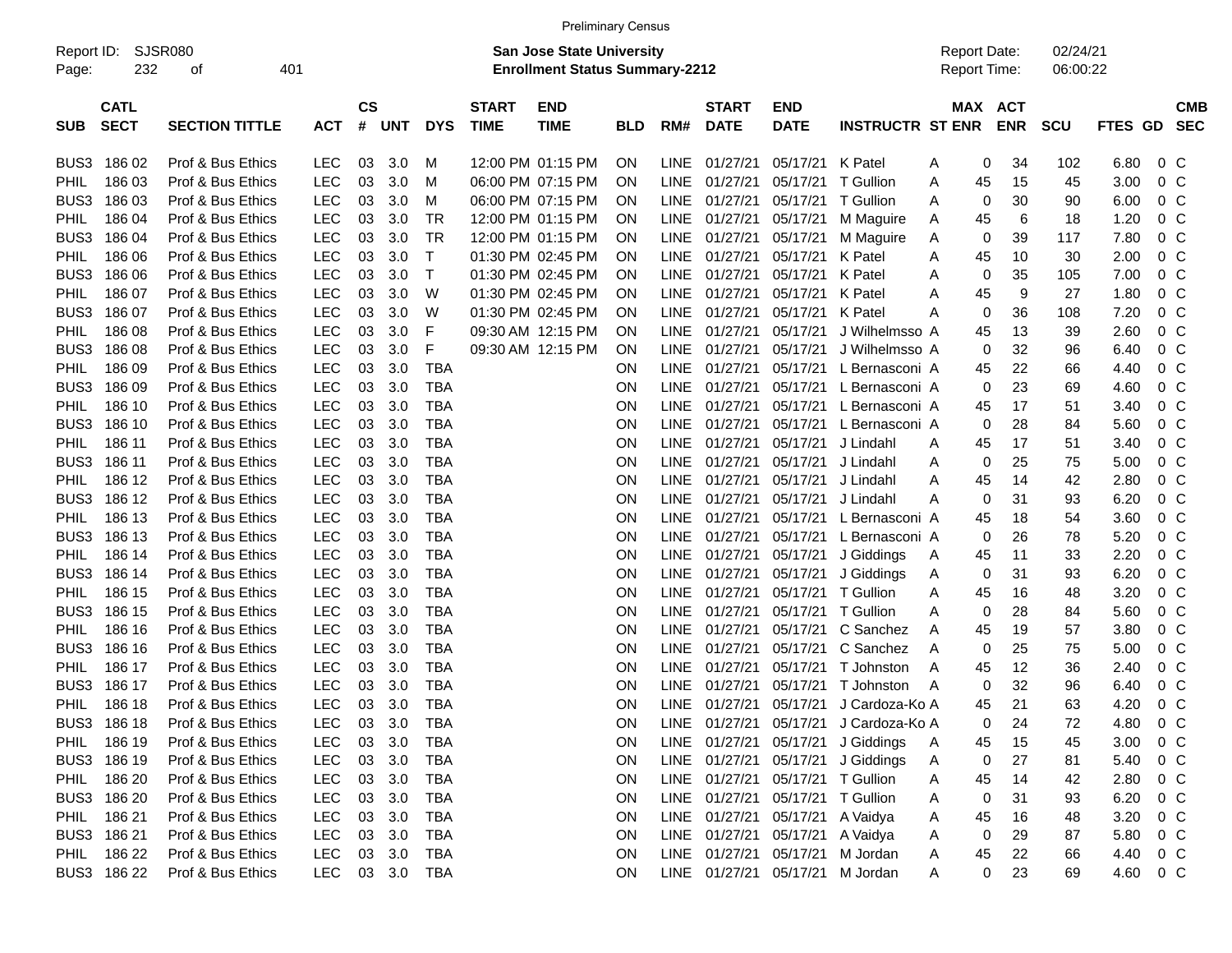Preliminary Census

Report ID: SJSR080

**San Jose State University**
**Enrollment Status Summary-2212**

Report Date: 02/24/21
Report Time: 06:00:22

| SUB | CATL SECT | SECTION TITTLE | ACT | CS # | UNT | DYS | START TIME | END TIME | BLD | RM# | START DATE | END DATE | INSTRUCTR | ST | MAX ENR | ACT ENR | SCU | FTES | GD | CMB SEC |
|---|---|---|---|---|---|---|---|---|---|---|---|---|---|---|---|---|---|---|---|---|
| BUS3 | 186 02 | Prof & Bus Ethics | LEC | 03 | 3.0 | M | 12:00 PM | 01:15 PM | ON | LINE | 01/27/21 | 05/17/21 | K Patel | A | 0 | 34 | 102 | 6.80 | 0 | C |
| PHIL | 186 03 | Prof & Bus Ethics | LEC | 03 | 3.0 | M | 06:00 PM | 07:15 PM | ON | LINE | 01/27/21 | 05/17/21 | T Gullion | A | 45 | 15 | 45 | 3.00 | 0 | C |
| BUS3 | 186 03 | Prof & Bus Ethics | LEC | 03 | 3.0 | M | 06:00 PM | 07:15 PM | ON | LINE | 01/27/21 | 05/17/21 | T Gullion | A | 0 | 30 | 90 | 6.00 | 0 | C |
| PHIL | 186 04 | Prof & Bus Ethics | LEC | 03 | 3.0 | TR | 12:00 PM | 01:15 PM | ON | LINE | 01/27/21 | 05/17/21 | M Maguire | A | 45 | 6 | 18 | 1.20 | 0 | C |
| BUS3 | 186 04 | Prof & Bus Ethics | LEC | 03 | 3.0 | TR | 12:00 PM | 01:15 PM | ON | LINE | 01/27/21 | 05/17/21 | M Maguire | A | 0 | 39 | 117 | 7.80 | 0 | C |
| PHIL | 186 06 | Prof & Bus Ethics | LEC | 03 | 3.0 | T | 01:30 PM | 02:45 PM | ON | LINE | 01/27/21 | 05/17/21 | K Patel | A | 45 | 10 | 30 | 2.00 | 0 | C |
| BUS3 | 186 06 | Prof & Bus Ethics | LEC | 03 | 3.0 | T | 01:30 PM | 02:45 PM | ON | LINE | 01/27/21 | 05/17/21 | K Patel | A | 0 | 35 | 105 | 7.00 | 0 | C |
| PHIL | 186 07 | Prof & Bus Ethics | LEC | 03 | 3.0 | W | 01:30 PM | 02:45 PM | ON | LINE | 01/27/21 | 05/17/21 | K Patel | A | 45 | 9 | 27 | 1.80 | 0 | C |
| BUS3 | 186 07 | Prof & Bus Ethics | LEC | 03 | 3.0 | W | 01:30 PM | 02:45 PM | ON | LINE | 01/27/21 | 05/17/21 | K Patel | A | 0 | 36 | 108 | 7.20 | 0 | C |
| PHIL | 186 08 | Prof & Bus Ethics | LEC | 03 | 3.0 | F | 09:30 AM | 12:15 PM | ON | LINE | 01/27/21 | 05/17/21 | J Wilhelmsso | A | 45 | 13 | 39 | 2.60 | 0 | C |
| BUS3 | 186 08 | Prof & Bus Ethics | LEC | 03 | 3.0 | F | 09:30 AM | 12:15 PM | ON | LINE | 01/27/21 | 05/17/21 | J Wilhelmsso | A | 0 | 32 | 96 | 6.40 | 0 | C |
| PHIL | 186 09 | Prof & Bus Ethics | LEC | 03 | 3.0 | TBA | | | ON | LINE | 01/27/21 | 05/17/21 | L Bernasconi | A | 45 | 22 | 66 | 4.40 | 0 | C |
| BUS3 | 186 09 | Prof & Bus Ethics | LEC | 03 | 3.0 | TBA | | | ON | LINE | 01/27/21 | 05/17/21 | L Bernasconi | A | 0 | 23 | 69 | 4.60 | 0 | C |
| PHIL | 186 10 | Prof & Bus Ethics | LEC | 03 | 3.0 | TBA | | | ON | LINE | 01/27/21 | 05/17/21 | L Bernasconi | A | 45 | 17 | 51 | 3.40 | 0 | C |
| BUS3 | 186 10 | Prof & Bus Ethics | LEC | 03 | 3.0 | TBA | | | ON | LINE | 01/27/21 | 05/17/21 | L Bernasconi | A | 0 | 28 | 84 | 5.60 | 0 | C |
| PHIL | 186 11 | Prof & Bus Ethics | LEC | 03 | 3.0 | TBA | | | ON | LINE | 01/27/21 | 05/17/21 | J Lindahl | A | 45 | 17 | 51 | 3.40 | 0 | C |
| BUS3 | 186 11 | Prof & Bus Ethics | LEC | 03 | 3.0 | TBA | | | ON | LINE | 01/27/21 | 05/17/21 | J Lindahl | A | 0 | 25 | 75 | 5.00 | 0 | C |
| PHIL | 186 12 | Prof & Bus Ethics | LEC | 03 | 3.0 | TBA | | | ON | LINE | 01/27/21 | 05/17/21 | J Lindahl | A | 45 | 14 | 42 | 2.80 | 0 | C |
| BUS3 | 186 12 | Prof & Bus Ethics | LEC | 03 | 3.0 | TBA | | | ON | LINE | 01/27/21 | 05/17/21 | J Lindahl | A | 0 | 31 | 93 | 6.20 | 0 | C |
| PHIL | 186 13 | Prof & Bus Ethics | LEC | 03 | 3.0 | TBA | | | ON | LINE | 01/27/21 | 05/17/21 | L Bernasconi | A | 45 | 18 | 54 | 3.60 | 0 | C |
| BUS3 | 186 13 | Prof & Bus Ethics | LEC | 03 | 3.0 | TBA | | | ON | LINE | 01/27/21 | 05/17/21 | L Bernasconi | A | 0 | 26 | 78 | 5.20 | 0 | C |
| PHIL | 186 14 | Prof & Bus Ethics | LEC | 03 | 3.0 | TBA | | | ON | LINE | 01/27/21 | 05/17/21 | J Giddings | A | 45 | 11 | 33 | 2.20 | 0 | C |
| BUS3 | 186 14 | Prof & Bus Ethics | LEC | 03 | 3.0 | TBA | | | ON | LINE | 01/27/21 | 05/17/21 | J Giddings | A | 0 | 31 | 93 | 6.20 | 0 | C |
| PHIL | 186 15 | Prof & Bus Ethics | LEC | 03 | 3.0 | TBA | | | ON | LINE | 01/27/21 | 05/17/21 | T Gullion | A | 45 | 16 | 48 | 3.20 | 0 | C |
| BUS3 | 186 15 | Prof & Bus Ethics | LEC | 03 | 3.0 | TBA | | | ON | LINE | 01/27/21 | 05/17/21 | T Gullion | A | 0 | 28 | 84 | 5.60 | 0 | C |
| PHIL | 186 16 | Prof & Bus Ethics | LEC | 03 | 3.0 | TBA | | | ON | LINE | 01/27/21 | 05/17/21 | C Sanchez | A | 45 | 19 | 57 | 3.80 | 0 | C |
| BUS3 | 186 16 | Prof & Bus Ethics | LEC | 03 | 3.0 | TBA | | | ON | LINE | 01/27/21 | 05/17/21 | C Sanchez | A | 0 | 25 | 75 | 5.00 | 0 | C |
| PHIL | 186 17 | Prof & Bus Ethics | LEC | 03 | 3.0 | TBA | | | ON | LINE | 01/27/21 | 05/17/21 | T Johnston | A | 45 | 12 | 36 | 2.40 | 0 | C |
| BUS3 | 186 17 | Prof & Bus Ethics | LEC | 03 | 3.0 | TBA | | | ON | LINE | 01/27/21 | 05/17/21 | T Johnston | A | 0 | 32 | 96 | 6.40 | 0 | C |
| PHIL | 186 18 | Prof & Bus Ethics | LEC | 03 | 3.0 | TBA | | | ON | LINE | 01/27/21 | 05/17/21 | J Cardoza-Ko | A | 45 | 21 | 63 | 4.20 | 0 | C |
| BUS3 | 186 18 | Prof & Bus Ethics | LEC | 03 | 3.0 | TBA | | | ON | LINE | 01/27/21 | 05/17/21 | J Cardoza-Ko | A | 0 | 24 | 72 | 4.80 | 0 | C |
| PHIL | 186 19 | Prof & Bus Ethics | LEC | 03 | 3.0 | TBA | | | ON | LINE | 01/27/21 | 05/17/21 | J Giddings | A | 45 | 15 | 45 | 3.00 | 0 | C |
| BUS3 | 186 19 | Prof & Bus Ethics | LEC | 03 | 3.0 | TBA | | | ON | LINE | 01/27/21 | 05/17/21 | J Giddings | A | 0 | 27 | 81 | 5.40 | 0 | C |
| PHIL | 186 20 | Prof & Bus Ethics | LEC | 03 | 3.0 | TBA | | | ON | LINE | 01/27/21 | 05/17/21 | T Gullion | A | 45 | 14 | 42 | 2.80 | 0 | C |
| BUS3 | 186 20 | Prof & Bus Ethics | LEC | 03 | 3.0 | TBA | | | ON | LINE | 01/27/21 | 05/17/21 | T Gullion | A | 0 | 31 | 93 | 6.20 | 0 | C |
| PHIL | 186 21 | Prof & Bus Ethics | LEC | 03 | 3.0 | TBA | | | ON | LINE | 01/27/21 | 05/17/21 | A Vaidya | A | 45 | 16 | 48 | 3.20 | 0 | C |
| BUS3 | 186 21 | Prof & Bus Ethics | LEC | 03 | 3.0 | TBA | | | ON | LINE | 01/27/21 | 05/17/21 | A Vaidya | A | 0 | 29 | 87 | 5.80 | 0 | C |
| PHIL | 186 22 | Prof & Bus Ethics | LEC | 03 | 3.0 | TBA | | | ON | LINE | 01/27/21 | 05/17/21 | M Jordan | A | 45 | 22 | 66 | 4.40 | 0 | C |
| BUS3 | 186 22 | Prof & Bus Ethics | LEC | 03 | 3.0 | TBA | | | ON | LINE | 01/27/21 | 05/17/21 | M Jordan | A | 0 | 23 | 69 | 4.60 | 0 | C |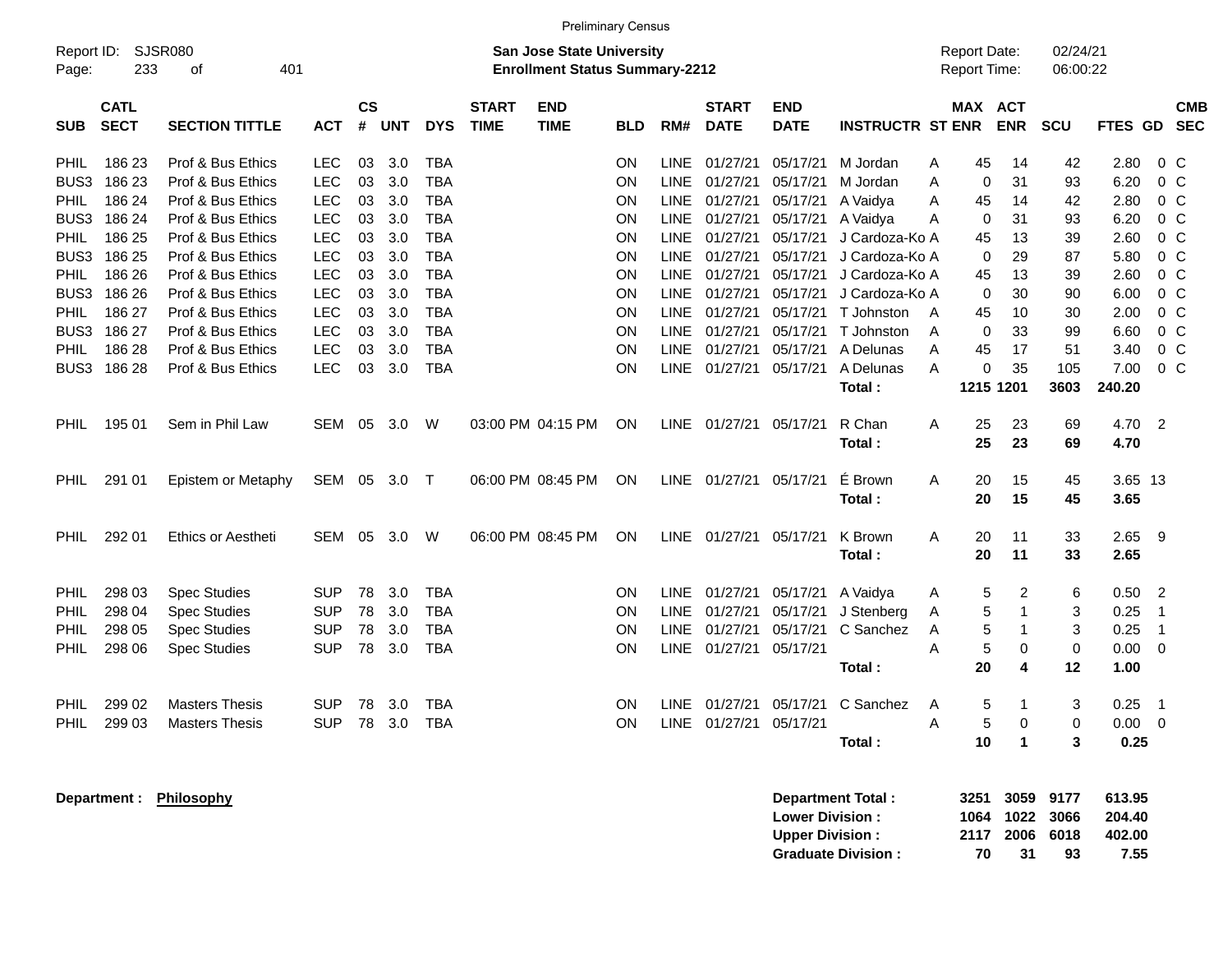Preliminary Census

Report ID: SJSR080

**San Jose State University**
**Enrollment Status Summary-2212**

Report Date: 02/24/21
Report Time: 06:00:22

| SUB | CATL SECT | SECTION TITTLE | ACT | CS # | UNT | DYS | START TIME | END TIME | BLD | RM# | START DATE | END DATE | INSTRUCTR | ST | MAX ENR | ACT ENR | SCU | FTES | GD | CMB SEC |
|---|---|---|---|---|---|---|---|---|---|---|---|---|---|---|---|---|---|---|---|---|
| PHIL | 186 23 | Prof & Bus Ethics | LEC | 03 | 3.0 | TBA | | | ON | LINE | 01/27/21 | 05/17/21 | M Jordan | A | 45 | 14 | 42 | 2.80 | 0 | C |
| BUS3 | 186 23 | Prof & Bus Ethics | LEC | 03 | 3.0 | TBA | | | ON | LINE | 01/27/21 | 05/17/21 | M Jordan | A | 0 | 31 | 93 | 6.20 | 0 | C |
| PHIL | 186 24 | Prof & Bus Ethics | LEC | 03 | 3.0 | TBA | | | ON | LINE | 01/27/21 | 05/17/21 | A Vaidya | A | 45 | 14 | 42 | 2.80 | 0 | C |
| BUS3 | 186 24 | Prof & Bus Ethics | LEC | 03 | 3.0 | TBA | | | ON | LINE | 01/27/21 | 05/17/21 | A Vaidya | A | 0 | 31 | 93 | 6.20 | 0 | C |
| PHIL | 186 25 | Prof & Bus Ethics | LEC | 03 | 3.0 | TBA | | | ON | LINE | 01/27/21 | 05/17/21 | J Cardoza-Ko | A | 45 | 13 | 39 | 2.60 | 0 | C |
| BUS3 | 186 25 | Prof & Bus Ethics | LEC | 03 | 3.0 | TBA | | | ON | LINE | 01/27/21 | 05/17/21 | J Cardoza-Ko | A | 0 | 29 | 87 | 5.80 | 0 | C |
| PHIL | 186 26 | Prof & Bus Ethics | LEC | 03 | 3.0 | TBA | | | ON | LINE | 01/27/21 | 05/17/21 | J Cardoza-Ko | A | 45 | 13 | 39 | 2.60 | 0 | C |
| BUS3 | 186 26 | Prof & Bus Ethics | LEC | 03 | 3.0 | TBA | | | ON | LINE | 01/27/21 | 05/17/21 | J Cardoza-Ko | A | 0 | 30 | 90 | 6.00 | 0 | C |
| PHIL | 186 27 | Prof & Bus Ethics | LEC | 03 | 3.0 | TBA | | | ON | LINE | 01/27/21 | 05/17/21 | T Johnston | A | 45 | 10 | 30 | 2.00 | 0 | C |
| BUS3 | 186 27 | Prof & Bus Ethics | LEC | 03 | 3.0 | TBA | | | ON | LINE | 01/27/21 | 05/17/21 | T Johnston | A | 0 | 33 | 99 | 6.60 | 0 | C |
| PHIL | 186 28 | Prof & Bus Ethics | LEC | 03 | 3.0 | TBA | | | ON | LINE | 01/27/21 | 05/17/21 | A Delunas | A | 45 | 17 | 51 | 3.40 | 0 | C |
| BUS3 | 186 28 | Prof & Bus Ethics | LEC | 03 | 3.0 | TBA | | | ON | LINE | 01/27/21 | 05/17/21 | A Delunas | A | 0 | 35 | 105 | 7.00 | 0 | C |
| | | | | | | | | | | | | | **Total :** | | **1215** | **1201** | **3603** | **240.20** | | |
| PHIL | 195 01 | Sem in Phil Law | SEM | 05 | 3.0 | W | 03:00 PM | 04:15 PM | ON | LINE | 01/27/21 | 05/17/21 | R Chan | A | 25 | 23 | 69 | 4.70 | 2 | |
| | | | | | | | | | | | | | **Total :** | | **25** | **23** | **69** | **4.70** | | |
| PHIL | 291 01 | Epistem or Metaphy | SEM | 05 | 3.0 | T | 06:00 PM | 08:45 PM | ON | LINE | 01/27/21 | 05/17/21 | É Brown | A | 20 | 15 | 45 | 3.65 | 13 | |
| | | | | | | | | | | | | | **Total :** | | **20** | **15** | **45** | **3.65** | | |
| PHIL | 292 01 | Ethics or Aestheti | SEM | 05 | 3.0 | W | 06:00 PM | 08:45 PM | ON | LINE | 01/27/21 | 05/17/21 | K Brown | A | 20 | 11 | 33 | 2.65 | 9 | |
| | | | | | | | | | | | | | **Total :** | | **20** | **11** | **33** | **2.65** | | |
| PHIL | 298 03 | Spec Studies | SUP | 78 | 3.0 | TBA | | | ON | LINE | 01/27/21 | 05/17/21 | A Vaidya | A | 5 | 2 | 6 | 0.50 | 2 | |
| PHIL | 298 04 | Spec Studies | SUP | 78 | 3.0 | TBA | | | ON | LINE | 01/27/21 | 05/17/21 | J Stenberg | A | 5 | 1 | 3 | 0.25 | 1 | |
| PHIL | 298 05 | Spec Studies | SUP | 78 | 3.0 | TBA | | | ON | LINE | 01/27/21 | 05/17/21 | C Sanchez | A | 5 | 1 | 3 | 0.25 | 1 | |
| PHIL | 298 06 | Spec Studies | SUP | 78 | 3.0 | TBA | | | ON | LINE | 01/27/21 | 05/17/21 | | A | 5 | 0 | 0 | 0.00 | 0 | |
| | | | | | | | | | | | | | **Total :** | | **20** | **4** | **12** | **1.00** | | |
| PHIL | 299 02 | Masters Thesis | SUP | 78 | 3.0 | TBA | | | ON | LINE | 01/27/21 | 05/17/21 | C Sanchez | A | 5 | 1 | 3 | 0.25 | 1 | |
| PHIL | 299 03 | Masters Thesis | SUP | 78 | 3.0 | TBA | | | ON | LINE | 01/27/21 | 05/17/21 | | A | 5 | 0 | 0 | 0.00 | 0 | |
| | | | | | | | | | | | | | **Total :** | | **10** | **1** | **3** | **0.25** | | |

**Department : Philosophy**

| | MAX ENR | ACT ENR | SCU | FTES |
|---|---|---|---|---|
| **Department Total :** | **3251** | **3059** | **9177** | **613.95** |
| **Lower Division :** | **1064** | **1022** | **3066** | **204.40** |
| **Upper Division :** | **2117** | **2006** | **6018** | **402.00** |
| **Graduate Division :** | **70** | **31** | **93** | **7.55** |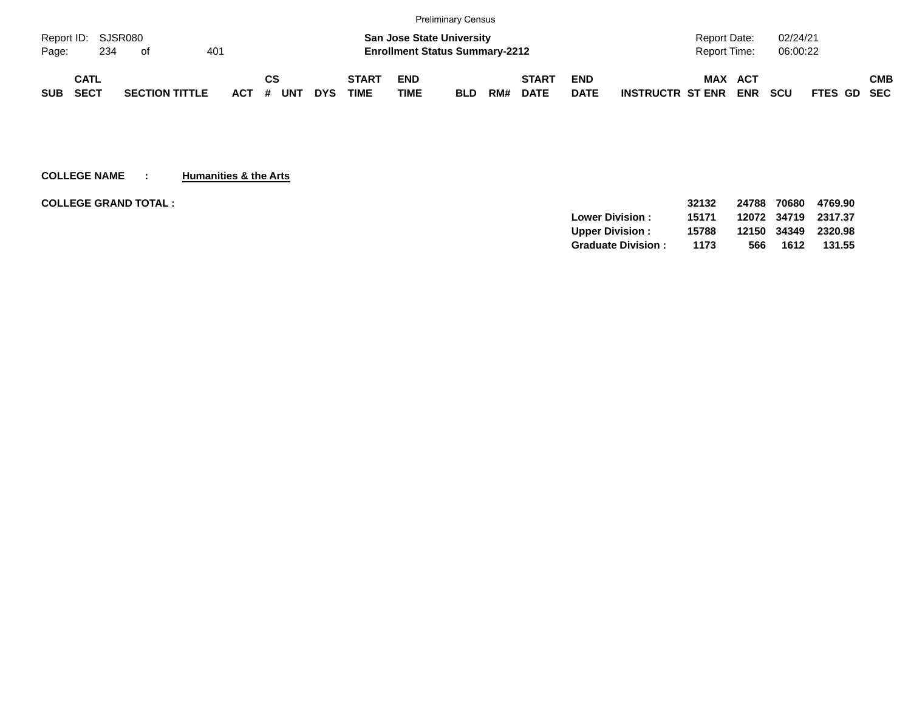Preliminary Census

Report ID: SJSR080 | **San Jose State University** | Report Date: 02/24/21

**Enrollment Status Summary-2212** | Report Time: 06:00:22

| SUB | CATL SECT | SECTION TITTLE | ACT | CS # | UNT | DYS | START TIME | END TIME | BLD | RM# | START DATE | END DATE | INSTRUCTR | MAX ST ENR | ACT ENR | SCU | FTES | GD | CMB SEC |
|---|---|---|---|---|---|---|---|---|---|---|---|---|---|---|---|---|---|---|---|

**COLLEGE NAME : Humanities & the Arts**

| | | MAX ST ENR | ACT ENR | SCU | FTES |
|---|---|---|---|---|---|
| **COLLEGE GRAND TOTAL :** | | **32132** | **24788** | **70680** | **4769.90** |
| | **Lower Division :** | **15171** | **12072** | **34719** | **2317.37** |
| | **Upper Division :** | **15788** | **12150** | **34349** | **2320.98** |
| | **Graduate Division :** | **1173** | **566** | **1612** | **131.55** |